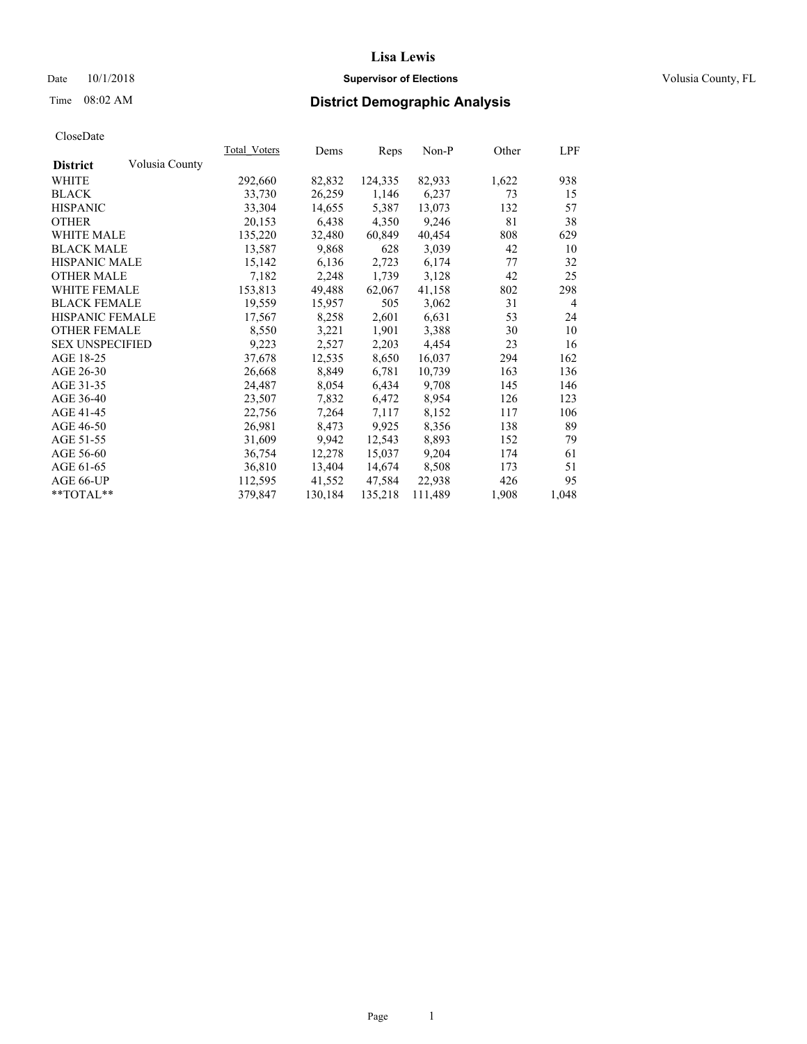# Lisa Lewis

Date 10/1/2018 **Supervisor of Elections** Volusia County, FL

Time 08:02 AM **District Demographic Analysis**

CloseDate

| District | Volusia County | Total_Voters | Dems | Reps | Non-P | Other | LPF |
|---|---|---|---|---|---|---|---|
| WHITE | | 292,660 | 82,832 | 124,335 | 82,933 | 1,622 | 938 |
| BLACK | | 33,730 | 26,259 | 1,146 | 6,237 | 73 | 15 |
| HISPANIC | | 33,304 | 14,655 | 5,387 | 13,073 | 132 | 57 |
| OTHER | | 20,153 | 6,438 | 4,350 | 9,246 | 81 | 38 |
| WHITE MALE | | 135,220 | 32,480 | 60,849 | 40,454 | 808 | 629 |
| BLACK MALE | | 13,587 | 9,868 | 628 | 3,039 | 42 | 10 |
| HISPANIC MALE | | 15,142 | 6,136 | 2,723 | 6,174 | 77 | 32 |
| OTHER MALE | | 7,182 | 2,248 | 1,739 | 3,128 | 42 | 25 |
| WHITE FEMALE | | 153,813 | 49,488 | 62,067 | 41,158 | 802 | 298 |
| BLACK FEMALE | | 19,559 | 15,957 | 505 | 3,062 | 31 | 4 |
| HISPANIC FEMALE | | 17,567 | 8,258 | 2,601 | 6,631 | 53 | 24 |
| OTHER FEMALE | | 8,550 | 3,221 | 1,901 | 3,388 | 30 | 10 |
| SEX UNSPECIFIED | | 9,223 | 2,527 | 2,203 | 4,454 | 23 | 16 |
| AGE 18-25 | | 37,678 | 12,535 | 8,650 | 16,037 | 294 | 162 |
| AGE 26-30 | | 26,668 | 8,849 | 6,781 | 10,739 | 163 | 136 |
| AGE 31-35 | | 24,487 | 8,054 | 6,434 | 9,708 | 145 | 146 |
| AGE 36-40 | | 23,507 | 7,832 | 6,472 | 8,954 | 126 | 123 |
| AGE 41-45 | | 22,756 | 7,264 | 7,117 | 8,152 | 117 | 106 |
| AGE 46-50 | | 26,981 | 8,473 | 9,925 | 8,356 | 138 | 89 |
| AGE 51-55 | | 31,609 | 9,942 | 12,543 | 8,893 | 152 | 79 |
| AGE 56-60 | | 36,754 | 12,278 | 15,037 | 9,204 | 174 | 61 |
| AGE 61-65 | | 36,810 | 13,404 | 14,674 | 8,508 | 173 | 51 |
| AGE 66-UP | | 112,595 | 41,552 | 47,584 | 22,938 | 426 | 95 |
| **TOTAL** | | 379,847 | 130,184 | 135,218 | 111,489 | 1,908 | 1,048 |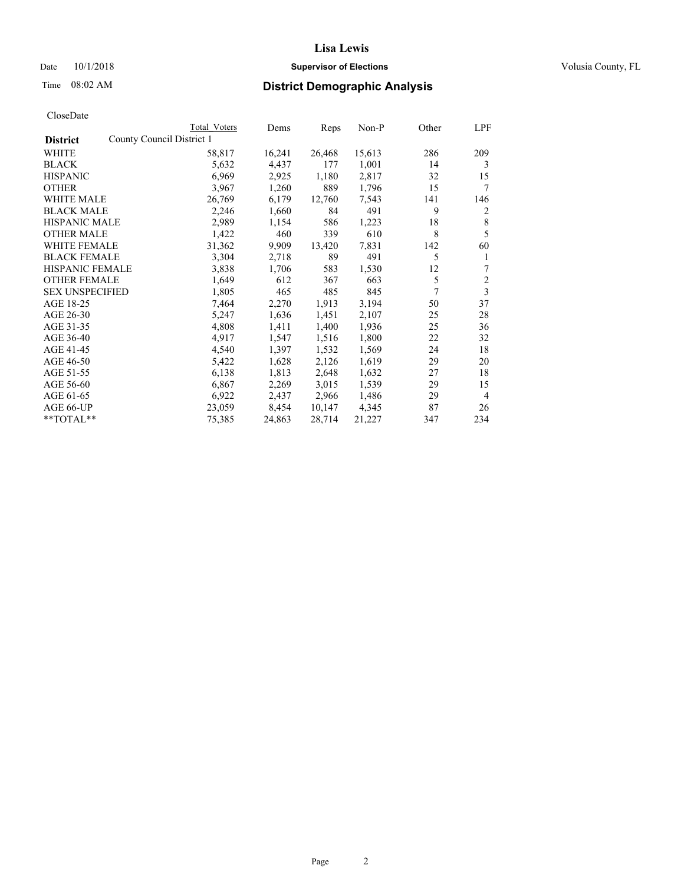# Lisa Lewis

Date 10/1/2018 **Supervisor of Elections** Volusia County, FL

Time 08:02 AM **District Demographic Analysis**

CloseDate

| District | Total Voters | Dems | Reps | Non-P | Other | LPF |
|---|---|---|---|---|---|---|
| County Council District 1 | | | | | | |
| WHITE | 58,817 | 16,241 | 26,468 | 15,613 | 286 | 209 |
| BLACK | 5,632 | 4,437 | 177 | 1,001 | 14 | 3 |
| HISPANIC | 6,969 | 2,925 | 1,180 | 2,817 | 32 | 15 |
| OTHER | 3,967 | 1,260 | 889 | 1,796 | 15 | 7 |
| WHITE MALE | 26,769 | 6,179 | 12,760 | 7,543 | 141 | 146 |
| BLACK MALE | 2,246 | 1,660 | 84 | 491 | 9 | 2 |
| HISPANIC MALE | 2,989 | 1,154 | 586 | 1,223 | 18 | 8 |
| OTHER MALE | 1,422 | 460 | 339 | 610 | 8 | 5 |
| WHITE FEMALE | 31,362 | 9,909 | 13,420 | 7,831 | 142 | 60 |
| BLACK FEMALE | 3,304 | 2,718 | 89 | 491 | 5 | 1 |
| HISPANIC FEMALE | 3,838 | 1,706 | 583 | 1,530 | 12 | 7 |
| OTHER FEMALE | 1,649 | 612 | 367 | 663 | 5 | 2 |
| SEX UNSPECIFIED | 1,805 | 465 | 485 | 845 | 7 | 3 |
| AGE 18-25 | 7,464 | 2,270 | 1,913 | 3,194 | 50 | 37 |
| AGE 26-30 | 5,247 | 1,636 | 1,451 | 2,107 | 25 | 28 |
| AGE 31-35 | 4,808 | 1,411 | 1,400 | 1,936 | 25 | 36 |
| AGE 36-40 | 4,917 | 1,547 | 1,516 | 1,800 | 22 | 32 |
| AGE 41-45 | 4,540 | 1,397 | 1,532 | 1,569 | 24 | 18 |
| AGE 46-50 | 5,422 | 1,628 | 2,126 | 1,619 | 29 | 20 |
| AGE 51-55 | 6,138 | 1,813 | 2,648 | 1,632 | 27 | 18 |
| AGE 56-60 | 6,867 | 2,269 | 3,015 | 1,539 | 29 | 15 |
| AGE 61-65 | 6,922 | 2,437 | 2,966 | 1,486 | 29 | 4 |
| AGE 66-UP | 23,059 | 8,454 | 10,147 | 4,345 | 87 | 26 |
| **TOTAL** | 75,385 | 24,863 | 28,714 | 21,227 | 347 | 234 |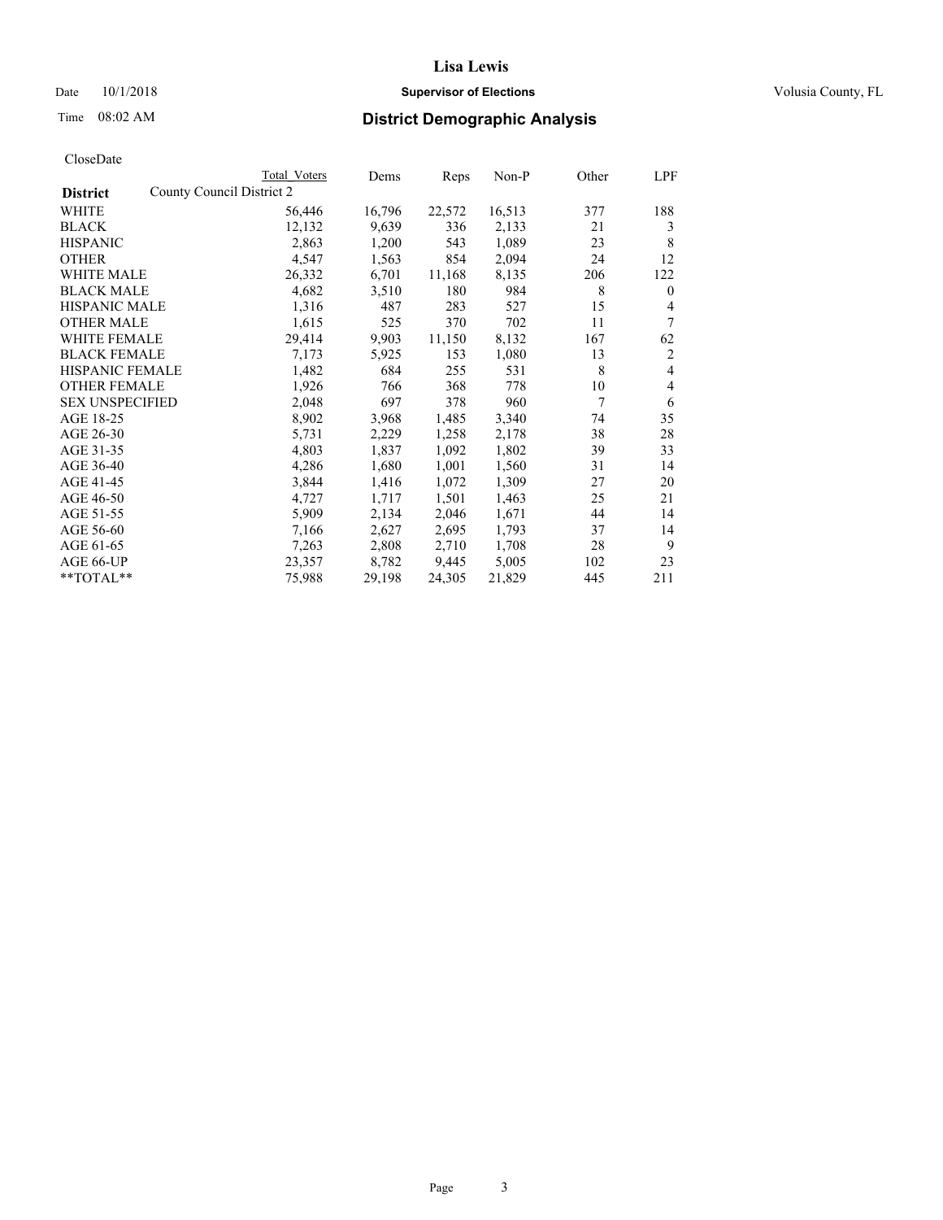# Lisa Lewis

Date 10/1/2018 **Supervisor of Elections** Volusia County, FL

Time 08:02 AM **District Demographic Analysis**

CloseDate

| | Total Voters | Dems | Reps | Non-P | Other | LPF |
|---|---|---|---|---|---|---|
| **District** County Council District 2 | | | | | | |
| WHITE | 56,446 | 16,796 | 22,572 | 16,513 | 377 | 188 |
| BLACK | 12,132 | 9,639 | 336 | 2,133 | 21 | 3 |
| HISPANIC | 2,863 | 1,200 | 543 | 1,089 | 23 | 8 |
| OTHER | 4,547 | 1,563 | 854 | 2,094 | 24 | 12 |
| WHITE MALE | 26,332 | 6,701 | 11,168 | 8,135 | 206 | 122 |
| BLACK MALE | 4,682 | 3,510 | 180 | 984 | 8 | 0 |
| HISPANIC MALE | 1,316 | 487 | 283 | 527 | 15 | 4 |
| OTHER MALE | 1,615 | 525 | 370 | 702 | 11 | 7 |
| WHITE FEMALE | 29,414 | 9,903 | 11,150 | 8,132 | 167 | 62 |
| BLACK FEMALE | 7,173 | 5,925 | 153 | 1,080 | 13 | 2 |
| HISPANIC FEMALE | 1,482 | 684 | 255 | 531 | 8 | 4 |
| OTHER FEMALE | 1,926 | 766 | 368 | 778 | 10 | 4 |
| SEX UNSPECIFIED | 2,048 | 697 | 378 | 960 | 7 | 6 |
| AGE 18-25 | 8,902 | 3,968 | 1,485 | 3,340 | 74 | 35 |
| AGE 26-30 | 5,731 | 2,229 | 1,258 | 2,178 | 38 | 28 |
| AGE 31-35 | 4,803 | 1,837 | 1,092 | 1,802 | 39 | 33 |
| AGE 36-40 | 4,286 | 1,680 | 1,001 | 1,560 | 31 | 14 |
| AGE 41-45 | 3,844 | 1,416 | 1,072 | 1,309 | 27 | 20 |
| AGE 46-50 | 4,727 | 1,717 | 1,501 | 1,463 | 25 | 21 |
| AGE 51-55 | 5,909 | 2,134 | 2,046 | 1,671 | 44 | 14 |
| AGE 56-60 | 7,166 | 2,627 | 2,695 | 1,793 | 37 | 14 |
| AGE 61-65 | 7,263 | 2,808 | 2,710 | 1,708 | 28 | 9 |
| AGE 66-UP | 23,357 | 8,782 | 9,445 | 5,005 | 102 | 23 |
| **TOTAL** | 75,988 | 29,198 | 24,305 | 21,829 | 445 | 211 |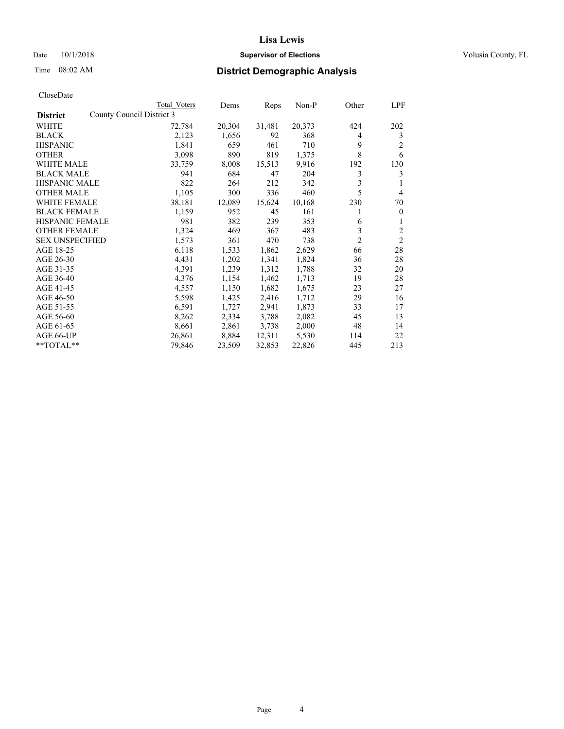# Lisa Lewis

Date 10/1/2018 **Supervisor of Elections** Volusia County, FL

Time 08:02 AM

## District Demographic Analysis

CloseDate

| District | Total Voters | Dems | Reps | Non-P | Other | LPF |
|---|---|---|---|---|---|---|
| **County Council District 3** | | | | | | |
| WHITE | 72,784 | 20,304 | 31,481 | 20,373 | 424 | 202 |
| BLACK | 2,123 | 1,656 | 92 | 368 | 4 | 3 |
| HISPANIC | 1,841 | 659 | 461 | 710 | 9 | 2 |
| OTHER | 3,098 | 890 | 819 | 1,375 | 8 | 6 |
| WHITE MALE | 33,759 | 8,008 | 15,513 | 9,916 | 192 | 130 |
| BLACK MALE | 941 | 684 | 47 | 204 | 3 | 3 |
| HISPANIC MALE | 822 | 264 | 212 | 342 | 3 | 1 |
| OTHER MALE | 1,105 | 300 | 336 | 460 | 5 | 4 |
| WHITE FEMALE | 38,181 | 12,089 | 15,624 | 10,168 | 230 | 70 |
| BLACK FEMALE | 1,159 | 952 | 45 | 161 | 1 | 0 |
| HISPANIC FEMALE | 981 | 382 | 239 | 353 | 6 | 1 |
| OTHER FEMALE | 1,324 | 469 | 367 | 483 | 3 | 2 |
| SEX UNSPECIFIED | 1,573 | 361 | 470 | 738 | 2 | 2 |
| AGE 18-25 | 6,118 | 1,533 | 1,862 | 2,629 | 66 | 28 |
| AGE 26-30 | 4,431 | 1,202 | 1,341 | 1,824 | 36 | 28 |
| AGE 31-35 | 4,391 | 1,239 | 1,312 | 1,788 | 32 | 20 |
| AGE 36-40 | 4,376 | 1,154 | 1,462 | 1,713 | 19 | 28 |
| AGE 41-45 | 4,557 | 1,150 | 1,682 | 1,675 | 23 | 27 |
| AGE 46-50 | 5,598 | 1,425 | 2,416 | 1,712 | 29 | 16 |
| AGE 51-55 | 6,591 | 1,727 | 2,941 | 1,873 | 33 | 17 |
| AGE 56-60 | 8,262 | 2,334 | 3,788 | 2,082 | 45 | 13 |
| AGE 61-65 | 8,661 | 2,861 | 3,738 | 2,000 | 48 | 14 |
| AGE 66-UP | 26,861 | 8,884 | 12,311 | 5,530 | 114 | 22 |
| **TOTAL** | 79,846 | 23,509 | 32,853 | 22,826 | 445 | 213 |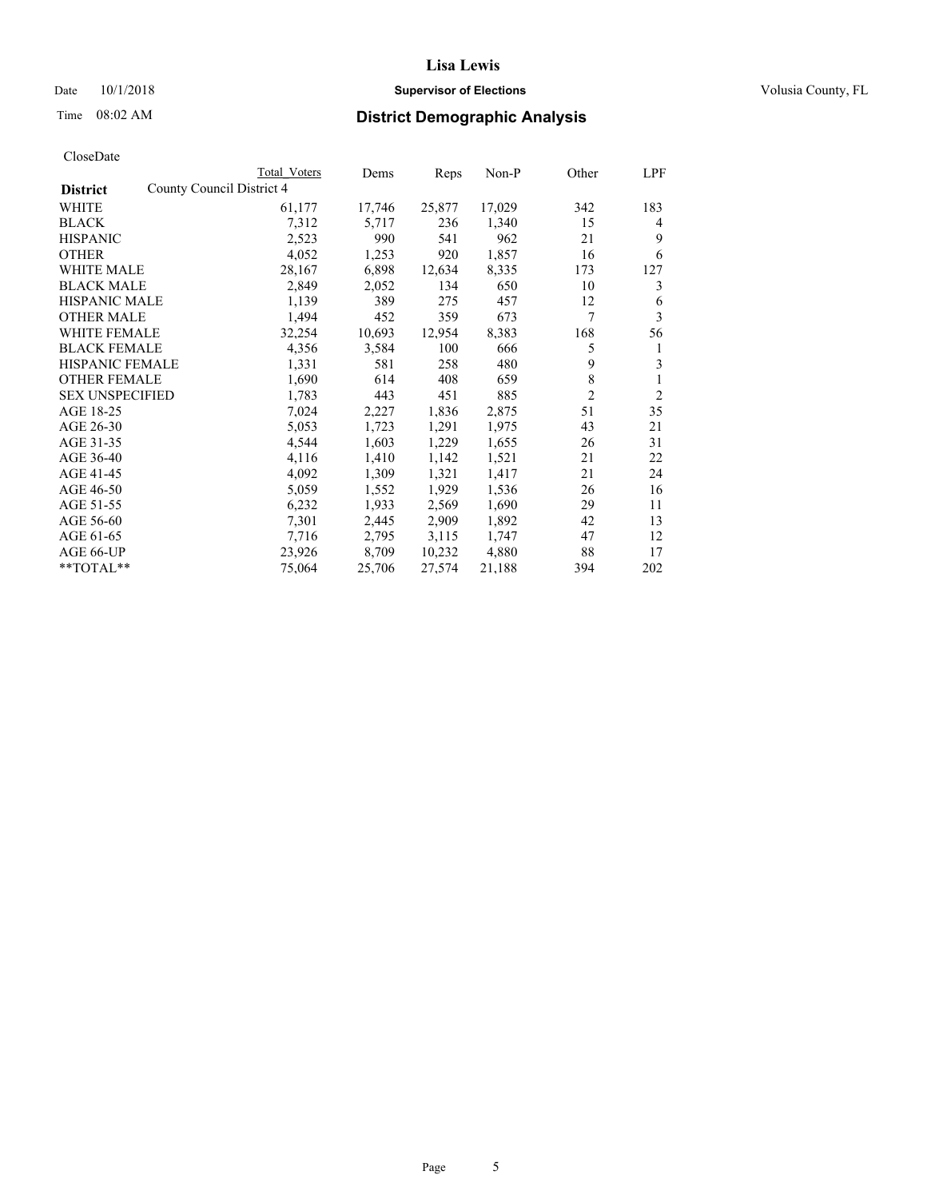# Lisa Lewis

Date 10/1/2018 **Supervisor of Elections** Volusia County, FL

Time 08:02 AM **District Demographic Analysis**

CloseDate

| District | County Council District 4 | Total Voters | Dems | Reps | Non-P | Other | LPF |
|---|---|---|---|---|---|---|---|
| WHITE | | 61,177 | 17,746 | 25,877 | 17,029 | 342 | 183 |
| BLACK | | 7,312 | 5,717 | 236 | 1,340 | 15 | 4 |
| HISPANIC | | 2,523 | 990 | 541 | 962 | 21 | 9 |
| OTHER | | 4,052 | 1,253 | 920 | 1,857 | 16 | 6 |
| WHITE MALE | | 28,167 | 6,898 | 12,634 | 8,335 | 173 | 127 |
| BLACK MALE | | 2,849 | 2,052 | 134 | 650 | 10 | 3 |
| HISPANIC MALE | | 1,139 | 389 | 275 | 457 | 12 | 6 |
| OTHER MALE | | 1,494 | 452 | 359 | 673 | 7 | 3 |
| WHITE FEMALE | | 32,254 | 10,693 | 12,954 | 8,383 | 168 | 56 |
| BLACK FEMALE | | 4,356 | 3,584 | 100 | 666 | 5 | 1 |
| HISPANIC FEMALE | | 1,331 | 581 | 258 | 480 | 9 | 3 |
| OTHER FEMALE | | 1,690 | 614 | 408 | 659 | 8 | 1 |
| SEX UNSPECIFIED | | 1,783 | 443 | 451 | 885 | 2 | 2 |
| AGE 18-25 | | 7,024 | 2,227 | 1,836 | 2,875 | 51 | 35 |
| AGE 26-30 | | 5,053 | 1,723 | 1,291 | 1,975 | 43 | 21 |
| AGE 31-35 | | 4,544 | 1,603 | 1,229 | 1,655 | 26 | 31 |
| AGE 36-40 | | 4,116 | 1,410 | 1,142 | 1,521 | 21 | 22 |
| AGE 41-45 | | 4,092 | 1,309 | 1,321 | 1,417 | 21 | 24 |
| AGE 46-50 | | 5,059 | 1,552 | 1,929 | 1,536 | 26 | 16 |
| AGE 51-55 | | 6,232 | 1,933 | 2,569 | 1,690 | 29 | 11 |
| AGE 56-60 | | 7,301 | 2,445 | 2,909 | 1,892 | 42 | 13 |
| AGE 61-65 | | 7,716 | 2,795 | 3,115 | 1,747 | 47 | 12 |
| AGE 66-UP | | 23,926 | 8,709 | 10,232 | 4,880 | 88 | 17 |
| **TOTAL** | | 75,064 | 25,706 | 27,574 | 21,188 | 394 | 202 |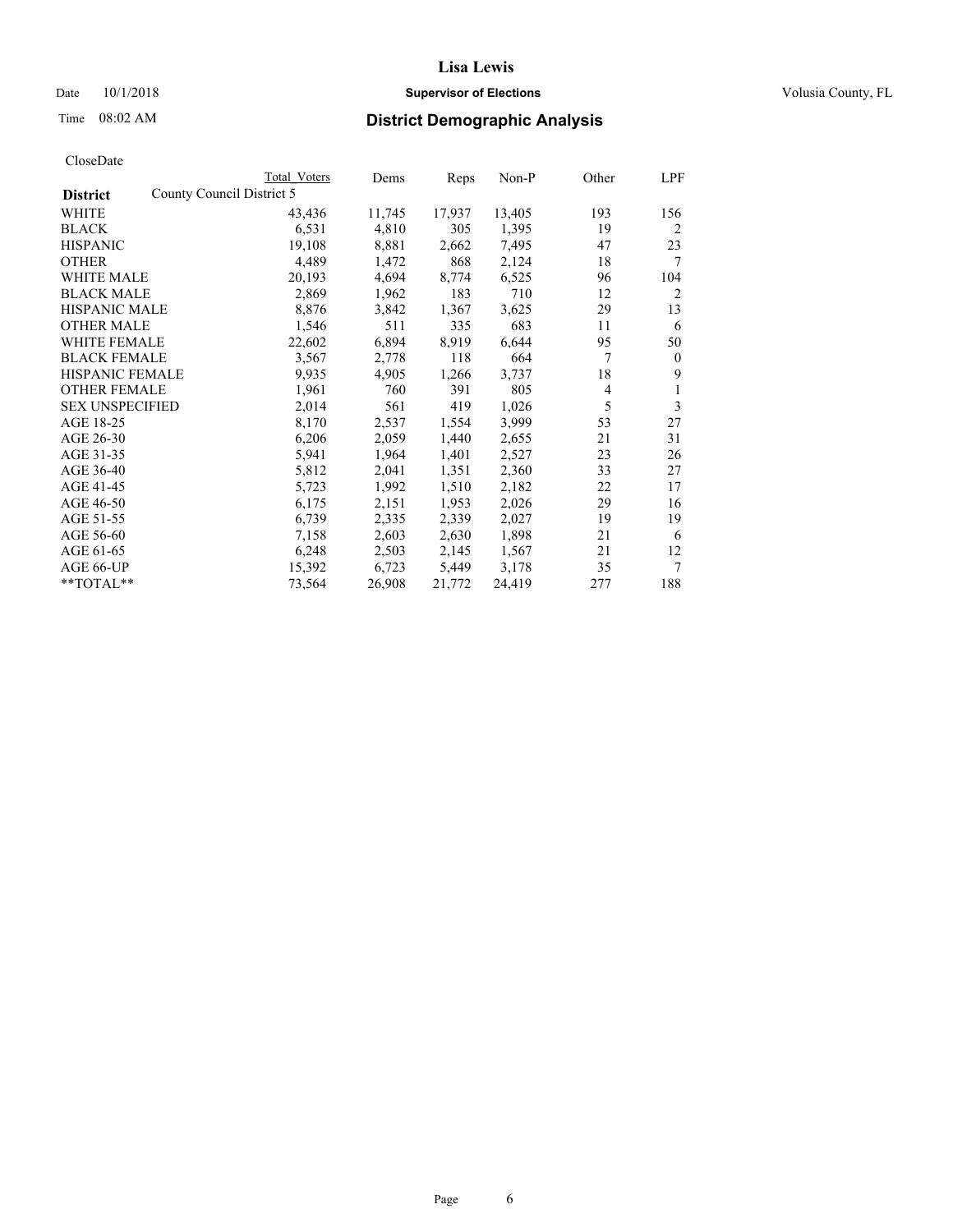# Lisa Lewis

Date 10/1/2018 **Supervisor of Elections** Volusia County, FL

Time 08:02 AM **District Demographic Analysis**

CloseDate

| **District** | County Council District 5 | Total Voters | Dems | Reps | Non-P | Other | LPF |
|---|---|---|---|---|---|---|---|
| WHITE | | 43,436 | 11,745 | 17,937 | 13,405 | 193 | 156 |
| BLACK | | 6,531 | 4,810 | 305 | 1,395 | 19 | 2 |
| HISPANIC | | 19,108 | 8,881 | 2,662 | 7,495 | 47 | 23 |
| OTHER | | 4,489 | 1,472 | 868 | 2,124 | 18 | 7 |
| WHITE MALE | | 20,193 | 4,694 | 8,774 | 6,525 | 96 | 104 |
| BLACK MALE | | 2,869 | 1,962 | 183 | 710 | 12 | 2 |
| HISPANIC MALE | | 8,876 | 3,842 | 1,367 | 3,625 | 29 | 13 |
| OTHER MALE | | 1,546 | 511 | 335 | 683 | 11 | 6 |
| WHITE FEMALE | | 22,602 | 6,894 | 8,919 | 6,644 | 95 | 50 |
| BLACK FEMALE | | 3,567 | 2,778 | 118 | 664 | 7 | 0 |
| HISPANIC FEMALE | | 9,935 | 4,905 | 1,266 | 3,737 | 18 | 9 |
| OTHER FEMALE | | 1,961 | 760 | 391 | 805 | 4 | 1 |
| SEX UNSPECIFIED | | 2,014 | 561 | 419 | 1,026 | 5 | 3 |
| AGE 18-25 | | 8,170 | 2,537 | 1,554 | 3,999 | 53 | 27 |
| AGE 26-30 | | 6,206 | 2,059 | 1,440 | 2,655 | 21 | 31 |
| AGE 31-35 | | 5,941 | 1,964 | 1,401 | 2,527 | 23 | 26 |
| AGE 36-40 | | 5,812 | 2,041 | 1,351 | 2,360 | 33 | 27 |
| AGE 41-45 | | 5,723 | 1,992 | 1,510 | 2,182 | 22 | 17 |
| AGE 46-50 | | 6,175 | 2,151 | 1,953 | 2,026 | 29 | 16 |
| AGE 51-55 | | 6,739 | 2,335 | 2,339 | 2,027 | 19 | 19 |
| AGE 56-60 | | 7,158 | 2,603 | 2,630 | 1,898 | 21 | 6 |
| AGE 61-65 | | 6,248 | 2,503 | 2,145 | 1,567 | 21 | 12 |
| AGE 66-UP | | 15,392 | 6,723 | 5,449 | 3,178 | 35 | 7 |
| **TOTAL** | | 73,564 | 26,908 | 21,772 | 24,419 | 277 | 188 |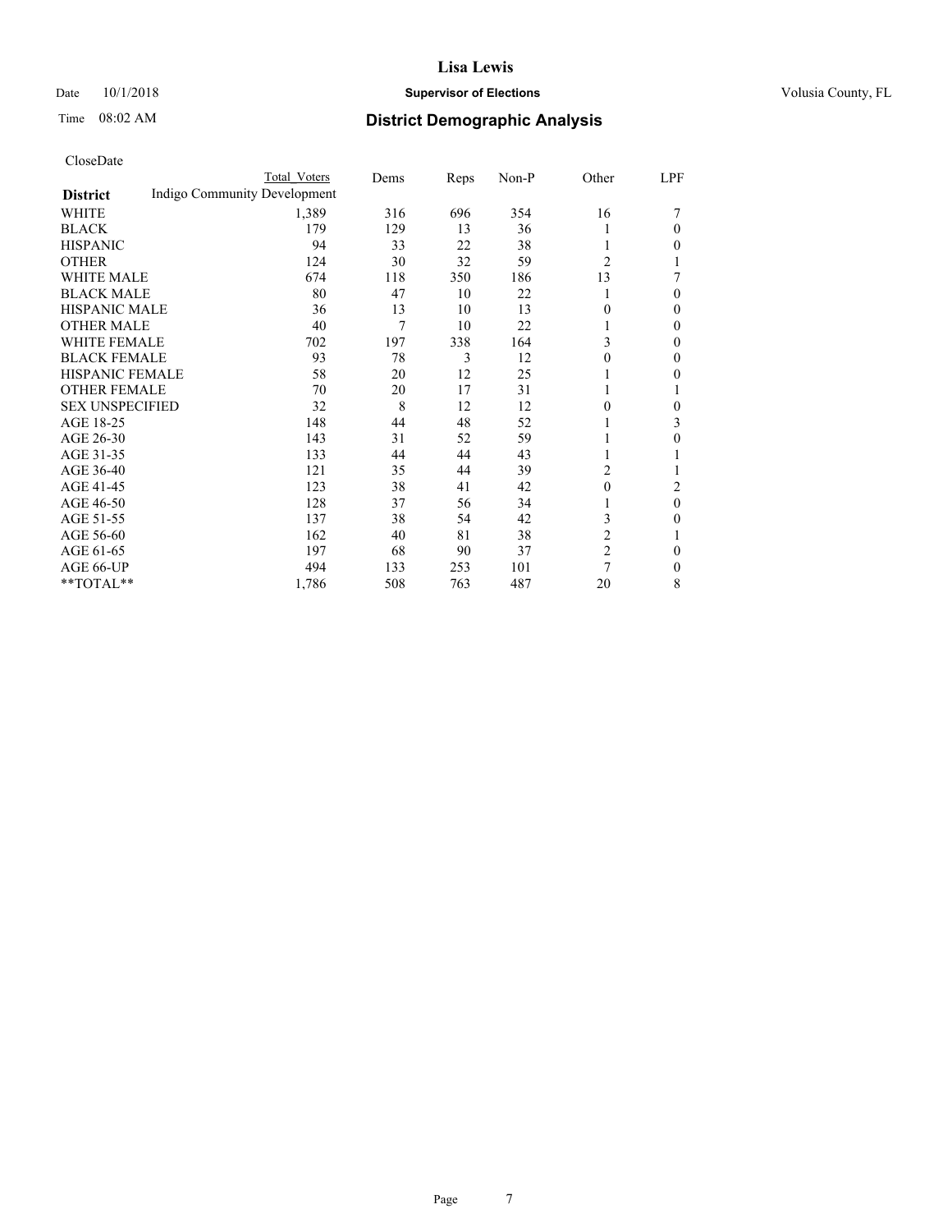CloseDate

| District | Total Voters | Dems | Reps | Non-P | Other | LPF |
|---|---|---|---|---|---|---|
| Indigo Community Development | | | | | | |
| WHITE | 1,389 | 316 | 696 | 354 | 16 | 7 |
| BLACK | 179 | 129 | 13 | 36 | 1 | 0 |
| HISPANIC | 94 | 33 | 22 | 38 | 1 | 0 |
| OTHER | 124 | 30 | 32 | 59 | 2 | 1 |
| WHITE MALE | 674 | 118 | 350 | 186 | 13 | 7 |
| BLACK MALE | 80 | 47 | 10 | 22 | 1 | 0 |
| HISPANIC MALE | 36 | 13 | 10 | 13 | 0 | 0 |
| OTHER MALE | 40 | 7 | 10 | 22 | 1 | 0 |
| WHITE FEMALE | 702 | 197 | 338 | 164 | 3 | 0 |
| BLACK FEMALE | 93 | 78 | 3 | 12 | 0 | 0 |
| HISPANIC FEMALE | 58 | 20 | 12 | 25 | 1 | 0 |
| OTHER FEMALE | 70 | 20 | 17 | 31 | 1 | 1 |
| SEX UNSPECIFIED | 32 | 8 | 12 | 12 | 0 | 0 |
| AGE 18-25 | 148 | 44 | 48 | 52 | 1 | 3 |
| AGE 26-30 | 143 | 31 | 52 | 59 | 1 | 0 |
| AGE 31-35 | 133 | 44 | 44 | 43 | 1 | 1 |
| AGE 36-40 | 121 | 35 | 44 | 39 | 2 | 1 |
| AGE 41-45 | 123 | 38 | 41 | 42 | 0 | 2 |
| AGE 46-50 | 128 | 37 | 56 | 34 | 1 | 0 |
| AGE 51-55 | 137 | 38 | 54 | 42 | 3 | 0 |
| AGE 56-60 | 162 | 40 | 81 | 38 | 2 | 1 |
| AGE 61-65 | 197 | 68 | 90 | 37 | 2 | 0 |
| AGE 66-UP | 494 | 133 | 253 | 101 | 7 | 0 |
| **TOTAL** | 1,786 | 508 | 763 | 487 | 20 | 8 |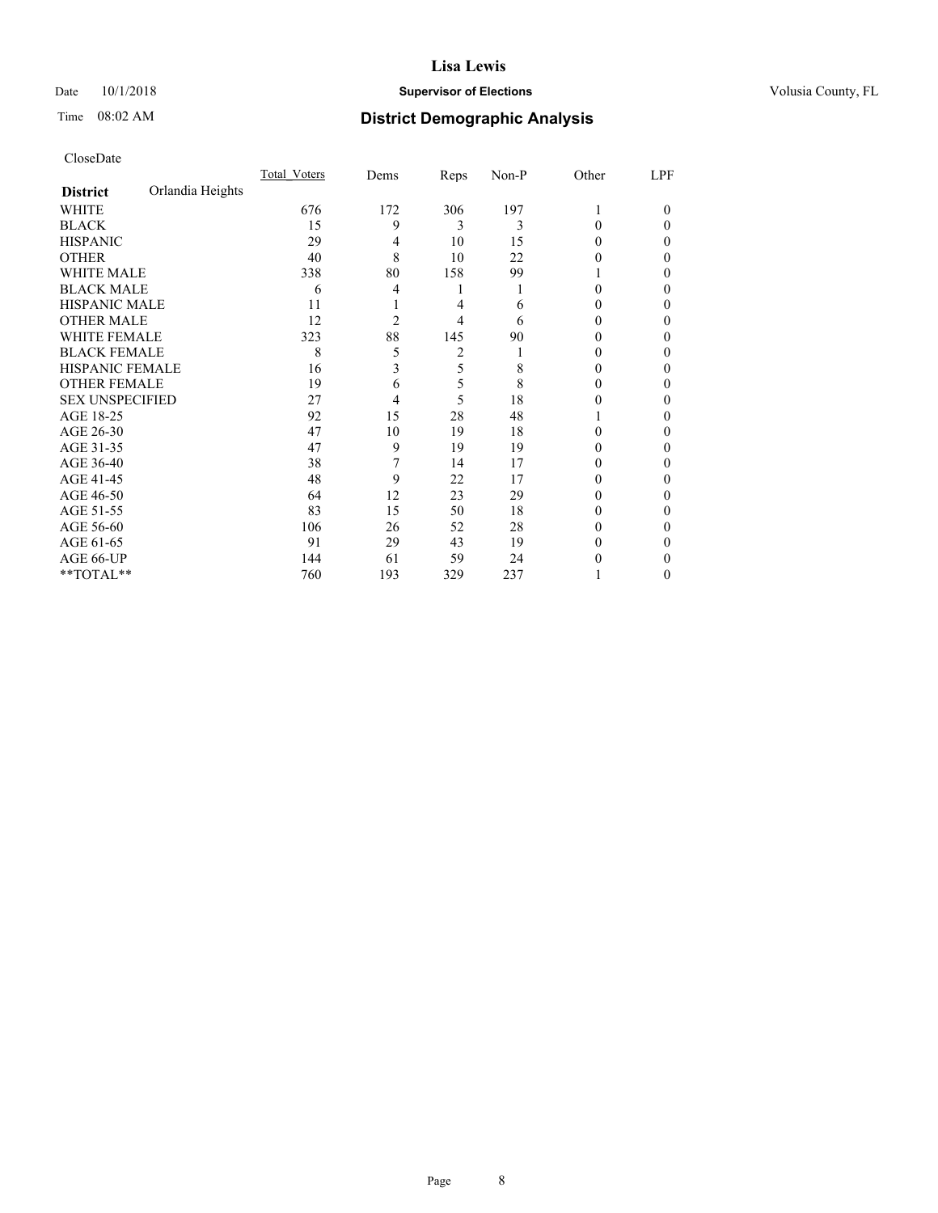# Lisa Lewis

Date 10/1/2018 **Supervisor of Elections** Volusia County, FL

Time 08:02 AM **District Demographic Analysis**

CloseDate

| **District** Orlandia Heights | Total_Voters | Dems | Reps | Non-P | Other | LPF |
|---|---|---|---|---|---|---|
| WHITE | 676 | 172 | 306 | 197 | 1 | 0 |
| BLACK | 15 | 9 | 3 | 3 | 0 | 0 |
| HISPANIC | 29 | 4 | 10 | 15 | 0 | 0 |
| OTHER | 40 | 8 | 10 | 22 | 0 | 0 |
| WHITE MALE | 338 | 80 | 158 | 99 | 1 | 0 |
| BLACK MALE | 6 | 4 | 1 | 1 | 0 | 0 |
| HISPANIC MALE | 11 | 1 | 4 | 6 | 0 | 0 |
| OTHER MALE | 12 | 2 | 4 | 6 | 0 | 0 |
| WHITE FEMALE | 323 | 88 | 145 | 90 | 0 | 0 |
| BLACK FEMALE | 8 | 5 | 2 | 1 | 0 | 0 |
| HISPANIC FEMALE | 16 | 3 | 5 | 8 | 0 | 0 |
| OTHER FEMALE | 19 | 6 | 5 | 8 | 0 | 0 |
| SEX UNSPECIFIED | 27 | 4 | 5 | 18 | 0 | 0 |
| AGE 18-25 | 92 | 15 | 28 | 48 | 1 | 0 |
| AGE 26-30 | 47 | 10 | 19 | 18 | 0 | 0 |
| AGE 31-35 | 47 | 9 | 19 | 19 | 0 | 0 |
| AGE 36-40 | 38 | 7 | 14 | 17 | 0 | 0 |
| AGE 41-45 | 48 | 9 | 22 | 17 | 0 | 0 |
| AGE 46-50 | 64 | 12 | 23 | 29 | 0 | 0 |
| AGE 51-55 | 83 | 15 | 50 | 18 | 0 | 0 |
| AGE 56-60 | 106 | 26 | 52 | 28 | 0 | 0 |
| AGE 61-65 | 91 | 29 | 43 | 19 | 0 | 0 |
| AGE 66-UP | 144 | 61 | 59 | 24 | 0 | 0 |
| **TOTAL** | 760 | 193 | 329 | 237 | 1 | 0 |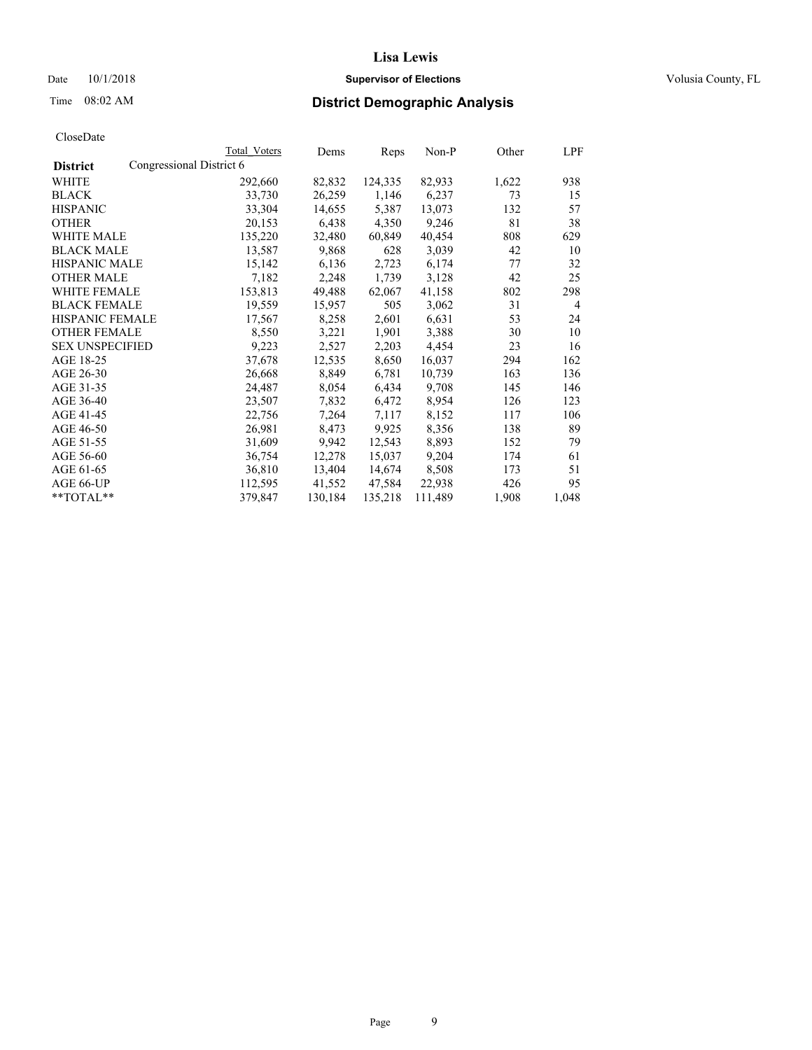**Lisa Lewis**

Date 10/1/2018 **Supervisor of Elections** Volusia County, FL

Time 08:02 AM

## District Demographic Analysis

CloseDate

| District | Total Voters | Dems | Reps | Non-P | Other | LPF |
|---|---|---|---|---|---|---|
| Congressional District 6 | | | | | | |
| WHITE | 292,660 | 82,832 | 124,335 | 82,933 | 1,622 | 938 |
| BLACK | 33,730 | 26,259 | 1,146 | 6,237 | 73 | 15 |
| HISPANIC | 33,304 | 14,655 | 5,387 | 13,073 | 132 | 57 |
| OTHER | 20,153 | 6,438 | 4,350 | 9,246 | 81 | 38 |
| WHITE MALE | 135,220 | 32,480 | 60,849 | 40,454 | 808 | 629 |
| BLACK MALE | 13,587 | 9,868 | 628 | 3,039 | 42 | 10 |
| HISPANIC MALE | 15,142 | 6,136 | 2,723 | 6,174 | 77 | 32 |
| OTHER MALE | 7,182 | 2,248 | 1,739 | 3,128 | 42 | 25 |
| WHITE FEMALE | 153,813 | 49,488 | 62,067 | 41,158 | 802 | 298 |
| BLACK FEMALE | 19,559 | 15,957 | 505 | 3,062 | 31 | 4 |
| HISPANIC FEMALE | 17,567 | 8,258 | 2,601 | 6,631 | 53 | 24 |
| OTHER FEMALE | 8,550 | 3,221 | 1,901 | 3,388 | 30 | 10 |
| SEX UNSPECIFIED | 9,223 | 2,527 | 2,203 | 4,454 | 23 | 16 |
| AGE 18-25 | 37,678 | 12,535 | 8,650 | 16,037 | 294 | 162 |
| AGE 26-30 | 26,668 | 8,849 | 6,781 | 10,739 | 163 | 136 |
| AGE 31-35 | 24,487 | 8,054 | 6,434 | 9,708 | 145 | 146 |
| AGE 36-40 | 23,507 | 7,832 | 6,472 | 8,954 | 126 | 123 |
| AGE 41-45 | 22,756 | 7,264 | 7,117 | 8,152 | 117 | 106 |
| AGE 46-50 | 26,981 | 8,473 | 9,925 | 8,356 | 138 | 89 |
| AGE 51-55 | 31,609 | 9,942 | 12,543 | 8,893 | 152 | 79 |
| AGE 56-60 | 36,754 | 12,278 | 15,037 | 9,204 | 174 | 61 |
| AGE 61-65 | 36,810 | 13,404 | 14,674 | 8,508 | 173 | 51 |
| AGE 66-UP | 112,595 | 41,552 | 47,584 | 22,938 | 426 | 95 |
| **TOTAL** | 379,847 | 130,184 | 135,218 | 111,489 | 1,908 | 1,048 |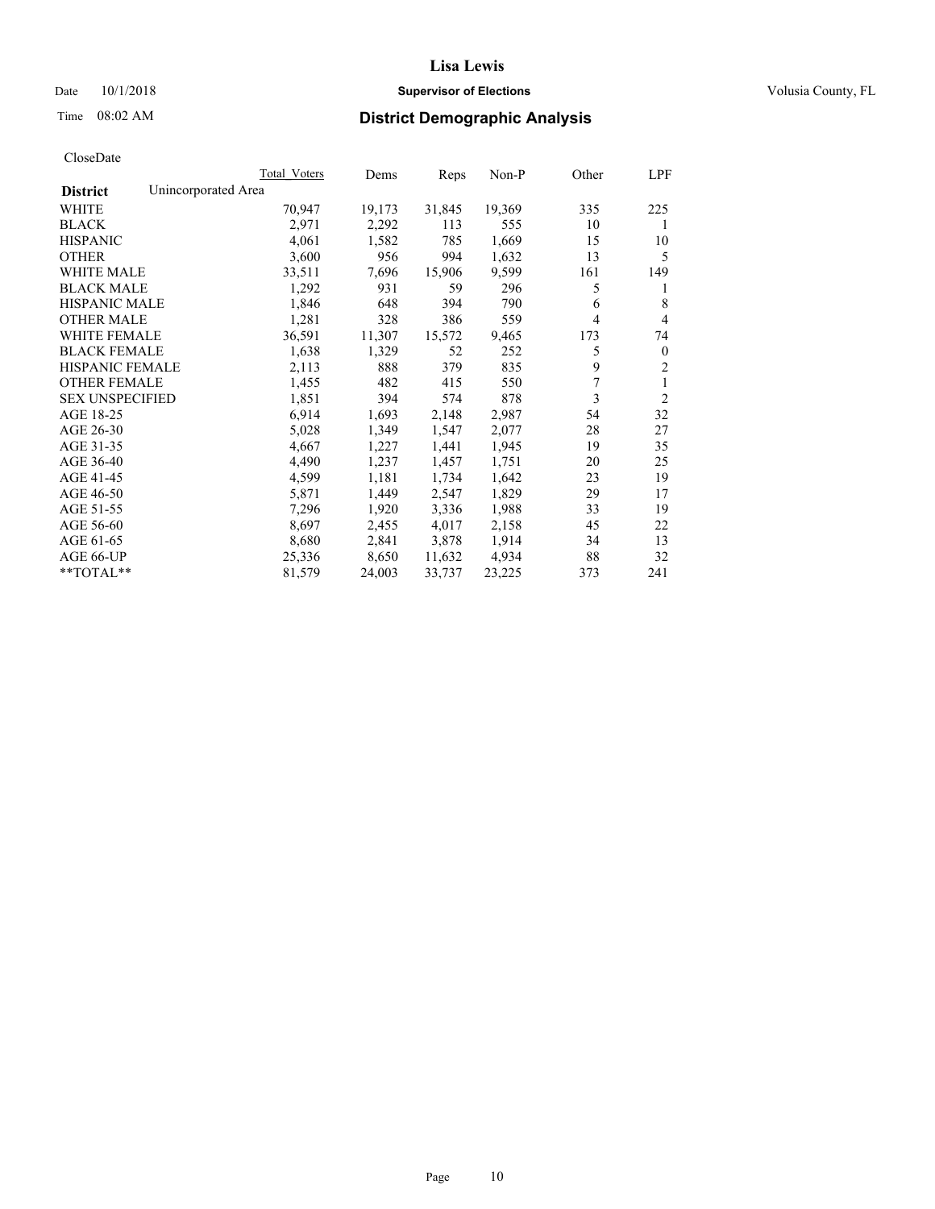# Lisa Lewis

Date 10/1/2018 **Supervisor of Elections** Volusia County, FL

Time 08:02 AM **District Demographic Analysis**

CloseDate

| District | Unincorporated Area | Total Voters | Dems | Reps | Non-P | Other | LPF |
|---|---|---|---|---|---|---|---|
| WHITE | | 70,947 | 19,173 | 31,845 | 19,369 | 335 | 225 |
| BLACK | | 2,971 | 2,292 | 113 | 555 | 10 | 1 |
| HISPANIC | | 4,061 | 1,582 | 785 | 1,669 | 15 | 10 |
| OTHER | | 3,600 | 956 | 994 | 1,632 | 13 | 5 |
| WHITE MALE | | 33,511 | 7,696 | 15,906 | 9,599 | 161 | 149 |
| BLACK MALE | | 1,292 | 931 | 59 | 296 | 5 | 1 |
| HISPANIC MALE | | 1,846 | 648 | 394 | 790 | 6 | 8 |
| OTHER MALE | | 1,281 | 328 | 386 | 559 | 4 | 4 |
| WHITE FEMALE | | 36,591 | 11,307 | 15,572 | 9,465 | 173 | 74 |
| BLACK FEMALE | | 1,638 | 1,329 | 52 | 252 | 5 | 0 |
| HISPANIC FEMALE | | 2,113 | 888 | 379 | 835 | 9 | 2 |
| OTHER FEMALE | | 1,455 | 482 | 415 | 550 | 7 | 1 |
| SEX UNSPECIFIED | | 1,851 | 394 | 574 | 878 | 3 | 2 |
| AGE 18-25 | | 6,914 | 1,693 | 2,148 | 2,987 | 54 | 32 |
| AGE 26-30 | | 5,028 | 1,349 | 1,547 | 2,077 | 28 | 27 |
| AGE 31-35 | | 4,667 | 1,227 | 1,441 | 1,945 | 19 | 35 |
| AGE 36-40 | | 4,490 | 1,237 | 1,457 | 1,751 | 20 | 25 |
| AGE 41-45 | | 4,599 | 1,181 | 1,734 | 1,642 | 23 | 19 |
| AGE 46-50 | | 5,871 | 1,449 | 2,547 | 1,829 | 29 | 17 |
| AGE 51-55 | | 7,296 | 1,920 | 3,336 | 1,988 | 33 | 19 |
| AGE 56-60 | | 8,697 | 2,455 | 4,017 | 2,158 | 45 | 22 |
| AGE 61-65 | | 8,680 | 2,841 | 3,878 | 1,914 | 34 | 13 |
| AGE 66-UP | | 25,336 | 8,650 | 11,632 | 4,934 | 88 | 32 |
| **TOTAL** | | 81,579 | 24,003 | 33,737 | 23,225 | 373 | 241 |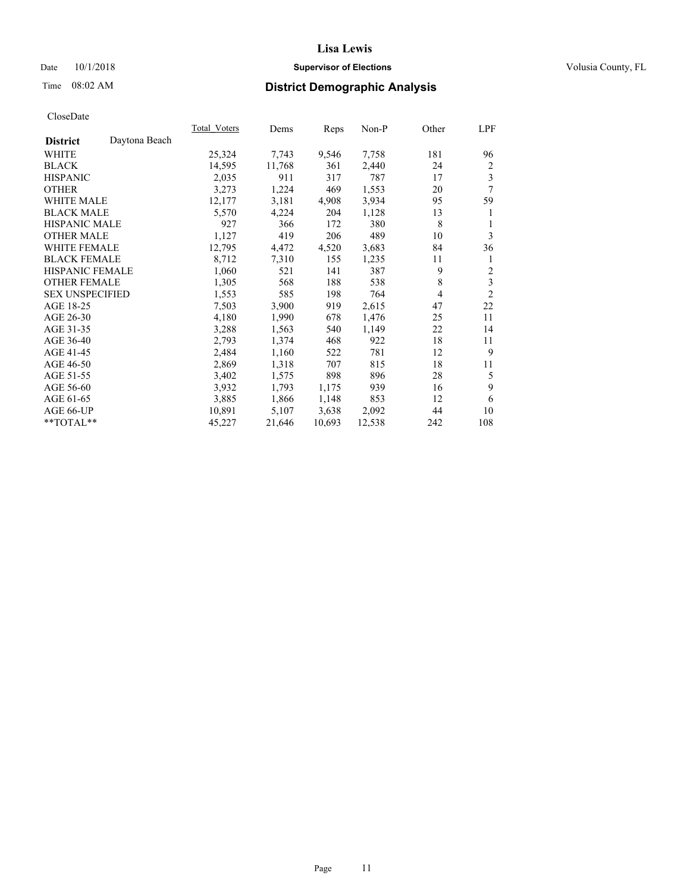# Lisa Lewis

Date 10/1/2018 **Supervisor of Elections** Volusia County, FL

Time 08:02 AM **District Demographic Analysis**

CloseDate

| | Total_Voters | Dems | Reps | Non-P | Other | LPF |
|---|---|---|---|---|---|---|
| **District** Daytona Beach | | | | | | |
| WHITE | 25,324 | 7,743 | 9,546 | 7,758 | 181 | 96 |
| BLACK | 14,595 | 11,768 | 361 | 2,440 | 24 | 2 |
| HISPANIC | 2,035 | 911 | 317 | 787 | 17 | 3 |
| OTHER | 3,273 | 1,224 | 469 | 1,553 | 20 | 7 |
| WHITE MALE | 12,177 | 3,181 | 4,908 | 3,934 | 95 | 59 |
| BLACK MALE | 5,570 | 4,224 | 204 | 1,128 | 13 | 1 |
| HISPANIC MALE | 927 | 366 | 172 | 380 | 8 | 1 |
| OTHER MALE | 1,127 | 419 | 206 | 489 | 10 | 3 |
| WHITE FEMALE | 12,795 | 4,472 | 4,520 | 3,683 | 84 | 36 |
| BLACK FEMALE | 8,712 | 7,310 | 155 | 1,235 | 11 | 1 |
| HISPANIC FEMALE | 1,060 | 521 | 141 | 387 | 9 | 2 |
| OTHER FEMALE | 1,305 | 568 | 188 | 538 | 8 | 3 |
| SEX UNSPECIFIED | 1,553 | 585 | 198 | 764 | 4 | 2 |
| AGE 18-25 | 7,503 | 3,900 | 919 | 2,615 | 47 | 22 |
| AGE 26-30 | 4,180 | 1,990 | 678 | 1,476 | 25 | 11 |
| AGE 31-35 | 3,288 | 1,563 | 540 | 1,149 | 22 | 14 |
| AGE 36-40 | 2,793 | 1,374 | 468 | 922 | 18 | 11 |
| AGE 41-45 | 2,484 | 1,160 | 522 | 781 | 12 | 9 |
| AGE 46-50 | 2,869 | 1,318 | 707 | 815 | 18 | 11 |
| AGE 51-55 | 3,402 | 1,575 | 898 | 896 | 28 | 5 |
| AGE 56-60 | 3,932 | 1,793 | 1,175 | 939 | 16 | 9 |
| AGE 61-65 | 3,885 | 1,866 | 1,148 | 853 | 12 | 6 |
| AGE 66-UP | 10,891 | 5,107 | 3,638 | 2,092 | 44 | 10 |
| **TOTAL** | 45,227 | 21,646 | 10,693 | 12,538 | 242 | 108 |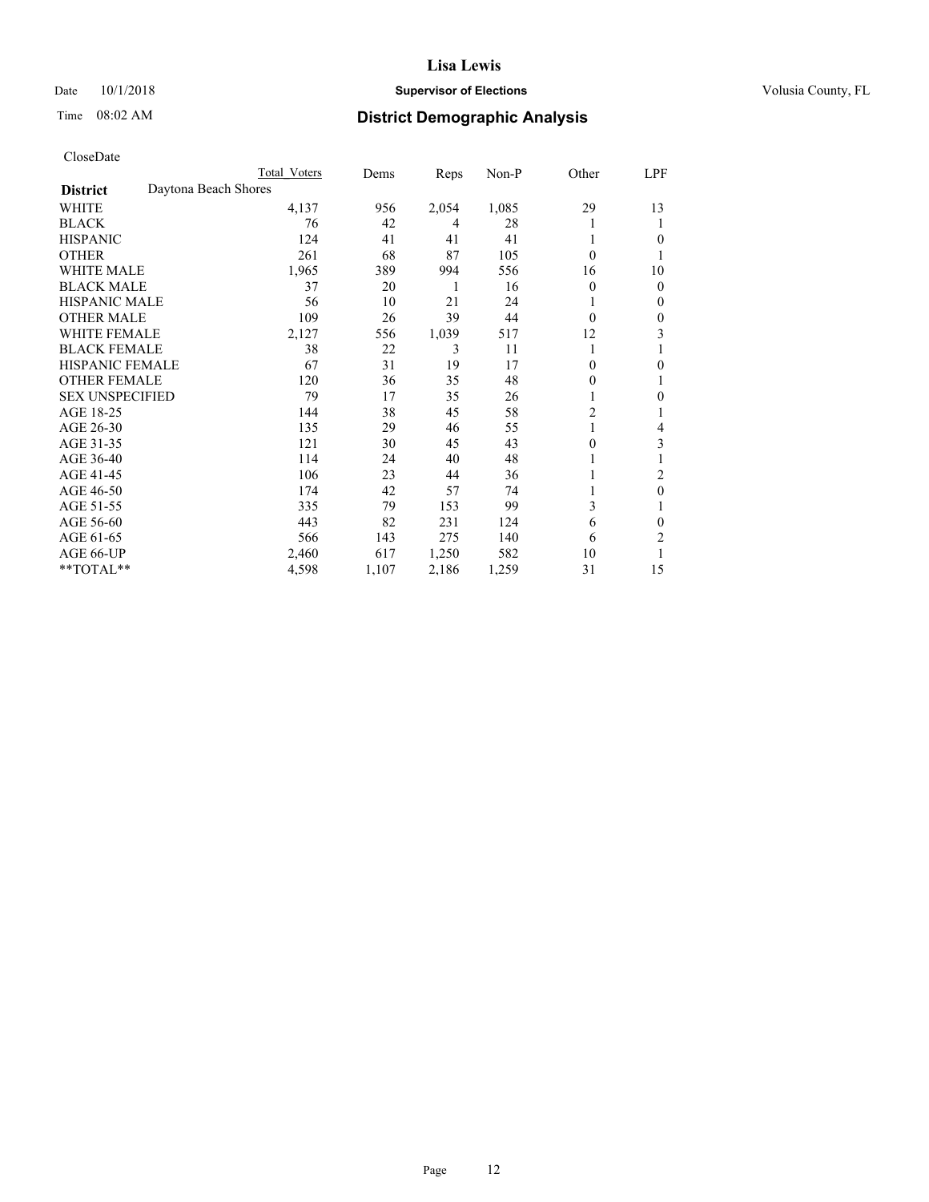# Lisa Lewis

Date 10/1/2018 **Supervisor of Elections** Volusia County, FL

Time 08:02 AM **District Demographic Analysis**

CloseDate

| | Total Voters | Dems | Reps | Non-P | Other | LPF |
|---|---|---|---|---|---|---|
| **District** Daytona Beach Shores | | | | | | |
| WHITE | 4,137 | 956 | 2,054 | 1,085 | 29 | 13 |
| BLACK | 76 | 42 | 4 | 28 | 1 | 1 |
| HISPANIC | 124 | 41 | 41 | 41 | 1 | 0 |
| OTHER | 261 | 68 | 87 | 105 | 0 | 1 |
| WHITE MALE | 1,965 | 389 | 994 | 556 | 16 | 10 |
| BLACK MALE | 37 | 20 | 1 | 16 | 0 | 0 |
| HISPANIC MALE | 56 | 10 | 21 | 24 | 1 | 0 |
| OTHER MALE | 109 | 26 | 39 | 44 | 0 | 0 |
| WHITE FEMALE | 2,127 | 556 | 1,039 | 517 | 12 | 3 |
| BLACK FEMALE | 38 | 22 | 3 | 11 | 1 | 1 |
| HISPANIC FEMALE | 67 | 31 | 19 | 17 | 0 | 0 |
| OTHER FEMALE | 120 | 36 | 35 | 48 | 0 | 1 |
| SEX UNSPECIFIED | 79 | 17 | 35 | 26 | 1 | 0 |
| AGE 18-25 | 144 | 38 | 45 | 58 | 2 | 1 |
| AGE 26-30 | 135 | 29 | 46 | 55 | 1 | 4 |
| AGE 31-35 | 121 | 30 | 45 | 43 | 0 | 3 |
| AGE 36-40 | 114 | 24 | 40 | 48 | 1 | 1 |
| AGE 41-45 | 106 | 23 | 44 | 36 | 1 | 2 |
| AGE 46-50 | 174 | 42 | 57 | 74 | 1 | 0 |
| AGE 51-55 | 335 | 79 | 153 | 99 | 3 | 1 |
| AGE 56-60 | 443 | 82 | 231 | 124 | 6 | 0 |
| AGE 61-65 | 566 | 143 | 275 | 140 | 6 | 2 |
| AGE 66-UP | 2,460 | 617 | 1,250 | 582 | 10 | 1 |
| **TOTAL** | 4,598 | 1,107 | 2,186 | 1,259 | 31 | 15 |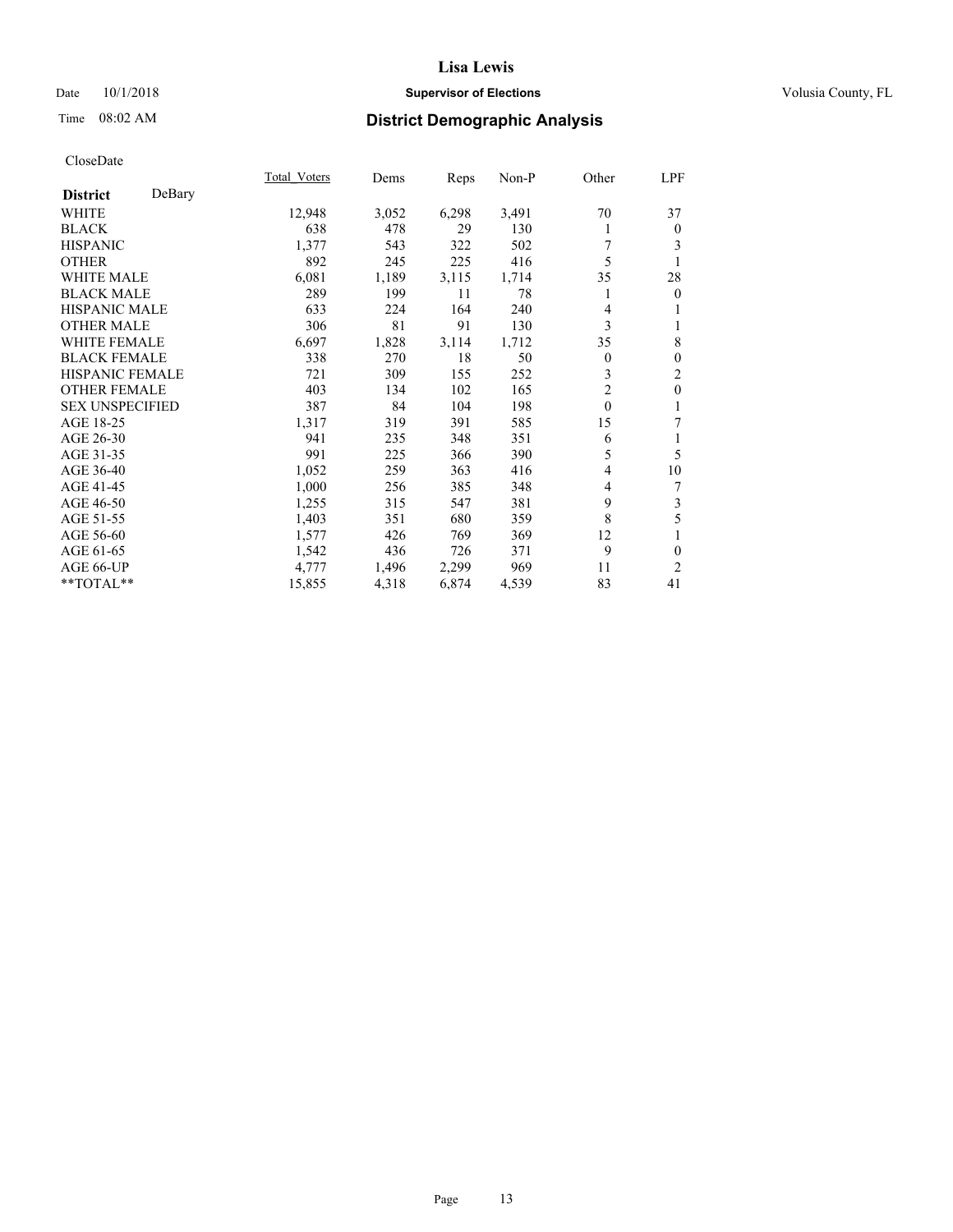# Lisa Lewis

Date 10/1/2018 **Supervisor of Elections** Volusia County, FL

Time 08:02 AM **District Demographic Analysis**

CloseDate

| **District** DeBary | Total_Voters | Dems | Reps | Non-P | Other | LPF |
|---|---|---|---|---|---|---|
| WHITE | 12,948 | 3,052 | 6,298 | 3,491 | 70 | 37 |
| BLACK | 638 | 478 | 29 | 130 | 1 | 0 |
| HISPANIC | 1,377 | 543 | 322 | 502 | 7 | 3 |
| OTHER | 892 | 245 | 225 | 416 | 5 | 1 |
| WHITE MALE | 6,081 | 1,189 | 3,115 | 1,714 | 35 | 28 |
| BLACK MALE | 289 | 199 | 11 | 78 | 1 | 0 |
| HISPANIC MALE | 633 | 224 | 164 | 240 | 4 | 1 |
| OTHER MALE | 306 | 81 | 91 | 130 | 3 | 1 |
| WHITE FEMALE | 6,697 | 1,828 | 3,114 | 1,712 | 35 | 8 |
| BLACK FEMALE | 338 | 270 | 18 | 50 | 0 | 0 |
| HISPANIC FEMALE | 721 | 309 | 155 | 252 | 3 | 2 |
| OTHER FEMALE | 403 | 134 | 102 | 165 | 2 | 0 |
| SEX UNSPECIFIED | 387 | 84 | 104 | 198 | 0 | 1 |
| AGE 18-25 | 1,317 | 319 | 391 | 585 | 15 | 7 |
| AGE 26-30 | 941 | 235 | 348 | 351 | 6 | 1 |
| AGE 31-35 | 991 | 225 | 366 | 390 | 5 | 5 |
| AGE 36-40 | 1,052 | 259 | 363 | 416 | 4 | 10 |
| AGE 41-45 | 1,000 | 256 | 385 | 348 | 4 | 7 |
| AGE 46-50 | 1,255 | 315 | 547 | 381 | 9 | 3 |
| AGE 51-55 | 1,403 | 351 | 680 | 359 | 8 | 5 |
| AGE 56-60 | 1,577 | 426 | 769 | 369 | 12 | 1 |
| AGE 61-65 | 1,542 | 436 | 726 | 371 | 9 | 0 |
| AGE 66-UP | 4,777 | 1,496 | 2,299 | 969 | 11 | 2 |
| **TOTAL** | 15,855 | 4,318 | 6,874 | 4,539 | 83 | 41 |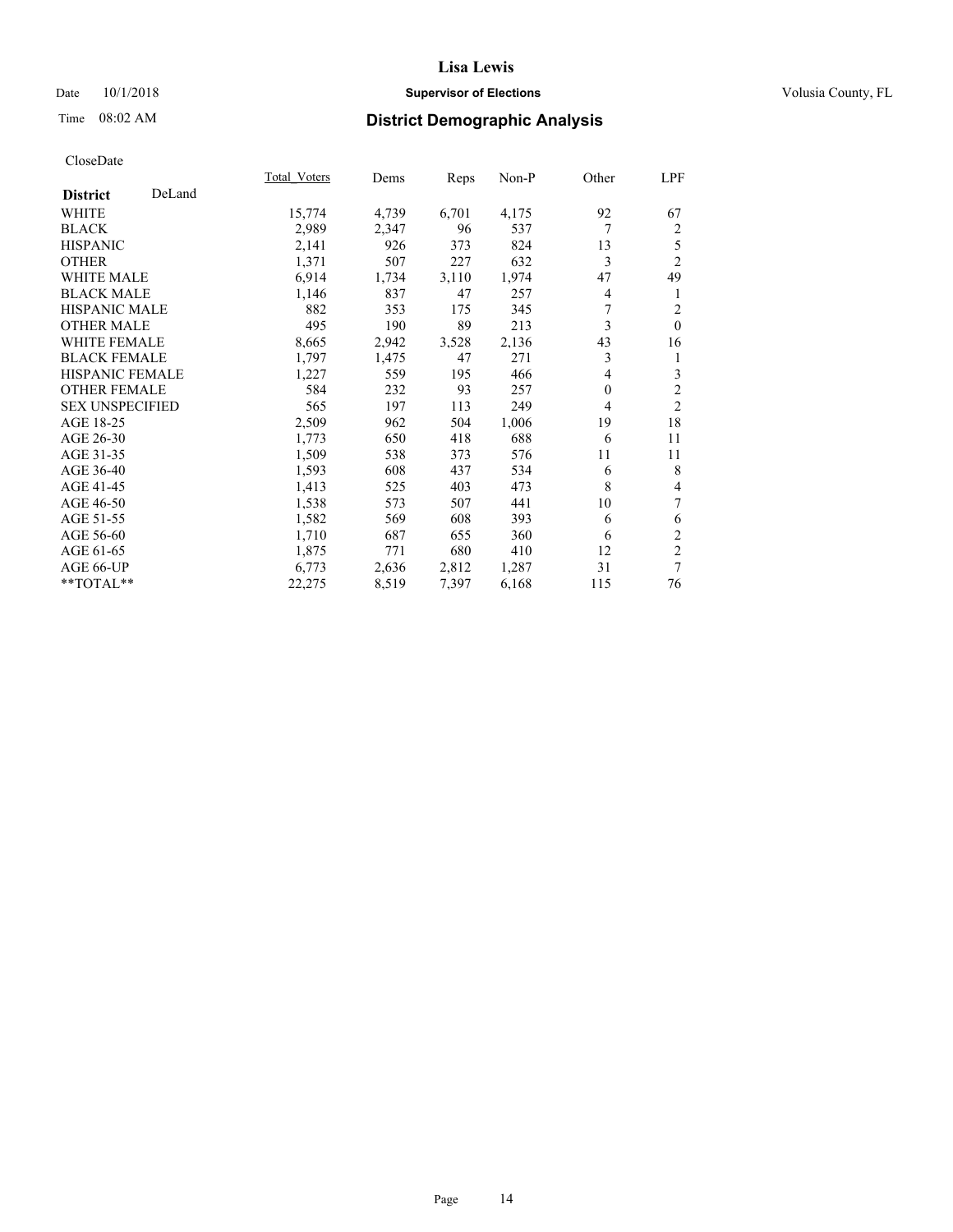**Lisa Lewis**

Date 10/1/2018 **Supervisor of Elections** Volusia County, FL

Time 08:02 AM **District Demographic Analysis**

CloseDate

| **District** DeLand | Total_Voters | Dems | Reps | Non-P | Other | LPF |
|---|---|---|---|---|---|---|
| WHITE | 15,774 | 4,739 | 6,701 | 4,175 | 92 | 67 |
| BLACK | 2,989 | 2,347 | 96 | 537 | 7 | 2 |
| HISPANIC | 2,141 | 926 | 373 | 824 | 13 | 5 |
| OTHER | 1,371 | 507 | 227 | 632 | 3 | 2 |
| WHITE MALE | 6,914 | 1,734 | 3,110 | 1,974 | 47 | 49 |
| BLACK MALE | 1,146 | 837 | 47 | 257 | 4 | 1 |
| HISPANIC MALE | 882 | 353 | 175 | 345 | 7 | 2 |
| OTHER MALE | 495 | 190 | 89 | 213 | 3 | 0 |
| WHITE FEMALE | 8,665 | 2,942 | 3,528 | 2,136 | 43 | 16 |
| BLACK FEMALE | 1,797 | 1,475 | 47 | 271 | 3 | 1 |
| HISPANIC FEMALE | 1,227 | 559 | 195 | 466 | 4 | 3 |
| OTHER FEMALE | 584 | 232 | 93 | 257 | 0 | 2 |
| SEX UNSPECIFIED | 565 | 197 | 113 | 249 | 4 | 2 |
| AGE 18-25 | 2,509 | 962 | 504 | 1,006 | 19 | 18 |
| AGE 26-30 | 1,773 | 650 | 418 | 688 | 6 | 11 |
| AGE 31-35 | 1,509 | 538 | 373 | 576 | 11 | 11 |
| AGE 36-40 | 1,593 | 608 | 437 | 534 | 6 | 8 |
| AGE 41-45 | 1,413 | 525 | 403 | 473 | 8 | 4 |
| AGE 46-50 | 1,538 | 573 | 507 | 441 | 10 | 7 |
| AGE 51-55 | 1,582 | 569 | 608 | 393 | 6 | 6 |
| AGE 56-60 | 1,710 | 687 | 655 | 360 | 6 | 2 |
| AGE 61-65 | 1,875 | 771 | 680 | 410 | 12 | 2 |
| AGE 66-UP | 6,773 | 2,636 | 2,812 | 1,287 | 31 | 7 |
| **TOTAL** | 22,275 | 8,519 | 7,397 | 6,168 | 115 | 76 |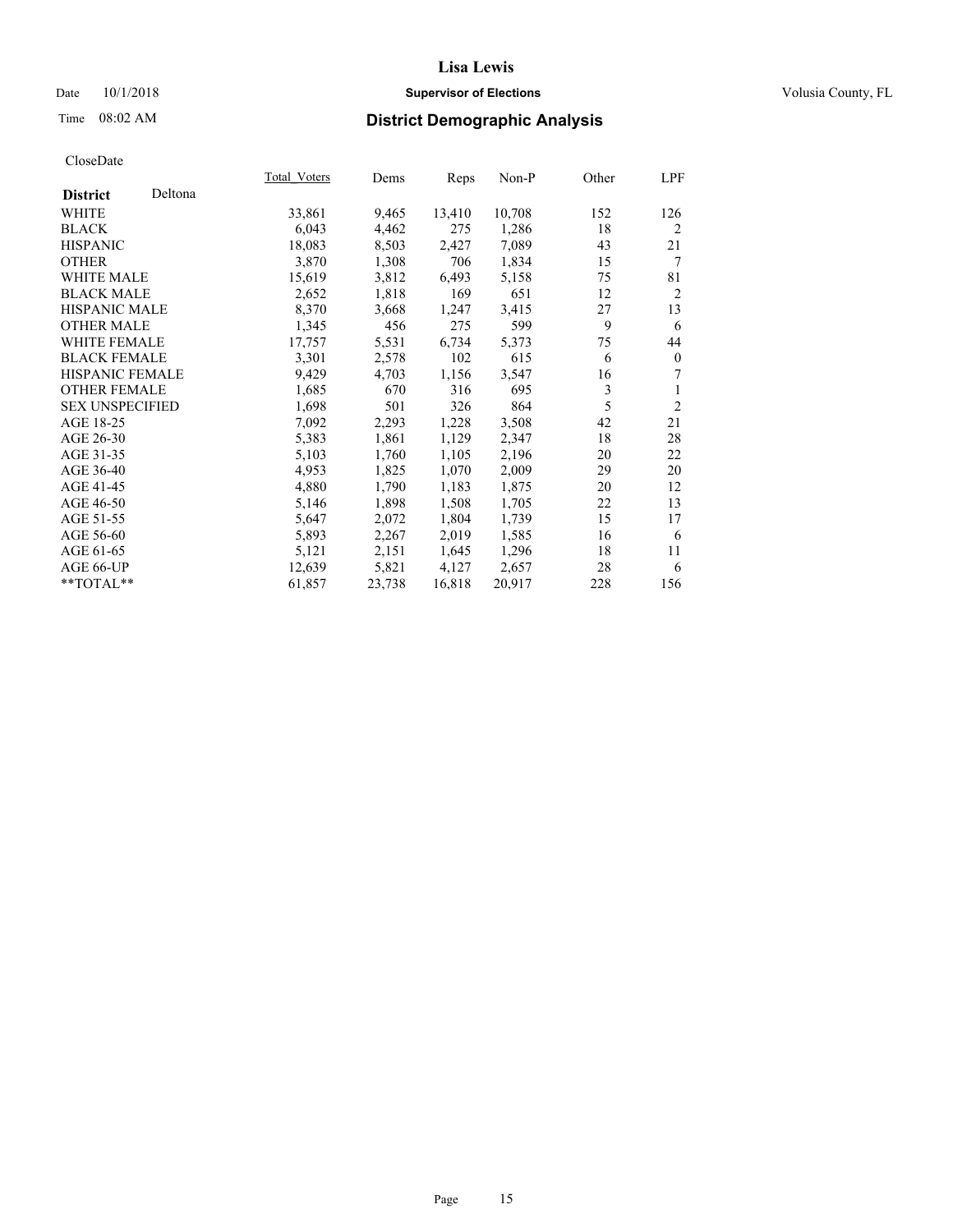# Lisa Lewis

Date 10/1/2018 **Supervisor of Elections** Volusia County, FL

Time 08:02 AM **District Demographic Analysis**

CloseDate

| | Total_Voters | Dems | Reps | Non-P | Other | LPF |
|---|---|---|---|---|---|---|
| **District** Deltona | | | | | | |
| WHITE | 33,861 | 9,465 | 13,410 | 10,708 | 152 | 126 |
| BLACK | 6,043 | 4,462 | 275 | 1,286 | 18 | 2 |
| HISPANIC | 18,083 | 8,503 | 2,427 | 7,089 | 43 | 21 |
| OTHER | 3,870 | 1,308 | 706 | 1,834 | 15 | 7 |
| WHITE MALE | 15,619 | 3,812 | 6,493 | 5,158 | 75 | 81 |
| BLACK MALE | 2,652 | 1,818 | 169 | 651 | 12 | 2 |
| HISPANIC MALE | 8,370 | 3,668 | 1,247 | 3,415 | 27 | 13 |
| OTHER MALE | 1,345 | 456 | 275 | 599 | 9 | 6 |
| WHITE FEMALE | 17,757 | 5,531 | 6,734 | 5,373 | 75 | 44 |
| BLACK FEMALE | 3,301 | 2,578 | 102 | 615 | 6 | 0 |
| HISPANIC FEMALE | 9,429 | 4,703 | 1,156 | 3,547 | 16 | 7 |
| OTHER FEMALE | 1,685 | 670 | 316 | 695 | 3 | 1 |
| SEX UNSPECIFIED | 1,698 | 501 | 326 | 864 | 5 | 2 |
| AGE 18-25 | 7,092 | 2,293 | 1,228 | 3,508 | 42 | 21 |
| AGE 26-30 | 5,383 | 1,861 | 1,129 | 2,347 | 18 | 28 |
| AGE 31-35 | 5,103 | 1,760 | 1,105 | 2,196 | 20 | 22 |
| AGE 36-40 | 4,953 | 1,825 | 1,070 | 2,009 | 29 | 20 |
| AGE 41-45 | 4,880 | 1,790 | 1,183 | 1,875 | 20 | 12 |
| AGE 46-50 | 5,146 | 1,898 | 1,508 | 1,705 | 22 | 13 |
| AGE 51-55 | 5,647 | 2,072 | 1,804 | 1,739 | 15 | 17 |
| AGE 56-60 | 5,893 | 2,267 | 2,019 | 1,585 | 16 | 6 |
| AGE 61-65 | 5,121 | 2,151 | 1,645 | 1,296 | 18 | 11 |
| AGE 66-UP | 12,639 | 5,821 | 4,127 | 2,657 | 28 | 6 |
| **TOTAL** | 61,857 | 23,738 | 16,818 | 20,917 | 228 | 156 |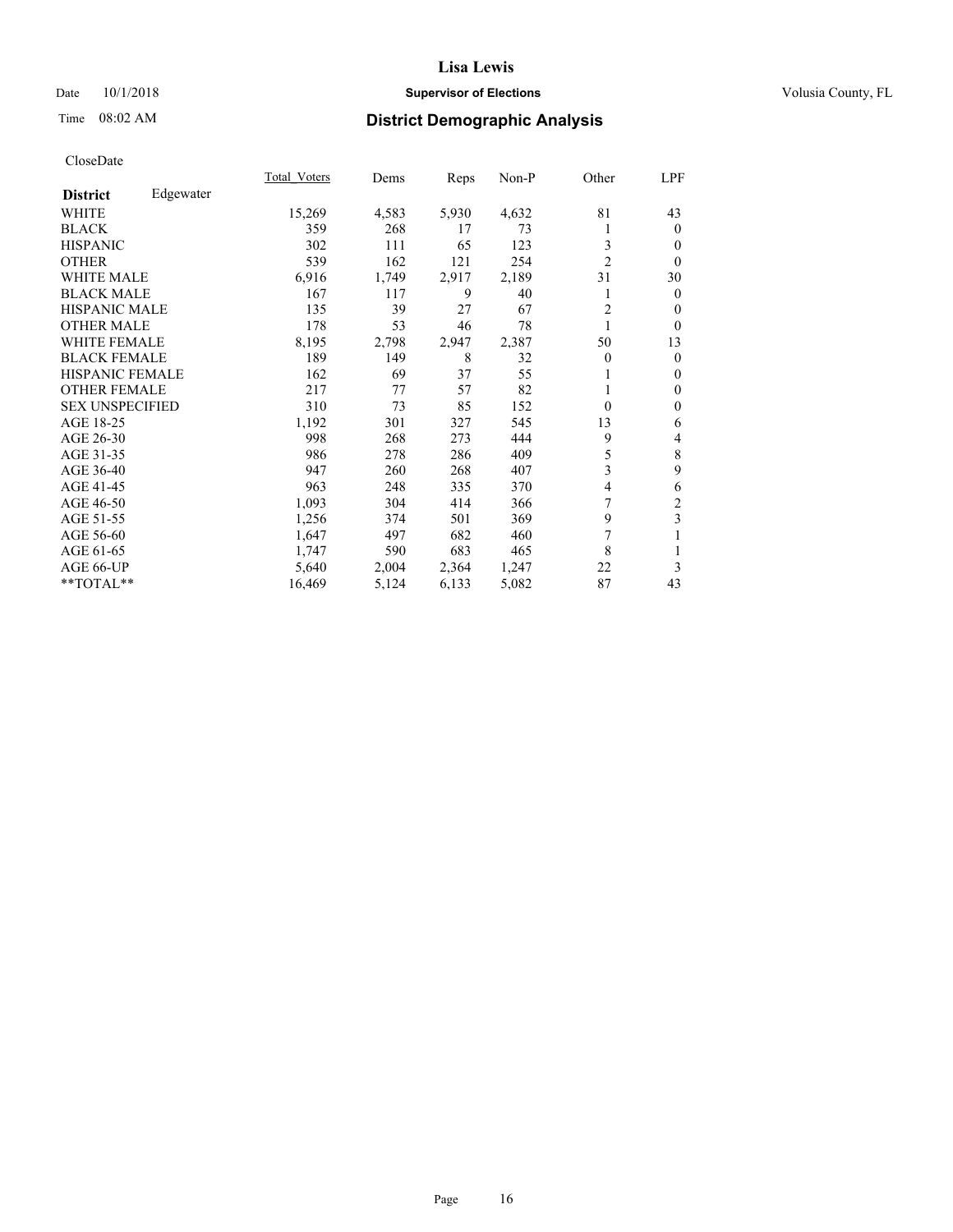# District Demographic Analysis

CloseDate

| District | Edgewater | Total_Voters | Dems | Reps | Non-P | Other | LPF |
|---|---|---|---|---|---|---|---|
| WHITE | | 15,269 | 4,583 | 5,930 | 4,632 | 81 | 43 |
| BLACK | | 359 | 268 | 17 | 73 | 1 | 0 |
| HISPANIC | | 302 | 111 | 65 | 123 | 3 | 0 |
| OTHER | | 539 | 162 | 121 | 254 | 2 | 0 |
| WHITE MALE | | 6,916 | 1,749 | 2,917 | 2,189 | 31 | 30 |
| BLACK MALE | | 167 | 117 | 9 | 40 | 1 | 0 |
| HISPANIC MALE | | 135 | 39 | 27 | 67 | 2 | 0 |
| OTHER MALE | | 178 | 53 | 46 | 78 | 1 | 0 |
| WHITE FEMALE | | 8,195 | 2,798 | 2,947 | 2,387 | 50 | 13 |
| BLACK FEMALE | | 189 | 149 | 8 | 32 | 0 | 0 |
| HISPANIC FEMALE | | 162 | 69 | 37 | 55 | 1 | 0 |
| OTHER FEMALE | | 217 | 77 | 57 | 82 | 1 | 0 |
| SEX UNSPECIFIED | | 310 | 73 | 85 | 152 | 0 | 0 |
| AGE 18-25 | | 1,192 | 301 | 327 | 545 | 13 | 6 |
| AGE 26-30 | | 998 | 268 | 273 | 444 | 9 | 4 |
| AGE 31-35 | | 986 | 278 | 286 | 409 | 5 | 8 |
| AGE 36-40 | | 947 | 260 | 268 | 407 | 3 | 9 |
| AGE 41-45 | | 963 | 248 | 335 | 370 | 4 | 6 |
| AGE 46-50 | | 1,093 | 304 | 414 | 366 | 7 | 2 |
| AGE 51-55 | | 1,256 | 374 | 501 | 369 | 9 | 3 |
| AGE 56-60 | | 1,647 | 497 | 682 | 460 | 7 | 1 |
| AGE 61-65 | | 1,747 | 590 | 683 | 465 | 8 | 1 |
| AGE 66-UP | | 5,640 | 2,004 | 2,364 | 1,247 | 22 | 3 |
| **TOTAL** | | 16,469 | 5,124 | 6,133 | 5,082 | 87 | 43 |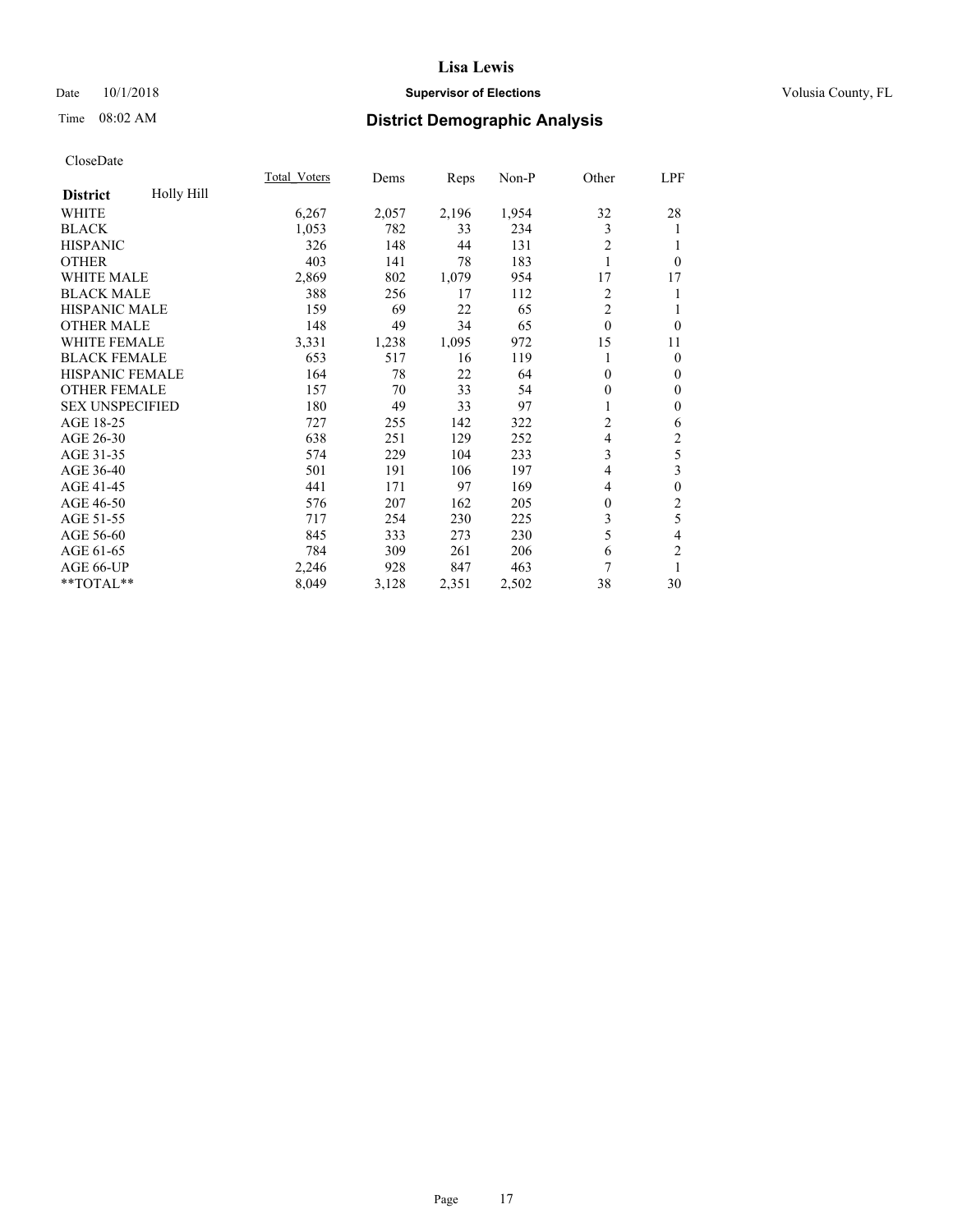# Lisa Lewis

Date 10/1/2018 **Supervisor of Elections** Volusia County, FL

Time 08:02 AM **District Demographic Analysis**

CloseDate

| District | Holly Hill | Total_Voters | Dems | Reps | Non-P | Other | LPF |
|---|---|---|---|---|---|---|---|
| WHITE | | 6,267 | 2,057 | 2,196 | 1,954 | 32 | 28 |
| BLACK | | 1,053 | 782 | 33 | 234 | 3 | 1 |
| HISPANIC | | 326 | 148 | 44 | 131 | 2 | 1 |
| OTHER | | 403 | 141 | 78 | 183 | 1 | 0 |
| WHITE MALE | | 2,869 | 802 | 1,079 | 954 | 17 | 17 |
| BLACK MALE | | 388 | 256 | 17 | 112 | 2 | 1 |
| HISPANIC MALE | | 159 | 69 | 22 | 65 | 2 | 1 |
| OTHER MALE | | 148 | 49 | 34 | 65 | 0 | 0 |
| WHITE FEMALE | | 3,331 | 1,238 | 1,095 | 972 | 15 | 11 |
| BLACK FEMALE | | 653 | 517 | 16 | 119 | 1 | 0 |
| HISPANIC FEMALE | | 164 | 78 | 22 | 64 | 0 | 0 |
| OTHER FEMALE | | 157 | 70 | 33 | 54 | 0 | 0 |
| SEX UNSPECIFIED | | 180 | 49 | 33 | 97 | 1 | 0 |
| AGE 18-25 | | 727 | 255 | 142 | 322 | 2 | 6 |
| AGE 26-30 | | 638 | 251 | 129 | 252 | 4 | 2 |
| AGE 31-35 | | 574 | 229 | 104 | 233 | 3 | 5 |
| AGE 36-40 | | 501 | 191 | 106 | 197 | 4 | 3 |
| AGE 41-45 | | 441 | 171 | 97 | 169 | 4 | 0 |
| AGE 46-50 | | 576 | 207 | 162 | 205 | 0 | 2 |
| AGE 51-55 | | 717 | 254 | 230 | 225 | 3 | 5 |
| AGE 56-60 | | 845 | 333 | 273 | 230 | 5 | 4 |
| AGE 61-65 | | 784 | 309 | 261 | 206 | 6 | 2 |
| AGE 66-UP | | 2,246 | 928 | 847 | 463 | 7 | 1 |
| **TOTAL** | | 8,049 | 3,128 | 2,351 | 2,502 | 38 | 30 |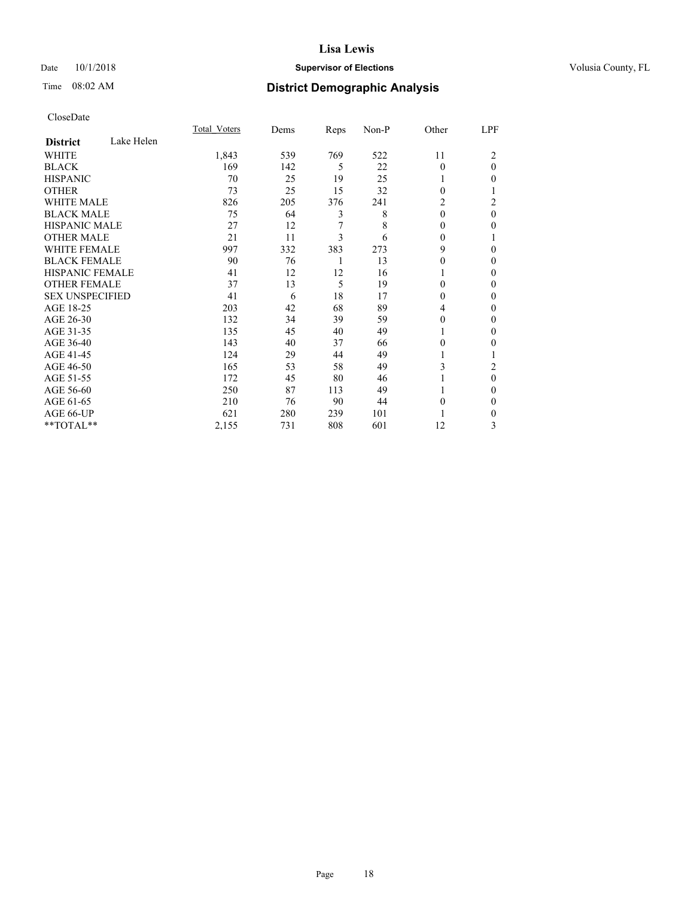# Lisa Lewis

Date 10/1/2018 **Supervisor of Elections** Volusia County, FL

Time 08:02 AM **District Demographic Analysis**

CloseDate

| **District** Lake Helen | Total_Voters | Dems | Reps | Non-P | Other | LPF |
|---|---|---|---|---|---|---|
| WHITE | 1,843 | 539 | 769 | 522 | 11 | 2 |
| BLACK | 169 | 142 | 5 | 22 | 0 | 0 |
| HISPANIC | 70 | 25 | 19 | 25 | 1 | 0 |
| OTHER | 73 | 25 | 15 | 32 | 0 | 1 |
| WHITE MALE | 826 | 205 | 376 | 241 | 2 | 2 |
| BLACK MALE | 75 | 64 | 3 | 8 | 0 | 0 |
| HISPANIC MALE | 27 | 12 | 7 | 8 | 0 | 0 |
| OTHER MALE | 21 | 11 | 3 | 6 | 0 | 1 |
| WHITE FEMALE | 997 | 332 | 383 | 273 | 9 | 0 |
| BLACK FEMALE | 90 | 76 | 1 | 13 | 0 | 0 |
| HISPANIC FEMALE | 41 | 12 | 12 | 16 | 1 | 0 |
| OTHER FEMALE | 37 | 13 | 5 | 19 | 0 | 0 |
| SEX UNSPECIFIED | 41 | 6 | 18 | 17 | 0 | 0 |
| AGE 18-25 | 203 | 42 | 68 | 89 | 4 | 0 |
| AGE 26-30 | 132 | 34 | 39 | 59 | 0 | 0 |
| AGE 31-35 | 135 | 45 | 40 | 49 | 1 | 0 |
| AGE 36-40 | 143 | 40 | 37 | 66 | 0 | 0 |
| AGE 41-45 | 124 | 29 | 44 | 49 | 1 | 1 |
| AGE 46-50 | 165 | 53 | 58 | 49 | 3 | 2 |
| AGE 51-55 | 172 | 45 | 80 | 46 | 1 | 0 |
| AGE 56-60 | 250 | 87 | 113 | 49 | 1 | 0 |
| AGE 61-65 | 210 | 76 | 90 | 44 | 0 | 0 |
| AGE 66-UP | 621 | 280 | 239 | 101 | 1 | 0 |
| **TOTAL** | 2,155 | 731 | 808 | 601 | 12 | 3 |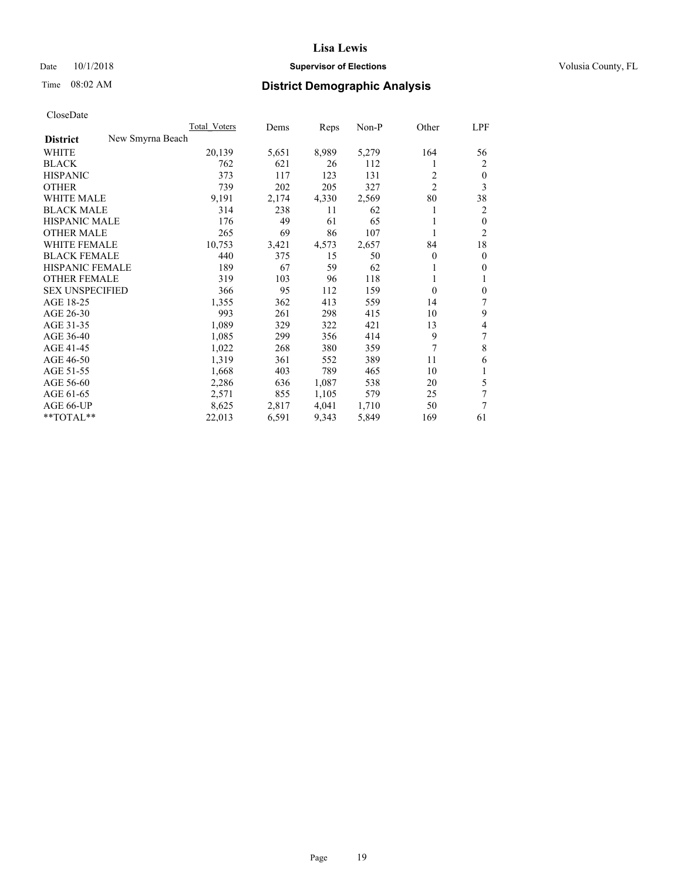# Lisa Lewis

Date 10/1/2018 **Supervisor of Elections** Volusia County, FL

Time 08:02 AM **District Demographic Analysis**

CloseDate

| | Total_Voters | Dems | Reps | Non-P | Other | LPF |
|---|---|---|---|---|---|---|
| **District** New Smyrna Beach | | | | | | |
| WHITE | 20,139 | 5,651 | 8,989 | 5,279 | 164 | 56 |
| BLACK | 762 | 621 | 26 | 112 | 1 | 2 |
| HISPANIC | 373 | 117 | 123 | 131 | 2 | 0 |
| OTHER | 739 | 202 | 205 | 327 | 2 | 3 |
| WHITE MALE | 9,191 | 2,174 | 4,330 | 2,569 | 80 | 38 |
| BLACK MALE | 314 | 238 | 11 | 62 | 1 | 2 |
| HISPANIC MALE | 176 | 49 | 61 | 65 | 1 | 0 |
| OTHER MALE | 265 | 69 | 86 | 107 | 1 | 2 |
| WHITE FEMALE | 10,753 | 3,421 | 4,573 | 2,657 | 84 | 18 |
| BLACK FEMALE | 440 | 375 | 15 | 50 | 0 | 0 |
| HISPANIC FEMALE | 189 | 67 | 59 | 62 | 1 | 0 |
| OTHER FEMALE | 319 | 103 | 96 | 118 | 1 | 1 |
| SEX UNSPECIFIED | 366 | 95 | 112 | 159 | 0 | 0 |
| AGE 18-25 | 1,355 | 362 | 413 | 559 | 14 | 7 |
| AGE 26-30 | 993 | 261 | 298 | 415 | 10 | 9 |
| AGE 31-35 | 1,089 | 329 | 322 | 421 | 13 | 4 |
| AGE 36-40 | 1,085 | 299 | 356 | 414 | 9 | 7 |
| AGE 41-45 | 1,022 | 268 | 380 | 359 | 7 | 8 |
| AGE 46-50 | 1,319 | 361 | 552 | 389 | 11 | 6 |
| AGE 51-55 | 1,668 | 403 | 789 | 465 | 10 | 1 |
| AGE 56-60 | 2,286 | 636 | 1,087 | 538 | 20 | 5 |
| AGE 61-65 | 2,571 | 855 | 1,105 | 579 | 25 | 7 |
| AGE 66-UP | 8,625 | 2,817 | 4,041 | 1,710 | 50 | 7 |
| **TOTAL** | 22,013 | 6,591 | 9,343 | 5,849 | 169 | 61 |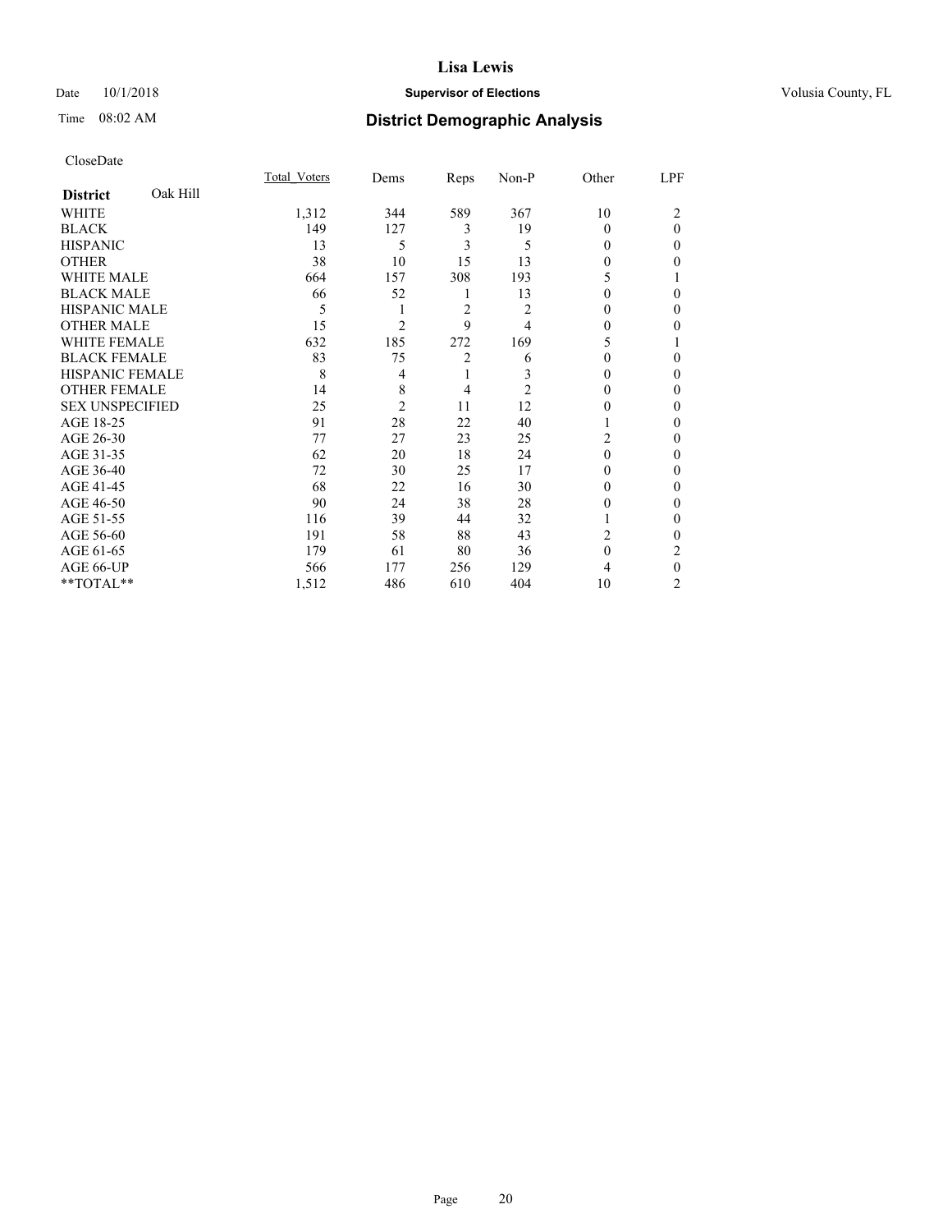# Lisa Lewis

Date 10/1/2018 **Supervisor of Elections** Volusia County, FL

Time 08:02 AM **District Demographic Analysis**

CloseDate

| **District** Oak Hill | Total_Voters | Dems | Reps | Non-P | Other | LPF |
|---|---|---|---|---|---|---|
| WHITE | 1,312 | 344 | 589 | 367 | 10 | 2 |
| BLACK | 149 | 127 | 3 | 19 | 0 | 0 |
| HISPANIC | 13 | 5 | 3 | 5 | 0 | 0 |
| OTHER | 38 | 10 | 15 | 13 | 0 | 0 |
| WHITE MALE | 664 | 157 | 308 | 193 | 5 | 1 |
| BLACK MALE | 66 | 52 | 1 | 13 | 0 | 0 |
| HISPANIC MALE | 5 | 1 | 2 | 2 | 0 | 0 |
| OTHER MALE | 15 | 2 | 9 | 4 | 0 | 0 |
| WHITE FEMALE | 632 | 185 | 272 | 169 | 5 | 1 |
| BLACK FEMALE | 83 | 75 | 2 | 6 | 0 | 0 |
| HISPANIC FEMALE | 8 | 4 | 1 | 3 | 0 | 0 |
| OTHER FEMALE | 14 | 8 | 4 | 2 | 0 | 0 |
| SEX UNSPECIFIED | 25 | 2 | 11 | 12 | 0 | 0 |
| AGE 18-25 | 91 | 28 | 22 | 40 | 1 | 0 |
| AGE 26-30 | 77 | 27 | 23 | 25 | 2 | 0 |
| AGE 31-35 | 62 | 20 | 18 | 24 | 0 | 0 |
| AGE 36-40 | 72 | 30 | 25 | 17 | 0 | 0 |
| AGE 41-45 | 68 | 22 | 16 | 30 | 0 | 0 |
| AGE 46-50 | 90 | 24 | 38 | 28 | 0 | 0 |
| AGE 51-55 | 116 | 39 | 44 | 32 | 1 | 0 |
| AGE 56-60 | 191 | 58 | 88 | 43 | 2 | 0 |
| AGE 61-65 | 179 | 61 | 80 | 36 | 0 | 2 |
| AGE 66-UP | 566 | 177 | 256 | 129 | 4 | 0 |
| **TOTAL** | 1,512 | 486 | 610 | 404 | 10 | 2 |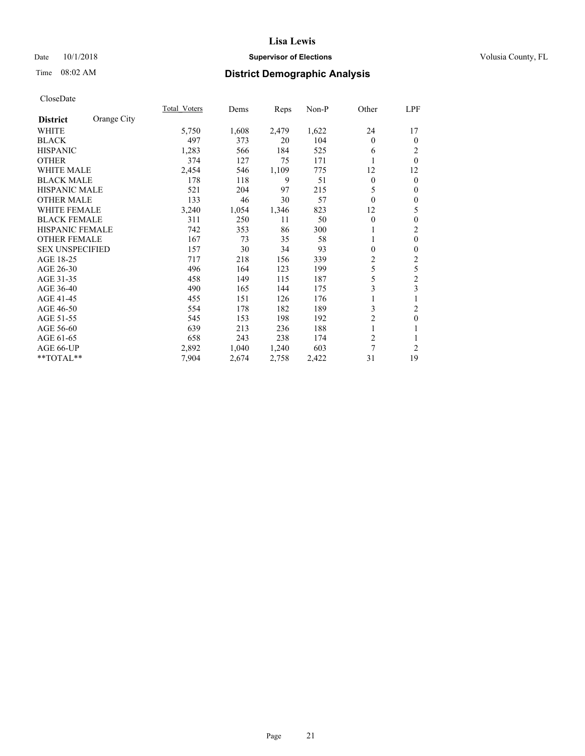**Lisa Lewis**

Date 10/1/2018 **Supervisor of Elections** Volusia County, FL

Time 08:02 AM **District Demographic Analysis**

CloseDate

| **District** Orange City | Total_Voters | Dems | Reps | Non-P | Other | LPF |
|---|---|---|---|---|---|---|
| WHITE | 5,750 | 1,608 | 2,479 | 1,622 | 24 | 17 |
| BLACK | 497 | 373 | 20 | 104 | 0 | 0 |
| HISPANIC | 1,283 | 566 | 184 | 525 | 6 | 2 |
| OTHER | 374 | 127 | 75 | 171 | 1 | 0 |
| WHITE MALE | 2,454 | 546 | 1,109 | 775 | 12 | 12 |
| BLACK MALE | 178 | 118 | 9 | 51 | 0 | 0 |
| HISPANIC MALE | 521 | 204 | 97 | 215 | 5 | 0 |
| OTHER MALE | 133 | 46 | 30 | 57 | 0 | 0 |
| WHITE FEMALE | 3,240 | 1,054 | 1,346 | 823 | 12 | 5 |
| BLACK FEMALE | 311 | 250 | 11 | 50 | 0 | 0 |
| HISPANIC FEMALE | 742 | 353 | 86 | 300 | 1 | 2 |
| OTHER FEMALE | 167 | 73 | 35 | 58 | 1 | 0 |
| SEX UNSPECIFIED | 157 | 30 | 34 | 93 | 0 | 0 |
| AGE 18-25 | 717 | 218 | 156 | 339 | 2 | 2 |
| AGE 26-30 | 496 | 164 | 123 | 199 | 5 | 5 |
| AGE 31-35 | 458 | 149 | 115 | 187 | 5 | 2 |
| AGE 36-40 | 490 | 165 | 144 | 175 | 3 | 3 |
| AGE 41-45 | 455 | 151 | 126 | 176 | 1 | 1 |
| AGE 46-50 | 554 | 178 | 182 | 189 | 3 | 2 |
| AGE 51-55 | 545 | 153 | 198 | 192 | 2 | 0 |
| AGE 56-60 | 639 | 213 | 236 | 188 | 1 | 1 |
| AGE 61-65 | 658 | 243 | 238 | 174 | 2 | 1 |
| AGE 66-UP | 2,892 | 1,040 | 1,240 | 603 | 7 | 2 |
| **TOTAL** | 7,904 | 2,674 | 2,758 | 2,422 | 31 | 19 |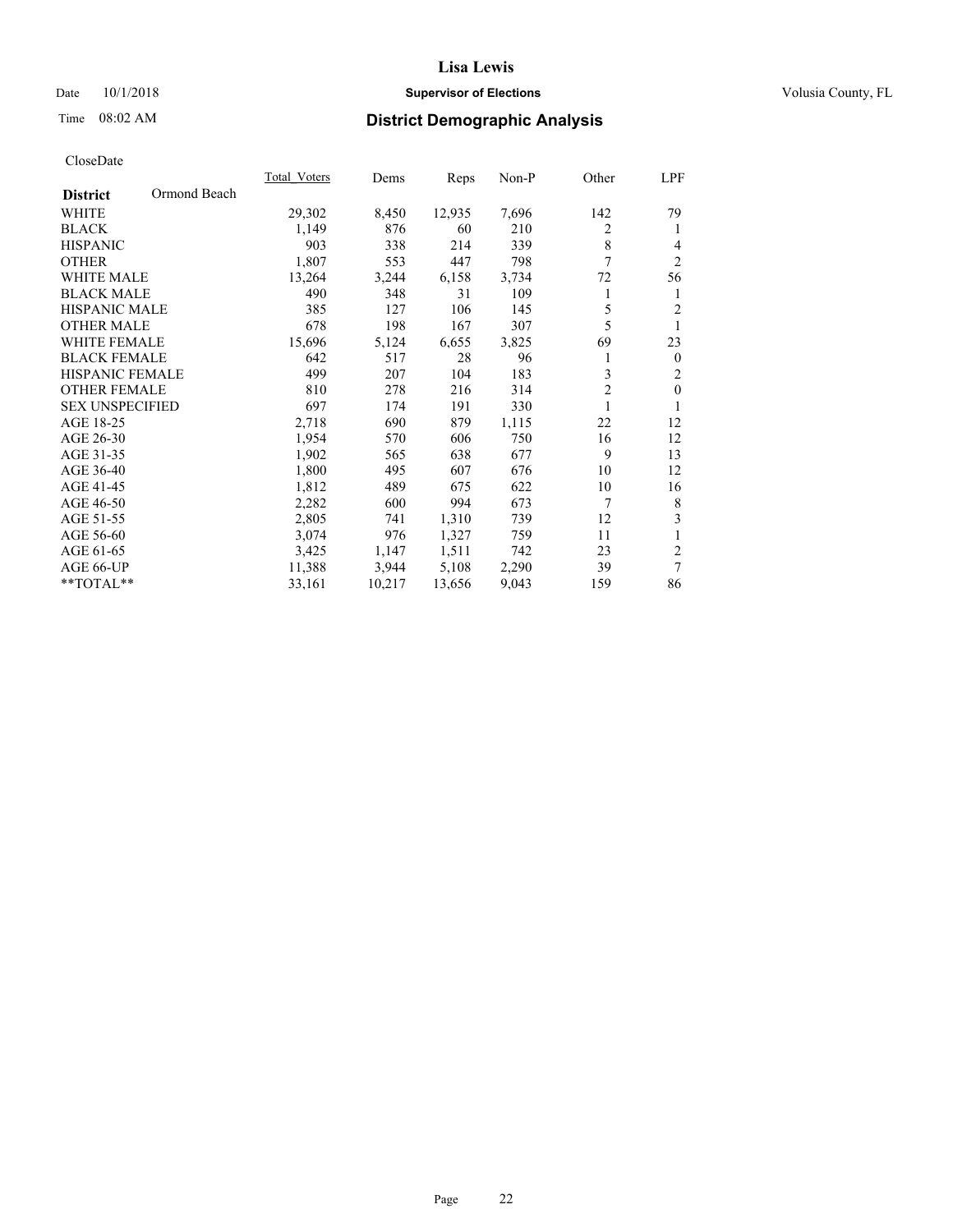# Lisa Lewis

Date 10/1/2018 **Supervisor of Elections** Volusia County, FL

Time 08:02 AM **District Demographic Analysis**

CloseDate

| **District** Ormond Beach | Total_Voters | Dems | Reps | Non-P | Other | LPF |
|---|---|---|---|---|---|---|
| WHITE | 29,302 | 8,450 | 12,935 | 7,696 | 142 | 79 |
| BLACK | 1,149 | 876 | 60 | 210 | 2 | 1 |
| HISPANIC | 903 | 338 | 214 | 339 | 8 | 4 |
| OTHER | 1,807 | 553 | 447 | 798 | 7 | 2 |
| WHITE MALE | 13,264 | 3,244 | 6,158 | 3,734 | 72 | 56 |
| BLACK MALE | 490 | 348 | 31 | 109 | 1 | 1 |
| HISPANIC MALE | 385 | 127 | 106 | 145 | 5 | 2 |
| OTHER MALE | 678 | 198 | 167 | 307 | 5 | 1 |
| WHITE FEMALE | 15,696 | 5,124 | 6,655 | 3,825 | 69 | 23 |
| BLACK FEMALE | 642 | 517 | 28 | 96 | 1 | 0 |
| HISPANIC FEMALE | 499 | 207 | 104 | 183 | 3 | 2 |
| OTHER FEMALE | 810 | 278 | 216 | 314 | 2 | 0 |
| SEX UNSPECIFIED | 697 | 174 | 191 | 330 | 1 | 1 |
| AGE 18-25 | 2,718 | 690 | 879 | 1,115 | 22 | 12 |
| AGE 26-30 | 1,954 | 570 | 606 | 750 | 16 | 12 |
| AGE 31-35 | 1,902 | 565 | 638 | 677 | 9 | 13 |
| AGE 36-40 | 1,800 | 495 | 607 | 676 | 10 | 12 |
| AGE 41-45 | 1,812 | 489 | 675 | 622 | 10 | 16 |
| AGE 46-50 | 2,282 | 600 | 994 | 673 | 7 | 8 |
| AGE 51-55 | 2,805 | 741 | 1,310 | 739 | 12 | 3 |
| AGE 56-60 | 3,074 | 976 | 1,327 | 759 | 11 | 1 |
| AGE 61-65 | 3,425 | 1,147 | 1,511 | 742 | 23 | 2 |
| AGE 66-UP | 11,388 | 3,944 | 5,108 | 2,290 | 39 | 7 |
| **TOTAL** | 33,161 | 10,217 | 13,656 | 9,043 | 159 | 86 |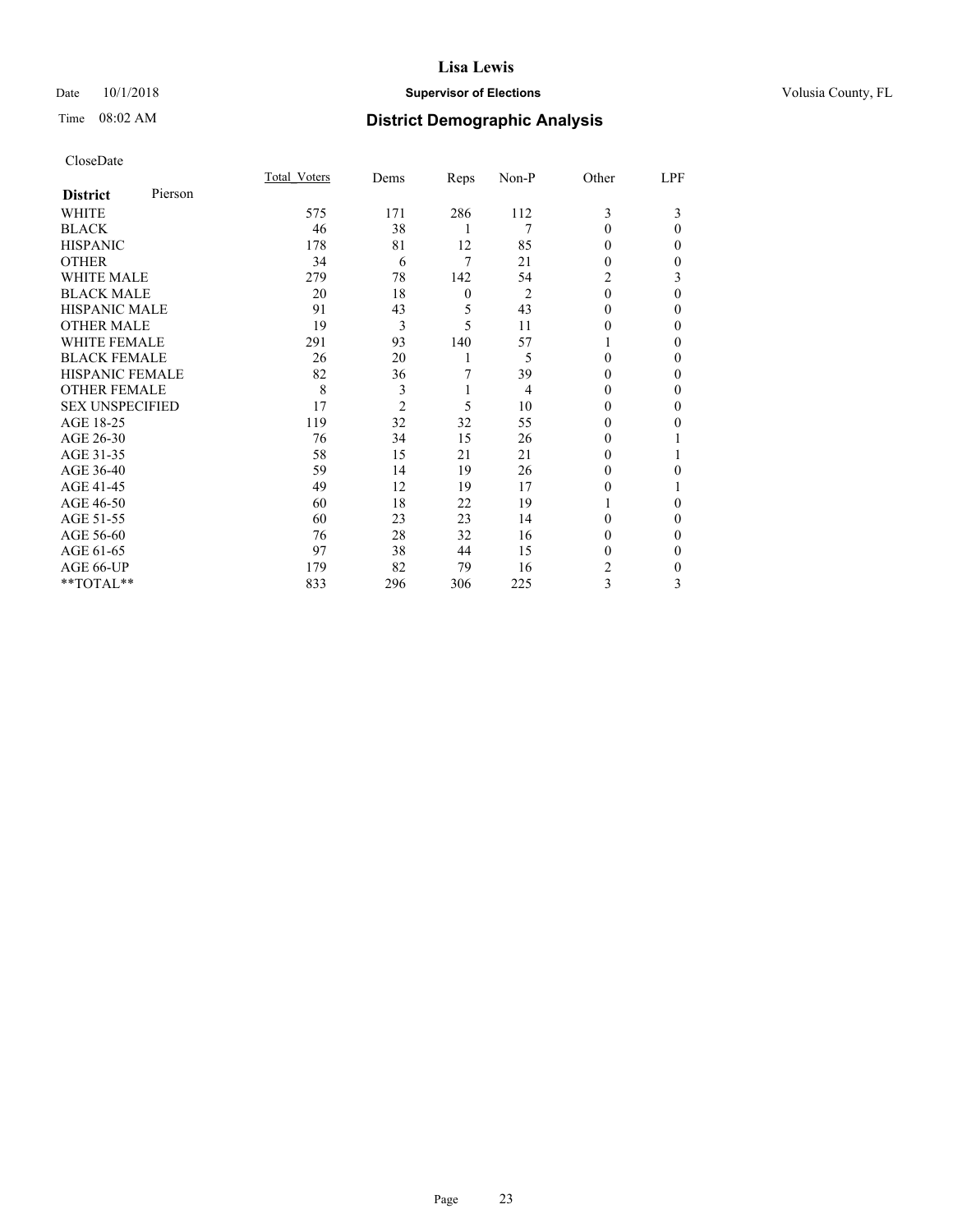# Lisa Lewis

Date 10/1/2018 **Supervisor of Elections** Volusia County, FL

Time 08:02 AM **District Demographic Analysis**

CloseDate

| **District** Pierson | Total_Voters | Dems | Reps | Non-P | Other | LPF |
|---|---|---|---|---|---|---|
| WHITE | 575 | 171 | 286 | 112 | 3 | 3 |
| BLACK | 46 | 38 | 1 | 7 | 0 | 0 |
| HISPANIC | 178 | 81 | 12 | 85 | 0 | 0 |
| OTHER | 34 | 6 | 7 | 21 | 0 | 0 |
| WHITE MALE | 279 | 78 | 142 | 54 | 2 | 3 |
| BLACK MALE | 20 | 18 | 0 | 2 | 0 | 0 |
| HISPANIC MALE | 91 | 43 | 5 | 43 | 0 | 0 |
| OTHER MALE | 19 | 3 | 5 | 11 | 0 | 0 |
| WHITE FEMALE | 291 | 93 | 140 | 57 | 1 | 0 |
| BLACK FEMALE | 26 | 20 | 1 | 5 | 0 | 0 |
| HISPANIC FEMALE | 82 | 36 | 7 | 39 | 0 | 0 |
| OTHER FEMALE | 8 | 3 | 1 | 4 | 0 | 0 |
| SEX UNSPECIFIED | 17 | 2 | 5 | 10 | 0 | 0 |
| AGE 18-25 | 119 | 32 | 32 | 55 | 0 | 0 |
| AGE 26-30 | 76 | 34 | 15 | 26 | 0 | 1 |
| AGE 31-35 | 58 | 15 | 21 | 21 | 0 | 1 |
| AGE 36-40 | 59 | 14 | 19 | 26 | 0 | 0 |
| AGE 41-45 | 49 | 12 | 19 | 17 | 0 | 1 |
| AGE 46-50 | 60 | 18 | 22 | 19 | 1 | 0 |
| AGE 51-55 | 60 | 23 | 23 | 14 | 0 | 0 |
| AGE 56-60 | 76 | 28 | 32 | 16 | 0 | 0 |
| AGE 61-65 | 97 | 38 | 44 | 15 | 0 | 0 |
| AGE 66-UP | 179 | 82 | 79 | 16 | 2 | 0 |
| **TOTAL** | 833 | 296 | 306 | 225 | 3 | 3 |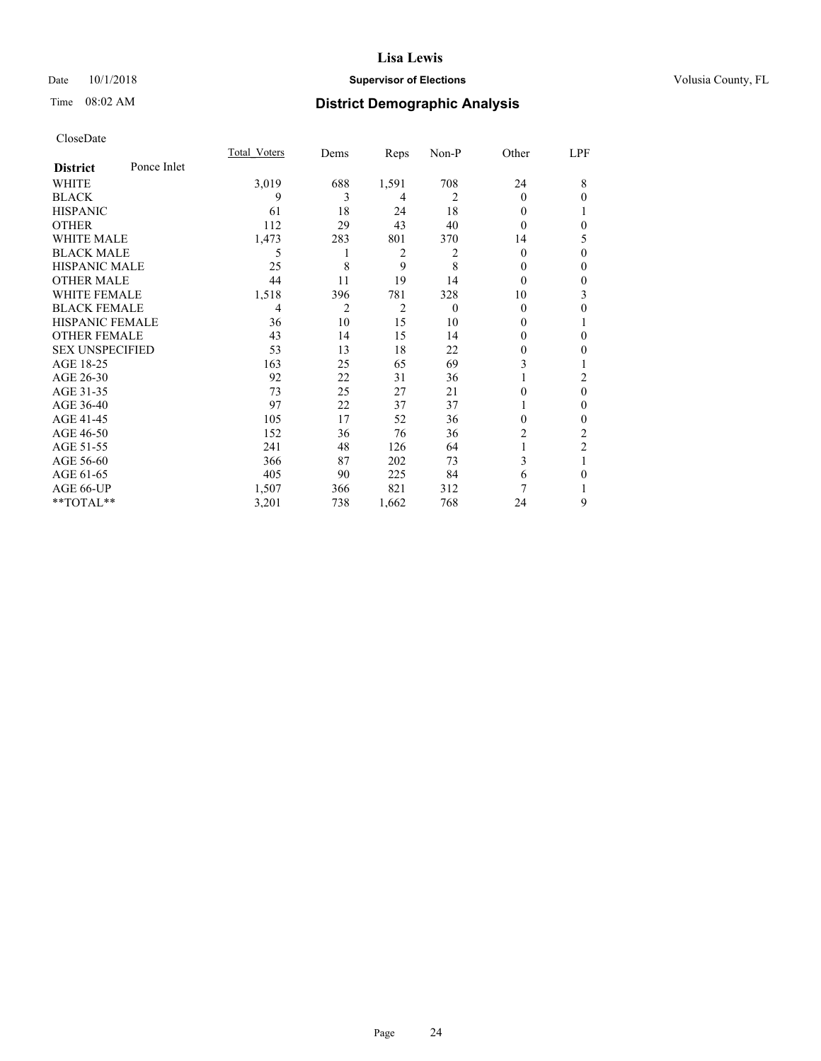# Lisa Lewis

Date 10/1/2018 **Supervisor of Elections** Volusia County, FL

Time 08:02 AM **District Demographic Analysis**

CloseDate

| **District** Ponce Inlet | Total_Voters | Dems | Reps | Non-P | Other | LPF |
|---|---|---|---|---|---|---|
| WHITE | 3,019 | 688 | 1,591 | 708 | 24 | 8 |
| BLACK | 9 | 3 | 4 | 2 | 0 | 0 |
| HISPANIC | 61 | 18 | 24 | 18 | 0 | 1 |
| OTHER | 112 | 29 | 43 | 40 | 0 | 0 |
| WHITE MALE | 1,473 | 283 | 801 | 370 | 14 | 5 |
| BLACK MALE | 5 | 1 | 2 | 2 | 0 | 0 |
| HISPANIC MALE | 25 | 8 | 9 | 8 | 0 | 0 |
| OTHER MALE | 44 | 11 | 19 | 14 | 0 | 0 |
| WHITE FEMALE | 1,518 | 396 | 781 | 328 | 10 | 3 |
| BLACK FEMALE | 4 | 2 | 2 | 0 | 0 | 0 |
| HISPANIC FEMALE | 36 | 10 | 15 | 10 | 0 | 1 |
| OTHER FEMALE | 43 | 14 | 15 | 14 | 0 | 0 |
| SEX UNSPECIFIED | 53 | 13 | 18 | 22 | 0 | 0 |
| AGE 18-25 | 163 | 25 | 65 | 69 | 3 | 1 |
| AGE 26-30 | 92 | 22 | 31 | 36 | 1 | 2 |
| AGE 31-35 | 73 | 25 | 27 | 21 | 0 | 0 |
| AGE 36-40 | 97 | 22 | 37 | 37 | 1 | 0 |
| AGE 41-45 | 105 | 17 | 52 | 36 | 0 | 0 |
| AGE 46-50 | 152 | 36 | 76 | 36 | 2 | 2 |
| AGE 51-55 | 241 | 48 | 126 | 64 | 1 | 2 |
| AGE 56-60 | 366 | 87 | 202 | 73 | 3 | 1 |
| AGE 61-65 | 405 | 90 | 225 | 84 | 6 | 0 |
| AGE 66-UP | 1,507 | 366 | 821 | 312 | 7 | 1 |
| **TOTAL** | 3,201 | 738 | 1,662 | 768 | 24 | 9 |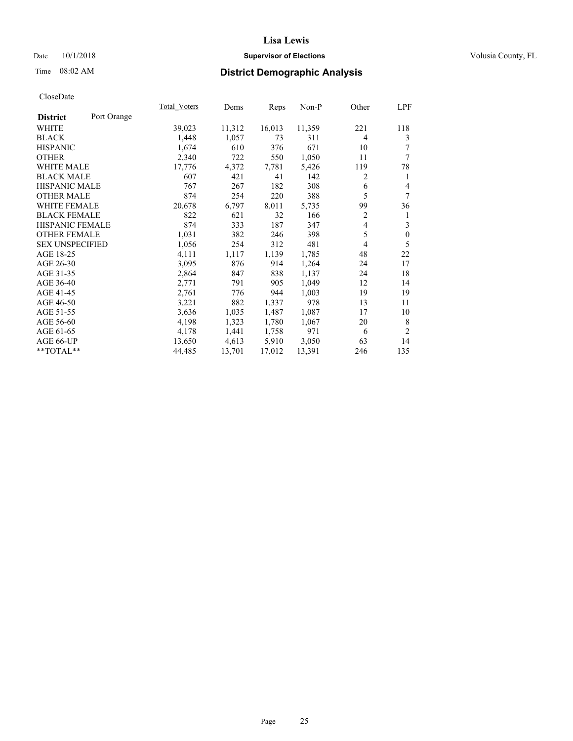# Lisa Lewis

Date 10/1/2018 **Supervisor of Elections** Volusia County, FL

Time 08:02 AM **District Demographic Analysis**

CloseDate

| **District** Port Orange | Total_Voters | Dems | Reps | Non-P | Other | LPF |
|---|---|---|---|---|---|---|
| WHITE | 39,023 | 11,312 | 16,013 | 11,359 | 221 | 118 |
| BLACK | 1,448 | 1,057 | 73 | 311 | 4 | 3 |
| HISPANIC | 1,674 | 610 | 376 | 671 | 10 | 7 |
| OTHER | 2,340 | 722 | 550 | 1,050 | 11 | 7 |
| WHITE MALE | 17,776 | 4,372 | 7,781 | 5,426 | 119 | 78 |
| BLACK MALE | 607 | 421 | 41 | 142 | 2 | 1 |
| HISPANIC MALE | 767 | 267 | 182 | 308 | 6 | 4 |
| OTHER MALE | 874 | 254 | 220 | 388 | 5 | 7 |
| WHITE FEMALE | 20,678 | 6,797 | 8,011 | 5,735 | 99 | 36 |
| BLACK FEMALE | 822 | 621 | 32 | 166 | 2 | 1 |
| HISPANIC FEMALE | 874 | 333 | 187 | 347 | 4 | 3 |
| OTHER FEMALE | 1,031 | 382 | 246 | 398 | 5 | 0 |
| SEX UNSPECIFIED | 1,056 | 254 | 312 | 481 | 4 | 5 |
| AGE 18-25 | 4,111 | 1,117 | 1,139 | 1,785 | 48 | 22 |
| AGE 26-30 | 3,095 | 876 | 914 | 1,264 | 24 | 17 |
| AGE 31-35 | 2,864 | 847 | 838 | 1,137 | 24 | 18 |
| AGE 36-40 | 2,771 | 791 | 905 | 1,049 | 12 | 14 |
| AGE 41-45 | 2,761 | 776 | 944 | 1,003 | 19 | 19 |
| AGE 46-50 | 3,221 | 882 | 1,337 | 978 | 13 | 11 |
| AGE 51-55 | 3,636 | 1,035 | 1,487 | 1,087 | 17 | 10 |
| AGE 56-60 | 4,198 | 1,323 | 1,780 | 1,067 | 20 | 8 |
| AGE 61-65 | 4,178 | 1,441 | 1,758 | 971 | 6 | 2 |
| AGE 66-UP | 13,650 | 4,613 | 5,910 | 3,050 | 63 | 14 |
| **TOTAL** | 44,485 | 13,701 | 17,012 | 13,391 | 246 | 135 |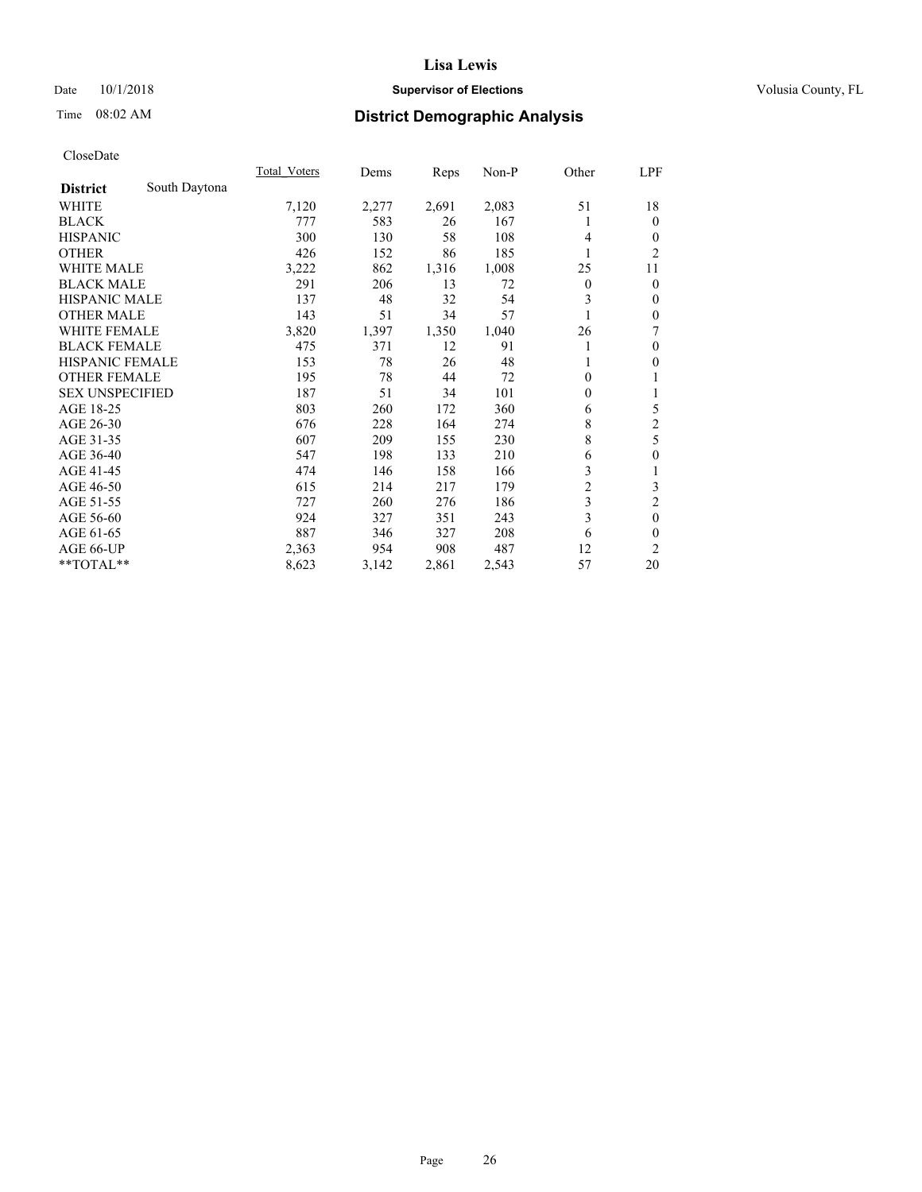**Lisa Lewis**

Date 10/1/2018 **Supervisor of Elections** Volusia County, FL

Time 08:02 AM **District Demographic Analysis**

CloseDate

| **District** South Daytona | Total_Voters | Dems | Reps | Non-P | Other | LPF |
|---|---|---|---|---|---|---|
| WHITE | 7,120 | 2,277 | 2,691 | 2,083 | 51 | 18 |
| BLACK | 777 | 583 | 26 | 167 | 1 | 0 |
| HISPANIC | 300 | 130 | 58 | 108 | 4 | 0 |
| OTHER | 426 | 152 | 86 | 185 | 1 | 2 |
| WHITE MALE | 3,222 | 862 | 1,316 | 1,008 | 25 | 11 |
| BLACK MALE | 291 | 206 | 13 | 72 | 0 | 0 |
| HISPANIC MALE | 137 | 48 | 32 | 54 | 3 | 0 |
| OTHER MALE | 143 | 51 | 34 | 57 | 1 | 0 |
| WHITE FEMALE | 3,820 | 1,397 | 1,350 | 1,040 | 26 | 7 |
| BLACK FEMALE | 475 | 371 | 12 | 91 | 1 | 0 |
| HISPANIC FEMALE | 153 | 78 | 26 | 48 | 1 | 0 |
| OTHER FEMALE | 195 | 78 | 44 | 72 | 0 | 1 |
| SEX UNSPECIFIED | 187 | 51 | 34 | 101 | 0 | 1 |
| AGE 18-25 | 803 | 260 | 172 | 360 | 6 | 5 |
| AGE 26-30 | 676 | 228 | 164 | 274 | 8 | 2 |
| AGE 31-35 | 607 | 209 | 155 | 230 | 8 | 5 |
| AGE 36-40 | 547 | 198 | 133 | 210 | 6 | 0 |
| AGE 41-45 | 474 | 146 | 158 | 166 | 3 | 1 |
| AGE 46-50 | 615 | 214 | 217 | 179 | 2 | 3 |
| AGE 51-55 | 727 | 260 | 276 | 186 | 3 | 2 |
| AGE 56-60 | 924 | 327 | 351 | 243 | 3 | 0 |
| AGE 61-65 | 887 | 346 | 327 | 208 | 6 | 0 |
| AGE 66-UP | 2,363 | 954 | 908 | 487 | 12 | 2 |
| **TOTAL** | 8,623 | 3,142 | 2,861 | 2,543 | 57 | 20 |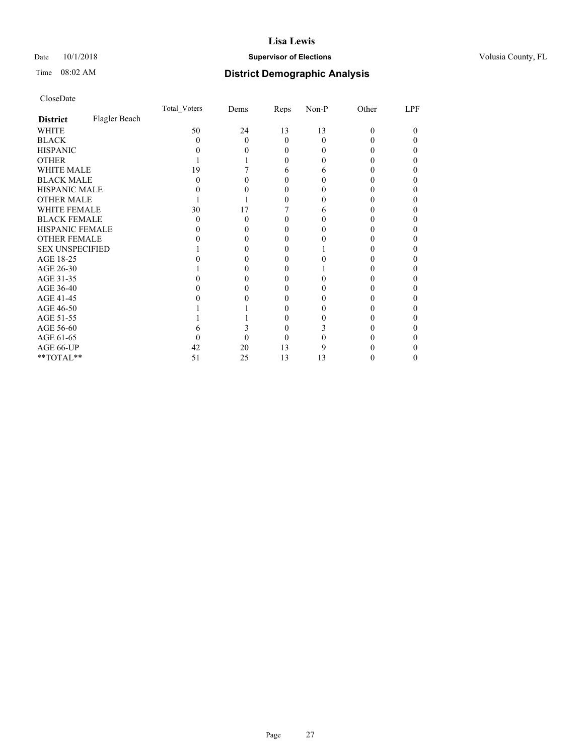# Lisa Lewis

Date 10/1/2018 **Supervisor of Elections** Volusia County, FL

Time 08:02 AM **District Demographic Analysis**

CloseDate

| | Total_Voters | Dems | Reps | Non-P | Other | LPF |
|---|---|---|---|---|---|---|
| **District** Flagler Beach | | | | | | |
| WHITE | 50 | 24 | 13 | 13 | 0 | 0 |
| BLACK | 0 | 0 | 0 | 0 | 0 | 0 |
| HISPANIC | 0 | 0 | 0 | 0 | 0 | 0 |
| OTHER | 1 | 1 | 0 | 0 | 0 | 0 |
| WHITE MALE | 19 | 7 | 6 | 6 | 0 | 0 |
| BLACK MALE | 0 | 0 | 0 | 0 | 0 | 0 |
| HISPANIC MALE | 0 | 0 | 0 | 0 | 0 | 0 |
| OTHER MALE | 1 | 1 | 0 | 0 | 0 | 0 |
| WHITE FEMALE | 30 | 17 | 7 | 6 | 0 | 0 |
| BLACK FEMALE | 0 | 0 | 0 | 0 | 0 | 0 |
| HISPANIC FEMALE | 0 | 0 | 0 | 0 | 0 | 0 |
| OTHER FEMALE | 0 | 0 | 0 | 0 | 0 | 0 |
| SEX UNSPECIFIED | 1 | 0 | 0 | 1 | 0 | 0 |
| AGE 18-25 | 0 | 0 | 0 | 0 | 0 | 0 |
| AGE 26-30 | 1 | 0 | 0 | 1 | 0 | 0 |
| AGE 31-35 | 0 | 0 | 0 | 0 | 0 | 0 |
| AGE 36-40 | 0 | 0 | 0 | 0 | 0 | 0 |
| AGE 41-45 | 0 | 0 | 0 | 0 | 0 | 0 |
| AGE 46-50 | 1 | 1 | 0 | 0 | 0 | 0 |
| AGE 51-55 | 1 | 1 | 0 | 0 | 0 | 0 |
| AGE 56-60 | 6 | 3 | 0 | 3 | 0 | 0 |
| AGE 61-65 | 0 | 0 | 0 | 0 | 0 | 0 |
| AGE 66-UP | 42 | 20 | 13 | 9 | 0 | 0 |
| **TOTAL** | 51 | 25 | 13 | 13 | 0 | 0 |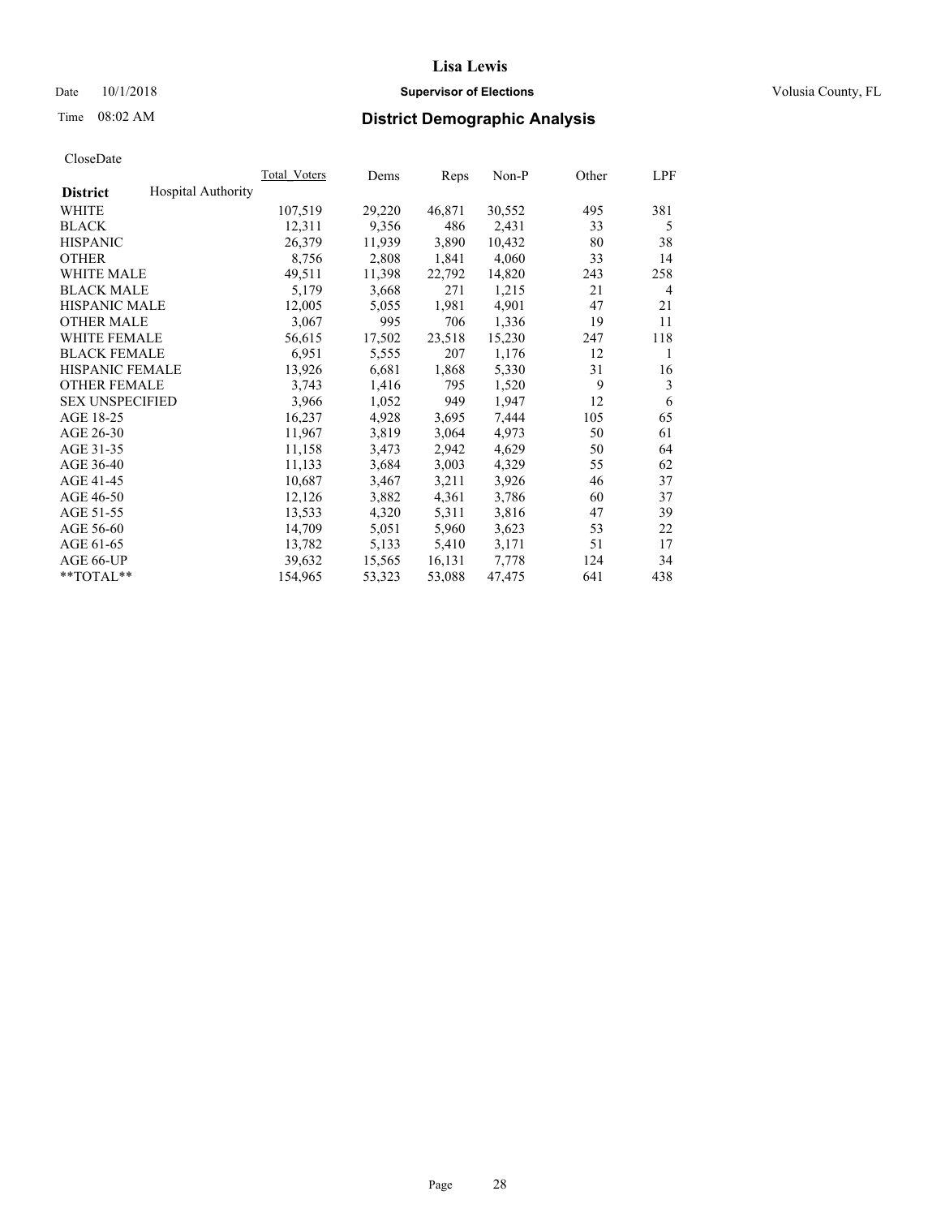# Lisa Lewis

Date 10/1/2018 **Supervisor of Elections** Volusia County, FL

Time 08:02 AM **District Demographic Analysis**

CloseDate

| | Total_Voters | Dems | Reps | Non-P | Other | LPF |
|---|---|---|---|---|---|---|
| **District** Hospital Authority | | | | | | |
| WHITE | 107,519 | 29,220 | 46,871 | 30,552 | 495 | 381 |
| BLACK | 12,311 | 9,356 | 486 | 2,431 | 33 | 5 |
| HISPANIC | 26,379 | 11,939 | 3,890 | 10,432 | 80 | 38 |
| OTHER | 8,756 | 2,808 | 1,841 | 4,060 | 33 | 14 |
| WHITE MALE | 49,511 | 11,398 | 22,792 | 14,820 | 243 | 258 |
| BLACK MALE | 5,179 | 3,668 | 271 | 1,215 | 21 | 4 |
| HISPANIC MALE | 12,005 | 5,055 | 1,981 | 4,901 | 47 | 21 |
| OTHER MALE | 3,067 | 995 | 706 | 1,336 | 19 | 11 |
| WHITE FEMALE | 56,615 | 17,502 | 23,518 | 15,230 | 247 | 118 |
| BLACK FEMALE | 6,951 | 5,555 | 207 | 1,176 | 12 | 1 |
| HISPANIC FEMALE | 13,926 | 6,681 | 1,868 | 5,330 | 31 | 16 |
| OTHER FEMALE | 3,743 | 1,416 | 795 | 1,520 | 9 | 3 |
| SEX UNSPECIFIED | 3,966 | 1,052 | 949 | 1,947 | 12 | 6 |
| AGE 18-25 | 16,237 | 4,928 | 3,695 | 7,444 | 105 | 65 |
| AGE 26-30 | 11,967 | 3,819 | 3,064 | 4,973 | 50 | 61 |
| AGE 31-35 | 11,158 | 3,473 | 2,942 | 4,629 | 50 | 64 |
| AGE 36-40 | 11,133 | 3,684 | 3,003 | 4,329 | 55 | 62 |
| AGE 41-45 | 10,687 | 3,467 | 3,211 | 3,926 | 46 | 37 |
| AGE 46-50 | 12,126 | 3,882 | 4,361 | 3,786 | 60 | 37 |
| AGE 51-55 | 13,533 | 4,320 | 5,311 | 3,816 | 47 | 39 |
| AGE 56-60 | 14,709 | 5,051 | 5,960 | 3,623 | 53 | 22 |
| AGE 61-65 | 13,782 | 5,133 | 5,410 | 3,171 | 51 | 17 |
| AGE 66-UP | 39,632 | 15,565 | 16,131 | 7,778 | 124 | 34 |
| **TOTAL** | 154,965 | 53,323 | 53,088 | 47,475 | 641 | 438 |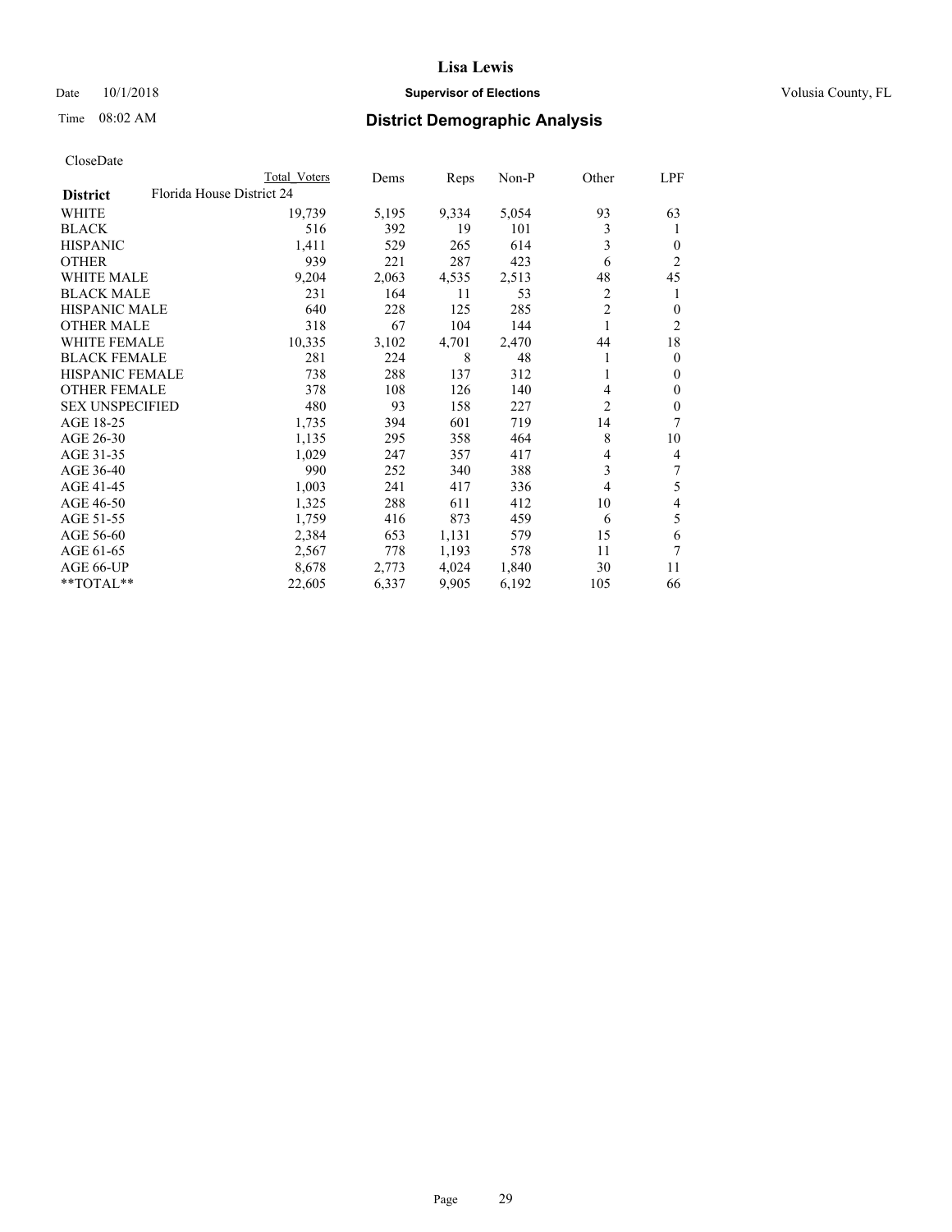# Lisa Lewis

Date 10/1/2018 **Supervisor of Elections** Volusia County, FL

Time 08:02 AM **District Demographic Analysis**

CloseDate

| District | Total Voters | Dems | Reps | Non-P | Other | LPF |
|---|---|---|---|---|---|---|
| **Florida House District 24** | | | | | | |
| WHITE | 19,739 | 5,195 | 9,334 | 5,054 | 93 | 63 |
| BLACK | 516 | 392 | 19 | 101 | 3 | 1 |
| HISPANIC | 1,411 | 529 | 265 | 614 | 3 | 0 |
| OTHER | 939 | 221 | 287 | 423 | 6 | 2 |
| WHITE MALE | 9,204 | 2,063 | 4,535 | 2,513 | 48 | 45 |
| BLACK MALE | 231 | 164 | 11 | 53 | 2 | 1 |
| HISPANIC MALE | 640 | 228 | 125 | 285 | 2 | 0 |
| OTHER MALE | 318 | 67 | 104 | 144 | 1 | 2 |
| WHITE FEMALE | 10,335 | 3,102 | 4,701 | 2,470 | 44 | 18 |
| BLACK FEMALE | 281 | 224 | 8 | 48 | 1 | 0 |
| HISPANIC FEMALE | 738 | 288 | 137 | 312 | 1 | 0 |
| OTHER FEMALE | 378 | 108 | 126 | 140 | 4 | 0 |
| SEX UNSPECIFIED | 480 | 93 | 158 | 227 | 2 | 0 |
| AGE 18-25 | 1,735 | 394 | 601 | 719 | 14 | 7 |
| AGE 26-30 | 1,135 | 295 | 358 | 464 | 8 | 10 |
| AGE 31-35 | 1,029 | 247 | 357 | 417 | 4 | 4 |
| AGE 36-40 | 990 | 252 | 340 | 388 | 3 | 7 |
| AGE 41-45 | 1,003 | 241 | 417 | 336 | 4 | 5 |
| AGE 46-50 | 1,325 | 288 | 611 | 412 | 10 | 4 |
| AGE 51-55 | 1,759 | 416 | 873 | 459 | 6 | 5 |
| AGE 56-60 | 2,384 | 653 | 1,131 | 579 | 15 | 6 |
| AGE 61-65 | 2,567 | 778 | 1,193 | 578 | 11 | 7 |
| AGE 66-UP | 8,678 | 2,773 | 4,024 | 1,840 | 30 | 11 |
| **TOTAL** | 22,605 | 6,337 | 9,905 | 6,192 | 105 | 66 |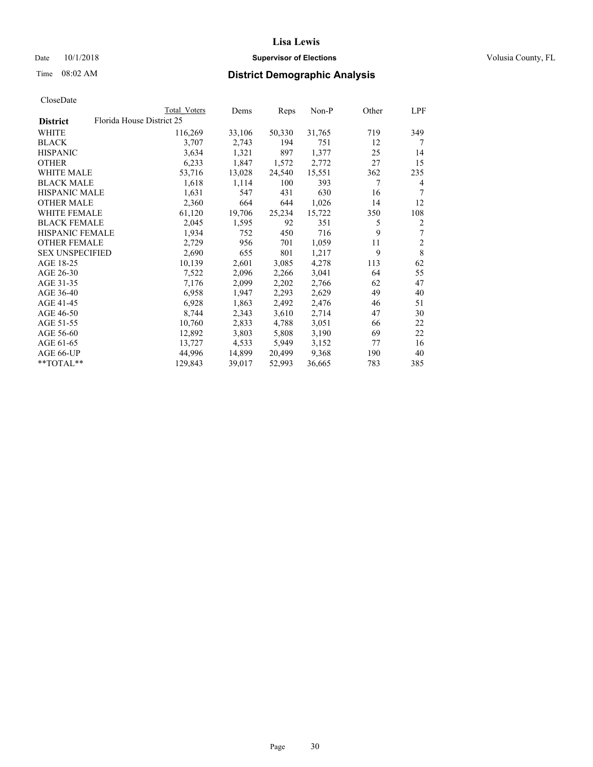# Lisa Lewis

Date 10/1/2018 **Supervisor of Elections** Volusia County, FL

Time 08:02 AM **District Demographic Analysis**

CloseDate

| District | Total Voters | Dems | Reps | Non-P | Other | LPF |
|---|---|---|---|---|---|---|
| **Florida House District 25** | | | | | | |
| WHITE | 116,269 | 33,106 | 50,330 | 31,765 | 719 | 349 |
| BLACK | 3,707 | 2,743 | 194 | 751 | 12 | 7 |
| HISPANIC | 3,634 | 1,321 | 897 | 1,377 | 25 | 14 |
| OTHER | 6,233 | 1,847 | 1,572 | 2,772 | 27 | 15 |
| WHITE MALE | 53,716 | 13,028 | 24,540 | 15,551 | 362 | 235 |
| BLACK MALE | 1,618 | 1,114 | 100 | 393 | 7 | 4 |
| HISPANIC MALE | 1,631 | 547 | 431 | 630 | 16 | 7 |
| OTHER MALE | 2,360 | 664 | 644 | 1,026 | 14 | 12 |
| WHITE FEMALE | 61,120 | 19,706 | 25,234 | 15,722 | 350 | 108 |
| BLACK FEMALE | 2,045 | 1,595 | 92 | 351 | 5 | 2 |
| HISPANIC FEMALE | 1,934 | 752 | 450 | 716 | 9 | 7 |
| OTHER FEMALE | 2,729 | 956 | 701 | 1,059 | 11 | 2 |
| SEX UNSPECIFIED | 2,690 | 655 | 801 | 1,217 | 9 | 8 |
| AGE 18-25 | 10,139 | 2,601 | 3,085 | 4,278 | 113 | 62 |
| AGE 26-30 | 7,522 | 2,096 | 2,266 | 3,041 | 64 | 55 |
| AGE 31-35 | 7,176 | 2,099 | 2,202 | 2,766 | 62 | 47 |
| AGE 36-40 | 6,958 | 1,947 | 2,293 | 2,629 | 49 | 40 |
| AGE 41-45 | 6,928 | 1,863 | 2,492 | 2,476 | 46 | 51 |
| AGE 46-50 | 8,744 | 2,343 | 3,610 | 2,714 | 47 | 30 |
| AGE 51-55 | 10,760 | 2,833 | 4,788 | 3,051 | 66 | 22 |
| AGE 56-60 | 12,892 | 3,803 | 5,808 | 3,190 | 69 | 22 |
| AGE 61-65 | 13,727 | 4,533 | 5,949 | 3,152 | 77 | 16 |
| AGE 66-UP | 44,996 | 14,899 | 20,499 | 9,368 | 190 | 40 |
| **TOTAL** | 129,843 | 39,017 | 52,993 | 36,665 | 783 | 385 |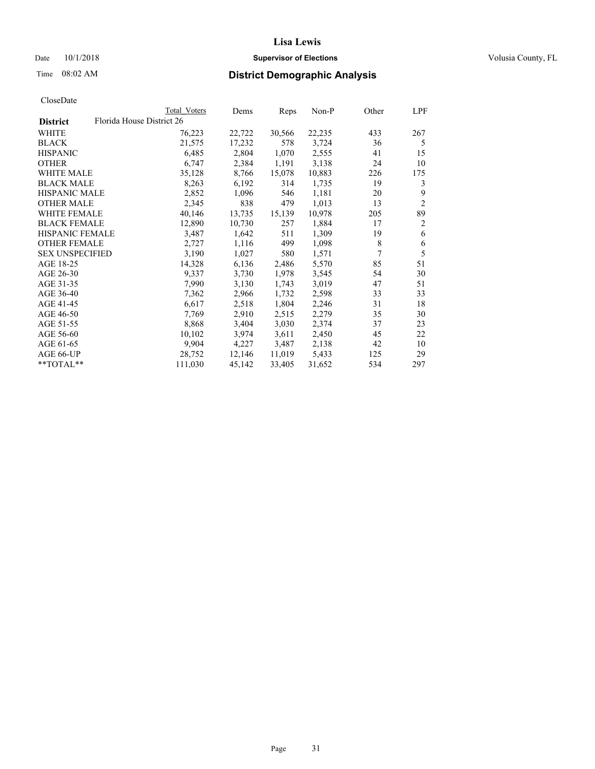# Lisa Lewis

Date 10/1/2018 **Supervisor of Elections** Volusia County, FL

Time 08:02 AM **District Demographic Analysis**

CloseDate

| | Total Voters | Dems | Reps | Non-P | Other | LPF |
|---|---|---|---|---|---|---|
| **District** Florida House District 26 | | | | | | |
| WHITE | 76,223 | 22,722 | 30,566 | 22,235 | 433 | 267 |
| BLACK | 21,575 | 17,232 | 578 | 3,724 | 36 | 5 |
| HISPANIC | 6,485 | 2,804 | 1,070 | 2,555 | 41 | 15 |
| OTHER | 6,747 | 2,384 | 1,191 | 3,138 | 24 | 10 |
| WHITE MALE | 35,128 | 8,766 | 15,078 | 10,883 | 226 | 175 |
| BLACK MALE | 8,263 | 6,192 | 314 | 1,735 | 19 | 3 |
| HISPANIC MALE | 2,852 | 1,096 | 546 | 1,181 | 20 | 9 |
| OTHER MALE | 2,345 | 838 | 479 | 1,013 | 13 | 2 |
| WHITE FEMALE | 40,146 | 13,735 | 15,139 | 10,978 | 205 | 89 |
| BLACK FEMALE | 12,890 | 10,730 | 257 | 1,884 | 17 | 2 |
| HISPANIC FEMALE | 3,487 | 1,642 | 511 | 1,309 | 19 | 6 |
| OTHER FEMALE | 2,727 | 1,116 | 499 | 1,098 | 8 | 6 |
| SEX UNSPECIFIED | 3,190 | 1,027 | 580 | 1,571 | 7 | 5 |
| AGE 18-25 | 14,328 | 6,136 | 2,486 | 5,570 | 85 | 51 |
| AGE 26-30 | 9,337 | 3,730 | 1,978 | 3,545 | 54 | 30 |
| AGE 31-35 | 7,990 | 3,130 | 1,743 | 3,019 | 47 | 51 |
| AGE 36-40 | 7,362 | 2,966 | 1,732 | 2,598 | 33 | 33 |
| AGE 41-45 | 6,617 | 2,518 | 1,804 | 2,246 | 31 | 18 |
| AGE 46-50 | 7,769 | 2,910 | 2,515 | 2,279 | 35 | 30 |
| AGE 51-55 | 8,868 | 3,404 | 3,030 | 2,374 | 37 | 23 |
| AGE 56-60 | 10,102 | 3,974 | 3,611 | 2,450 | 45 | 22 |
| AGE 61-65 | 9,904 | 4,227 | 3,487 | 2,138 | 42 | 10 |
| AGE 66-UP | 28,752 | 12,146 | 11,019 | 5,433 | 125 | 29 |
| **TOTAL** | 111,030 | 45,142 | 33,405 | 31,652 | 534 | 297 |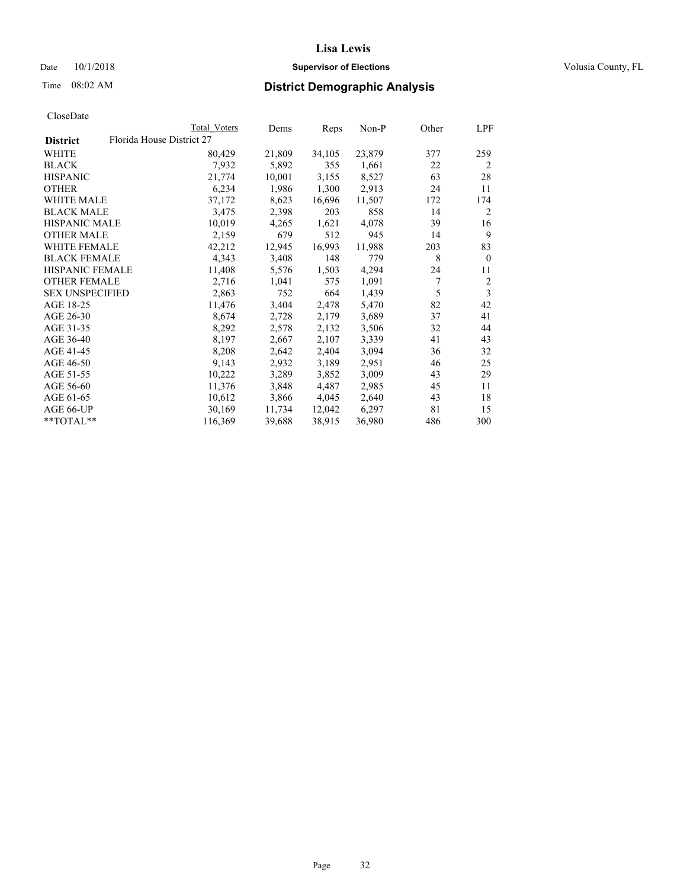# Lisa Lewis

Date 10/1/2018 **Supervisor of Elections** Volusia County, FL

Time 08:02 AM

## District Demographic Analysis

CloseDate

| | Total Voters | Dems | Reps | Non-P | Other | LPF |
|---|---|---|---|---|---|---|
| **District** Florida House District 27 | | | | | | |
| WHITE | 80,429 | 21,809 | 34,105 | 23,879 | 377 | 259 |
| BLACK | 7,932 | 5,892 | 355 | 1,661 | 22 | 2 |
| HISPANIC | 21,774 | 10,001 | 3,155 | 8,527 | 63 | 28 |
| OTHER | 6,234 | 1,986 | 1,300 | 2,913 | 24 | 11 |
| WHITE MALE | 37,172 | 8,623 | 16,696 | 11,507 | 172 | 174 |
| BLACK MALE | 3,475 | 2,398 | 203 | 858 | 14 | 2 |
| HISPANIC MALE | 10,019 | 4,265 | 1,621 | 4,078 | 39 | 16 |
| OTHER MALE | 2,159 | 679 | 512 | 945 | 14 | 9 |
| WHITE FEMALE | 42,212 | 12,945 | 16,993 | 11,988 | 203 | 83 |
| BLACK FEMALE | 4,343 | 3,408 | 148 | 779 | 8 | 0 |
| HISPANIC FEMALE | 11,408 | 5,576 | 1,503 | 4,294 | 24 | 11 |
| OTHER FEMALE | 2,716 | 1,041 | 575 | 1,091 | 7 | 2 |
| SEX UNSPECIFIED | 2,863 | 752 | 664 | 1,439 | 5 | 3 |
| AGE 18-25 | 11,476 | 3,404 | 2,478 | 5,470 | 82 | 42 |
| AGE 26-30 | 8,674 | 2,728 | 2,179 | 3,689 | 37 | 41 |
| AGE 31-35 | 8,292 | 2,578 | 2,132 | 3,506 | 32 | 44 |
| AGE 36-40 | 8,197 | 2,667 | 2,107 | 3,339 | 41 | 43 |
| AGE 41-45 | 8,208 | 2,642 | 2,404 | 3,094 | 36 | 32 |
| AGE 46-50 | 9,143 | 2,932 | 3,189 | 2,951 | 46 | 25 |
| AGE 51-55 | 10,222 | 3,289 | 3,852 | 3,009 | 43 | 29 |
| AGE 56-60 | 11,376 | 3,848 | 4,487 | 2,985 | 45 | 11 |
| AGE 61-65 | 10,612 | 3,866 | 4,045 | 2,640 | 43 | 18 |
| AGE 66-UP | 30,169 | 11,734 | 12,042 | 6,297 | 81 | 15 |
| **TOTAL** | 116,369 | 39,688 | 38,915 | 36,980 | 486 | 300 |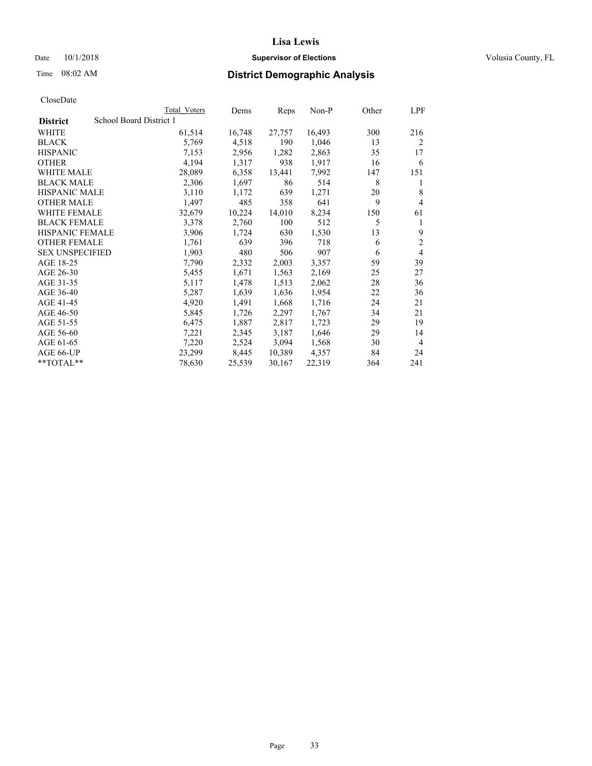# Lisa Lewis

Date 10/1/2018 **Supervisor of Elections** Volusia County, FL

Time 08:02 AM **District Demographic Analysis**

CloseDate

| | Total Voters | Dems | Reps | Non-P | Other | LPF |
|---|---|---|---|---|---|---|
| **District** School Board District 1 | | | | | | |
| WHITE | 61,514 | 16,748 | 27,757 | 16,493 | 300 | 216 |
| BLACK | 5,769 | 4,518 | 190 | 1,046 | 13 | 2 |
| HISPANIC | 7,153 | 2,956 | 1,282 | 2,863 | 35 | 17 |
| OTHER | 4,194 | 1,317 | 938 | 1,917 | 16 | 6 |
| WHITE MALE | 28,089 | 6,358 | 13,441 | 7,992 | 147 | 151 |
| BLACK MALE | 2,306 | 1,697 | 86 | 514 | 8 | 1 |
| HISPANIC MALE | 3,110 | 1,172 | 639 | 1,271 | 20 | 8 |
| OTHER MALE | 1,497 | 485 | 358 | 641 | 9 | 4 |
| WHITE FEMALE | 32,679 | 10,224 | 14,010 | 8,234 | 150 | 61 |
| BLACK FEMALE | 3,378 | 2,760 | 100 | 512 | 5 | 1 |
| HISPANIC FEMALE | 3,906 | 1,724 | 630 | 1,530 | 13 | 9 |
| OTHER FEMALE | 1,761 | 639 | 396 | 718 | 6 | 2 |
| SEX UNSPECIFIED | 1,903 | 480 | 506 | 907 | 6 | 4 |
| AGE 18-25 | 7,790 | 2,332 | 2,003 | 3,357 | 59 | 39 |
| AGE 26-30 | 5,455 | 1,671 | 1,563 | 2,169 | 25 | 27 |
| AGE 31-35 | 5,117 | 1,478 | 1,513 | 2,062 | 28 | 36 |
| AGE 36-40 | 5,287 | 1,639 | 1,636 | 1,954 | 22 | 36 |
| AGE 41-45 | 4,920 | 1,491 | 1,668 | 1,716 | 24 | 21 |
| AGE 46-50 | 5,845 | 1,726 | 2,297 | 1,767 | 34 | 21 |
| AGE 51-55 | 6,475 | 1,887 | 2,817 | 1,723 | 29 | 19 |
| AGE 56-60 | 7,221 | 2,345 | 3,187 | 1,646 | 29 | 14 |
| AGE 61-65 | 7,220 | 2,524 | 3,094 | 1,568 | 30 | 4 |
| AGE 66-UP | 23,299 | 8,445 | 10,389 | 4,357 | 84 | 24 |
| **TOTAL** | 78,630 | 25,539 | 30,167 | 22,319 | 364 | 241 |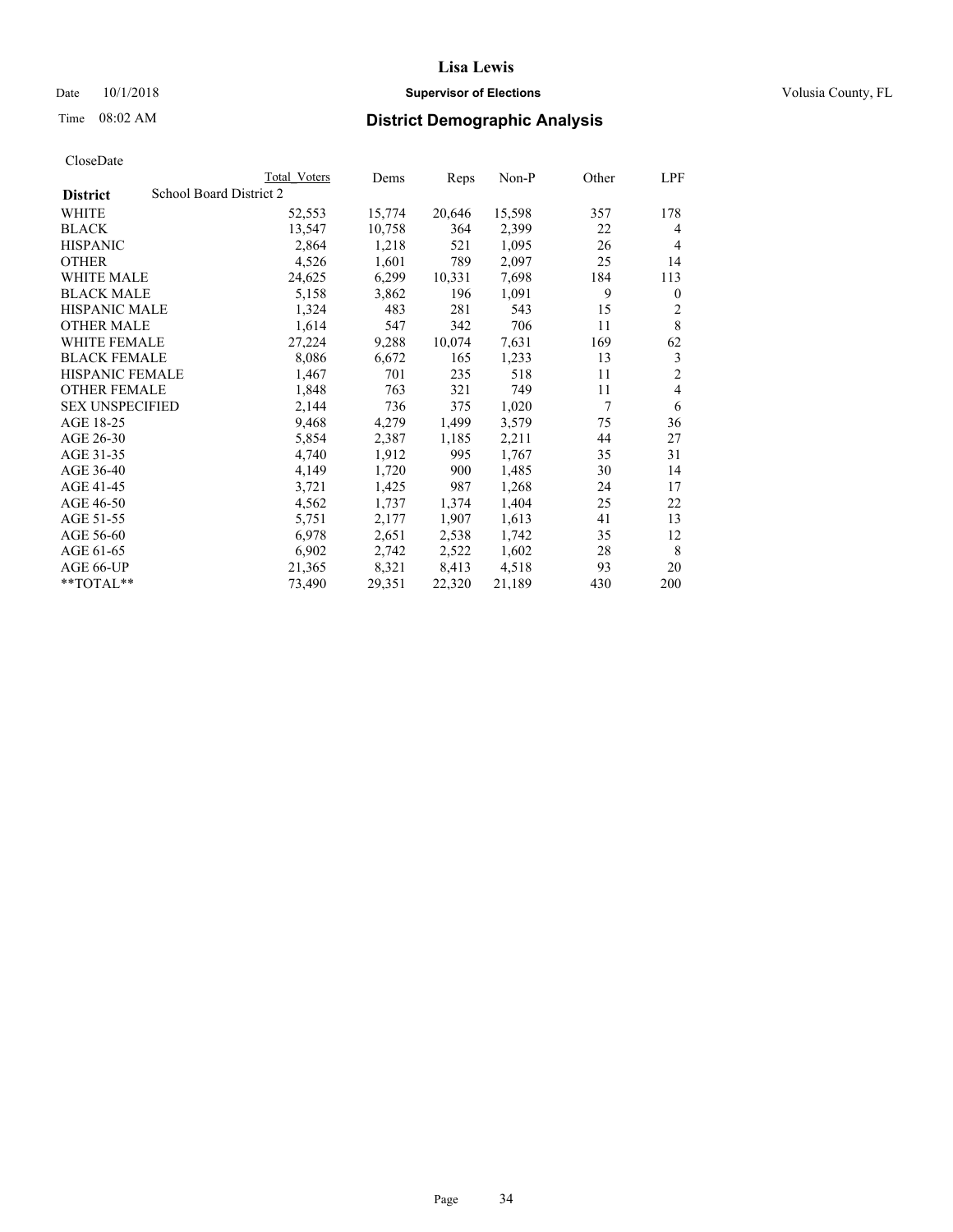# Lisa Lewis

Date 10/1/2018 **Supervisor of Elections** Volusia County, FL

Time 08:02 AM **District Demographic Analysis**

CloseDate

| District | Total Voters | Dems | Reps | Non-P | Other | LPF |
|---|---|---|---|---|---|---|
| School Board District 2 | | | | | | |
| WHITE | 52,553 | 15,774 | 20,646 | 15,598 | 357 | 178 |
| BLACK | 13,547 | 10,758 | 364 | 2,399 | 22 | 4 |
| HISPANIC | 2,864 | 1,218 | 521 | 1,095 | 26 | 4 |
| OTHER | 4,526 | 1,601 | 789 | 2,097 | 25 | 14 |
| WHITE MALE | 24,625 | 6,299 | 10,331 | 7,698 | 184 | 113 |
| BLACK MALE | 5,158 | 3,862 | 196 | 1,091 | 9 | 0 |
| HISPANIC MALE | 1,324 | 483 | 281 | 543 | 15 | 2 |
| OTHER MALE | 1,614 | 547 | 342 | 706 | 11 | 8 |
| WHITE FEMALE | 27,224 | 9,288 | 10,074 | 7,631 | 169 | 62 |
| BLACK FEMALE | 8,086 | 6,672 | 165 | 1,233 | 13 | 3 |
| HISPANIC FEMALE | 1,467 | 701 | 235 | 518 | 11 | 2 |
| OTHER FEMALE | 1,848 | 763 | 321 | 749 | 11 | 4 |
| SEX UNSPECIFIED | 2,144 | 736 | 375 | 1,020 | 7 | 6 |
| AGE 18-25 | 9,468 | 4,279 | 1,499 | 3,579 | 75 | 36 |
| AGE 26-30 | 5,854 | 2,387 | 1,185 | 2,211 | 44 | 27 |
| AGE 31-35 | 4,740 | 1,912 | 995 | 1,767 | 35 | 31 |
| AGE 36-40 | 4,149 | 1,720 | 900 | 1,485 | 30 | 14 |
| AGE 41-45 | 3,721 | 1,425 | 987 | 1,268 | 24 | 17 |
| AGE 46-50 | 4,562 | 1,737 | 1,374 | 1,404 | 25 | 22 |
| AGE 51-55 | 5,751 | 2,177 | 1,907 | 1,613 | 41 | 13 |
| AGE 56-60 | 6,978 | 2,651 | 2,538 | 1,742 | 35 | 12 |
| AGE 61-65 | 6,902 | 2,742 | 2,522 | 1,602 | 28 | 8 |
| AGE 66-UP | 21,365 | 8,321 | 8,413 | 4,518 | 93 | 20 |
| **TOTAL** | 73,490 | 29,351 | 22,320 | 21,189 | 430 | 200 |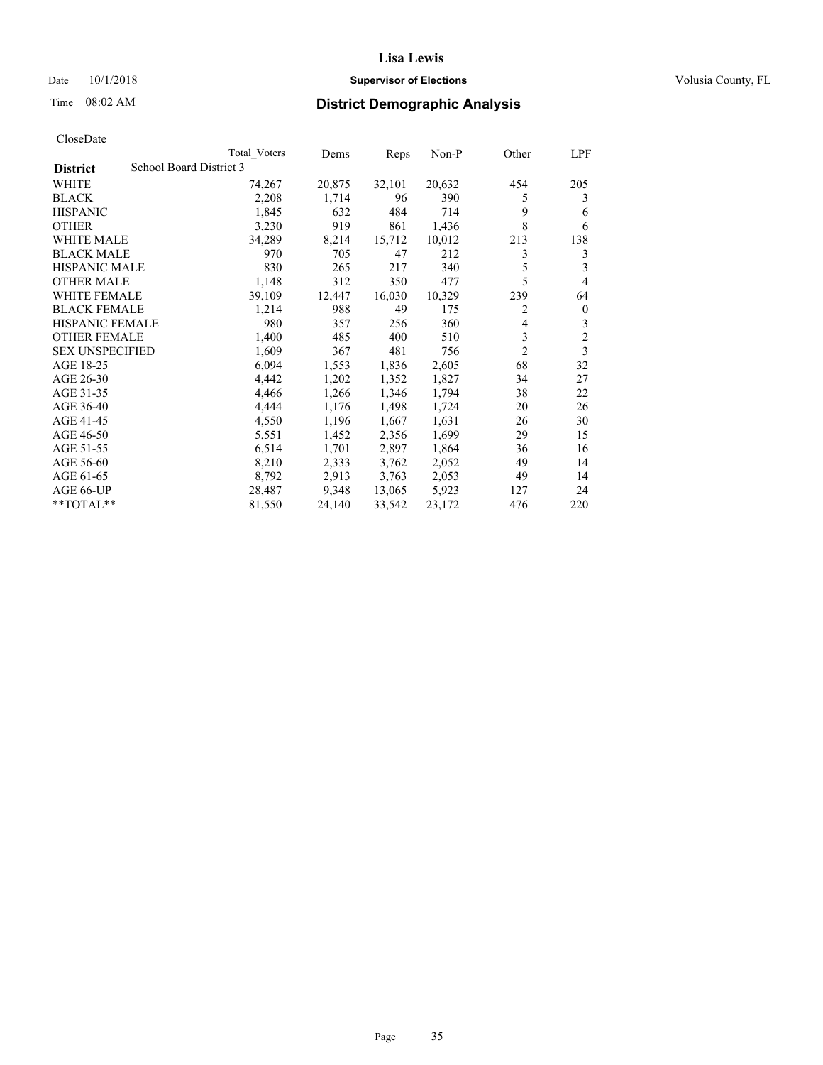# Lisa Lewis

Date 10/1/2018 **Supervisor of Elections** Volusia County, FL

Time 08:02 AM **District Demographic Analysis**

CloseDate

| District | School Board District 3 Total Voters | Dems | Reps | Non-P | Other | LPF |
|---|---|---|---|---|---|---|
| WHITE | 74,267 | 20,875 | 32,101 | 20,632 | 454 | 205 |
| BLACK | 2,208 | 1,714 | 96 | 390 | 5 | 3 |
| HISPANIC | 1,845 | 632 | 484 | 714 | 9 | 6 |
| OTHER | 3,230 | 919 | 861 | 1,436 | 8 | 6 |
| WHITE MALE | 34,289 | 8,214 | 15,712 | 10,012 | 213 | 138 |
| BLACK MALE | 970 | 705 | 47 | 212 | 3 | 3 |
| HISPANIC MALE | 830 | 265 | 217 | 340 | 5 | 3 |
| OTHER MALE | 1,148 | 312 | 350 | 477 | 5 | 4 |
| WHITE FEMALE | 39,109 | 12,447 | 16,030 | 10,329 | 239 | 64 |
| BLACK FEMALE | 1,214 | 988 | 49 | 175 | 2 | 0 |
| HISPANIC FEMALE | 980 | 357 | 256 | 360 | 4 | 3 |
| OTHER FEMALE | 1,400 | 485 | 400 | 510 | 3 | 2 |
| SEX UNSPECIFIED | 1,609 | 367 | 481 | 756 | 2 | 3 |
| AGE 18-25 | 6,094 | 1,553 | 1,836 | 2,605 | 68 | 32 |
| AGE 26-30 | 4,442 | 1,202 | 1,352 | 1,827 | 34 | 27 |
| AGE 31-35 | 4,466 | 1,266 | 1,346 | 1,794 | 38 | 22 |
| AGE 36-40 | 4,444 | 1,176 | 1,498 | 1,724 | 20 | 26 |
| AGE 41-45 | 4,550 | 1,196 | 1,667 | 1,631 | 26 | 30 |
| AGE 46-50 | 5,551 | 1,452 | 2,356 | 1,699 | 29 | 15 |
| AGE 51-55 | 6,514 | 1,701 | 2,897 | 1,864 | 36 | 16 |
| AGE 56-60 | 8,210 | 2,333 | 3,762 | 2,052 | 49 | 14 |
| AGE 61-65 | 8,792 | 2,913 | 3,763 | 2,053 | 49 | 14 |
| AGE 66-UP | 28,487 | 9,348 | 13,065 | 5,923 | 127 | 24 |
| **TOTAL** | 81,550 | 24,140 | 33,542 | 23,172 | 476 | 220 |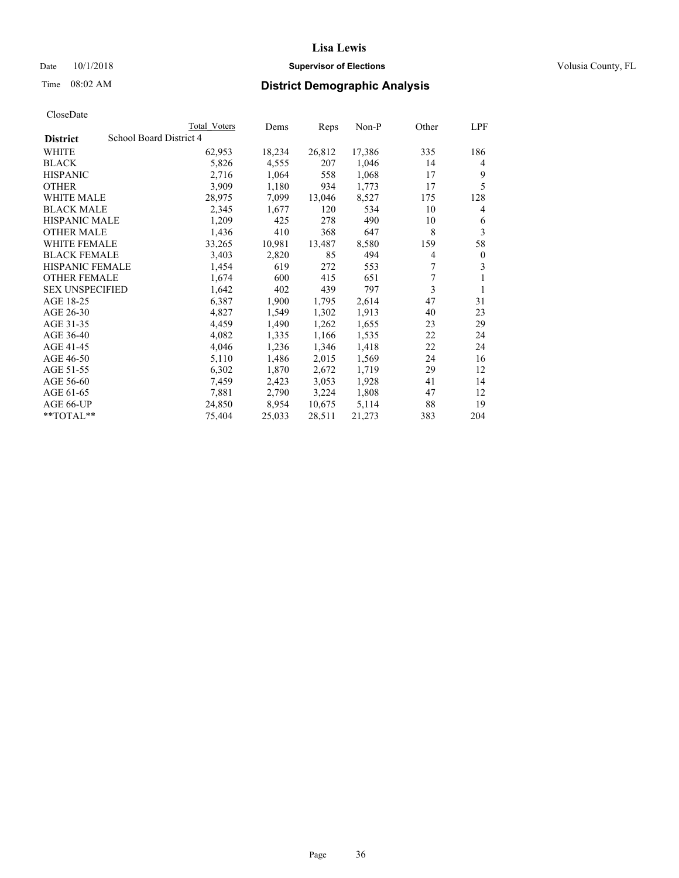CloseDate

| District | School Board District 4 | Total Voters | Dems | Reps | Non-P | Other | LPF |
|---|---|---|---|---|---|---|---|
| WHITE | | 62,953 | 18,234 | 26,812 | 17,386 | 335 | 186 |
| BLACK | | 5,826 | 4,555 | 207 | 1,046 | 14 | 4 |
| HISPANIC | | 2,716 | 1,064 | 558 | 1,068 | 17 | 9 |
| OTHER | | 3,909 | 1,180 | 934 | 1,773 | 17 | 5 |
| WHITE MALE | | 28,975 | 7,099 | 13,046 | 8,527 | 175 | 128 |
| BLACK MALE | | 2,345 | 1,677 | 120 | 534 | 10 | 4 |
| HISPANIC MALE | | 1,209 | 425 | 278 | 490 | 10 | 6 |
| OTHER MALE | | 1,436 | 410 | 368 | 647 | 8 | 3 |
| WHITE FEMALE | | 33,265 | 10,981 | 13,487 | 8,580 | 159 | 58 |
| BLACK FEMALE | | 3,403 | 2,820 | 85 | 494 | 4 | 0 |
| HISPANIC FEMALE | | 1,454 | 619 | 272 | 553 | 7 | 3 |
| OTHER FEMALE | | 1,674 | 600 | 415 | 651 | 7 | 1 |
| SEX UNSPECIFIED | | 1,642 | 402 | 439 | 797 | 3 | 1 |
| AGE 18-25 | | 6,387 | 1,900 | 1,795 | 2,614 | 47 | 31 |
| AGE 26-30 | | 4,827 | 1,549 | 1,302 | 1,913 | 40 | 23 |
| AGE 31-35 | | 4,459 | 1,490 | 1,262 | 1,655 | 23 | 29 |
| AGE 36-40 | | 4,082 | 1,335 | 1,166 | 1,535 | 22 | 24 |
| AGE 41-45 | | 4,046 | 1,236 | 1,346 | 1,418 | 22 | 24 |
| AGE 46-50 | | 5,110 | 1,486 | 2,015 | 1,569 | 24 | 16 |
| AGE 51-55 | | 6,302 | 1,870 | 2,672 | 1,719 | 29 | 12 |
| AGE 56-60 | | 7,459 | 2,423 | 3,053 | 1,928 | 41 | 14 |
| AGE 61-65 | | 7,881 | 2,790 | 3,224 | 1,808 | 47 | 12 |
| AGE 66-UP | | 24,850 | 8,954 | 10,675 | 5,114 | 88 | 19 |
| **TOTAL** | | 75,404 | 25,033 | 28,511 | 21,273 | 383 | 204 |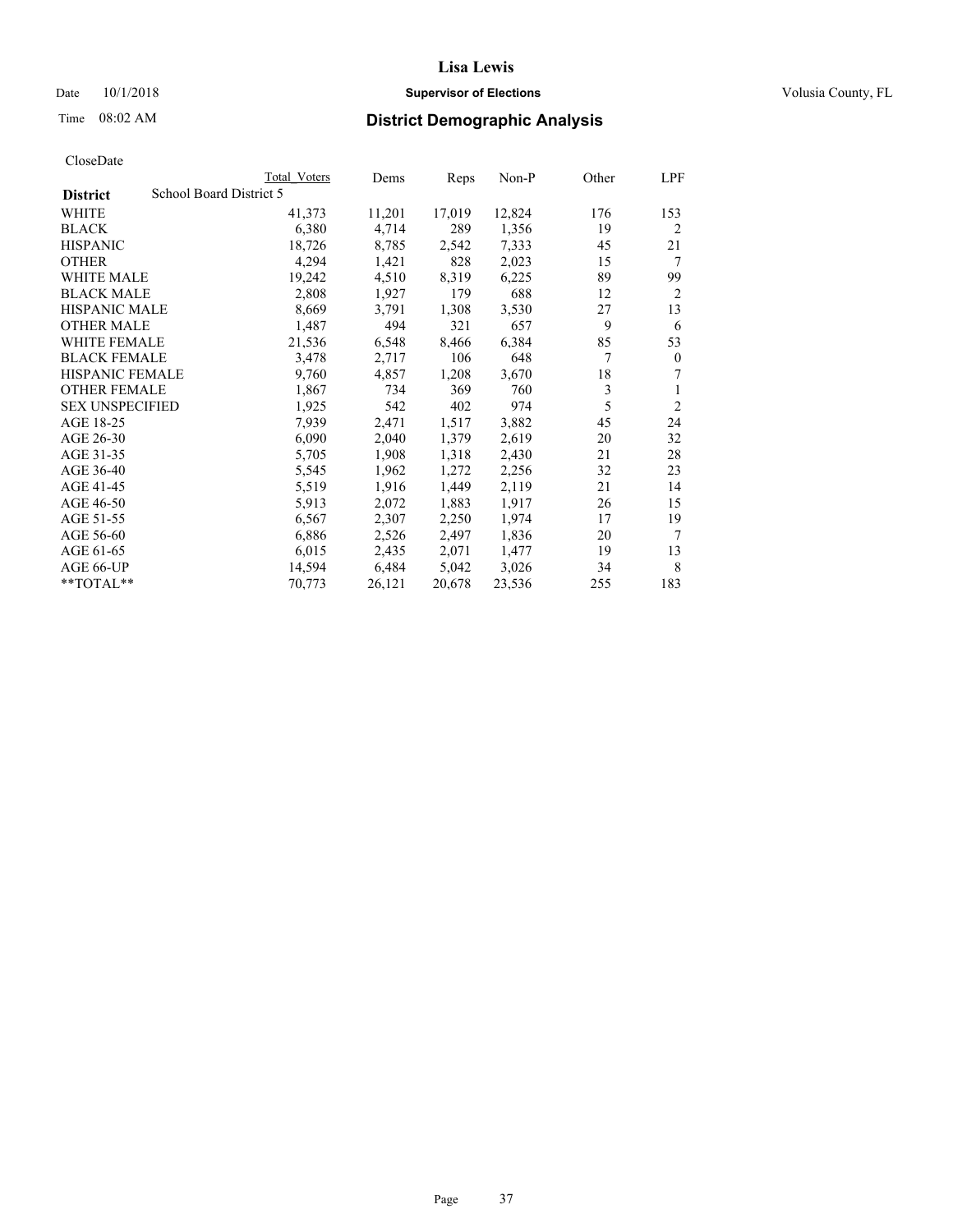# Lisa Lewis

Date 10/1/2018 **Supervisor of Elections** Volusia County, FL

Time 08:02 AM **District Demographic Analysis**

CloseDate

| | Total Voters | Dems | Reps | Non-P | Other | LPF |
|---|---|---|---|---|---|---|
| **District** School Board District 5 | | | | | | |
| WHITE | 41,373 | 11,201 | 17,019 | 12,824 | 176 | 153 |
| BLACK | 6,380 | 4,714 | 289 | 1,356 | 19 | 2 |
| HISPANIC | 18,726 | 8,785 | 2,542 | 7,333 | 45 | 21 |
| OTHER | 4,294 | 1,421 | 828 | 2,023 | 15 | 7 |
| WHITE MALE | 19,242 | 4,510 | 8,319 | 6,225 | 89 | 99 |
| BLACK MALE | 2,808 | 1,927 | 179 | 688 | 12 | 2 |
| HISPANIC MALE | 8,669 | 3,791 | 1,308 | 3,530 | 27 | 13 |
| OTHER MALE | 1,487 | 494 | 321 | 657 | 9 | 6 |
| WHITE FEMALE | 21,536 | 6,548 | 8,466 | 6,384 | 85 | 53 |
| BLACK FEMALE | 3,478 | 2,717 | 106 | 648 | 7 | 0 |
| HISPANIC FEMALE | 9,760 | 4,857 | 1,208 | 3,670 | 18 | 7 |
| OTHER FEMALE | 1,867 | 734 | 369 | 760 | 3 | 1 |
| SEX UNSPECIFIED | 1,925 | 542 | 402 | 974 | 5 | 2 |
| AGE 18-25 | 7,939 | 2,471 | 1,517 | 3,882 | 45 | 24 |
| AGE 26-30 | 6,090 | 2,040 | 1,379 | 2,619 | 20 | 32 |
| AGE 31-35 | 5,705 | 1,908 | 1,318 | 2,430 | 21 | 28 |
| AGE 36-40 | 5,545 | 1,962 | 1,272 | 2,256 | 32 | 23 |
| AGE 41-45 | 5,519 | 1,916 | 1,449 | 2,119 | 21 | 14 |
| AGE 46-50 | 5,913 | 2,072 | 1,883 | 1,917 | 26 | 15 |
| AGE 51-55 | 6,567 | 2,307 | 2,250 | 1,974 | 17 | 19 |
| AGE 56-60 | 6,886 | 2,526 | 2,497 | 1,836 | 20 | 7 |
| AGE 61-65 | 6,015 | 2,435 | 2,071 | 1,477 | 19 | 13 |
| AGE 66-UP | 14,594 | 6,484 | 5,042 | 3,026 | 34 | 8 |
| \*\*TOTAL\*\* | 70,773 | 26,121 | 20,678 | 23,536 | 255 | 183 |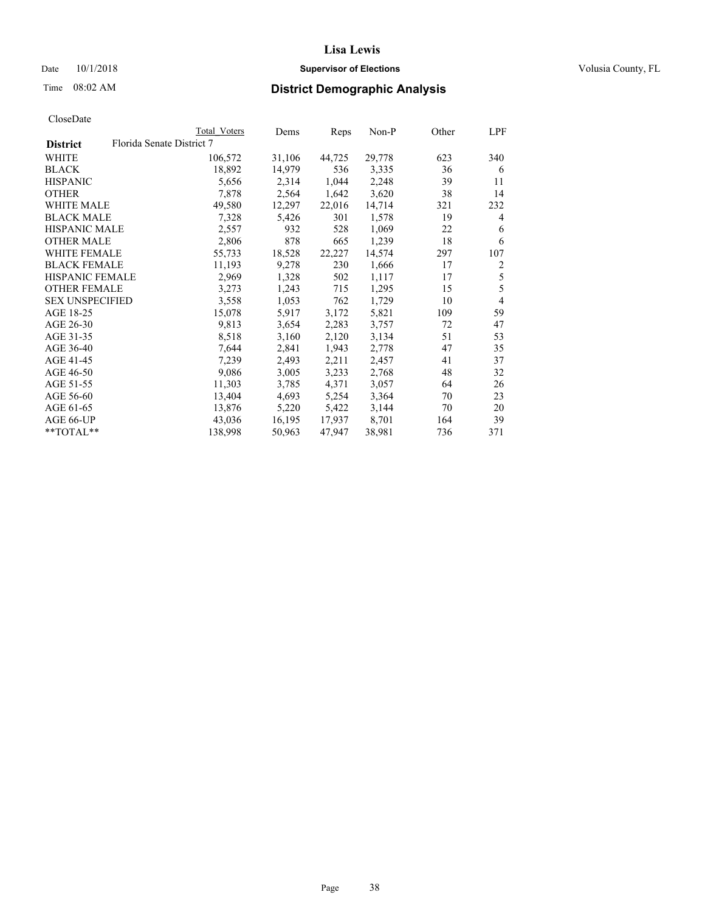# Lisa Lewis

Date 10/1/2018 **Supervisor of Elections** Volusia County, FL

Time 08:02 AM **District Demographic Analysis**

CloseDate

| | Total Voters | Dems | Reps | Non-P | Other | LPF |
|---|---|---|---|---|---|---|
| **District** Florida Senate District 7 | | | | | | |
| WHITE | 106,572 | 31,106 | 44,725 | 29,778 | 623 | 340 |
| BLACK | 18,892 | 14,979 | 536 | 3,335 | 36 | 6 |
| HISPANIC | 5,656 | 2,314 | 1,044 | 2,248 | 39 | 11 |
| OTHER | 7,878 | 2,564 | 1,642 | 3,620 | 38 | 14 |
| WHITE MALE | 49,580 | 12,297 | 22,016 | 14,714 | 321 | 232 |
| BLACK MALE | 7,328 | 5,426 | 301 | 1,578 | 19 | 4 |
| HISPANIC MALE | 2,557 | 932 | 528 | 1,069 | 22 | 6 |
| OTHER MALE | 2,806 | 878 | 665 | 1,239 | 18 | 6 |
| WHITE FEMALE | 55,733 | 18,528 | 22,227 | 14,574 | 297 | 107 |
| BLACK FEMALE | 11,193 | 9,278 | 230 | 1,666 | 17 | 2 |
| HISPANIC FEMALE | 2,969 | 1,328 | 502 | 1,117 | 17 | 5 |
| OTHER FEMALE | 3,273 | 1,243 | 715 | 1,295 | 15 | 5 |
| SEX UNSPECIFIED | 3,558 | 1,053 | 762 | 1,729 | 10 | 4 |
| AGE 18-25 | 15,078 | 5,917 | 3,172 | 5,821 | 109 | 59 |
| AGE 26-30 | 9,813 | 3,654 | 2,283 | 3,757 | 72 | 47 |
| AGE 31-35 | 8,518 | 3,160 | 2,120 | 3,134 | 51 | 53 |
| AGE 36-40 | 7,644 | 2,841 | 1,943 | 2,778 | 47 | 35 |
| AGE 41-45 | 7,239 | 2,493 | 2,211 | 2,457 | 41 | 37 |
| AGE 46-50 | 9,086 | 3,005 | 3,233 | 2,768 | 48 | 32 |
| AGE 51-55 | 11,303 | 3,785 | 4,371 | 3,057 | 64 | 26 |
| AGE 56-60 | 13,404 | 4,693 | 5,254 | 3,364 | 70 | 23 |
| AGE 61-65 | 13,876 | 5,220 | 5,422 | 3,144 | 70 | 20 |
| AGE 66-UP | 43,036 | 16,195 | 17,937 | 8,701 | 164 | 39 |
| **TOTAL** | 138,998 | 50,963 | 47,947 | 38,981 | 736 | 371 |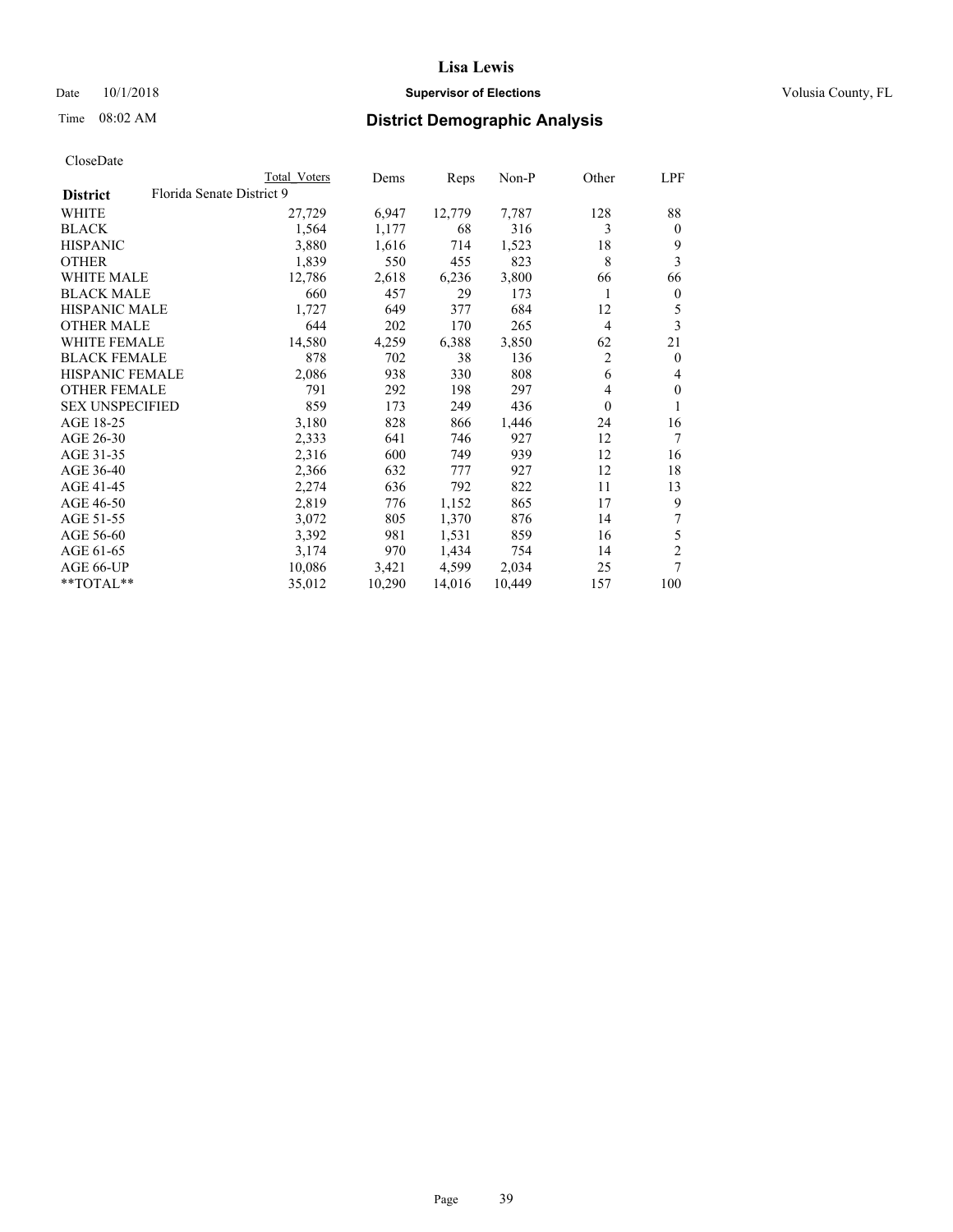# Lisa Lewis

Date 10/1/2018 **Supervisor of Elections** Volusia County, FL

Time 08:02 AM

## District Demographic Analysis

CloseDate

| | Total Voters | Dems | Reps | Non-P | Other | LPF |
|---|---|---|---|---|---|---|
| **District** Florida Senate District 9 | | | | | | |
| WHITE | 27,729 | 6,947 | 12,779 | 7,787 | 128 | 88 |
| BLACK | 1,564 | 1,177 | 68 | 316 | 3 | 0 |
| HISPANIC | 3,880 | 1,616 | 714 | 1,523 | 18 | 9 |
| OTHER | 1,839 | 550 | 455 | 823 | 8 | 3 |
| WHITE MALE | 12,786 | 2,618 | 6,236 | 3,800 | 66 | 66 |
| BLACK MALE | 660 | 457 | 29 | 173 | 1 | 0 |
| HISPANIC MALE | 1,727 | 649 | 377 | 684 | 12 | 5 |
| OTHER MALE | 644 | 202 | 170 | 265 | 4 | 3 |
| WHITE FEMALE | 14,580 | 4,259 | 6,388 | 3,850 | 62 | 21 |
| BLACK FEMALE | 878 | 702 | 38 | 136 | 2 | 0 |
| HISPANIC FEMALE | 2,086 | 938 | 330 | 808 | 6 | 4 |
| OTHER FEMALE | 791 | 292 | 198 | 297 | 4 | 0 |
| SEX UNSPECIFIED | 859 | 173 | 249 | 436 | 0 | 1 |
| AGE 18-25 | 3,180 | 828 | 866 | 1,446 | 24 | 16 |
| AGE 26-30 | 2,333 | 641 | 746 | 927 | 12 | 7 |
| AGE 31-35 | 2,316 | 600 | 749 | 939 | 12 | 16 |
| AGE 36-40 | 2,366 | 632 | 777 | 927 | 12 | 18 |
| AGE 41-45 | 2,274 | 636 | 792 | 822 | 11 | 13 |
| AGE 46-50 | 2,819 | 776 | 1,152 | 865 | 17 | 9 |
| AGE 51-55 | 3,072 | 805 | 1,370 | 876 | 14 | 7 |
| AGE 56-60 | 3,392 | 981 | 1,531 | 859 | 16 | 5 |
| AGE 61-65 | 3,174 | 970 | 1,434 | 754 | 14 | 2 |
| AGE 66-UP | 10,086 | 3,421 | 4,599 | 2,034 | 25 | 7 |
| **TOTAL** | 35,012 | 10,290 | 14,016 | 10,449 | 157 | 100 |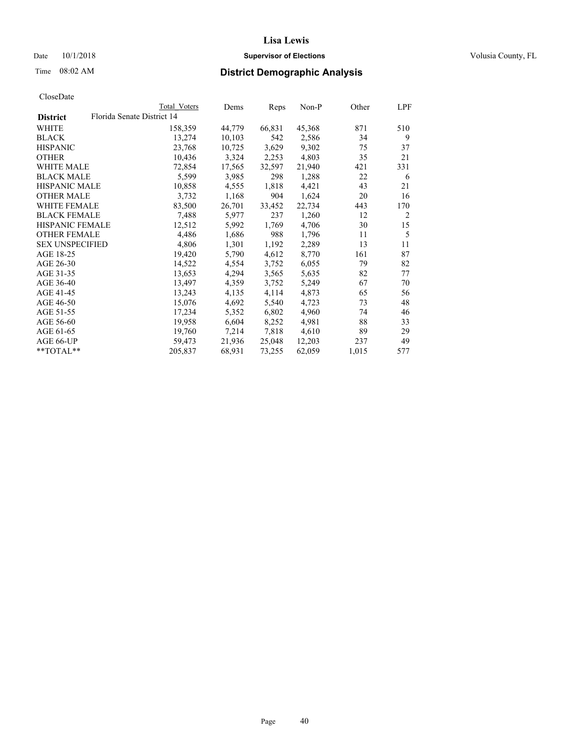Lisa Lewis

Date 10/1/2018 **Supervisor of Elections** Volusia County, FL

Time 08:02 AM **District Demographic Analysis**

CloseDate

| | Total Voters | Dems | Reps | Non-P | Other | LPF |
|---|---|---|---|---|---|---|
| **District** Florida Senate District 14 | | | | | | |
| WHITE | 158,359 | 44,779 | 66,831 | 45,368 | 871 | 510 |
| BLACK | 13,274 | 10,103 | 542 | 2,586 | 34 | 9 |
| HISPANIC | 23,768 | 10,725 | 3,629 | 9,302 | 75 | 37 |
| OTHER | 10,436 | 3,324 | 2,253 | 4,803 | 35 | 21 |
| WHITE MALE | 72,854 | 17,565 | 32,597 | 21,940 | 421 | 331 |
| BLACK MALE | 5,599 | 3,985 | 298 | 1,288 | 22 | 6 |
| HISPANIC MALE | 10,858 | 4,555 | 1,818 | 4,421 | 43 | 21 |
| OTHER MALE | 3,732 | 1,168 | 904 | 1,624 | 20 | 16 |
| WHITE FEMALE | 83,500 | 26,701 | 33,452 | 22,734 | 443 | 170 |
| BLACK FEMALE | 7,488 | 5,977 | 237 | 1,260 | 12 | 2 |
| HISPANIC FEMALE | 12,512 | 5,992 | 1,769 | 4,706 | 30 | 15 |
| OTHER FEMALE | 4,486 | 1,686 | 988 | 1,796 | 11 | 5 |
| SEX UNSPECIFIED | 4,806 | 1,301 | 1,192 | 2,289 | 13 | 11 |
| AGE 18-25 | 19,420 | 5,790 | 4,612 | 8,770 | 161 | 87 |
| AGE 26-30 | 14,522 | 4,554 | 3,752 | 6,055 | 79 | 82 |
| AGE 31-35 | 13,653 | 4,294 | 3,565 | 5,635 | 82 | 77 |
| AGE 36-40 | 13,497 | 4,359 | 3,752 | 5,249 | 67 | 70 |
| AGE 41-45 | 13,243 | 4,135 | 4,114 | 4,873 | 65 | 56 |
| AGE 46-50 | 15,076 | 4,692 | 5,540 | 4,723 | 73 | 48 |
| AGE 51-55 | 17,234 | 5,352 | 6,802 | 4,960 | 74 | 46 |
| AGE 56-60 | 19,958 | 6,604 | 8,252 | 4,981 | 88 | 33 |
| AGE 61-65 | 19,760 | 7,214 | 7,818 | 4,610 | 89 | 29 |
| AGE 66-UP | 59,473 | 21,936 | 25,048 | 12,203 | 237 | 49 |
| **TOTAL** | 205,837 | 68,931 | 73,255 | 62,059 | 1,015 | 577 |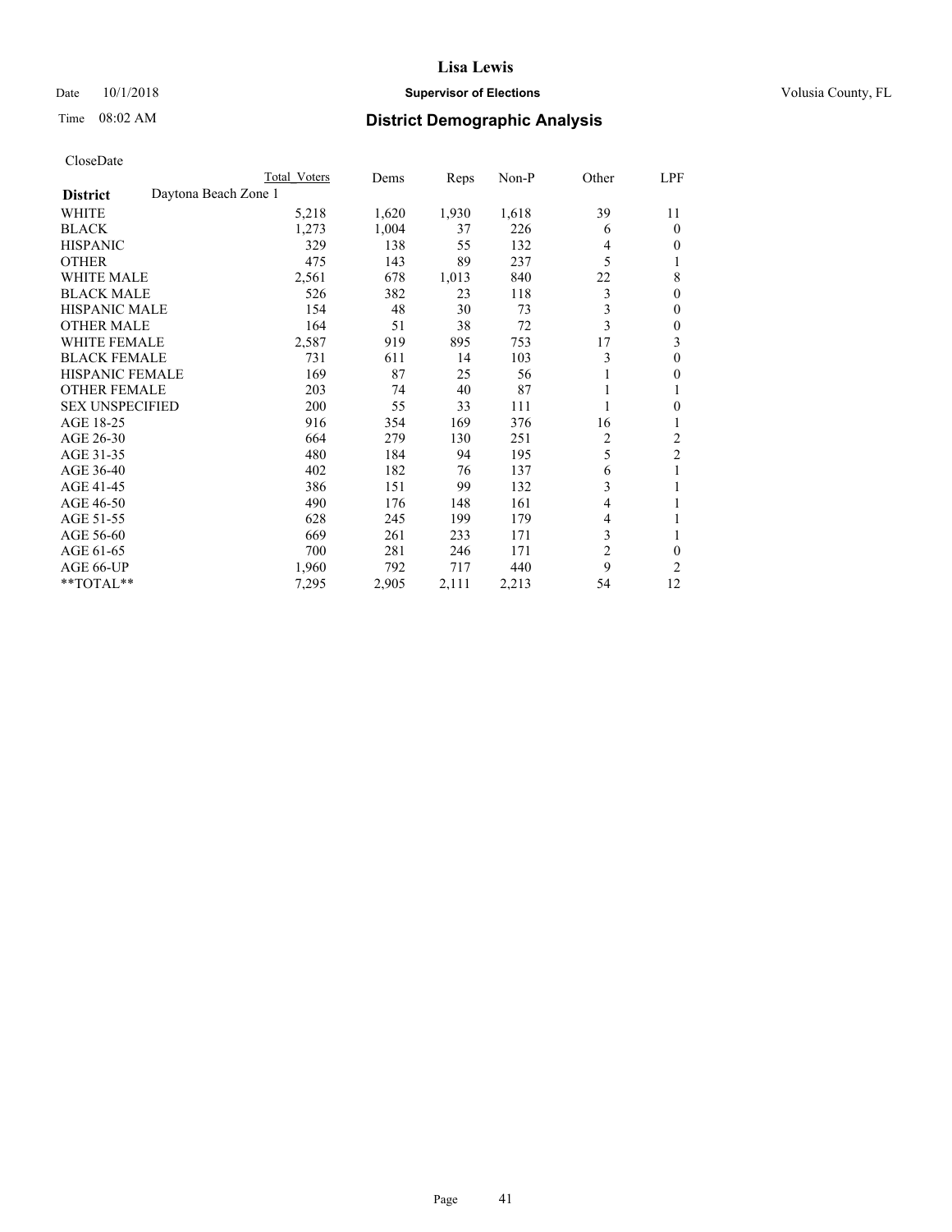# Lisa Lewis

Date 10/1/2018 **Supervisor of Elections** Volusia County, FL

Time 08:02 AM **District Demographic Analysis**

CloseDate

| District | Daytona Beach Zone 1 | Total Voters | Dems | Reps | Non-P | Other | LPF |
|---|---|---|---|---|---|---|---|
| WHITE | | 5,218 | 1,620 | 1,930 | 1,618 | 39 | 11 |
| BLACK | | 1,273 | 1,004 | 37 | 226 | 6 | 0 |
| HISPANIC | | 329 | 138 | 55 | 132 | 4 | 0 |
| OTHER | | 475 | 143 | 89 | 237 | 5 | 1 |
| WHITE MALE | | 2,561 | 678 | 1,013 | 840 | 22 | 8 |
| BLACK MALE | | 526 | 382 | 23 | 118 | 3 | 0 |
| HISPANIC MALE | | 154 | 48 | 30 | 73 | 3 | 0 |
| OTHER MALE | | 164 | 51 | 38 | 72 | 3 | 0 |
| WHITE FEMALE | | 2,587 | 919 | 895 | 753 | 17 | 3 |
| BLACK FEMALE | | 731 | 611 | 14 | 103 | 3 | 0 |
| HISPANIC FEMALE | | 169 | 87 | 25 | 56 | 1 | 0 |
| OTHER FEMALE | | 203 | 74 | 40 | 87 | 1 | 1 |
| SEX UNSPECIFIED | | 200 | 55 | 33 | 111 | 1 | 0 |
| AGE 18-25 | | 916 | 354 | 169 | 376 | 16 | 1 |
| AGE 26-30 | | 664 | 279 | 130 | 251 | 2 | 2 |
| AGE 31-35 | | 480 | 184 | 94 | 195 | 5 | 2 |
| AGE 36-40 | | 402 | 182 | 76 | 137 | 6 | 1 |
| AGE 41-45 | | 386 | 151 | 99 | 132 | 3 | 1 |
| AGE 46-50 | | 490 | 176 | 148 | 161 | 4 | 1 |
| AGE 51-55 | | 628 | 245 | 199 | 179 | 4 | 1 |
| AGE 56-60 | | 669 | 261 | 233 | 171 | 3 | 1 |
| AGE 61-65 | | 700 | 281 | 246 | 171 | 2 | 0 |
| AGE 66-UP | | 1,960 | 792 | 717 | 440 | 9 | 2 |
| **TOTAL** | | 7,295 | 2,905 | 2,111 | 2,213 | 54 | 12 |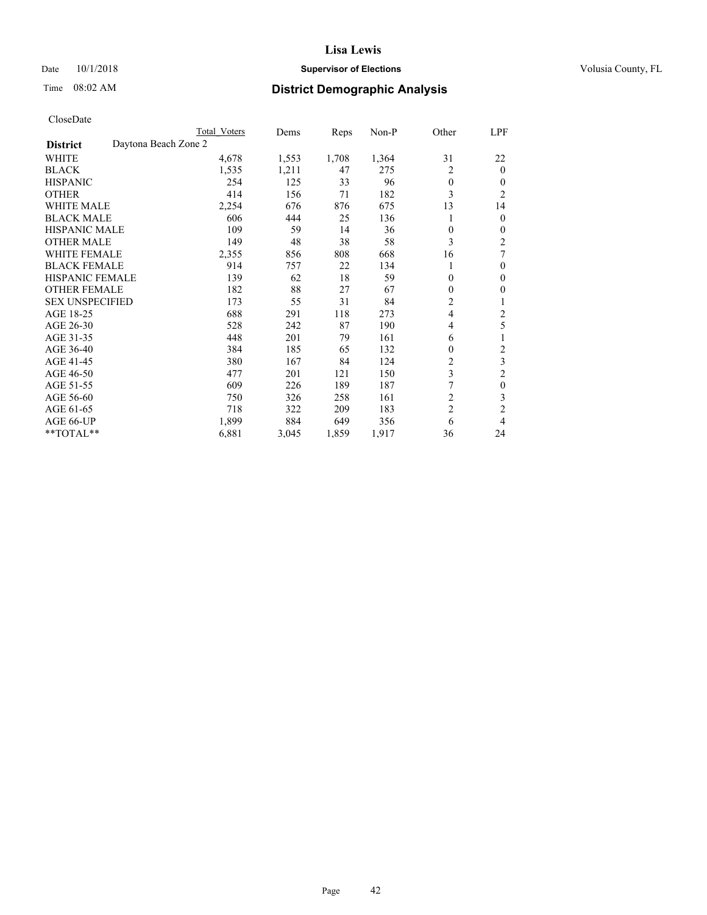# Lisa Lewis

Date 10/1/2018 **Supervisor of Elections** Volusia County, FL

Time 08:02 AM **District Demographic Analysis**

CloseDate

| | Total Voters | Dems | Reps | Non-P | Other | LPF |
|---|---|---|---|---|---|---|
| **District** Daytona Beach Zone 2 | | | | | | |
| WHITE | 4,678 | 1,553 | 1,708 | 1,364 | 31 | 22 |
| BLACK | 1,535 | 1,211 | 47 | 275 | 2 | 0 |
| HISPANIC | 254 | 125 | 33 | 96 | 0 | 0 |
| OTHER | 414 | 156 | 71 | 182 | 3 | 2 |
| WHITE MALE | 2,254 | 676 | 876 | 675 | 13 | 14 |
| BLACK MALE | 606 | 444 | 25 | 136 | 1 | 0 |
| HISPANIC MALE | 109 | 59 | 14 | 36 | 0 | 0 |
| OTHER MALE | 149 | 48 | 38 | 58 | 3 | 2 |
| WHITE FEMALE | 2,355 | 856 | 808 | 668 | 16 | 7 |
| BLACK FEMALE | 914 | 757 | 22 | 134 | 1 | 0 |
| HISPANIC FEMALE | 139 | 62 | 18 | 59 | 0 | 0 |
| OTHER FEMALE | 182 | 88 | 27 | 67 | 0 | 0 |
| SEX UNSPECIFIED | 173 | 55 | 31 | 84 | 2 | 1 |
| AGE 18-25 | 688 | 291 | 118 | 273 | 4 | 2 |
| AGE 26-30 | 528 | 242 | 87 | 190 | 4 | 5 |
| AGE 31-35 | 448 | 201 | 79 | 161 | 6 | 1 |
| AGE 36-40 | 384 | 185 | 65 | 132 | 0 | 2 |
| AGE 41-45 | 380 | 167 | 84 | 124 | 2 | 3 |
| AGE 46-50 | 477 | 201 | 121 | 150 | 3 | 2 |
| AGE 51-55 | 609 | 226 | 189 | 187 | 7 | 0 |
| AGE 56-60 | 750 | 326 | 258 | 161 | 2 | 3 |
| AGE 61-65 | 718 | 322 | 209 | 183 | 2 | 2 |
| AGE 66-UP | 1,899 | 884 | 649 | 356 | 6 | 4 |
| **TOTAL** | 6,881 | 3,045 | 1,859 | 1,917 | 36 | 24 |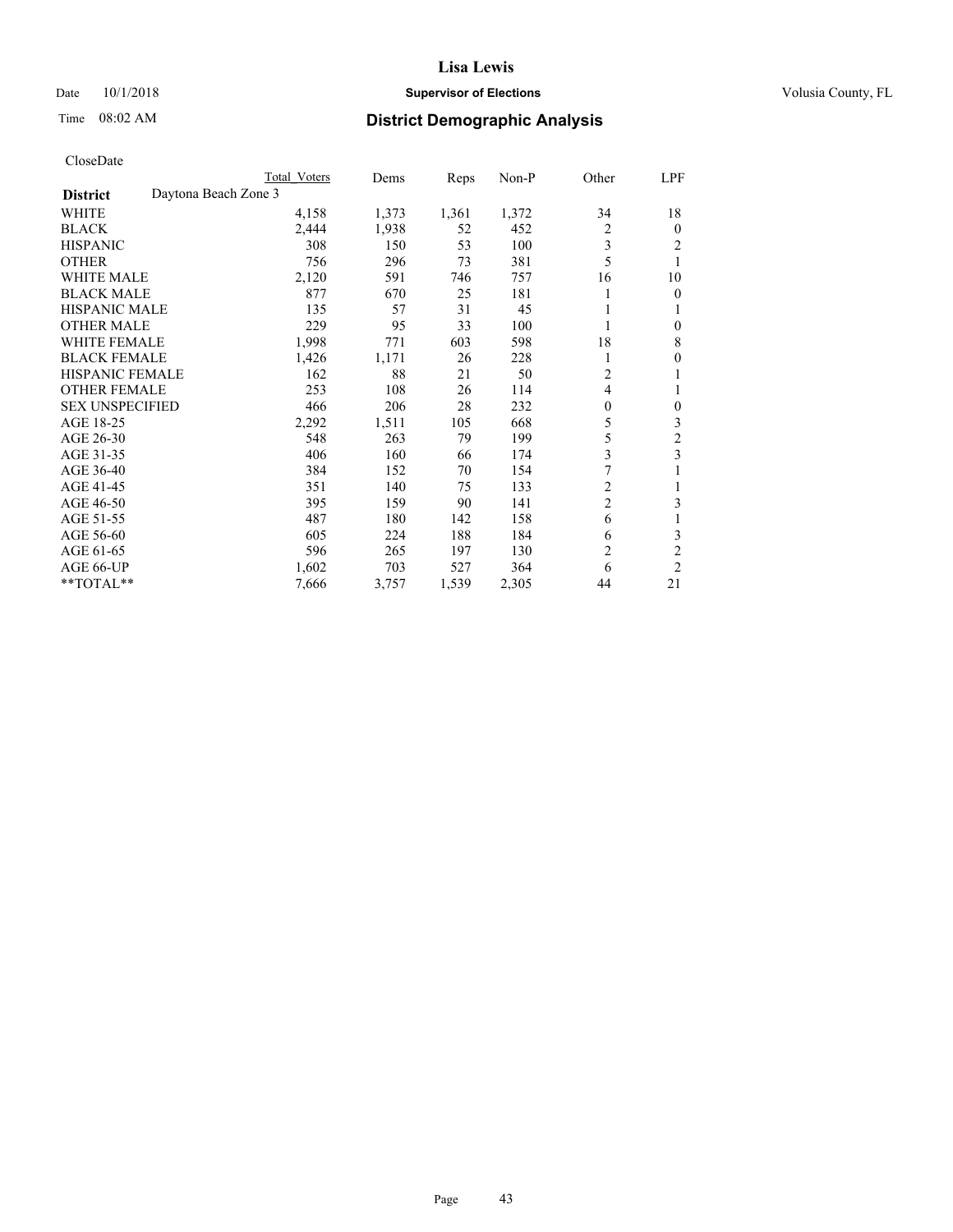# Lisa Lewis

Date 10/1/2018 **Supervisor of Elections** Volusia County, FL

Time 08:02 AM **District Demographic Analysis**

CloseDate

| District | Daytona Beach Zone 3 | Total Voters | Dems | Reps | Non-P | Other | LPF |
|---|---|---|---|---|---|---|---|
| WHITE | | 4,158 | 1,373 | 1,361 | 1,372 | 34 | 18 |
| BLACK | | 2,444 | 1,938 | 52 | 452 | 2 | 0 |
| HISPANIC | | 308 | 150 | 53 | 100 | 3 | 2 |
| OTHER | | 756 | 296 | 73 | 381 | 5 | 1 |
| WHITE MALE | | 2,120 | 591 | 746 | 757 | 16 | 10 |
| BLACK MALE | | 877 | 670 | 25 | 181 | 1 | 0 |
| HISPANIC MALE | | 135 | 57 | 31 | 45 | 1 | 1 |
| OTHER MALE | | 229 | 95 | 33 | 100 | 1 | 0 |
| WHITE FEMALE | | 1,998 | 771 | 603 | 598 | 18 | 8 |
| BLACK FEMALE | | 1,426 | 1,171 | 26 | 228 | 1 | 0 |
| HISPANIC FEMALE | | 162 | 88 | 21 | 50 | 2 | 1 |
| OTHER FEMALE | | 253 | 108 | 26 | 114 | 4 | 1 |
| SEX UNSPECIFIED | | 466 | 206 | 28 | 232 | 0 | 0 |
| AGE 18-25 | | 2,292 | 1,511 | 105 | 668 | 5 | 3 |
| AGE 26-30 | | 548 | 263 | 79 | 199 | 5 | 2 |
| AGE 31-35 | | 406 | 160 | 66 | 174 | 3 | 3 |
| AGE 36-40 | | 384 | 152 | 70 | 154 | 7 | 1 |
| AGE 41-45 | | 351 | 140 | 75 | 133 | 2 | 1 |
| AGE 46-50 | | 395 | 159 | 90 | 141 | 2 | 3 |
| AGE 51-55 | | 487 | 180 | 142 | 158 | 6 | 1 |
| AGE 56-60 | | 605 | 224 | 188 | 184 | 6 | 3 |
| AGE 61-65 | | 596 | 265 | 197 | 130 | 2 | 2 |
| AGE 66-UP | | 1,602 | 703 | 527 | 364 | 6 | 2 |
| **TOTAL** | | 7,666 | 3,757 | 1,539 | 2,305 | 44 | 21 |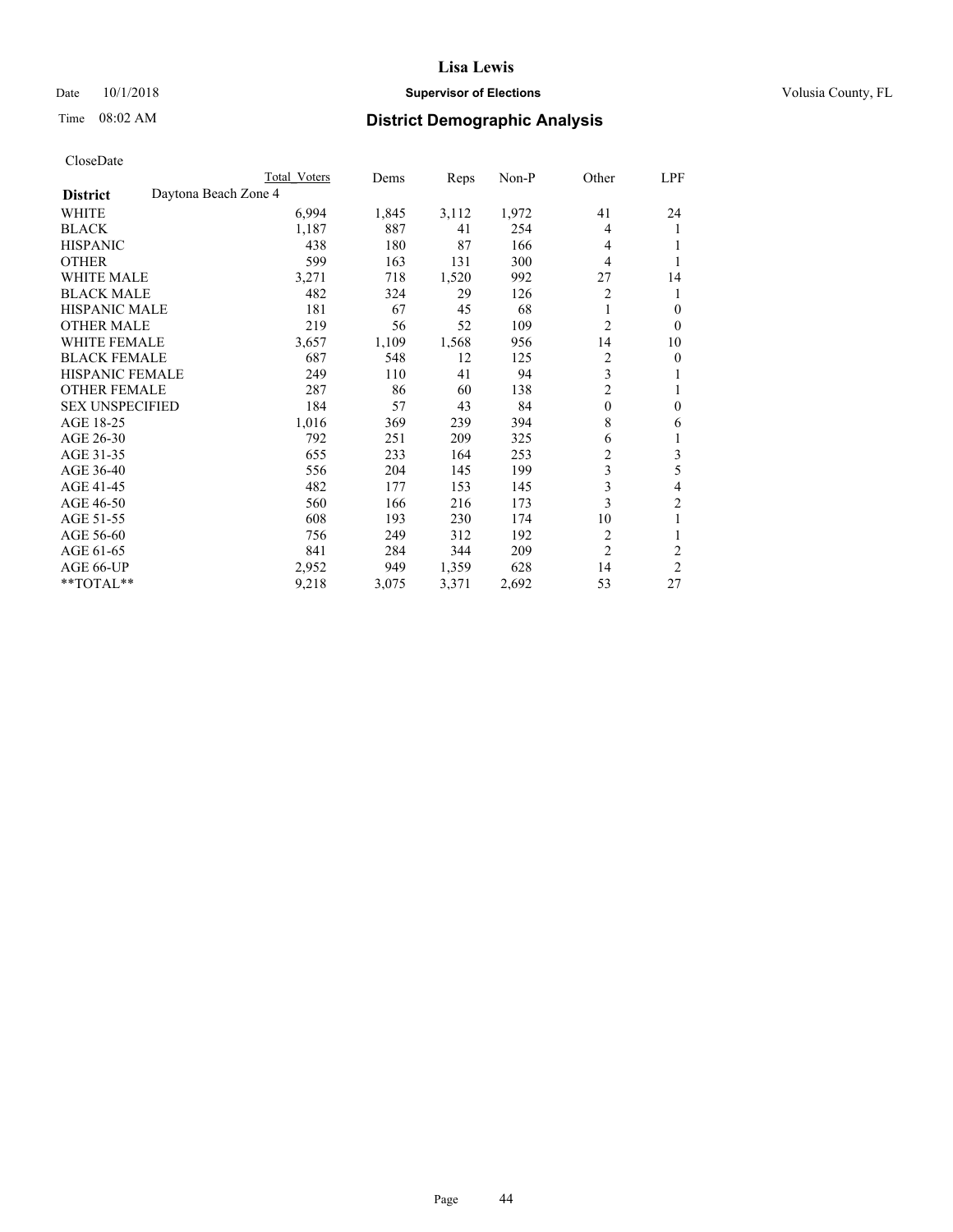# Lisa Lewis

Date 10/1/2018 **Supervisor of Elections** Volusia County, FL

Time 08:02 AM **District Demographic Analysis**

CloseDate

| District | Daytona Beach Zone 4 | Total Voters | Dems | Reps | Non-P | Other | LPF |
|---|---|---|---|---|---|---|---|
| WHITE | | 6,994 | 1,845 | 3,112 | 1,972 | 41 | 24 |
| BLACK | | 1,187 | 887 | 41 | 254 | 4 | 1 |
| HISPANIC | | 438 | 180 | 87 | 166 | 4 | 1 |
| OTHER | | 599 | 163 | 131 | 300 | 4 | 1 |
| WHITE MALE | | 3,271 | 718 | 1,520 | 992 | 27 | 14 |
| BLACK MALE | | 482 | 324 | 29 | 126 | 2 | 1 |
| HISPANIC MALE | | 181 | 67 | 45 | 68 | 1 | 0 |
| OTHER MALE | | 219 | 56 | 52 | 109 | 2 | 0 |
| WHITE FEMALE | | 3,657 | 1,109 | 1,568 | 956 | 14 | 10 |
| BLACK FEMALE | | 687 | 548 | 12 | 125 | 2 | 0 |
| HISPANIC FEMALE | | 249 | 110 | 41 | 94 | 3 | 1 |
| OTHER FEMALE | | 287 | 86 | 60 | 138 | 2 | 1 |
| SEX UNSPECIFIED | | 184 | 57 | 43 | 84 | 0 | 0 |
| AGE 18-25 | | 1,016 | 369 | 239 | 394 | 8 | 6 |
| AGE 26-30 | | 792 | 251 | 209 | 325 | 6 | 1 |
| AGE 31-35 | | 655 | 233 | 164 | 253 | 2 | 3 |
| AGE 36-40 | | 556 | 204 | 145 | 199 | 3 | 5 |
| AGE 41-45 | | 482 | 177 | 153 | 145 | 3 | 4 |
| AGE 46-50 | | 560 | 166 | 216 | 173 | 3 | 2 |
| AGE 51-55 | | 608 | 193 | 230 | 174 | 10 | 1 |
| AGE 56-60 | | 756 | 249 | 312 | 192 | 2 | 1 |
| AGE 61-65 | | 841 | 284 | 344 | 209 | 2 | 2 |
| AGE 66-UP | | 2,952 | 949 | 1,359 | 628 | 14 | 2 |
| **TOTAL** | | 9,218 | 3,075 | 3,371 | 2,692 | 53 | 27 |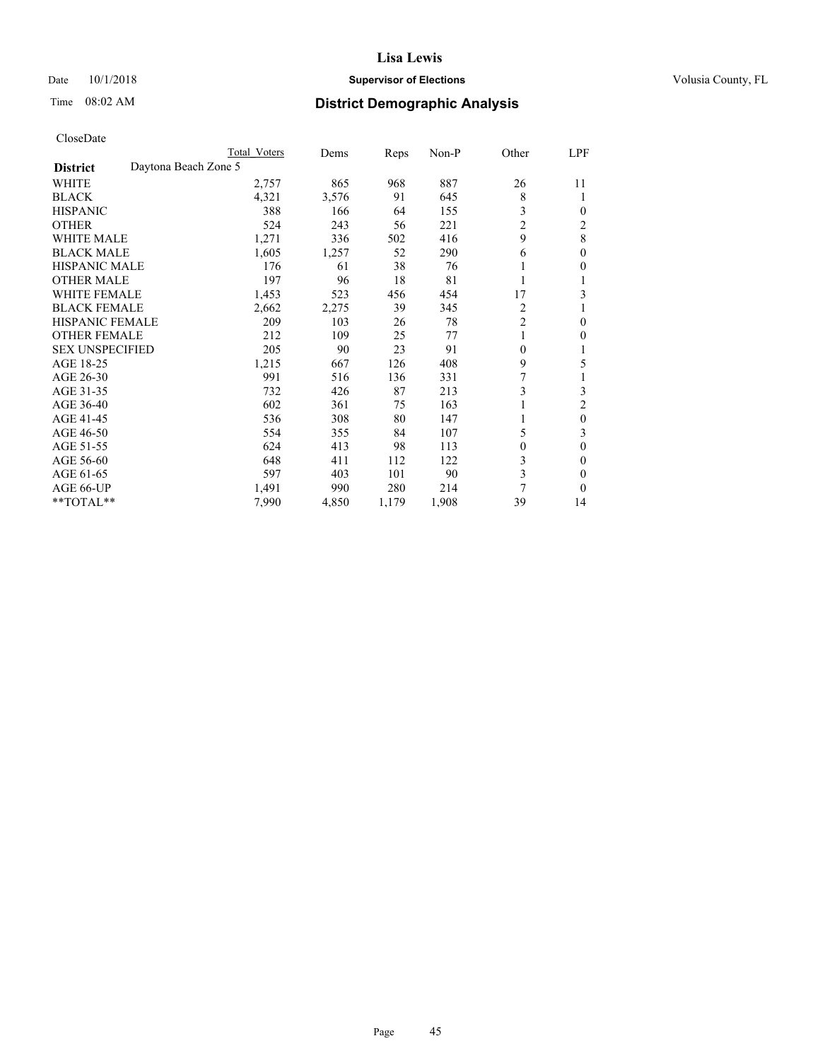# Lisa Lewis

Date 10/1/2018 **Supervisor of Elections** Volusia County, FL

Time 08:02 AM **District Demographic Analysis**

CloseDate

| | Total Voters | Dems | Reps | Non-P | Other | LPF |
|---|---|---|---|---|---|---|
| **District** Daytona Beach Zone 5 | | | | | | |
| WHITE | 2,757 | 865 | 968 | 887 | 26 | 11 |
| BLACK | 4,321 | 3,576 | 91 | 645 | 8 | 1 |
| HISPANIC | 388 | 166 | 64 | 155 | 3 | 0 |
| OTHER | 524 | 243 | 56 | 221 | 2 | 2 |
| WHITE MALE | 1,271 | 336 | 502 | 416 | 9 | 8 |
| BLACK MALE | 1,605 | 1,257 | 52 | 290 | 6 | 0 |
| HISPANIC MALE | 176 | 61 | 38 | 76 | 1 | 0 |
| OTHER MALE | 197 | 96 | 18 | 81 | 1 | 1 |
| WHITE FEMALE | 1,453 | 523 | 456 | 454 | 17 | 3 |
| BLACK FEMALE | 2,662 | 2,275 | 39 | 345 | 2 | 1 |
| HISPANIC FEMALE | 209 | 103 | 26 | 78 | 2 | 0 |
| OTHER FEMALE | 212 | 109 | 25 | 77 | 1 | 0 |
| SEX UNSPECIFIED | 205 | 90 | 23 | 91 | 0 | 1 |
| AGE 18-25 | 1,215 | 667 | 126 | 408 | 9 | 5 |
| AGE 26-30 | 991 | 516 | 136 | 331 | 7 | 1 |
| AGE 31-35 | 732 | 426 | 87 | 213 | 3 | 3 |
| AGE 36-40 | 602 | 361 | 75 | 163 | 1 | 2 |
| AGE 41-45 | 536 | 308 | 80 | 147 | 1 | 0 |
| AGE 46-50 | 554 | 355 | 84 | 107 | 5 | 3 |
| AGE 51-55 | 624 | 413 | 98 | 113 | 0 | 0 |
| AGE 56-60 | 648 | 411 | 112 | 122 | 3 | 0 |
| AGE 61-65 | 597 | 403 | 101 | 90 | 3 | 0 |
| AGE 66-UP | 1,491 | 990 | 280 | 214 | 7 | 0 |
| **TOTAL** | 7,990 | 4,850 | 1,179 | 1,908 | 39 | 14 |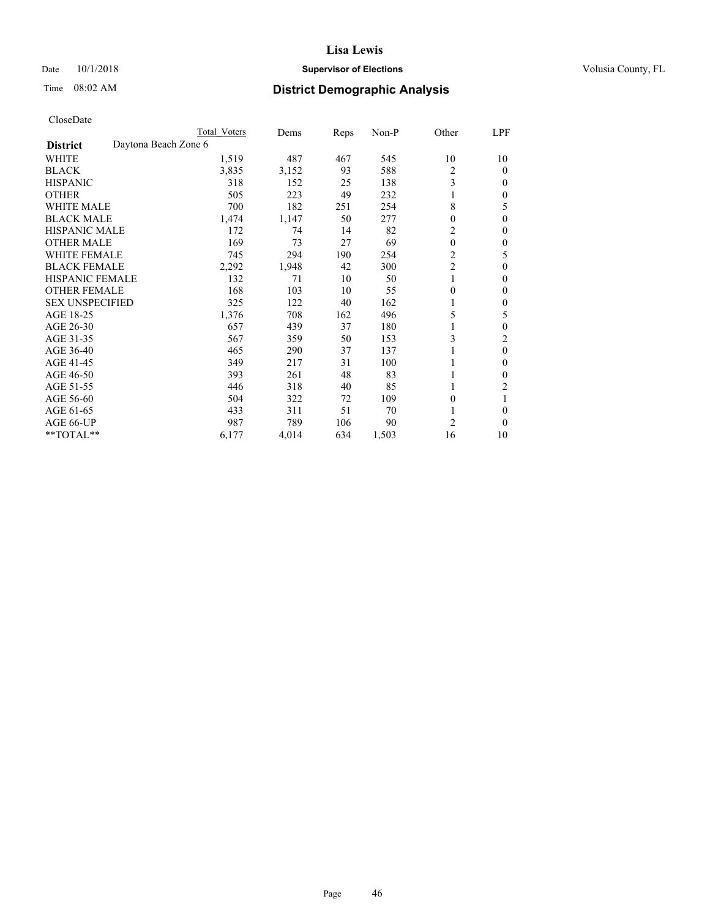# Lisa Lewis

Date 10/1/2018 **Supervisor of Elections** Volusia County, FL

Time 08:02 AM **District Demographic Analysis**

CloseDate

| | Total Voters | Dems | Reps | Non-P | Other | LPF |
|---|---|---|---|---|---|---|
| **District** Daytona Beach Zone 6 | | | | | | |
| WHITE | 1,519 | 487 | 467 | 545 | 10 | 10 |
| BLACK | 3,835 | 3,152 | 93 | 588 | 2 | 0 |
| HISPANIC | 318 | 152 | 25 | 138 | 3 | 0 |
| OTHER | 505 | 223 | 49 | 232 | 1 | 0 |
| WHITE MALE | 700 | 182 | 251 | 254 | 8 | 5 |
| BLACK MALE | 1,474 | 1,147 | 50 | 277 | 0 | 0 |
| HISPANIC MALE | 172 | 74 | 14 | 82 | 2 | 0 |
| OTHER MALE | 169 | 73 | 27 | 69 | 0 | 0 |
| WHITE FEMALE | 745 | 294 | 190 | 254 | 2 | 5 |
| BLACK FEMALE | 2,292 | 1,948 | 42 | 300 | 2 | 0 |
| HISPANIC FEMALE | 132 | 71 | 10 | 50 | 1 | 0 |
| OTHER FEMALE | 168 | 103 | 10 | 55 | 0 | 0 |
| SEX UNSPECIFIED | 325 | 122 | 40 | 162 | 1 | 0 |
| AGE 18-25 | 1,376 | 708 | 162 | 496 | 5 | 5 |
| AGE 26-30 | 657 | 439 | 37 | 180 | 1 | 0 |
| AGE 31-35 | 567 | 359 | 50 | 153 | 3 | 2 |
| AGE 36-40 | 465 | 290 | 37 | 137 | 1 | 0 |
| AGE 41-45 | 349 | 217 | 31 | 100 | 1 | 0 |
| AGE 46-50 | 393 | 261 | 48 | 83 | 1 | 0 |
| AGE 51-55 | 446 | 318 | 40 | 85 | 1 | 2 |
| AGE 56-60 | 504 | 322 | 72 | 109 | 0 | 1 |
| AGE 61-65 | 433 | 311 | 51 | 70 | 1 | 0 |
| AGE 66-UP | 987 | 789 | 106 | 90 | 2 | 0 |
| \*\*TOTAL\*\* | 6,177 | 4,014 | 634 | 1,503 | 16 | 10 |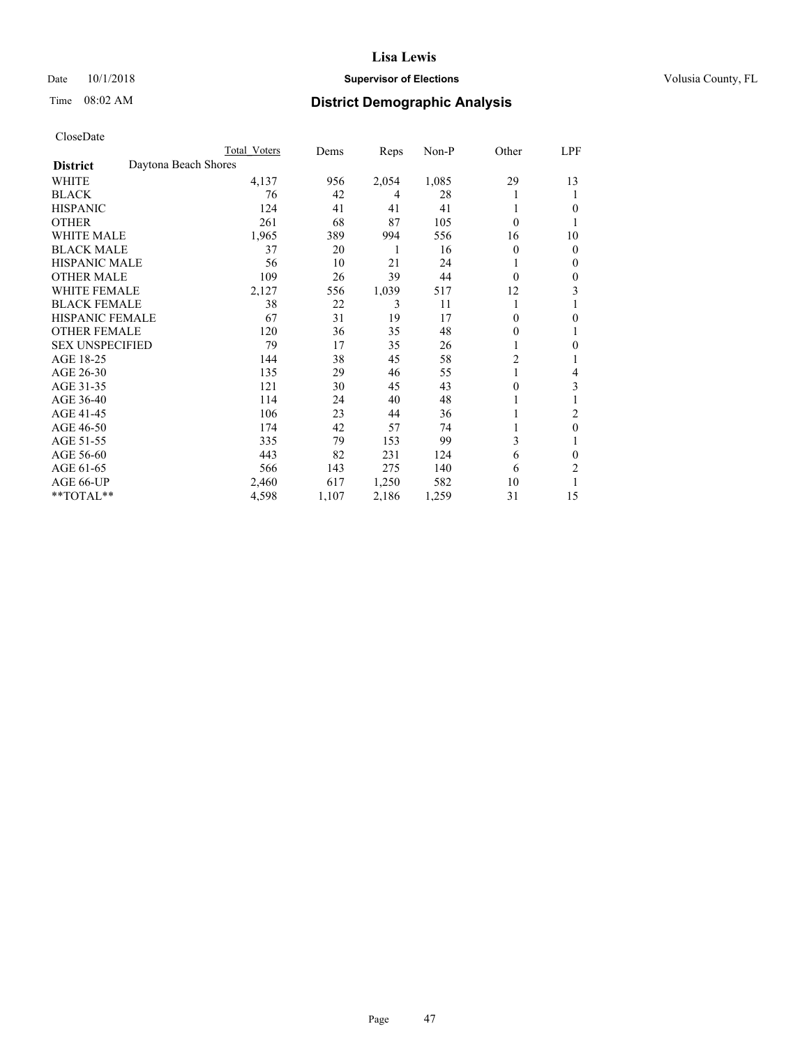**Lisa Lewis**

Date 10/1/2018 **Supervisor of Elections** Volusia County, FL

Time 08:02 AM **District Demographic Analysis**

CloseDate

| District | Daytona Beach Shores | Total Voters | Dems | Reps | Non-P | Other | LPF |
|---|---|---|---|---|---|---|---|
| WHITE | | 4,137 | 956 | 2,054 | 1,085 | 29 | 13 |
| BLACK | | 76 | 42 | 4 | 28 | 1 | 1 |
| HISPANIC | | 124 | 41 | 41 | 41 | 1 | 0 |
| OTHER | | 261 | 68 | 87 | 105 | 0 | 1 |
| WHITE MALE | | 1,965 | 389 | 994 | 556 | 16 | 10 |
| BLACK MALE | | 37 | 20 | 1 | 16 | 0 | 0 |
| HISPANIC MALE | | 56 | 10 | 21 | 24 | 1 | 0 |
| OTHER MALE | | 109 | 26 | 39 | 44 | 0 | 0 |
| WHITE FEMALE | | 2,127 | 556 | 1,039 | 517 | 12 | 3 |
| BLACK FEMALE | | 38 | 22 | 3 | 11 | 1 | 1 |
| HISPANIC FEMALE | | 67 | 31 | 19 | 17 | 0 | 0 |
| OTHER FEMALE | | 120 | 36 | 35 | 48 | 0 | 1 |
| SEX UNSPECIFIED | | 79 | 17 | 35 | 26 | 1 | 0 |
| AGE 18-25 | | 144 | 38 | 45 | 58 | 2 | 1 |
| AGE 26-30 | | 135 | 29 | 46 | 55 | 1 | 4 |
| AGE 31-35 | | 121 | 30 | 45 | 43 | 0 | 3 |
| AGE 36-40 | | 114 | 24 | 40 | 48 | 1 | 1 |
| AGE 41-45 | | 106 | 23 | 44 | 36 | 1 | 2 |
| AGE 46-50 | | 174 | 42 | 57 | 74 | 1 | 0 |
| AGE 51-55 | | 335 | 79 | 153 | 99 | 3 | 1 |
| AGE 56-60 | | 443 | 82 | 231 | 124 | 6 | 0 |
| AGE 61-65 | | 566 | 143 | 275 | 140 | 6 | 2 |
| AGE 66-UP | | 2,460 | 617 | 1,250 | 582 | 10 | 1 |
| **TOTAL** | | 4,598 | 1,107 | 2,186 | 1,259 | 31 | 15 |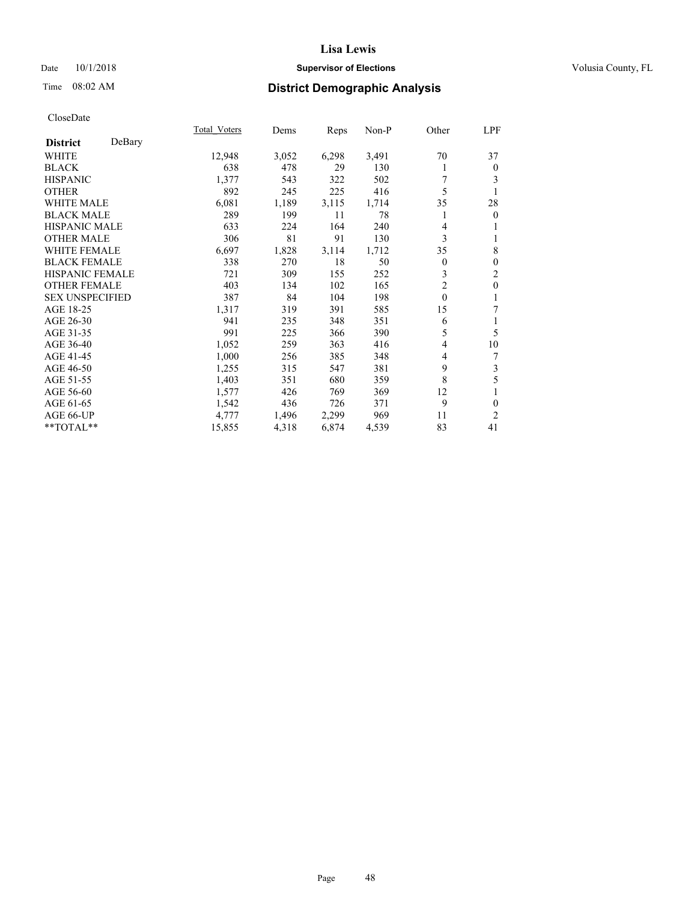# Lisa Lewis

Date 10/1/2018 **Supervisor of Elections** Volusia County, FL

Time 08:02 AM **District Demographic Analysis**

CloseDate

| **District** DeBary | Total_Voters | Dems | Reps | Non-P | Other | LPF |
|---|---|---|---|---|---|---|
| WHITE | 12,948 | 3,052 | 6,298 | 3,491 | 70 | 37 |
| BLACK | 638 | 478 | 29 | 130 | 1 | 0 |
| HISPANIC | 1,377 | 543 | 322 | 502 | 7 | 3 |
| OTHER | 892 | 245 | 225 | 416 | 5 | 1 |
| WHITE MALE | 6,081 | 1,189 | 3,115 | 1,714 | 35 | 28 |
| BLACK MALE | 289 | 199 | 11 | 78 | 1 | 0 |
| HISPANIC MALE | 633 | 224 | 164 | 240 | 4 | 1 |
| OTHER MALE | 306 | 81 | 91 | 130 | 3 | 1 |
| WHITE FEMALE | 6,697 | 1,828 | 3,114 | 1,712 | 35 | 8 |
| BLACK FEMALE | 338 | 270 | 18 | 50 | 0 | 0 |
| HISPANIC FEMALE | 721 | 309 | 155 | 252 | 3 | 2 |
| OTHER FEMALE | 403 | 134 | 102 | 165 | 2 | 0 |
| SEX UNSPECIFIED | 387 | 84 | 104 | 198 | 0 | 1 |
| AGE 18-25 | 1,317 | 319 | 391 | 585 | 15 | 7 |
| AGE 26-30 | 941 | 235 | 348 | 351 | 6 | 1 |
| AGE 31-35 | 991 | 225 | 366 | 390 | 5 | 5 |
| AGE 36-40 | 1,052 | 259 | 363 | 416 | 4 | 10 |
| AGE 41-45 | 1,000 | 256 | 385 | 348 | 4 | 7 |
| AGE 46-50 | 1,255 | 315 | 547 | 381 | 9 | 3 |
| AGE 51-55 | 1,403 | 351 | 680 | 359 | 8 | 5 |
| AGE 56-60 | 1,577 | 426 | 769 | 369 | 12 | 1 |
| AGE 61-65 | 1,542 | 436 | 726 | 371 | 9 | 0 |
| AGE 66-UP | 4,777 | 1,496 | 2,299 | 969 | 11 | 2 |
| **TOTAL** | 15,855 | 4,318 | 6,874 | 4,539 | 83 | 41 |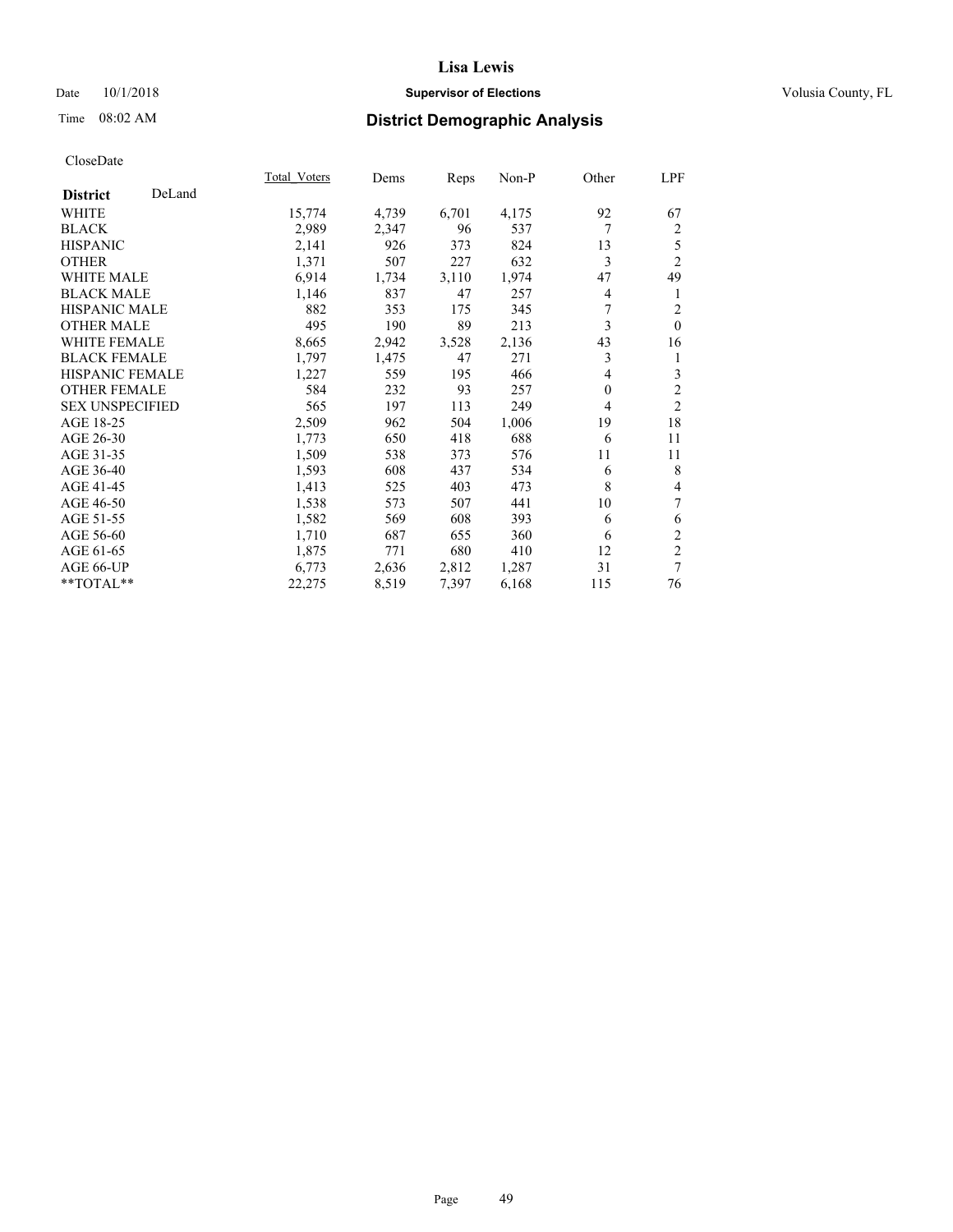# Lisa Lewis

Date 10/1/2018 **Supervisor of Elections** Volusia County, FL

Time 08:02 AM **District Demographic Analysis**

CloseDate

| **District** DeLand | Total_Voters | Dems | Reps | Non-P | Other | LPF |
|---|---|---|---|---|---|---|
| WHITE | 15,774 | 4,739 | 6,701 | 4,175 | 92 | 67 |
| BLACK | 2,989 | 2,347 | 96 | 537 | 7 | 2 |
| HISPANIC | 2,141 | 926 | 373 | 824 | 13 | 5 |
| OTHER | 1,371 | 507 | 227 | 632 | 3 | 2 |
| WHITE MALE | 6,914 | 1,734 | 3,110 | 1,974 | 47 | 49 |
| BLACK MALE | 1,146 | 837 | 47 | 257 | 4 | 1 |
| HISPANIC MALE | 882 | 353 | 175 | 345 | 7 | 2 |
| OTHER MALE | 495 | 190 | 89 | 213 | 3 | 0 |
| WHITE FEMALE | 8,665 | 2,942 | 3,528 | 2,136 | 43 | 16 |
| BLACK FEMALE | 1,797 | 1,475 | 47 | 271 | 3 | 1 |
| HISPANIC FEMALE | 1,227 | 559 | 195 | 466 | 4 | 3 |
| OTHER FEMALE | 584 | 232 | 93 | 257 | 0 | 2 |
| SEX UNSPECIFIED | 565 | 197 | 113 | 249 | 4 | 2 |
| AGE 18-25 | 2,509 | 962 | 504 | 1,006 | 19 | 18 |
| AGE 26-30 | 1,773 | 650 | 418 | 688 | 6 | 11 |
| AGE 31-35 | 1,509 | 538 | 373 | 576 | 11 | 11 |
| AGE 36-40 | 1,593 | 608 | 437 | 534 | 6 | 8 |
| AGE 41-45 | 1,413 | 525 | 403 | 473 | 8 | 4 |
| AGE 46-50 | 1,538 | 573 | 507 | 441 | 10 | 7 |
| AGE 51-55 | 1,582 | 569 | 608 | 393 | 6 | 6 |
| AGE 56-60 | 1,710 | 687 | 655 | 360 | 6 | 2 |
| AGE 61-65 | 1,875 | 771 | 680 | 410 | 12 | 2 |
| AGE 66-UP | 6,773 | 2,636 | 2,812 | 1,287 | 31 | 7 |
| **TOTAL** | 22,275 | 8,519 | 7,397 | 6,168 | 115 | 76 |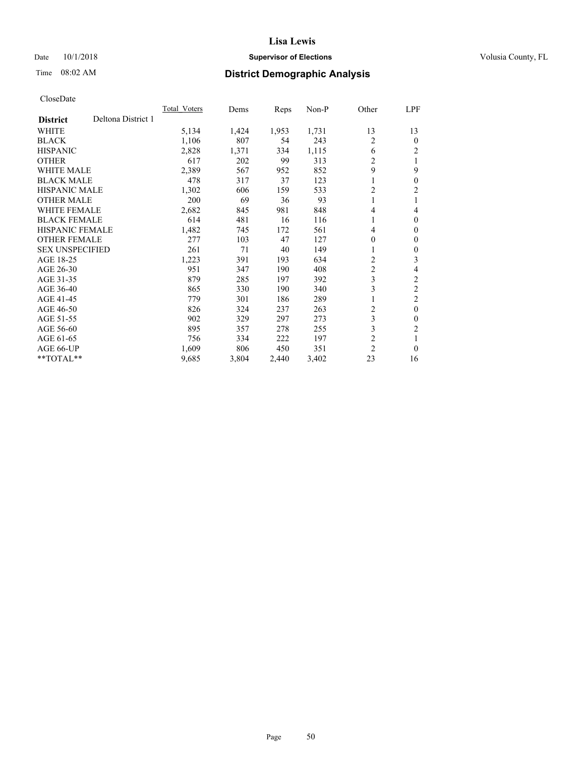Lisa Lewis

Date 10/1/2018 **Supervisor of Elections** Volusia County, FL

Time 08:02 AM **District Demographic Analysis**

CloseDate

| **District** Deltona District 1 | Total_Voters | Dems | Reps | Non-P | Other | LPF |
|---|---|---|---|---|---|---|
| WHITE | 5,134 | 1,424 | 1,953 | 1,731 | 13 | 13 |
| BLACK | 1,106 | 807 | 54 | 243 | 2 | 0 |
| HISPANIC | 2,828 | 1,371 | 334 | 1,115 | 6 | 2 |
| OTHER | 617 | 202 | 99 | 313 | 2 | 1 |
| WHITE MALE | 2,389 | 567 | 952 | 852 | 9 | 9 |
| BLACK MALE | 478 | 317 | 37 | 123 | 1 | 0 |
| HISPANIC MALE | 1,302 | 606 | 159 | 533 | 2 | 2 |
| OTHER MALE | 200 | 69 | 36 | 93 | 1 | 1 |
| WHITE FEMALE | 2,682 | 845 | 981 | 848 | 4 | 4 |
| BLACK FEMALE | 614 | 481 | 16 | 116 | 1 | 0 |
| HISPANIC FEMALE | 1,482 | 745 | 172 | 561 | 4 | 0 |
| OTHER FEMALE | 277 | 103 | 47 | 127 | 0 | 0 |
| SEX UNSPECIFIED | 261 | 71 | 40 | 149 | 1 | 0 |
| AGE 18-25 | 1,223 | 391 | 193 | 634 | 2 | 3 |
| AGE 26-30 | 951 | 347 | 190 | 408 | 2 | 4 |
| AGE 31-35 | 879 | 285 | 197 | 392 | 3 | 2 |
| AGE 36-40 | 865 | 330 | 190 | 340 | 3 | 2 |
| AGE 41-45 | 779 | 301 | 186 | 289 | 1 | 2 |
| AGE 46-50 | 826 | 324 | 237 | 263 | 2 | 0 |
| AGE 51-55 | 902 | 329 | 297 | 273 | 3 | 0 |
| AGE 56-60 | 895 | 357 | 278 | 255 | 3 | 2 |
| AGE 61-65 | 756 | 334 | 222 | 197 | 2 | 1 |
| AGE 66-UP | 1,609 | 806 | 450 | 351 | 2 | 0 |
| **TOTAL** | 9,685 | 3,804 | 2,440 | 3,402 | 23 | 16 |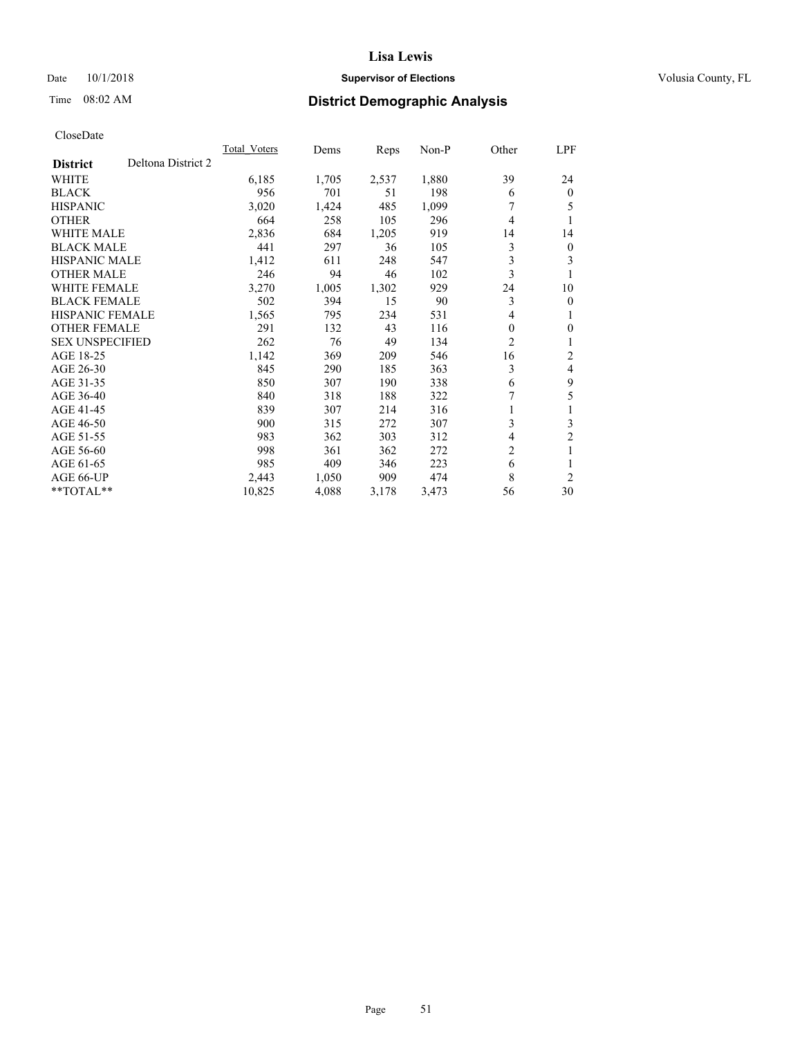# Lisa Lewis

Date 10/1/2018 **Supervisor of Elections** Volusia County, FL

Time 08:02 AM **District Demographic Analysis**

CloseDate

| **District** Deltona District 2 | Total_Voters | Dems | Reps | Non-P | Other | LPF |
|---|---|---|---|---|---|---|
| WHITE | 6,185 | 1,705 | 2,537 | 1,880 | 39 | 24 |
| BLACK | 956 | 701 | 51 | 198 | 6 | 0 |
| HISPANIC | 3,020 | 1,424 | 485 | 1,099 | 7 | 5 |
| OTHER | 664 | 258 | 105 | 296 | 4 | 1 |
| WHITE MALE | 2,836 | 684 | 1,205 | 919 | 14 | 14 |
| BLACK MALE | 441 | 297 | 36 | 105 | 3 | 0 |
| HISPANIC MALE | 1,412 | 611 | 248 | 547 | 3 | 3 |
| OTHER MALE | 246 | 94 | 46 | 102 | 3 | 1 |
| WHITE FEMALE | 3,270 | 1,005 | 1,302 | 929 | 24 | 10 |
| BLACK FEMALE | 502 | 394 | 15 | 90 | 3 | 0 |
| HISPANIC FEMALE | 1,565 | 795 | 234 | 531 | 4 | 1 |
| OTHER FEMALE | 291 | 132 | 43 | 116 | 0 | 0 |
| SEX UNSPECIFIED | 262 | 76 | 49 | 134 | 2 | 1 |
| AGE 18-25 | 1,142 | 369 | 209 | 546 | 16 | 2 |
| AGE 26-30 | 845 | 290 | 185 | 363 | 3 | 4 |
| AGE 31-35 | 850 | 307 | 190 | 338 | 6 | 9 |
| AGE 36-40 | 840 | 318 | 188 | 322 | 7 | 5 |
| AGE 41-45 | 839 | 307 | 214 | 316 | 1 | 1 |
| AGE 46-50 | 900 | 315 | 272 | 307 | 3 | 3 |
| AGE 51-55 | 983 | 362 | 303 | 312 | 4 | 2 |
| AGE 56-60 | 998 | 361 | 362 | 272 | 2 | 1 |
| AGE 61-65 | 985 | 409 | 346 | 223 | 6 | 1 |
| AGE 66-UP | 2,443 | 1,050 | 909 | 474 | 8 | 2 |
| **TOTAL** | 10,825 | 4,088 | 3,178 | 3,473 | 56 | 30 |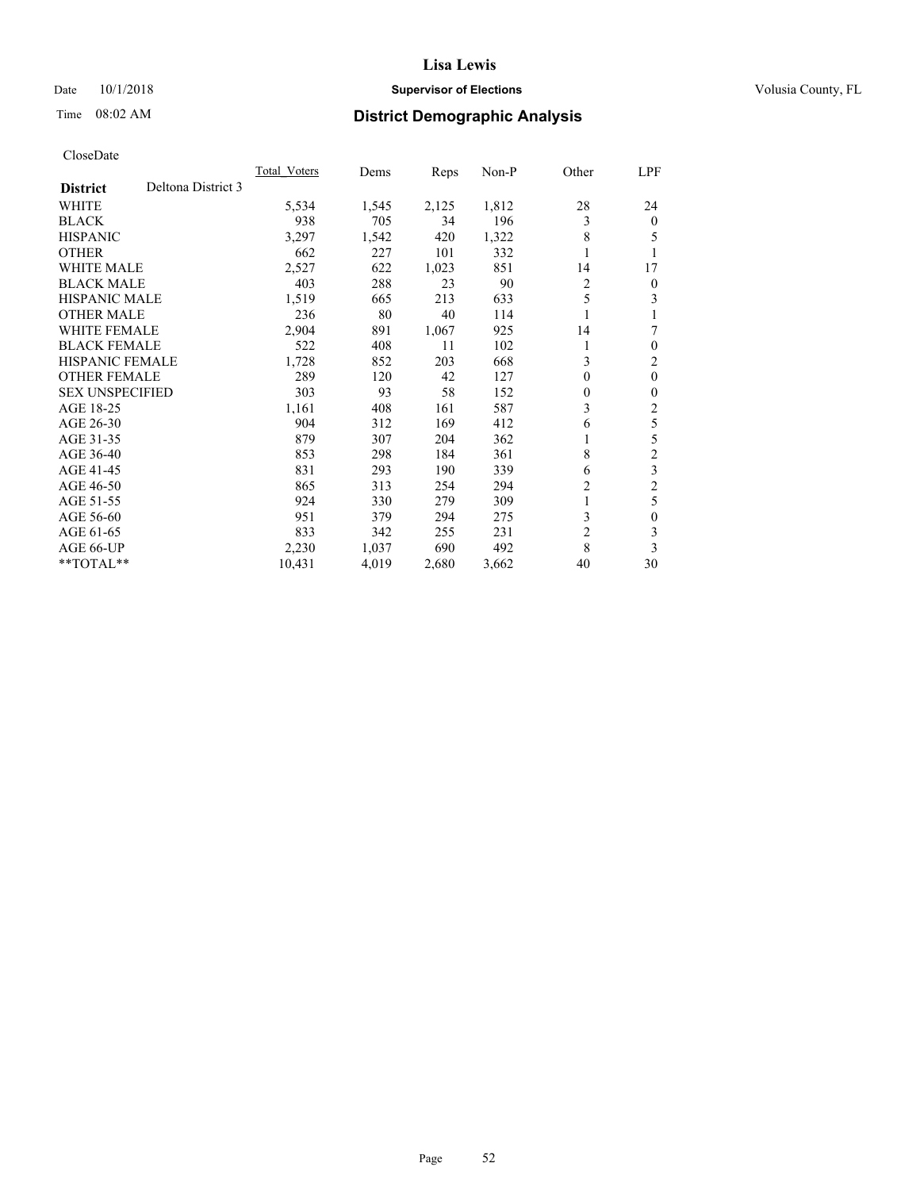# Lisa Lewis

Date 10/1/2018 **Supervisor of Elections** Volusia County, FL

Time 08:02 AM **District Demographic Analysis**

CloseDate

| **District** | Deltona District 3 | Total Voters | Dems | Reps | Non-P | Other | LPF |
|---|---|---|---|---|---|---|---|
| WHITE | | 5,534 | 1,545 | 2,125 | 1,812 | 28 | 24 |
| BLACK | | 938 | 705 | 34 | 196 | 3 | 0 |
| HISPANIC | | 3,297 | 1,542 | 420 | 1,322 | 8 | 5 |
| OTHER | | 662 | 227 | 101 | 332 | 1 | 1 |
| WHITE MALE | | 2,527 | 622 | 1,023 | 851 | 14 | 17 |
| BLACK MALE | | 403 | 288 | 23 | 90 | 2 | 0 |
| HISPANIC MALE | | 1,519 | 665 | 213 | 633 | 5 | 3 |
| OTHER MALE | | 236 | 80 | 40 | 114 | 1 | 1 |
| WHITE FEMALE | | 2,904 | 891 | 1,067 | 925 | 14 | 7 |
| BLACK FEMALE | | 522 | 408 | 11 | 102 | 1 | 0 |
| HISPANIC FEMALE | | 1,728 | 852 | 203 | 668 | 3 | 2 |
| OTHER FEMALE | | 289 | 120 | 42 | 127 | 0 | 0 |
| SEX UNSPECIFIED | | 303 | 93 | 58 | 152 | 0 | 0 |
| AGE 18-25 | | 1,161 | 408 | 161 | 587 | 3 | 2 |
| AGE 26-30 | | 904 | 312 | 169 | 412 | 6 | 5 |
| AGE 31-35 | | 879 | 307 | 204 | 362 | 1 | 5 |
| AGE 36-40 | | 853 | 298 | 184 | 361 | 8 | 2 |
| AGE 41-45 | | 831 | 293 | 190 | 339 | 6 | 3 |
| AGE 46-50 | | 865 | 313 | 254 | 294 | 2 | 2 |
| AGE 51-55 | | 924 | 330 | 279 | 309 | 1 | 5 |
| AGE 56-60 | | 951 | 379 | 294 | 275 | 3 | 0 |
| AGE 61-65 | | 833 | 342 | 255 | 231 | 2 | 3 |
| AGE 66-UP | | 2,230 | 1,037 | 690 | 492 | 8 | 3 |
| **TOTAL** | | 10,431 | 4,019 | 2,680 | 3,662 | 40 | 30 |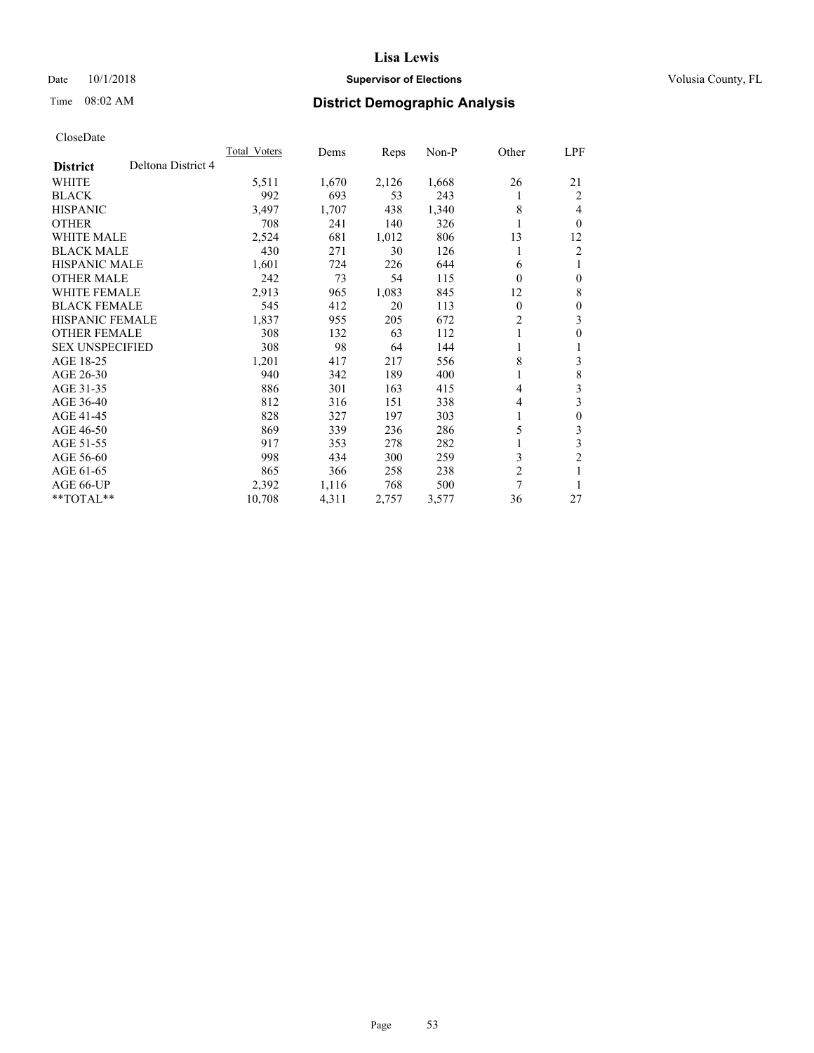# Lisa Lewis

Date 10/1/2018 **Supervisor of Elections** Volusia County, FL

Time 08:02 AM **District Demographic Analysis**

CloseDate

| **District** Deltona District 4 | Total_Voters | Dems | Reps | Non-P | Other | LPF |
|---|---|---|---|---|---|---|
| WHITE | 5,511 | 1,670 | 2,126 | 1,668 | 26 | 21 |
| BLACK | 992 | 693 | 53 | 243 | 1 | 2 |
| HISPANIC | 3,497 | 1,707 | 438 | 1,340 | 8 | 4 |
| OTHER | 708 | 241 | 140 | 326 | 1 | 0 |
| WHITE MALE | 2,524 | 681 | 1,012 | 806 | 13 | 12 |
| BLACK MALE | 430 | 271 | 30 | 126 | 1 | 2 |
| HISPANIC MALE | 1,601 | 724 | 226 | 644 | 6 | 1 |
| OTHER MALE | 242 | 73 | 54 | 115 | 0 | 0 |
| WHITE FEMALE | 2,913 | 965 | 1,083 | 845 | 12 | 8 |
| BLACK FEMALE | 545 | 412 | 20 | 113 | 0 | 0 |
| HISPANIC FEMALE | 1,837 | 955 | 205 | 672 | 2 | 3 |
| OTHER FEMALE | 308 | 132 | 63 | 112 | 1 | 0 |
| SEX UNSPECIFIED | 308 | 98 | 64 | 144 | 1 | 1 |
| AGE 18-25 | 1,201 | 417 | 217 | 556 | 8 | 3 |
| AGE 26-30 | 940 | 342 | 189 | 400 | 1 | 8 |
| AGE 31-35 | 886 | 301 | 163 | 415 | 4 | 3 |
| AGE 36-40 | 812 | 316 | 151 | 338 | 4 | 3 |
| AGE 41-45 | 828 | 327 | 197 | 303 | 1 | 0 |
| AGE 46-50 | 869 | 339 | 236 | 286 | 5 | 3 |
| AGE 51-55 | 917 | 353 | 278 | 282 | 1 | 3 |
| AGE 56-60 | 998 | 434 | 300 | 259 | 3 | 2 |
| AGE 61-65 | 865 | 366 | 258 | 238 | 2 | 1 |
| AGE 66-UP | 2,392 | 1,116 | 768 | 500 | 7 | 1 |
| **TOTAL** | 10,708 | 4,311 | 2,757 | 3,577 | 36 | 27 |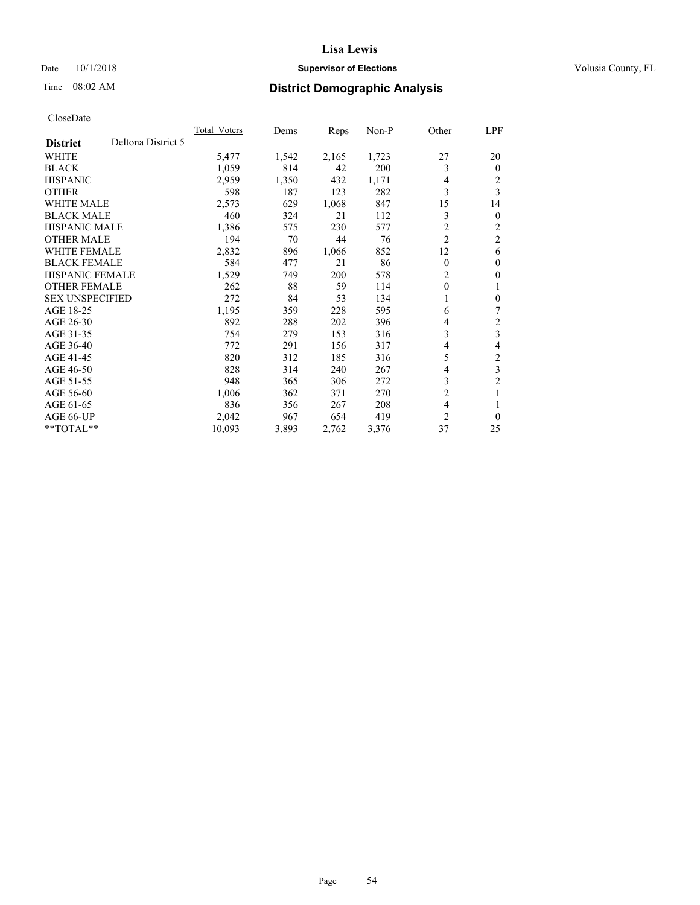Date 10/1/2018

Time 08:02 AM

# Lisa Lewis

**Supervisor of Elections**

Volusia County, FL

## District Demographic Analysis

CloseDate

| **District** Deltona District 5 | Total_Voters | Dems | Reps | Non-P | Other | LPF |
|---|---|---|---|---|---|---|
| WHITE | 5,477 | 1,542 | 2,165 | 1,723 | 27 | 20 |
| BLACK | 1,059 | 814 | 42 | 200 | 3 | 0 |
| HISPANIC | 2,959 | 1,350 | 432 | 1,171 | 4 | 2 |
| OTHER | 598 | 187 | 123 | 282 | 3 | 3 |
| WHITE MALE | 2,573 | 629 | 1,068 | 847 | 15 | 14 |
| BLACK MALE | 460 | 324 | 21 | 112 | 3 | 0 |
| HISPANIC MALE | 1,386 | 575 | 230 | 577 | 2 | 2 |
| OTHER MALE | 194 | 70 | 44 | 76 | 2 | 2 |
| WHITE FEMALE | 2,832 | 896 | 1,066 | 852 | 12 | 6 |
| BLACK FEMALE | 584 | 477 | 21 | 86 | 0 | 0 |
| HISPANIC FEMALE | 1,529 | 749 | 200 | 578 | 2 | 0 |
| OTHER FEMALE | 262 | 88 | 59 | 114 | 0 | 1 |
| SEX UNSPECIFIED | 272 | 84 | 53 | 134 | 1 | 0 |
| AGE 18-25 | 1,195 | 359 | 228 | 595 | 6 | 7 |
| AGE 26-30 | 892 | 288 | 202 | 396 | 4 | 2 |
| AGE 31-35 | 754 | 279 | 153 | 316 | 3 | 3 |
| AGE 36-40 | 772 | 291 | 156 | 317 | 4 | 4 |
| AGE 41-45 | 820 | 312 | 185 | 316 | 5 | 2 |
| AGE 46-50 | 828 | 314 | 240 | 267 | 4 | 3 |
| AGE 51-55 | 948 | 365 | 306 | 272 | 3 | 2 |
| AGE 56-60 | 1,006 | 362 | 371 | 270 | 2 | 1 |
| AGE 61-65 | 836 | 356 | 267 | 208 | 4 | 1 |
| AGE 66-UP | 2,042 | 967 | 654 | 419 | 2 | 0 |
| **TOTAL** | 10,093 | 3,893 | 2,762 | 3,376 | 37 | 25 |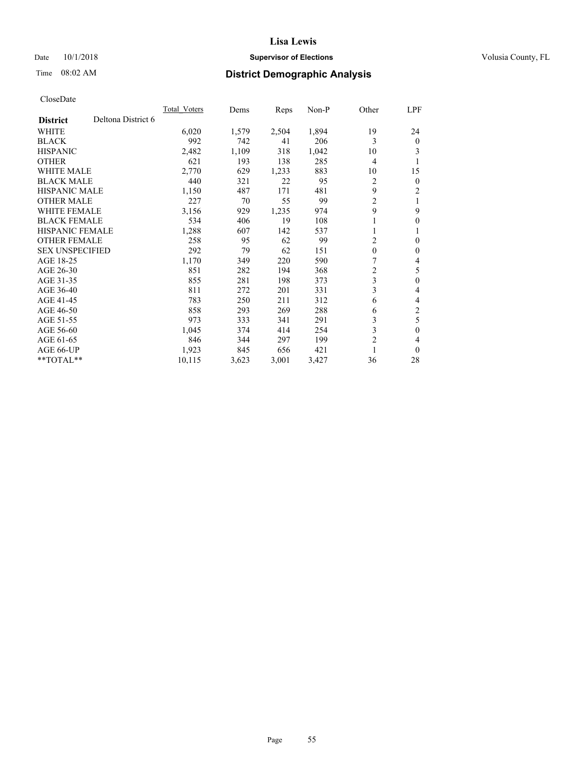# Lisa Lewis

Date 10/1/2018 **Supervisor of Elections** Volusia County, FL

Time 08:02 AM **District Demographic Analysis**

CloseDate

| **District** Deltona District 6 | Total_Voters | Dems | Reps | Non-P | Other | LPF |
|---|---|---|---|---|---|---|
| WHITE | 6,020 | 1,579 | 2,504 | 1,894 | 19 | 24 |
| BLACK | 992 | 742 | 41 | 206 | 3 | 0 |
| HISPANIC | 2,482 | 1,109 | 318 | 1,042 | 10 | 3 |
| OTHER | 621 | 193 | 138 | 285 | 4 | 1 |
| WHITE MALE | 2,770 | 629 | 1,233 | 883 | 10 | 15 |
| BLACK MALE | 440 | 321 | 22 | 95 | 2 | 0 |
| HISPANIC MALE | 1,150 | 487 | 171 | 481 | 9 | 2 |
| OTHER MALE | 227 | 70 | 55 | 99 | 2 | 1 |
| WHITE FEMALE | 3,156 | 929 | 1,235 | 974 | 9 | 9 |
| BLACK FEMALE | 534 | 406 | 19 | 108 | 1 | 0 |
| HISPANIC FEMALE | 1,288 | 607 | 142 | 537 | 1 | 1 |
| OTHER FEMALE | 258 | 95 | 62 | 99 | 2 | 0 |
| SEX UNSPECIFIED | 292 | 79 | 62 | 151 | 0 | 0 |
| AGE 18-25 | 1,170 | 349 | 220 | 590 | 7 | 4 |
| AGE 26-30 | 851 | 282 | 194 | 368 | 2 | 5 |
| AGE 31-35 | 855 | 281 | 198 | 373 | 3 | 0 |
| AGE 36-40 | 811 | 272 | 201 | 331 | 3 | 4 |
| AGE 41-45 | 783 | 250 | 211 | 312 | 6 | 4 |
| AGE 46-50 | 858 | 293 | 269 | 288 | 6 | 2 |
| AGE 51-55 | 973 | 333 | 341 | 291 | 3 | 5 |
| AGE 56-60 | 1,045 | 374 | 414 | 254 | 3 | 0 |
| AGE 61-65 | 846 | 344 | 297 | 199 | 2 | 4 |
| AGE 66-UP | 1,923 | 845 | 656 | 421 | 1 | 0 |
| **TOTAL** | 10,115 | 3,623 | 3,001 | 3,427 | 36 | 28 |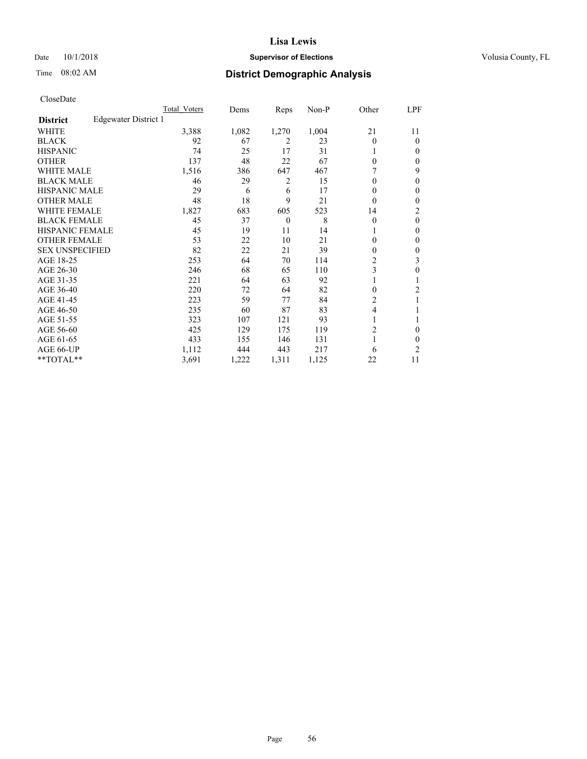# Lisa Lewis

Date 10/1/2018 | **Supervisor of Elections** | Volusia County, FL

Time 08:02 AM | **District Demographic Analysis**

CloseDate

| | Total_Voters | Dems | Reps | Non-P | Other | LPF |
|---|---|---|---|---|---|---|
| **District** Edgewater District 1 | | | | | | |
| WHITE | 3,388 | 1,082 | 1,270 | 1,004 | 21 | 11 |
| BLACK | 92 | 67 | 2 | 23 | 0 | 0 |
| HISPANIC | 74 | 25 | 17 | 31 | 1 | 0 |
| OTHER | 137 | 48 | 22 | 67 | 0 | 0 |
| WHITE MALE | 1,516 | 386 | 647 | 467 | 7 | 9 |
| BLACK MALE | 46 | 29 | 2 | 15 | 0 | 0 |
| HISPANIC MALE | 29 | 6 | 6 | 17 | 0 | 0 |
| OTHER MALE | 48 | 18 | 9 | 21 | 0 | 0 |
| WHITE FEMALE | 1,827 | 683 | 605 | 523 | 14 | 2 |
| BLACK FEMALE | 45 | 37 | 0 | 8 | 0 | 0 |
| HISPANIC FEMALE | 45 | 19 | 11 | 14 | 1 | 0 |
| OTHER FEMALE | 53 | 22 | 10 | 21 | 0 | 0 |
| SEX UNSPECIFIED | 82 | 22 | 21 | 39 | 0 | 0 |
| AGE 18-25 | 253 | 64 | 70 | 114 | 2 | 3 |
| AGE 26-30 | 246 | 68 | 65 | 110 | 3 | 0 |
| AGE 31-35 | 221 | 64 | 63 | 92 | 1 | 1 |
| AGE 36-40 | 220 | 72 | 64 | 82 | 0 | 2 |
| AGE 41-45 | 223 | 59 | 77 | 84 | 2 | 1 |
| AGE 46-50 | 235 | 60 | 87 | 83 | 4 | 1 |
| AGE 51-55 | 323 | 107 | 121 | 93 | 1 | 1 |
| AGE 56-60 | 425 | 129 | 175 | 119 | 2 | 0 |
| AGE 61-65 | 433 | 155 | 146 | 131 | 1 | 0 |
| AGE 66-UP | 1,112 | 444 | 443 | 217 | 6 | 2 |
| **TOTAL** | 3,691 | 1,222 | 1,311 | 1,125 | 22 | 11 |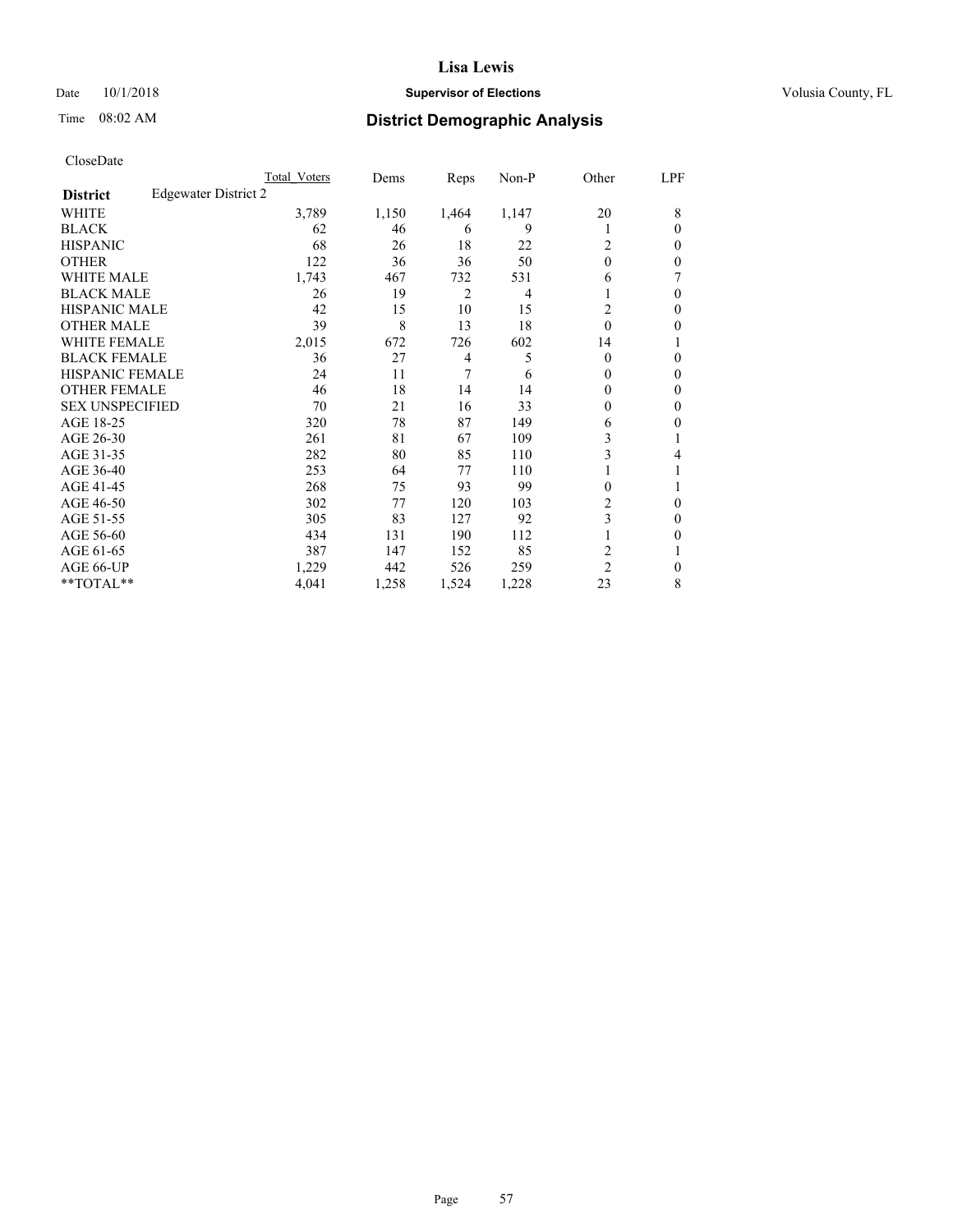# Lisa Lewis

Date 10/1/2018 **Supervisor of Elections** Volusia County, FL

Time 08:02 AM **District Demographic Analysis**

CloseDate

| | Total Voters | Dems | Reps | Non-P | Other | LPF |
|---|---|---|---|---|---|---|
| **District** Edgewater District 2 | | | | | | |
| WHITE | 3,789 | 1,150 | 1,464 | 1,147 | 20 | 8 |
| BLACK | 62 | 46 | 6 | 9 | 1 | 0 |
| HISPANIC | 68 | 26 | 18 | 22 | 2 | 0 |
| OTHER | 122 | 36 | 36 | 50 | 0 | 0 |
| WHITE MALE | 1,743 | 467 | 732 | 531 | 6 | 7 |
| BLACK MALE | 26 | 19 | 2 | 4 | 1 | 0 |
| HISPANIC MALE | 42 | 15 | 10 | 15 | 2 | 0 |
| OTHER MALE | 39 | 8 | 13 | 18 | 0 | 0 |
| WHITE FEMALE | 2,015 | 672 | 726 | 602 | 14 | 1 |
| BLACK FEMALE | 36 | 27 | 4 | 5 | 0 | 0 |
| HISPANIC FEMALE | 24 | 11 | 7 | 6 | 0 | 0 |
| OTHER FEMALE | 46 | 18 | 14 | 14 | 0 | 0 |
| SEX UNSPECIFIED | 70 | 21 | 16 | 33 | 0 | 0 |
| AGE 18-25 | 320 | 78 | 87 | 149 | 6 | 0 |
| AGE 26-30 | 261 | 81 | 67 | 109 | 3 | 1 |
| AGE 31-35 | 282 | 80 | 85 | 110 | 3 | 4 |
| AGE 36-40 | 253 | 64 | 77 | 110 | 1 | 1 |
| AGE 41-45 | 268 | 75 | 93 | 99 | 0 | 1 |
| AGE 46-50 | 302 | 77 | 120 | 103 | 2 | 0 |
| AGE 51-55 | 305 | 83 | 127 | 92 | 3 | 0 |
| AGE 56-60 | 434 | 131 | 190 | 112 | 1 | 0 |
| AGE 61-65 | 387 | 147 | 152 | 85 | 2 | 1 |
| AGE 66-UP | 1,229 | 442 | 526 | 259 | 2 | 0 |
| **TOTAL** | 4,041 | 1,258 | 1,524 | 1,228 | 23 | 8 |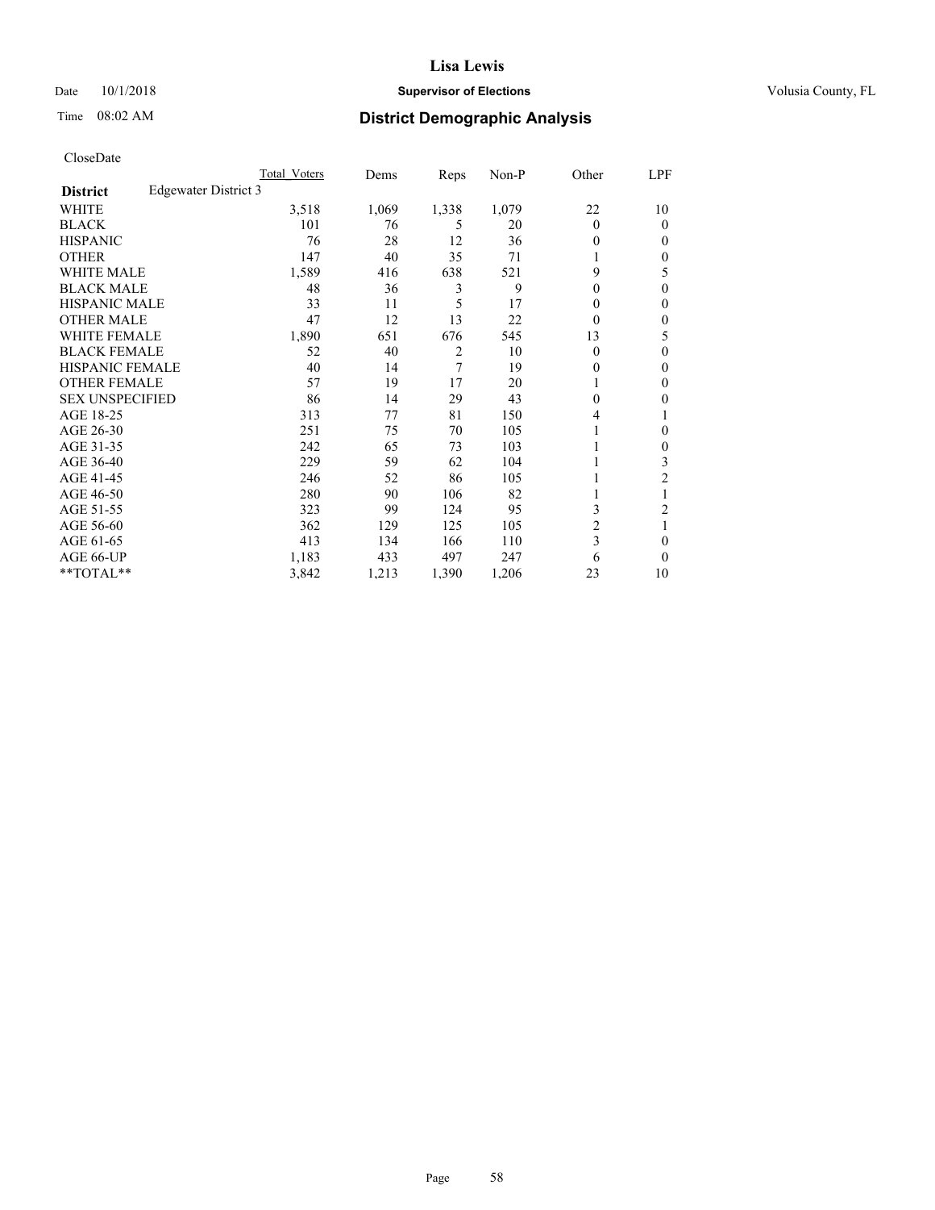Date 10/1/2018

Time 08:02 AM

# Lisa Lewis

## Supervisor of Elections

Volusia County, FL

## District Demographic Analysis

CloseDate

| | Total_Voters | Dems | Reps | Non-P | Other | LPF |
|---|---|---|---|---|---|---|
| **District** Edgewater District 3 | | | | | | |
| WHITE | 3,518 | 1,069 | 1,338 | 1,079 | 22 | 10 |
| BLACK | 101 | 76 | 5 | 20 | 0 | 0 |
| HISPANIC | 76 | 28 | 12 | 36 | 0 | 0 |
| OTHER | 147 | 40 | 35 | 71 | 1 | 0 |
| WHITE MALE | 1,589 | 416 | 638 | 521 | 9 | 5 |
| BLACK MALE | 48 | 36 | 3 | 9 | 0 | 0 |
| HISPANIC MALE | 33 | 11 | 5 | 17 | 0 | 0 |
| OTHER MALE | 47 | 12 | 13 | 22 | 0 | 0 |
| WHITE FEMALE | 1,890 | 651 | 676 | 545 | 13 | 5 |
| BLACK FEMALE | 52 | 40 | 2 | 10 | 0 | 0 |
| HISPANIC FEMALE | 40 | 14 | 7 | 19 | 0 | 0 |
| OTHER FEMALE | 57 | 19 | 17 | 20 | 1 | 0 |
| SEX UNSPECIFIED | 86 | 14 | 29 | 43 | 0 | 0 |
| AGE 18-25 | 313 | 77 | 81 | 150 | 4 | 1 |
| AGE 26-30 | 251 | 75 | 70 | 105 | 1 | 0 |
| AGE 31-35 | 242 | 65 | 73 | 103 | 1 | 0 |
| AGE 36-40 | 229 | 59 | 62 | 104 | 1 | 3 |
| AGE 41-45 | 246 | 52 | 86 | 105 | 1 | 2 |
| AGE 46-50 | 280 | 90 | 106 | 82 | 1 | 1 |
| AGE 51-55 | 323 | 99 | 124 | 95 | 3 | 2 |
| AGE 56-60 | 362 | 129 | 125 | 105 | 2 | 1 |
| AGE 61-65 | 413 | 134 | 166 | 110 | 3 | 0 |
| AGE 66-UP | 1,183 | 433 | 497 | 247 | 6 | 0 |
| **TOTAL** | 3,842 | 1,213 | 1,390 | 1,206 | 23 | 10 |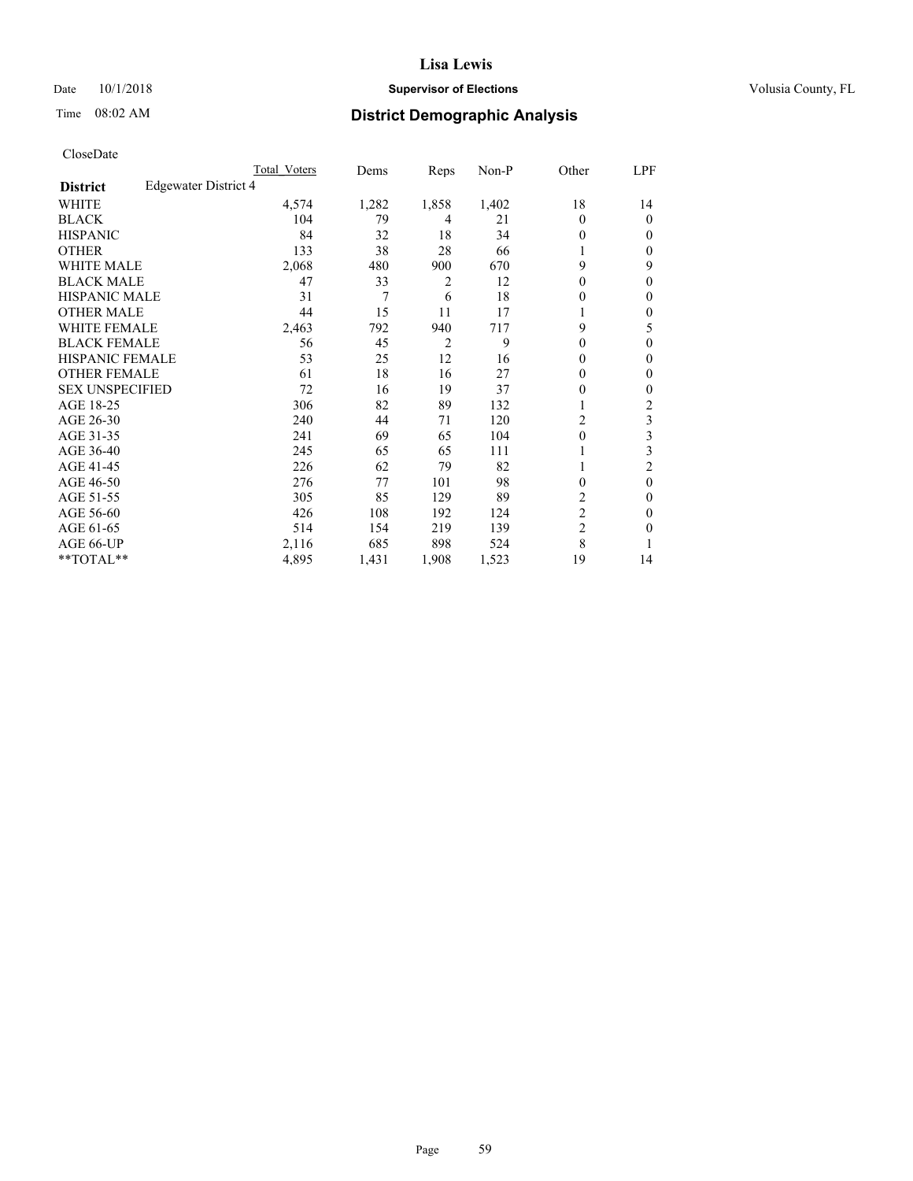# Lisa Lewis

Date 10/1/2018 **Supervisor of Elections** Volusia County, FL

Time 08:02 AM **District Demographic Analysis**

CloseDate

| | Total Voters | Dems | Reps | Non-P | Other | LPF |
|---|---|---|---|---|---|---|
| **District** Edgewater District 4 | | | | | | |
| WHITE | 4,574 | 1,282 | 1,858 | 1,402 | 18 | 14 |
| BLACK | 104 | 79 | 4 | 21 | 0 | 0 |
| HISPANIC | 84 | 32 | 18 | 34 | 0 | 0 |
| OTHER | 133 | 38 | 28 | 66 | 1 | 0 |
| WHITE MALE | 2,068 | 480 | 900 | 670 | 9 | 9 |
| BLACK MALE | 47 | 33 | 2 | 12 | 0 | 0 |
| HISPANIC MALE | 31 | 7 | 6 | 18 | 0 | 0 |
| OTHER MALE | 44 | 15 | 11 | 17 | 1 | 0 |
| WHITE FEMALE | 2,463 | 792 | 940 | 717 | 9 | 5 |
| BLACK FEMALE | 56 | 45 | 2 | 9 | 0 | 0 |
| HISPANIC FEMALE | 53 | 25 | 12 | 16 | 0 | 0 |
| OTHER FEMALE | 61 | 18 | 16 | 27 | 0 | 0 |
| SEX UNSPECIFIED | 72 | 16 | 19 | 37 | 0 | 0 |
| AGE 18-25 | 306 | 82 | 89 | 132 | 1 | 2 |
| AGE 26-30 | 240 | 44 | 71 | 120 | 2 | 3 |
| AGE 31-35 | 241 | 69 | 65 | 104 | 0 | 3 |
| AGE 36-40 | 245 | 65 | 65 | 111 | 1 | 3 |
| AGE 41-45 | 226 | 62 | 79 | 82 | 1 | 2 |
| AGE 46-50 | 276 | 77 | 101 | 98 | 0 | 0 |
| AGE 51-55 | 305 | 85 | 129 | 89 | 2 | 0 |
| AGE 56-60 | 426 | 108 | 192 | 124 | 2 | 0 |
| AGE 61-65 | 514 | 154 | 219 | 139 | 2 | 0 |
| AGE 66-UP | 2,116 | 685 | 898 | 524 | 8 | 1 |
| **TOTAL** | 4,895 | 1,431 | 1,908 | 1,523 | 19 | 14 |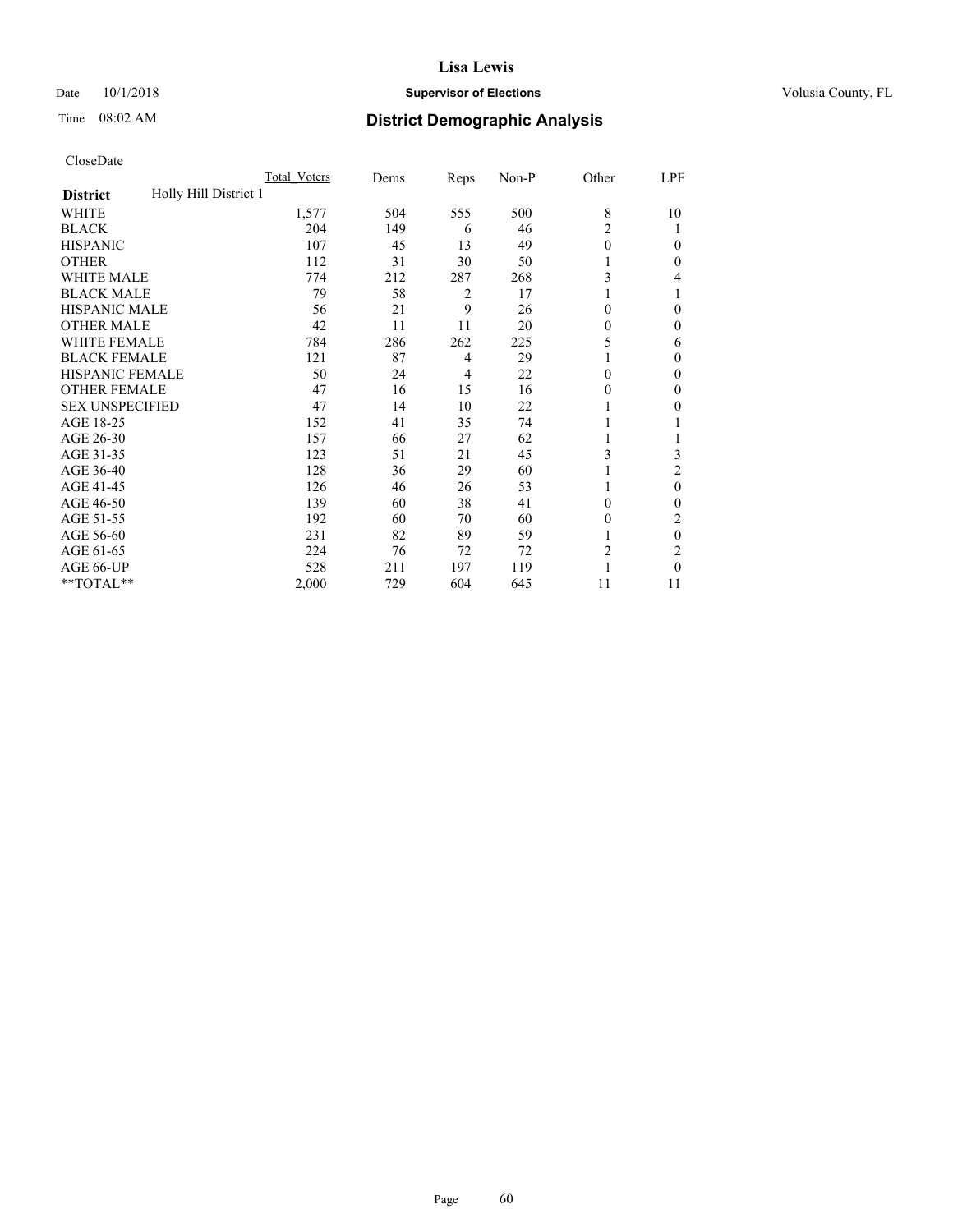CloseDate

| District | Holly Hill District 1 | Total Voters | Dems | Reps | Non-P | Other | LPF |
|---|---|---|---|---|---|---|---|
| WHITE | | 1,577 | 504 | 555 | 500 | 8 | 10 |
| BLACK | | 204 | 149 | 6 | 46 | 2 | 1 |
| HISPANIC | | 107 | 45 | 13 | 49 | 0 | 0 |
| OTHER | | 112 | 31 | 30 | 50 | 1 | 0 |
| WHITE MALE | | 774 | 212 | 287 | 268 | 3 | 4 |
| BLACK MALE | | 79 | 58 | 2 | 17 | 1 | 1 |
| HISPANIC MALE | | 56 | 21 | 9 | 26 | 0 | 0 |
| OTHER MALE | | 42 | 11 | 11 | 20 | 0 | 0 |
| WHITE FEMALE | | 784 | 286 | 262 | 225 | 5 | 6 |
| BLACK FEMALE | | 121 | 87 | 4 | 29 | 1 | 0 |
| HISPANIC FEMALE | | 50 | 24 | 4 | 22 | 0 | 0 |
| OTHER FEMALE | | 47 | 16 | 15 | 16 | 0 | 0 |
| SEX UNSPECIFIED | | 47 | 14 | 10 | 22 | 1 | 0 |
| AGE 18-25 | | 152 | 41 | 35 | 74 | 1 | 1 |
| AGE 26-30 | | 157 | 66 | 27 | 62 | 1 | 1 |
| AGE 31-35 | | 123 | 51 | 21 | 45 | 3 | 3 |
| AGE 36-40 | | 128 | 36 | 29 | 60 | 1 | 2 |
| AGE 41-45 | | 126 | 46 | 26 | 53 | 1 | 0 |
| AGE 46-50 | | 139 | 60 | 38 | 41 | 0 | 0 |
| AGE 51-55 | | 192 | 60 | 70 | 60 | 0 | 2 |
| AGE 56-60 | | 231 | 82 | 89 | 59 | 1 | 0 |
| AGE 61-65 | | 224 | 76 | 72 | 72 | 2 | 2 |
| AGE 66-UP | | 528 | 211 | 197 | 119 | 1 | 0 |
| **TOTAL** | | 2,000 | 729 | 604 | 645 | 11 | 11 |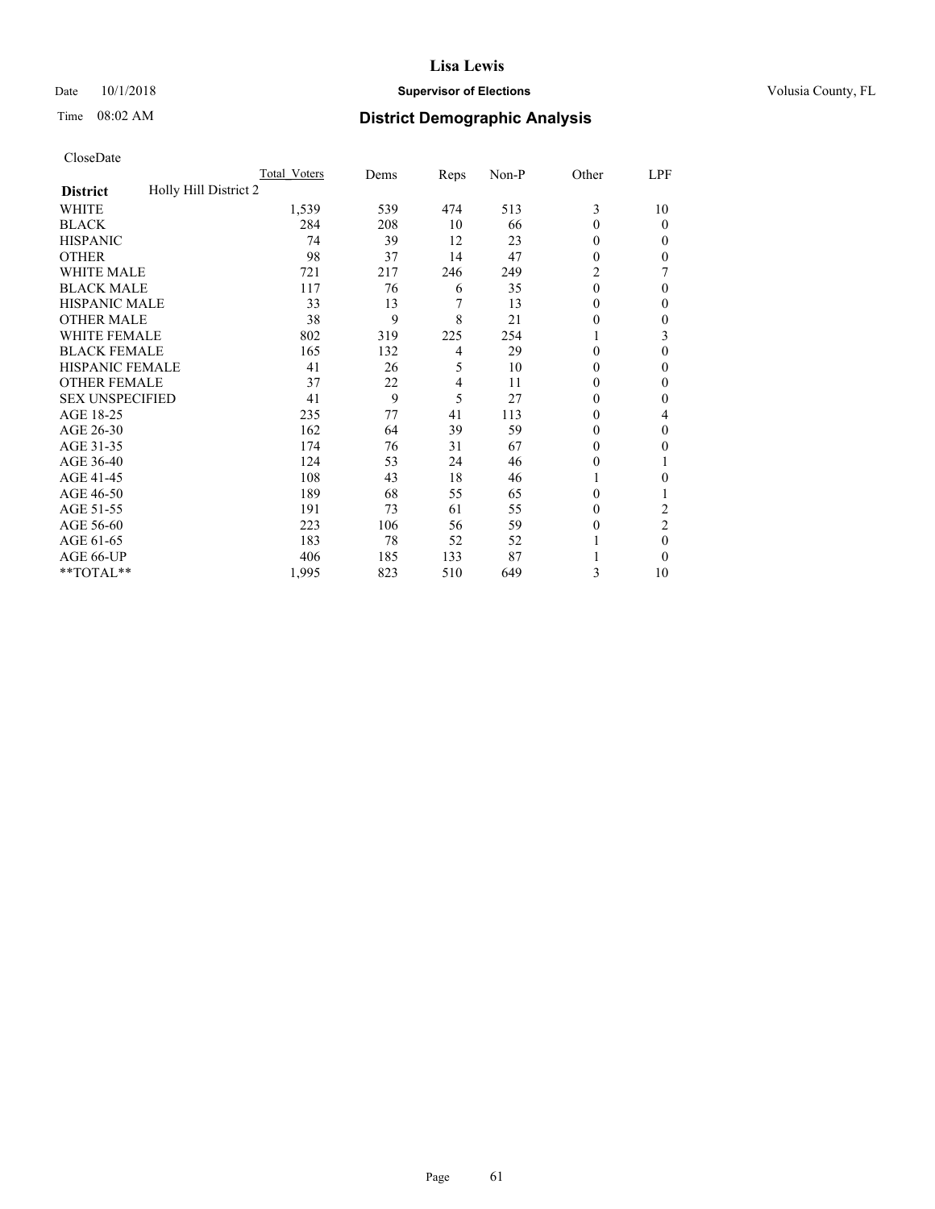# Lisa Lewis

Date 10/1/2018 **Supervisor of Elections** Volusia County, FL

Time 08:02 AM **District Demographic Analysis**

CloseDate

| **District** Holly Hill District 2 | Total Voters | Dems | Reps | Non-P | Other | LPF |
|---|---|---|---|---|---|---|
| WHITE | 1,539 | 539 | 474 | 513 | 3 | 10 |
| BLACK | 284 | 208 | 10 | 66 | 0 | 0 |
| HISPANIC | 74 | 39 | 12 | 23 | 0 | 0 |
| OTHER | 98 | 37 | 14 | 47 | 0 | 0 |
| WHITE MALE | 721 | 217 | 246 | 249 | 2 | 7 |
| BLACK MALE | 117 | 76 | 6 | 35 | 0 | 0 |
| HISPANIC MALE | 33 | 13 | 7 | 13 | 0 | 0 |
| OTHER MALE | 38 | 9 | 8 | 21 | 0 | 0 |
| WHITE FEMALE | 802 | 319 | 225 | 254 | 1 | 3 |
| BLACK FEMALE | 165 | 132 | 4 | 29 | 0 | 0 |
| HISPANIC FEMALE | 41 | 26 | 5 | 10 | 0 | 0 |
| OTHER FEMALE | 37 | 22 | 4 | 11 | 0 | 0 |
| SEX UNSPECIFIED | 41 | 9 | 5 | 27 | 0 | 0 |
| AGE 18-25 | 235 | 77 | 41 | 113 | 0 | 4 |
| AGE 26-30 | 162 | 64 | 39 | 59 | 0 | 0 |
| AGE 31-35 | 174 | 76 | 31 | 67 | 0 | 0 |
| AGE 36-40 | 124 | 53 | 24 | 46 | 0 | 1 |
| AGE 41-45 | 108 | 43 | 18 | 46 | 1 | 0 |
| AGE 46-50 | 189 | 68 | 55 | 65 | 0 | 1 |
| AGE 51-55 | 191 | 73 | 61 | 55 | 0 | 2 |
| AGE 56-60 | 223 | 106 | 56 | 59 | 0 | 2 |
| AGE 61-65 | 183 | 78 | 52 | 52 | 1 | 0 |
| AGE 66-UP | 406 | 185 | 133 | 87 | 1 | 0 |
| **TOTAL** | 1,995 | 823 | 510 | 649 | 3 | 10 |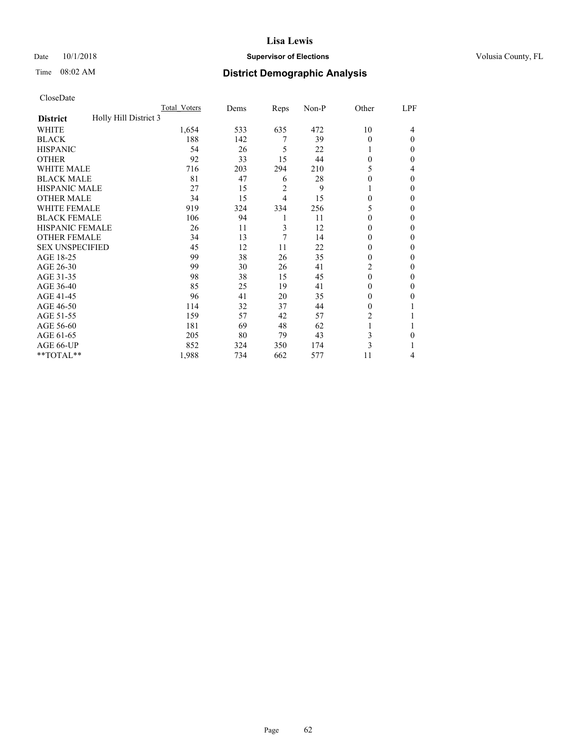**Lisa Lewis**

Date 10/1/2018 **Supervisor of Elections** Volusia County, FL

Time 08:02 AM **District Demographic Analysis**

CloseDate

| **District** Holly Hill District 3 | Total Voters | Dems | Reps | Non-P | Other | LPF |
|---|---|---|---|---|---|---|
| WHITE | 1,654 | 533 | 635 | 472 | 10 | 4 |
| BLACK | 188 | 142 | 7 | 39 | 0 | 0 |
| HISPANIC | 54 | 26 | 5 | 22 | 1 | 0 |
| OTHER | 92 | 33 | 15 | 44 | 0 | 0 |
| WHITE MALE | 716 | 203 | 294 | 210 | 5 | 4 |
| BLACK MALE | 81 | 47 | 6 | 28 | 0 | 0 |
| HISPANIC MALE | 27 | 15 | 2 | 9 | 1 | 0 |
| OTHER MALE | 34 | 15 | 4 | 15 | 0 | 0 |
| WHITE FEMALE | 919 | 324 | 334 | 256 | 5 | 0 |
| BLACK FEMALE | 106 | 94 | 1 | 11 | 0 | 0 |
| HISPANIC FEMALE | 26 | 11 | 3 | 12 | 0 | 0 |
| OTHER FEMALE | 34 | 13 | 7 | 14 | 0 | 0 |
| SEX UNSPECIFIED | 45 | 12 | 11 | 22 | 0 | 0 |
| AGE 18-25 | 99 | 38 | 26 | 35 | 0 | 0 |
| AGE 26-30 | 99 | 30 | 26 | 41 | 2 | 0 |
| AGE 31-35 | 98 | 38 | 15 | 45 | 0 | 0 |
| AGE 36-40 | 85 | 25 | 19 | 41 | 0 | 0 |
| AGE 41-45 | 96 | 41 | 20 | 35 | 0 | 0 |
| AGE 46-50 | 114 | 32 | 37 | 44 | 0 | 1 |
| AGE 51-55 | 159 | 57 | 42 | 57 | 2 | 1 |
| AGE 56-60 | 181 | 69 | 48 | 62 | 1 | 1 |
| AGE 61-65 | 205 | 80 | 79 | 43 | 3 | 0 |
| AGE 66-UP | 852 | 324 | 350 | 174 | 3 | 1 |
| **TOTAL** | 1,988 | 734 | 662 | 577 | 11 | 4 |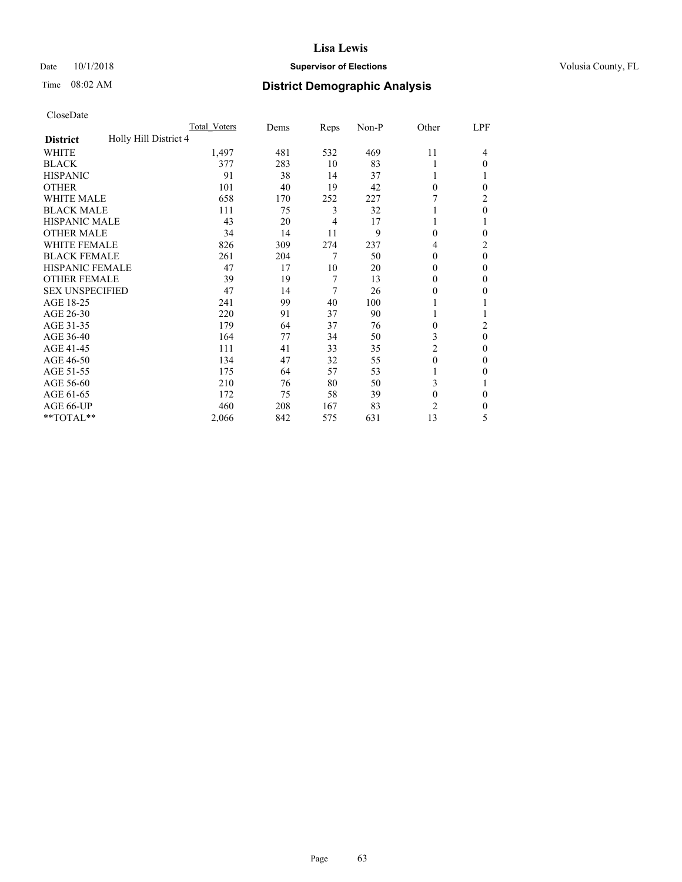# Lisa Lewis

Date 10/1/2018 **Supervisor of Elections** Volusia County, FL

Time 08:02 AM **District Demographic Analysis**

CloseDate

| | Total_Voters | Dems | Reps | Non-P | Other | LPF |
|---|---|---|---|---|---|---|
| **District** Holly Hill District 4 | | | | | | |
| WHITE | 1,497 | 481 | 532 | 469 | 11 | 4 |
| BLACK | 377 | 283 | 10 | 83 | 1 | 0 |
| HISPANIC | 91 | 38 | 14 | 37 | 1 | 1 |
| OTHER | 101 | 40 | 19 | 42 | 0 | 0 |
| WHITE MALE | 658 | 170 | 252 | 227 | 7 | 2 |
| BLACK MALE | 111 | 75 | 3 | 32 | 1 | 0 |
| HISPANIC MALE | 43 | 20 | 4 | 17 | 1 | 1 |
| OTHER MALE | 34 | 14 | 11 | 9 | 0 | 0 |
| WHITE FEMALE | 826 | 309 | 274 | 237 | 4 | 2 |
| BLACK FEMALE | 261 | 204 | 7 | 50 | 0 | 0 |
| HISPANIC FEMALE | 47 | 17 | 10 | 20 | 0 | 0 |
| OTHER FEMALE | 39 | 19 | 7 | 13 | 0 | 0 |
| SEX UNSPECIFIED | 47 | 14 | 7 | 26 | 0 | 0 |
| AGE 18-25 | 241 | 99 | 40 | 100 | 1 | 1 |
| AGE 26-30 | 220 | 91 | 37 | 90 | 1 | 1 |
| AGE 31-35 | 179 | 64 | 37 | 76 | 0 | 2 |
| AGE 36-40 | 164 | 77 | 34 | 50 | 3 | 0 |
| AGE 41-45 | 111 | 41 | 33 | 35 | 2 | 0 |
| AGE 46-50 | 134 | 47 | 32 | 55 | 0 | 0 |
| AGE 51-55 | 175 | 64 | 57 | 53 | 1 | 0 |
| AGE 56-60 | 210 | 76 | 80 | 50 | 3 | 1 |
| AGE 61-65 | 172 | 75 | 58 | 39 | 0 | 0 |
| AGE 66-UP | 460 | 208 | 167 | 83 | 2 | 0 |
| **TOTAL** | 2,066 | 842 | 575 | 631 | 13 | 5 |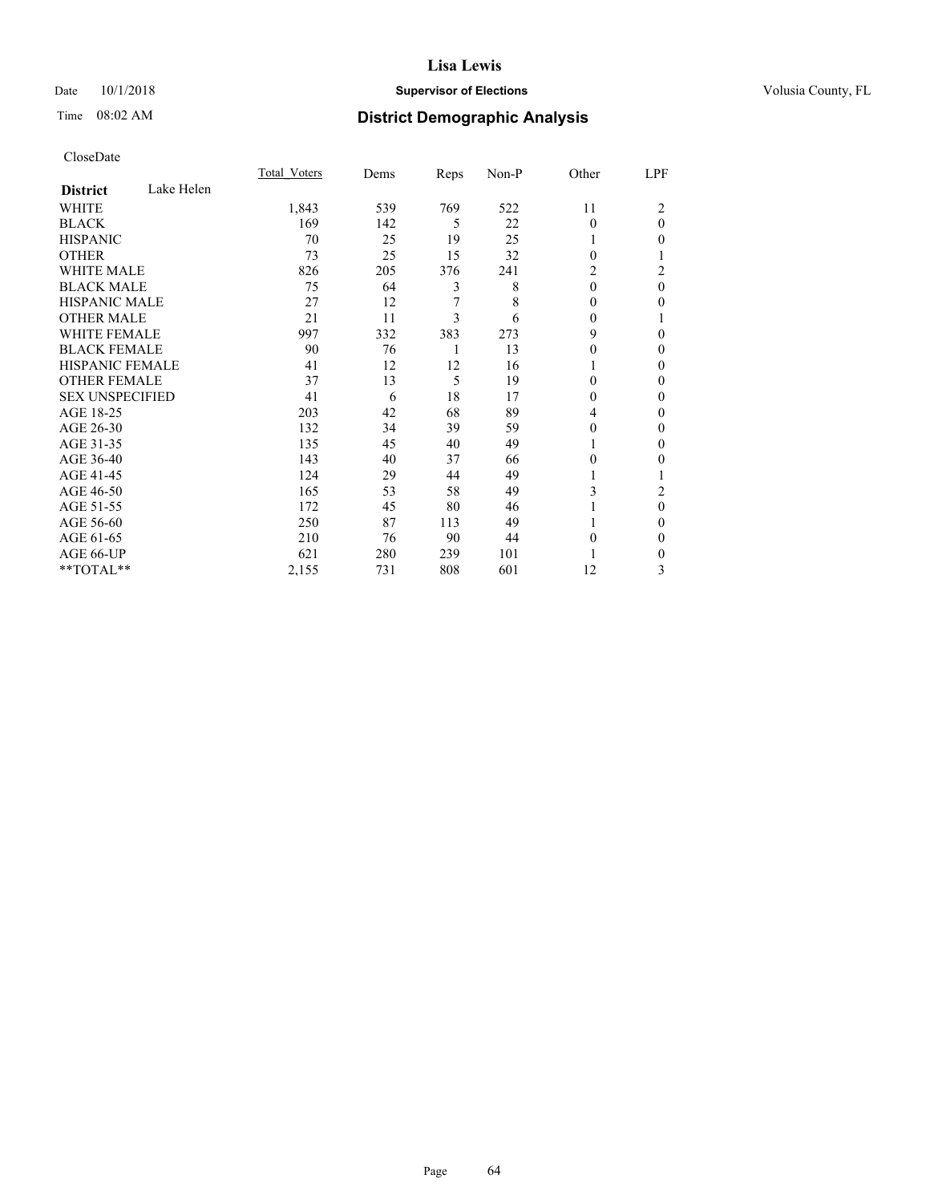# Lisa Lewis

Date 10/1/2018 **Supervisor of Elections** Volusia County, FL

Time 08:02 AM **District Demographic Analysis**

CloseDate

| District: Lake Helen | Total_Voters | Dems | Reps | Non-P | Other | LPF |
|---|---|---|---|---|---|---|
| WHITE | 1,843 | 539 | 769 | 522 | 11 | 2 |
| BLACK | 169 | 142 | 5 | 22 | 0 | 0 |
| HISPANIC | 70 | 25 | 19 | 25 | 1 | 0 |
| OTHER | 73 | 25 | 15 | 32 | 0 | 1 |
| WHITE MALE | 826 | 205 | 376 | 241 | 2 | 2 |
| BLACK MALE | 75 | 64 | 3 | 8 | 0 | 0 |
| HISPANIC MALE | 27 | 12 | 7 | 8 | 0 | 0 |
| OTHER MALE | 21 | 11 | 3 | 6 | 0 | 1 |
| WHITE FEMALE | 997 | 332 | 383 | 273 | 9 | 0 |
| BLACK FEMALE | 90 | 76 | 1 | 13 | 0 | 0 |
| HISPANIC FEMALE | 41 | 12 | 12 | 16 | 1 | 0 |
| OTHER FEMALE | 37 | 13 | 5 | 19 | 0 | 0 |
| SEX UNSPECIFIED | 41 | 6 | 18 | 17 | 0 | 0 |
| AGE 18-25 | 203 | 42 | 68 | 89 | 4 | 0 |
| AGE 26-30 | 132 | 34 | 39 | 59 | 0 | 0 |
| AGE 31-35 | 135 | 45 | 40 | 49 | 1 | 0 |
| AGE 36-40 | 143 | 40 | 37 | 66 | 0 | 0 |
| AGE 41-45 | 124 | 29 | 44 | 49 | 1 | 1 |
| AGE 46-50 | 165 | 53 | 58 | 49 | 3 | 2 |
| AGE 51-55 | 172 | 45 | 80 | 46 | 1 | 0 |
| AGE 56-60 | 250 | 87 | 113 | 49 | 1 | 0 |
| AGE 61-65 | 210 | 76 | 90 | 44 | 0 | 0 |
| AGE 66-UP | 621 | 280 | 239 | 101 | 1 | 0 |
| **TOTAL** | 2,155 | 731 | 808 | 601 | 12 | 3 |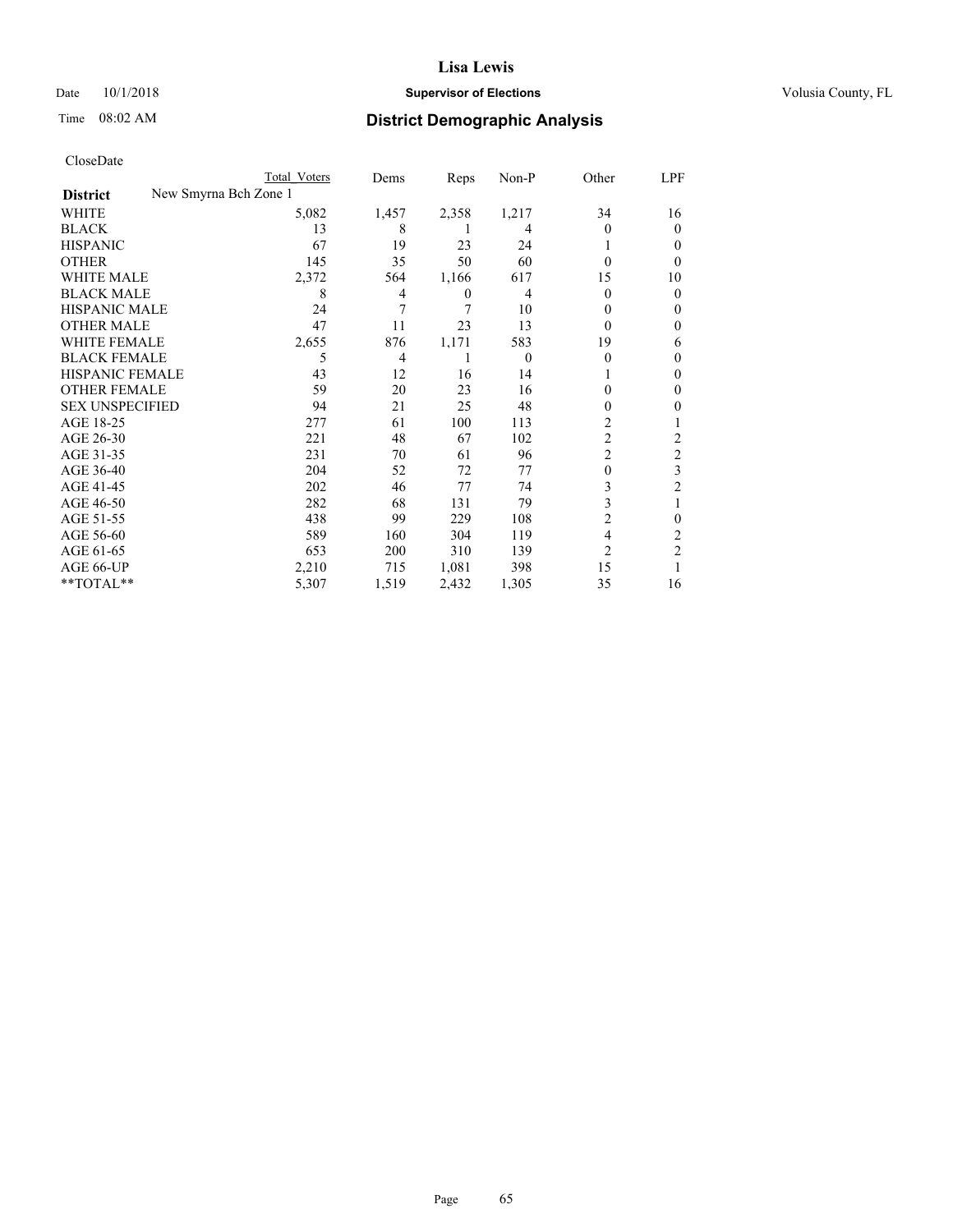# Lisa Lewis

Date 10/1/2018 **Supervisor of Elections** Volusia County, FL

Time 08:02 AM **District Demographic Analysis**

CloseDate

| | Total Voters | Dems | Reps | Non-P | Other | LPF |
|---|---|---|---|---|---|---|
| **District** New Smyrna Bch Zone 1 | | | | | | |
| WHITE | 5,082 | 1,457 | 2,358 | 1,217 | 34 | 16 |
| BLACK | 13 | 8 | 1 | 4 | 0 | 0 |
| HISPANIC | 67 | 19 | 23 | 24 | 1 | 0 |
| OTHER | 145 | 35 | 50 | 60 | 0 | 0 |
| WHITE MALE | 2,372 | 564 | 1,166 | 617 | 15 | 10 |
| BLACK MALE | 8 | 4 | 0 | 4 | 0 | 0 |
| HISPANIC MALE | 24 | 7 | 7 | 10 | 0 | 0 |
| OTHER MALE | 47 | 11 | 23 | 13 | 0 | 0 |
| WHITE FEMALE | 2,655 | 876 | 1,171 | 583 | 19 | 6 |
| BLACK FEMALE | 5 | 4 | 1 | 0 | 0 | 0 |
| HISPANIC FEMALE | 43 | 12 | 16 | 14 | 1 | 0 |
| OTHER FEMALE | 59 | 20 | 23 | 16 | 0 | 0 |
| SEX UNSPECIFIED | 94 | 21 | 25 | 48 | 0 | 0 |
| AGE 18-25 | 277 | 61 | 100 | 113 | 2 | 1 |
| AGE 26-30 | 221 | 48 | 67 | 102 | 2 | 2 |
| AGE 31-35 | 231 | 70 | 61 | 96 | 2 | 2 |
| AGE 36-40 | 204 | 52 | 72 | 77 | 0 | 3 |
| AGE 41-45 | 202 | 46 | 77 | 74 | 3 | 2 |
| AGE 46-50 | 282 | 68 | 131 | 79 | 3 | 1 |
| AGE 51-55 | 438 | 99 | 229 | 108 | 2 | 0 |
| AGE 56-60 | 589 | 160 | 304 | 119 | 4 | 2 |
| AGE 61-65 | 653 | 200 | 310 | 139 | 2 | 2 |
| AGE 66-UP | 2,210 | 715 | 1,081 | 398 | 15 | 1 |
| **TOTAL** | 5,307 | 1,519 | 2,432 | 1,305 | 35 | 16 |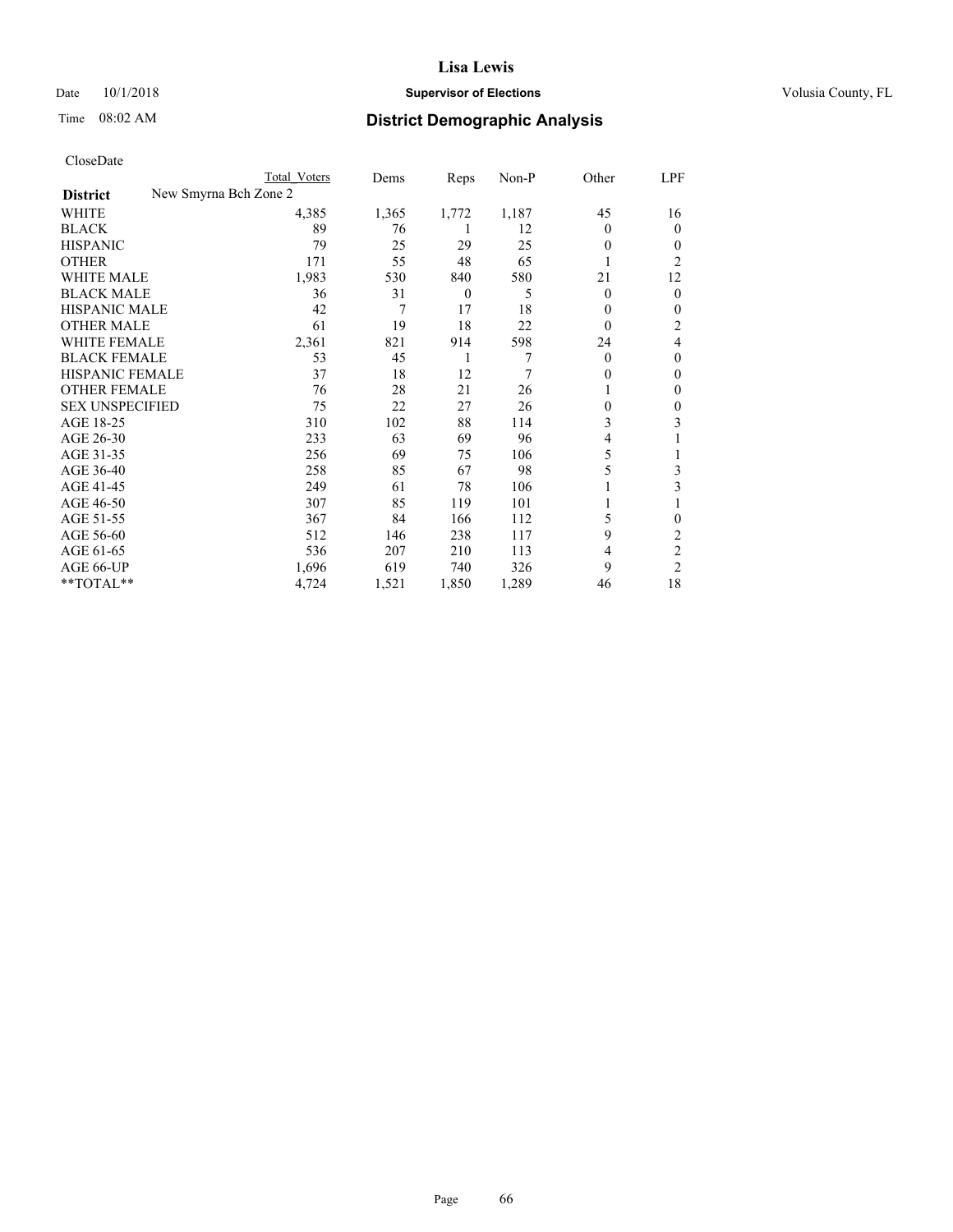**Lisa Lewis**

Date 10/1/2018 **Supervisor of Elections** Volusia County, FL

Time 08:02 AM **District Demographic Analysis**

CloseDate

| | Total Voters | Dems | Reps | Non-P | Other | LPF |
|---|---|---|---|---|---|---|
| **District** New Smyrna Bch Zone 2 | | | | | | |
| WHITE | 4,385 | 1,365 | 1,772 | 1,187 | 45 | 16 |
| BLACK | 89 | 76 | 1 | 12 | 0 | 0 |
| HISPANIC | 79 | 25 | 29 | 25 | 0 | 0 |
| OTHER | 171 | 55 | 48 | 65 | 1 | 2 |
| WHITE MALE | 1,983 | 530 | 840 | 580 | 21 | 12 |
| BLACK MALE | 36 | 31 | 0 | 5 | 0 | 0 |
| HISPANIC MALE | 42 | 7 | 17 | 18 | 0 | 0 |
| OTHER MALE | 61 | 19 | 18 | 22 | 0 | 2 |
| WHITE FEMALE | 2,361 | 821 | 914 | 598 | 24 | 4 |
| BLACK FEMALE | 53 | 45 | 1 | 7 | 0 | 0 |
| HISPANIC FEMALE | 37 | 18 | 12 | 7 | 0 | 0 |
| OTHER FEMALE | 76 | 28 | 21 | 26 | 1 | 0 |
| SEX UNSPECIFIED | 75 | 22 | 27 | 26 | 0 | 0 |
| AGE 18-25 | 310 | 102 | 88 | 114 | 3 | 3 |
| AGE 26-30 | 233 | 63 | 69 | 96 | 4 | 1 |
| AGE 31-35 | 256 | 69 | 75 | 106 | 5 | 1 |
| AGE 36-40 | 258 | 85 | 67 | 98 | 5 | 3 |
| AGE 41-45 | 249 | 61 | 78 | 106 | 1 | 3 |
| AGE 46-50 | 307 | 85 | 119 | 101 | 1 | 1 |
| AGE 51-55 | 367 | 84 | 166 | 112 | 5 | 0 |
| AGE 56-60 | 512 | 146 | 238 | 117 | 9 | 2 |
| AGE 61-65 | 536 | 207 | 210 | 113 | 4 | 2 |
| AGE 66-UP | 1,696 | 619 | 740 | 326 | 9 | 2 |
| **TOTAL** | 4,724 | 1,521 | 1,850 | 1,289 | 46 | 18 |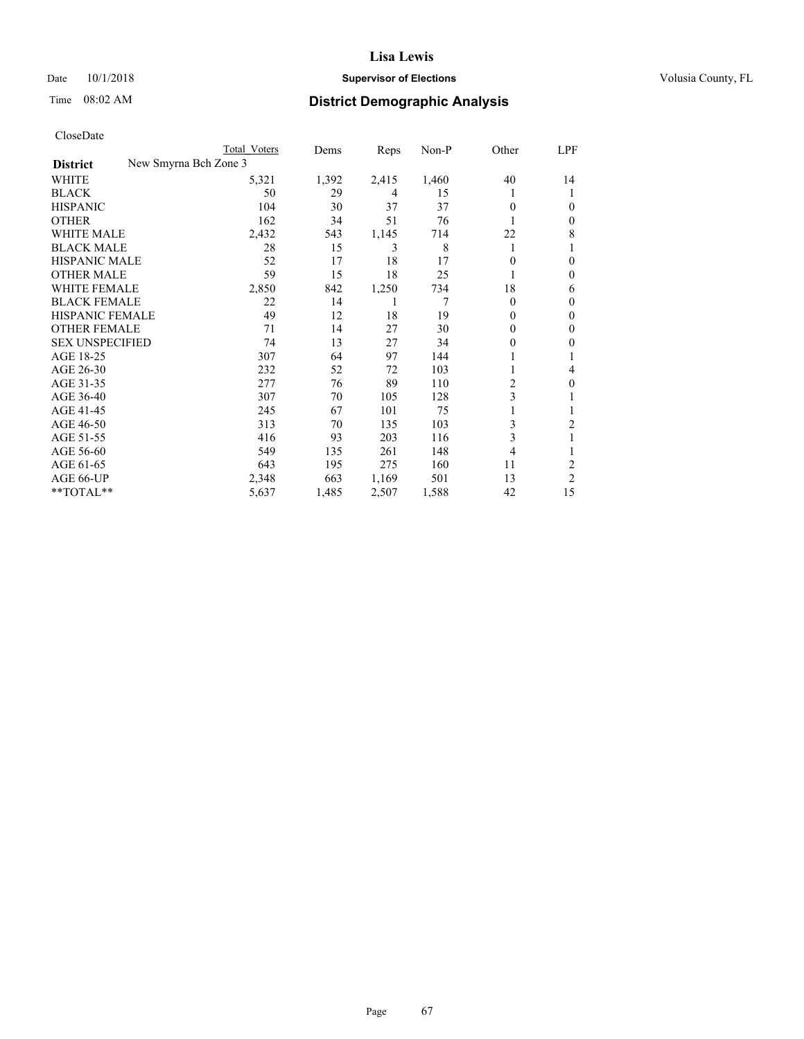# Lisa Lewis

Date 10/1/2018 **Supervisor of Elections** Volusia County, FL

Time 08:02 AM **District Demographic Analysis**

CloseDate

| District | New Smyrna Bch Zone 3 | Total Voters | Dems | Reps | Non-P | Other | LPF |
|---|---|---|---|---|---|---|---|
| WHITE | | 5,321 | 1,392 | 2,415 | 1,460 | 40 | 14 |
| BLACK | | 50 | 29 | 4 | 15 | 1 | 1 |
| HISPANIC | | 104 | 30 | 37 | 37 | 0 | 0 |
| OTHER | | 162 | 34 | 51 | 76 | 1 | 0 |
| WHITE MALE | | 2,432 | 543 | 1,145 | 714 | 22 | 8 |
| BLACK MALE | | 28 | 15 | 3 | 8 | 1 | 1 |
| HISPANIC MALE | | 52 | 17 | 18 | 17 | 0 | 0 |
| OTHER MALE | | 59 | 15 | 18 | 25 | 1 | 0 |
| WHITE FEMALE | | 2,850 | 842 | 1,250 | 734 | 18 | 6 |
| BLACK FEMALE | | 22 | 14 | 1 | 7 | 0 | 0 |
| HISPANIC FEMALE | | 49 | 12 | 18 | 19 | 0 | 0 |
| OTHER FEMALE | | 71 | 14 | 27 | 30 | 0 | 0 |
| SEX UNSPECIFIED | | 74 | 13 | 27 | 34 | 0 | 0 |
| AGE 18-25 | | 307 | 64 | 97 | 144 | 1 | 1 |
| AGE 26-30 | | 232 | 52 | 72 | 103 | 1 | 4 |
| AGE 31-35 | | 277 | 76 | 89 | 110 | 2 | 0 |
| AGE 36-40 | | 307 | 70 | 105 | 128 | 3 | 1 |
| AGE 41-45 | | 245 | 67 | 101 | 75 | 1 | 1 |
| AGE 46-50 | | 313 | 70 | 135 | 103 | 3 | 2 |
| AGE 51-55 | | 416 | 93 | 203 | 116 | 3 | 1 |
| AGE 56-60 | | 549 | 135 | 261 | 148 | 4 | 1 |
| AGE 61-65 | | 643 | 195 | 275 | 160 | 11 | 2 |
| AGE 66-UP | | 2,348 | 663 | 1,169 | 501 | 13 | 2 |
| **TOTAL** | | 5,637 | 1,485 | 2,507 | 1,588 | 42 | 15 |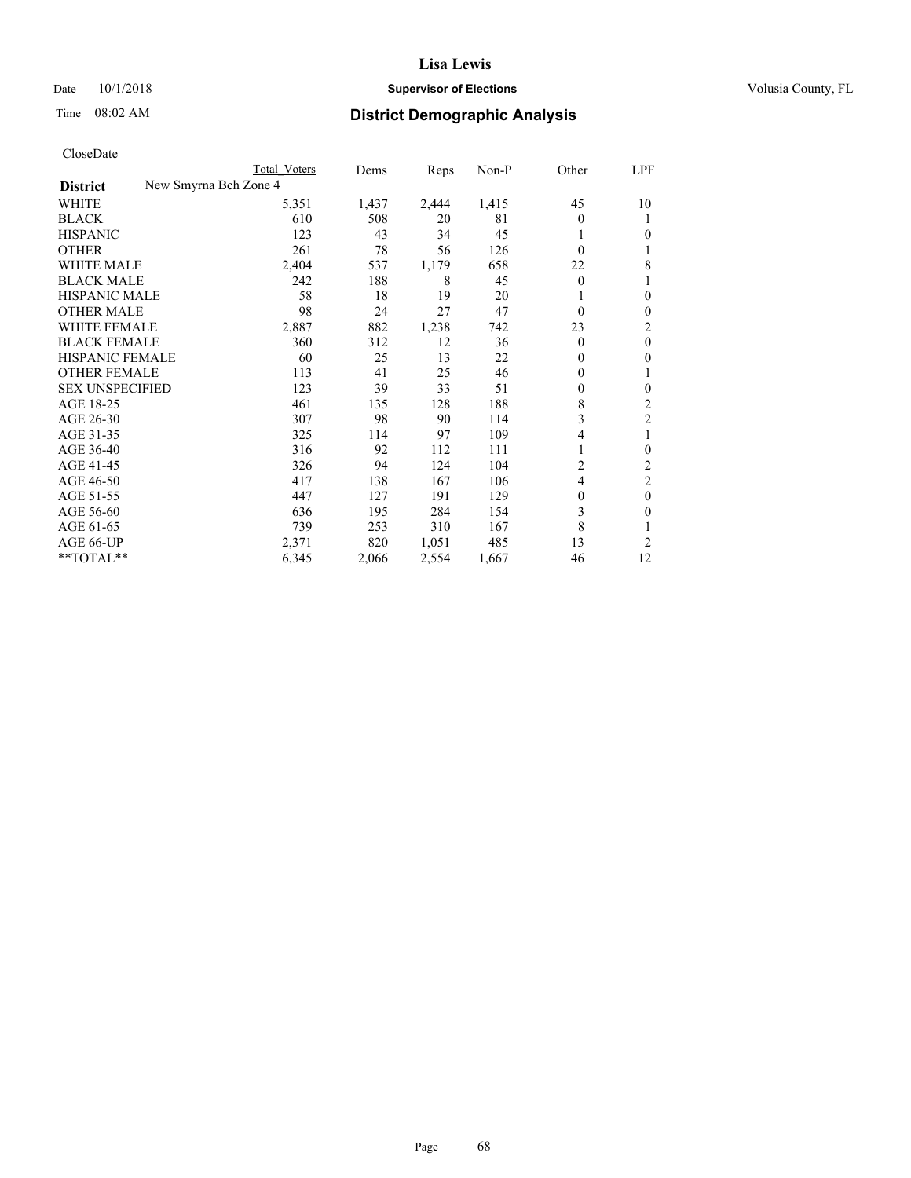# Lisa Lewis

Date 10/1/2018 **Supervisor of Elections** Volusia County, FL

Time 08:02 AM **District Demographic Analysis**

CloseDate

| District | New Smyrna Bch Zone 4 Total Voters | Dems | Reps | Non-P | Other | LPF |
|---|---|---|---|---|---|---|
| WHITE | 5,351 | 1,437 | 2,444 | 1,415 | 45 | 10 |
| BLACK | 610 | 508 | 20 | 81 | 0 | 1 |
| HISPANIC | 123 | 43 | 34 | 45 | 1 | 0 |
| OTHER | 261 | 78 | 56 | 126 | 0 | 1 |
| WHITE MALE | 2,404 | 537 | 1,179 | 658 | 22 | 8 |
| BLACK MALE | 242 | 188 | 8 | 45 | 0 | 1 |
| HISPANIC MALE | 58 | 18 | 19 | 20 | 1 | 0 |
| OTHER MALE | 98 | 24 | 27 | 47 | 0 | 0 |
| WHITE FEMALE | 2,887 | 882 | 1,238 | 742 | 23 | 2 |
| BLACK FEMALE | 360 | 312 | 12 | 36 | 0 | 0 |
| HISPANIC FEMALE | 60 | 25 | 13 | 22 | 0 | 0 |
| OTHER FEMALE | 113 | 41 | 25 | 46 | 0 | 1 |
| SEX UNSPECIFIED | 123 | 39 | 33 | 51 | 0 | 0 |
| AGE 18-25 | 461 | 135 | 128 | 188 | 8 | 2 |
| AGE 26-30 | 307 | 98 | 90 | 114 | 3 | 2 |
| AGE 31-35 | 325 | 114 | 97 | 109 | 4 | 1 |
| AGE 36-40 | 316 | 92 | 112 | 111 | 1 | 0 |
| AGE 41-45 | 326 | 94 | 124 | 104 | 2 | 2 |
| AGE 46-50 | 417 | 138 | 167 | 106 | 4 | 2 |
| AGE 51-55 | 447 | 127 | 191 | 129 | 0 | 0 |
| AGE 56-60 | 636 | 195 | 284 | 154 | 3 | 0 |
| AGE 61-65 | 739 | 253 | 310 | 167 | 8 | 1 |
| AGE 66-UP | 2,371 | 820 | 1,051 | 485 | 13 | 2 |
| **TOTAL** | 6,345 | 2,066 | 2,554 | 1,667 | 46 | 12 |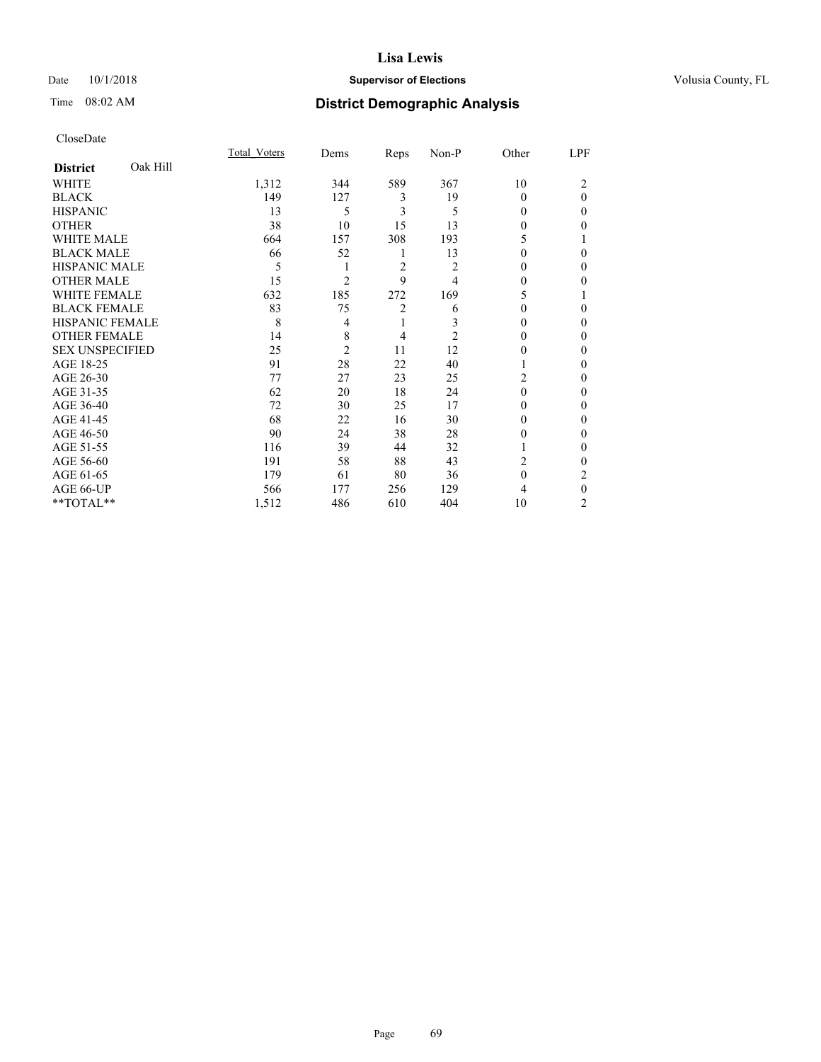**Lisa Lewis**

Date 10/1/2018 **Supervisor of Elections** Volusia County, FL

Time 08:02 AM

## District Demographic Analysis

CloseDate

| **District** Oak Hill | Total_Voters | Dems | Reps | Non-P | Other | LPF |
|---|---|---|---|---|---|---|
| WHITE | 1,312 | 344 | 589 | 367 | 10 | 2 |
| BLACK | 149 | 127 | 3 | 19 | 0 | 0 |
| HISPANIC | 13 | 5 | 3 | 5 | 0 | 0 |
| OTHER | 38 | 10 | 15 | 13 | 0 | 0 |
| WHITE MALE | 664 | 157 | 308 | 193 | 5 | 1 |
| BLACK MALE | 66 | 52 | 1 | 13 | 0 | 0 |
| HISPANIC MALE | 5 | 1 | 2 | 2 | 0 | 0 |
| OTHER MALE | 15 | 2 | 9 | 4 | 0 | 0 |
| WHITE FEMALE | 632 | 185 | 272 | 169 | 5 | 1 |
| BLACK FEMALE | 83 | 75 | 2 | 6 | 0 | 0 |
| HISPANIC FEMALE | 8 | 4 | 1 | 3 | 0 | 0 |
| OTHER FEMALE | 14 | 8 | 4 | 2 | 0 | 0 |
| SEX UNSPECIFIED | 25 | 2 | 11 | 12 | 0 | 0 |
| AGE 18-25 | 91 | 28 | 22 | 40 | 1 | 0 |
| AGE 26-30 | 77 | 27 | 23 | 25 | 2 | 0 |
| AGE 31-35 | 62 | 20 | 18 | 24 | 0 | 0 |
| AGE 36-40 | 72 | 30 | 25 | 17 | 0 | 0 |
| AGE 41-45 | 68 | 22 | 16 | 30 | 0 | 0 |
| AGE 46-50 | 90 | 24 | 38 | 28 | 0 | 0 |
| AGE 51-55 | 116 | 39 | 44 | 32 | 1 | 0 |
| AGE 56-60 | 191 | 58 | 88 | 43 | 2 | 0 |
| AGE 61-65 | 179 | 61 | 80 | 36 | 0 | 2 |
| AGE 66-UP | 566 | 177 | 256 | 129 | 4 | 0 |
| **TOTAL** | 1,512 | 486 | 610 | 404 | 10 | 2 |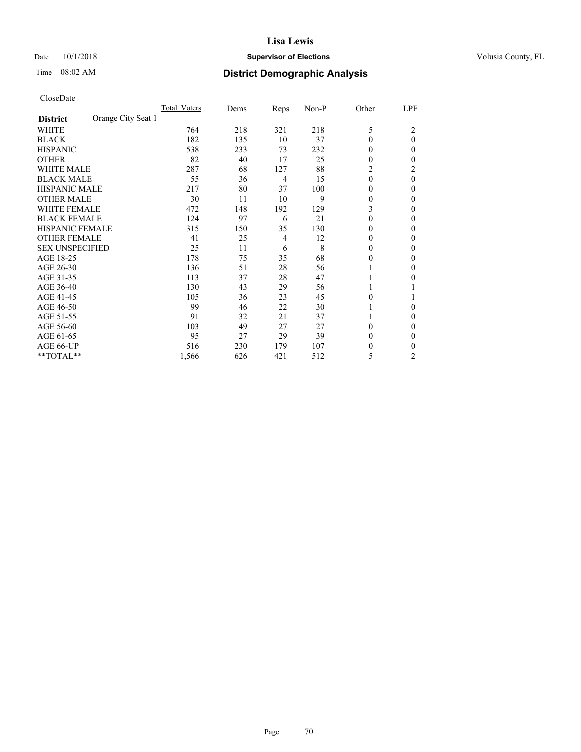# Lisa Lewis

Date 10/1/2018 **Supervisor of Elections** Volusia County, FL

Time 08:02 AM **District Demographic Analysis**

CloseDate

| **District** Orange City Seat 1 | Total Voters | Dems | Reps | Non-P | Other | LPF |
|---|---|---|---|---|---|---|
| WHITE | 764 | 218 | 321 | 218 | 5 | 2 |
| BLACK | 182 | 135 | 10 | 37 | 0 | 0 |
| HISPANIC | 538 | 233 | 73 | 232 | 0 | 0 |
| OTHER | 82 | 40 | 17 | 25 | 0 | 0 |
| WHITE MALE | 287 | 68 | 127 | 88 | 2 | 2 |
| BLACK MALE | 55 | 36 | 4 | 15 | 0 | 0 |
| HISPANIC MALE | 217 | 80 | 37 | 100 | 0 | 0 |
| OTHER MALE | 30 | 11 | 10 | 9 | 0 | 0 |
| WHITE FEMALE | 472 | 148 | 192 | 129 | 3 | 0 |
| BLACK FEMALE | 124 | 97 | 6 | 21 | 0 | 0 |
| HISPANIC FEMALE | 315 | 150 | 35 | 130 | 0 | 0 |
| OTHER FEMALE | 41 | 25 | 4 | 12 | 0 | 0 |
| SEX UNSPECIFIED | 25 | 11 | 6 | 8 | 0 | 0 |
| AGE 18-25 | 178 | 75 | 35 | 68 | 0 | 0 |
| AGE 26-30 | 136 | 51 | 28 | 56 | 1 | 0 |
| AGE 31-35 | 113 | 37 | 28 | 47 | 1 | 0 |
| AGE 36-40 | 130 | 43 | 29 | 56 | 1 | 1 |
| AGE 41-45 | 105 | 36 | 23 | 45 | 0 | 1 |
| AGE 46-50 | 99 | 46 | 22 | 30 | 1 | 0 |
| AGE 51-55 | 91 | 32 | 21 | 37 | 1 | 0 |
| AGE 56-60 | 103 | 49 | 27 | 27 | 0 | 0 |
| AGE 61-65 | 95 | 27 | 29 | 39 | 0 | 0 |
| AGE 66-UP | 516 | 230 | 179 | 107 | 0 | 0 |
| **TOTAL** | 1,566 | 626 | 421 | 512 | 5 | 2 |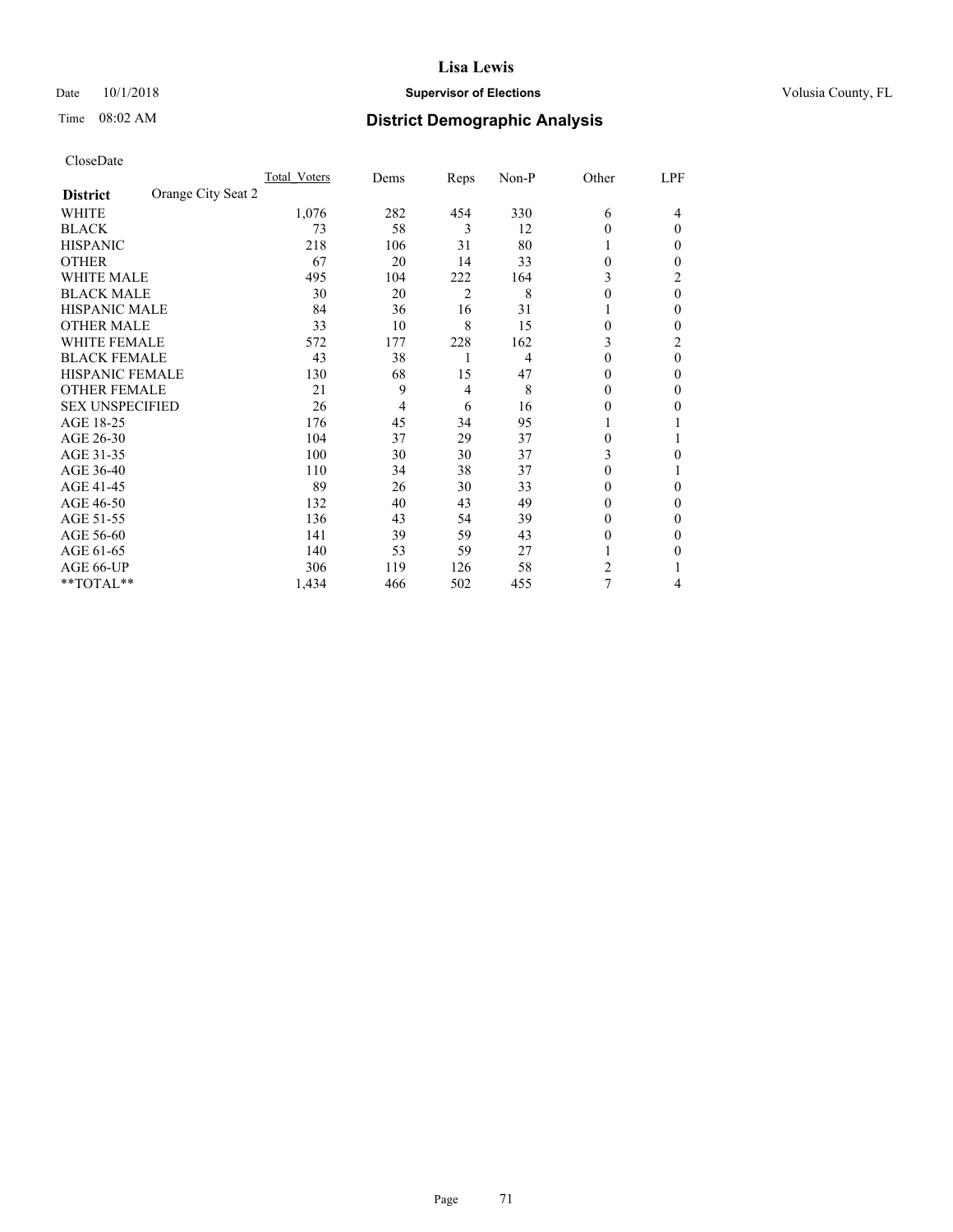# Lisa Lewis

Date 10/1/2018 **Supervisor of Elections** Volusia County, FL

Time 08:02 AM **District Demographic Analysis**

CloseDate

| **District** Orange City Seat 2 | Total Voters | Dems | Reps | Non-P | Other | LPF |
|---|---|---|---|---|---|---|
| WHITE | 1,076 | 282 | 454 | 330 | 6 | 4 |
| BLACK | 73 | 58 | 3 | 12 | 0 | 0 |
| HISPANIC | 218 | 106 | 31 | 80 | 1 | 0 |
| OTHER | 67 | 20 | 14 | 33 | 0 | 0 |
| WHITE MALE | 495 | 104 | 222 | 164 | 3 | 2 |
| BLACK MALE | 30 | 20 | 2 | 8 | 0 | 0 |
| HISPANIC MALE | 84 | 36 | 16 | 31 | 1 | 0 |
| OTHER MALE | 33 | 10 | 8 | 15 | 0 | 0 |
| WHITE FEMALE | 572 | 177 | 228 | 162 | 3 | 2 |
| BLACK FEMALE | 43 | 38 | 1 | 4 | 0 | 0 |
| HISPANIC FEMALE | 130 | 68 | 15 | 47 | 0 | 0 |
| OTHER FEMALE | 21 | 9 | 4 | 8 | 0 | 0 |
| SEX UNSPECIFIED | 26 | 4 | 6 | 16 | 0 | 0 |
| AGE 18-25 | 176 | 45 | 34 | 95 | 1 | 1 |
| AGE 26-30 | 104 | 37 | 29 | 37 | 0 | 1 |
| AGE 31-35 | 100 | 30 | 30 | 37 | 3 | 0 |
| AGE 36-40 | 110 | 34 | 38 | 37 | 0 | 1 |
| AGE 41-45 | 89 | 26 | 30 | 33 | 0 | 0 |
| AGE 46-50 | 132 | 40 | 43 | 49 | 0 | 0 |
| AGE 51-55 | 136 | 43 | 54 | 39 | 0 | 0 |
| AGE 56-60 | 141 | 39 | 59 | 43 | 0 | 0 |
| AGE 61-65 | 140 | 53 | 59 | 27 | 1 | 0 |
| AGE 66-UP | 306 | 119 | 126 | 58 | 2 | 1 |
| **TOTAL** | 1,434 | 466 | 502 | 455 | 7 | 4 |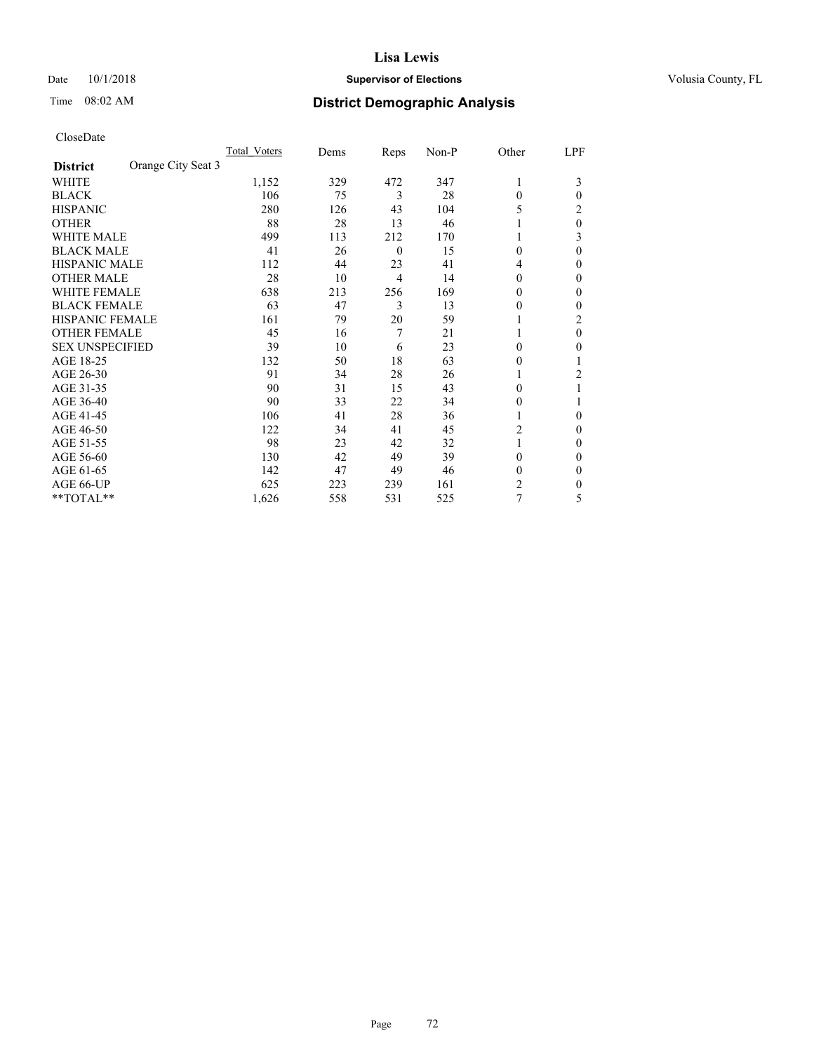**Lisa Lewis**

Date 10/1/2018 **Supervisor of Elections** Volusia County, FL

Time 08:02 AM **District Demographic Analysis**

CloseDate

| **District** Orange City Seat 3 | Total_Voters | Dems | Reps | Non-P | Other | LPF |
|---|---|---|---|---|---|---|
| WHITE | 1,152 | 329 | 472 | 347 | 1 | 3 |
| BLACK | 106 | 75 | 3 | 28 | 0 | 0 |
| HISPANIC | 280 | 126 | 43 | 104 | 5 | 2 |
| OTHER | 88 | 28 | 13 | 46 | 1 | 0 |
| WHITE MALE | 499 | 113 | 212 | 170 | 1 | 3 |
| BLACK MALE | 41 | 26 | 0 | 15 | 0 | 0 |
| HISPANIC MALE | 112 | 44 | 23 | 41 | 4 | 0 |
| OTHER MALE | 28 | 10 | 4 | 14 | 0 | 0 |
| WHITE FEMALE | 638 | 213 | 256 | 169 | 0 | 0 |
| BLACK FEMALE | 63 | 47 | 3 | 13 | 0 | 0 |
| HISPANIC FEMALE | 161 | 79 | 20 | 59 | 1 | 2 |
| OTHER FEMALE | 45 | 16 | 7 | 21 | 1 | 0 |
| SEX UNSPECIFIED | 39 | 10 | 6 | 23 | 0 | 0 |
| AGE 18-25 | 132 | 50 | 18 | 63 | 0 | 1 |
| AGE 26-30 | 91 | 34 | 28 | 26 | 1 | 2 |
| AGE 31-35 | 90 | 31 | 15 | 43 | 0 | 1 |
| AGE 36-40 | 90 | 33 | 22 | 34 | 0 | 1 |
| AGE 41-45 | 106 | 41 | 28 | 36 | 1 | 0 |
| AGE 46-50 | 122 | 34 | 41 | 45 | 2 | 0 |
| AGE 51-55 | 98 | 23 | 42 | 32 | 1 | 0 |
| AGE 56-60 | 130 | 42 | 49 | 39 | 0 | 0 |
| AGE 61-65 | 142 | 47 | 49 | 46 | 0 | 0 |
| AGE 66-UP | 625 | 223 | 239 | 161 | 2 | 0 |
| **TOTAL** | 1,626 | 558 | 531 | 525 | 7 | 5 |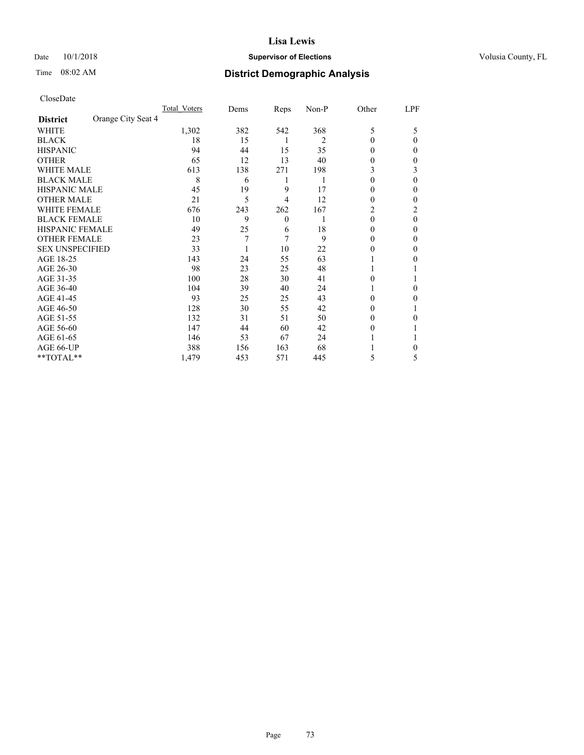# Lisa Lewis

Date 10/1/2018 **Supervisor of Elections** Volusia County, FL

Time 08:02 AM **District Demographic Analysis**

CloseDate

| **District** Orange City Seat 4 | Total Voters | Dems | Reps | Non-P | Other | LPF |
|---|---|---|---|---|---|---|
| WHITE | 1,302 | 382 | 542 | 368 | 5 | 5 |
| BLACK | 18 | 15 | 1 | 2 | 0 | 0 |
| HISPANIC | 94 | 44 | 15 | 35 | 0 | 0 |
| OTHER | 65 | 12 | 13 | 40 | 0 | 0 |
| WHITE MALE | 613 | 138 | 271 | 198 | 3 | 3 |
| BLACK MALE | 8 | 6 | 1 | 1 | 0 | 0 |
| HISPANIC MALE | 45 | 19 | 9 | 17 | 0 | 0 |
| OTHER MALE | 21 | 5 | 4 | 12 | 0 | 0 |
| WHITE FEMALE | 676 | 243 | 262 | 167 | 2 | 2 |
| BLACK FEMALE | 10 | 9 | 0 | 1 | 0 | 0 |
| HISPANIC FEMALE | 49 | 25 | 6 | 18 | 0 | 0 |
| OTHER FEMALE | 23 | 7 | 7 | 9 | 0 | 0 |
| SEX UNSPECIFIED | 33 | 1 | 10 | 22 | 0 | 0 |
| AGE 18-25 | 143 | 24 | 55 | 63 | 1 | 0 |
| AGE 26-30 | 98 | 23 | 25 | 48 | 1 | 1 |
| AGE 31-35 | 100 | 28 | 30 | 41 | 0 | 1 |
| AGE 36-40 | 104 | 39 | 40 | 24 | 1 | 0 |
| AGE 41-45 | 93 | 25 | 25 | 43 | 0 | 0 |
| AGE 46-50 | 128 | 30 | 55 | 42 | 0 | 1 |
| AGE 51-55 | 132 | 31 | 51 | 50 | 0 | 0 |
| AGE 56-60 | 147 | 44 | 60 | 42 | 0 | 1 |
| AGE 61-65 | 146 | 53 | 67 | 24 | 1 | 1 |
| AGE 66-UP | 388 | 156 | 163 | 68 | 1 | 0 |
| **TOTAL** | 1,479 | 453 | 571 | 445 | 5 | 5 |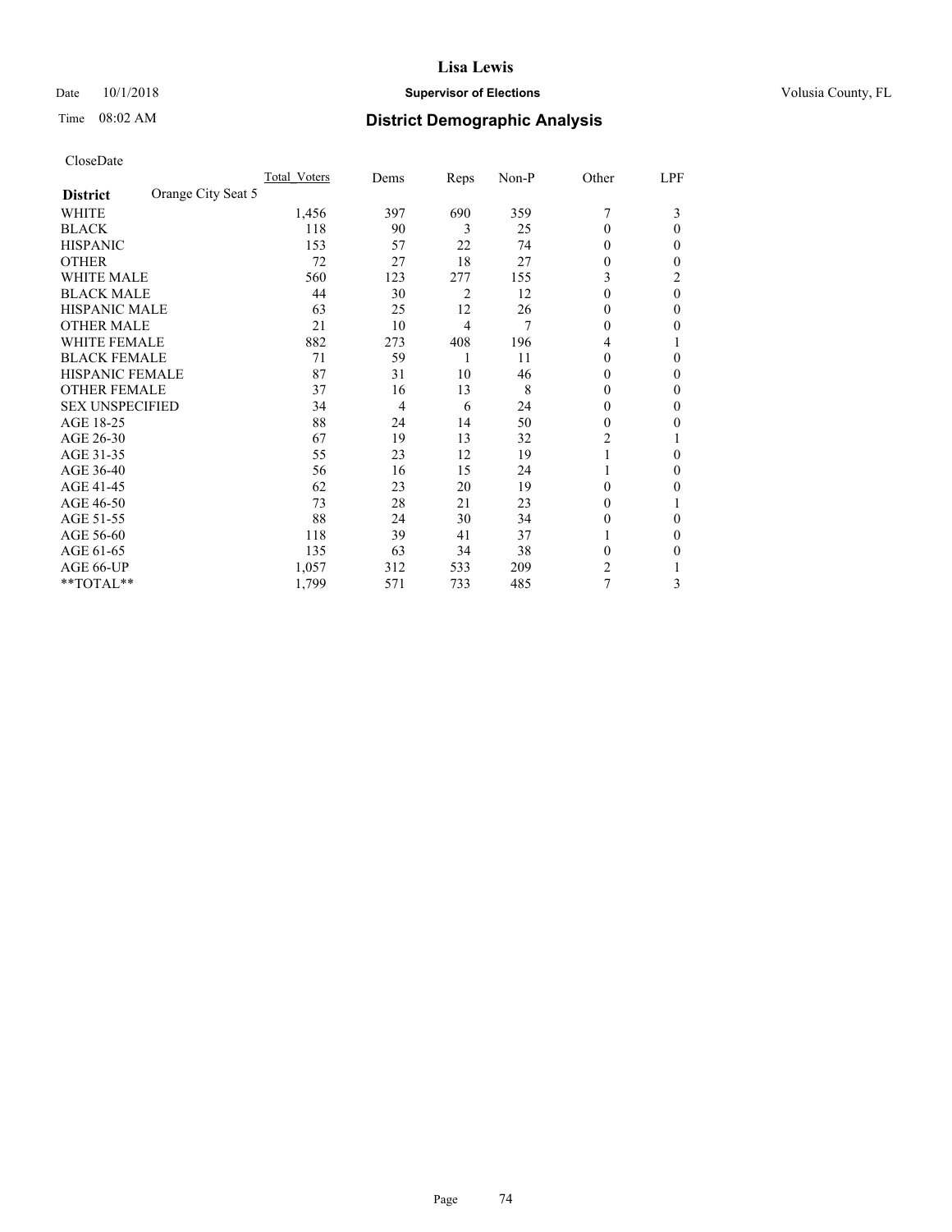**Lisa Lewis**

Date 10/1/2018 **Supervisor of Elections** Volusia County, FL

Time 08:02 AM **District Demographic Analysis**

CloseDate

| **District** Orange City Seat 5 | Total_Voters | Dems | Reps | Non-P | Other | LPF |
|---|---|---|---|---|---|---|
| WHITE | 1,456 | 397 | 690 | 359 | 7 | 3 |
| BLACK | 118 | 90 | 3 | 25 | 0 | 0 |
| HISPANIC | 153 | 57 | 22 | 74 | 0 | 0 |
| OTHER | 72 | 27 | 18 | 27 | 0 | 0 |
| WHITE MALE | 560 | 123 | 277 | 155 | 3 | 2 |
| BLACK MALE | 44 | 30 | 2 | 12 | 0 | 0 |
| HISPANIC MALE | 63 | 25 | 12 | 26 | 0 | 0 |
| OTHER MALE | 21 | 10 | 4 | 7 | 0 | 0 |
| WHITE FEMALE | 882 | 273 | 408 | 196 | 4 | 1 |
| BLACK FEMALE | 71 | 59 | 1 | 11 | 0 | 0 |
| HISPANIC FEMALE | 87 | 31 | 10 | 46 | 0 | 0 |
| OTHER FEMALE | 37 | 16 | 13 | 8 | 0 | 0 |
| SEX UNSPECIFIED | 34 | 4 | 6 | 24 | 0 | 0 |
| AGE 18-25 | 88 | 24 | 14 | 50 | 0 | 0 |
| AGE 26-30 | 67 | 19 | 13 | 32 | 2 | 1 |
| AGE 31-35 | 55 | 23 | 12 | 19 | 1 | 0 |
| AGE 36-40 | 56 | 16 | 15 | 24 | 1 | 0 |
| AGE 41-45 | 62 | 23 | 20 | 19 | 0 | 0 |
| AGE 46-50 | 73 | 28 | 21 | 23 | 0 | 1 |
| AGE 51-55 | 88 | 24 | 30 | 34 | 0 | 0 |
| AGE 56-60 | 118 | 39 | 41 | 37 | 1 | 0 |
| AGE 61-65 | 135 | 63 | 34 | 38 | 0 | 0 |
| AGE 66-UP | 1,057 | 312 | 533 | 209 | 2 | 1 |
| **TOTAL** | 1,799 | 571 | 733 | 485 | 7 | 3 |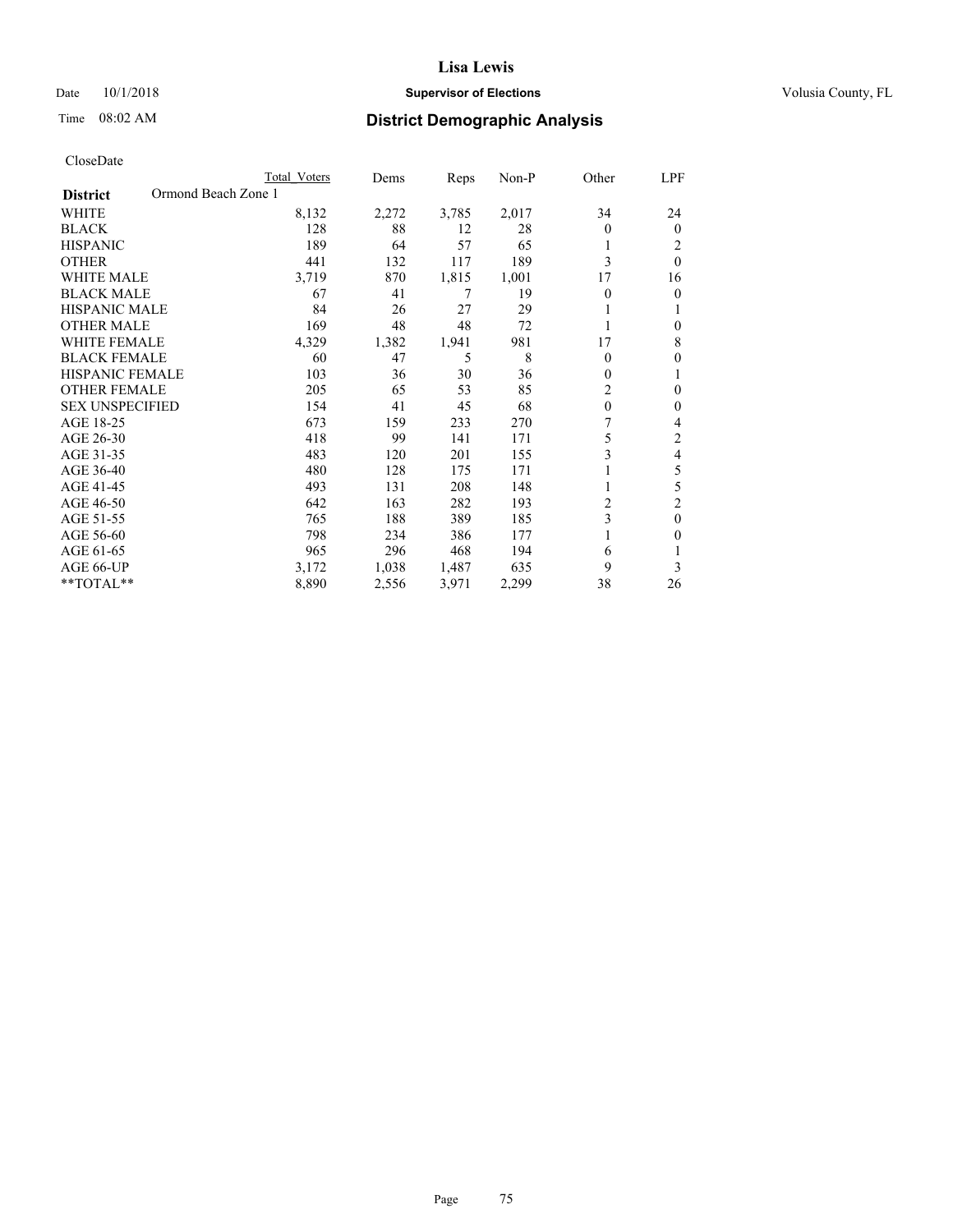# Lisa Lewis

Date 10/1/2018 **Supervisor of Elections** Volusia County, FL

Time 08:02 AM **District Demographic Analysis**

CloseDate

| | Total Voters | Dems | Reps | Non-P | Other | LPF |
|---|---|---|---|---|---|---|
| **District** Ormond Beach Zone 1 | | | | | | |
| WHITE | 8,132 | 2,272 | 3,785 | 2,017 | 34 | 24 |
| BLACK | 128 | 88 | 12 | 28 | 0 | 0 |
| HISPANIC | 189 | 64 | 57 | 65 | 1 | 2 |
| OTHER | 441 | 132 | 117 | 189 | 3 | 0 |
| WHITE MALE | 3,719 | 870 | 1,815 | 1,001 | 17 | 16 |
| BLACK MALE | 67 | 41 | 7 | 19 | 0 | 0 |
| HISPANIC MALE | 84 | 26 | 27 | 29 | 1 | 1 |
| OTHER MALE | 169 | 48 | 48 | 72 | 1 | 0 |
| WHITE FEMALE | 4,329 | 1,382 | 1,941 | 981 | 17 | 8 |
| BLACK FEMALE | 60 | 47 | 5 | 8 | 0 | 0 |
| HISPANIC FEMALE | 103 | 36 | 30 | 36 | 0 | 1 |
| OTHER FEMALE | 205 | 65 | 53 | 85 | 2 | 0 |
| SEX UNSPECIFIED | 154 | 41 | 45 | 68 | 0 | 0 |
| AGE 18-25 | 673 | 159 | 233 | 270 | 7 | 4 |
| AGE 26-30 | 418 | 99 | 141 | 171 | 5 | 2 |
| AGE 31-35 | 483 | 120 | 201 | 155 | 3 | 4 |
| AGE 36-40 | 480 | 128 | 175 | 171 | 1 | 5 |
| AGE 41-45 | 493 | 131 | 208 | 148 | 1 | 5 |
| AGE 46-50 | 642 | 163 | 282 | 193 | 2 | 2 |
| AGE 51-55 | 765 | 188 | 389 | 185 | 3 | 0 |
| AGE 56-60 | 798 | 234 | 386 | 177 | 1 | 0 |
| AGE 61-65 | 965 | 296 | 468 | 194 | 6 | 1 |
| AGE 66-UP | 3,172 | 1,038 | 1,487 | 635 | 9 | 3 |
| **TOTAL** | 8,890 | 2,556 | 3,971 | 2,299 | 38 | 26 |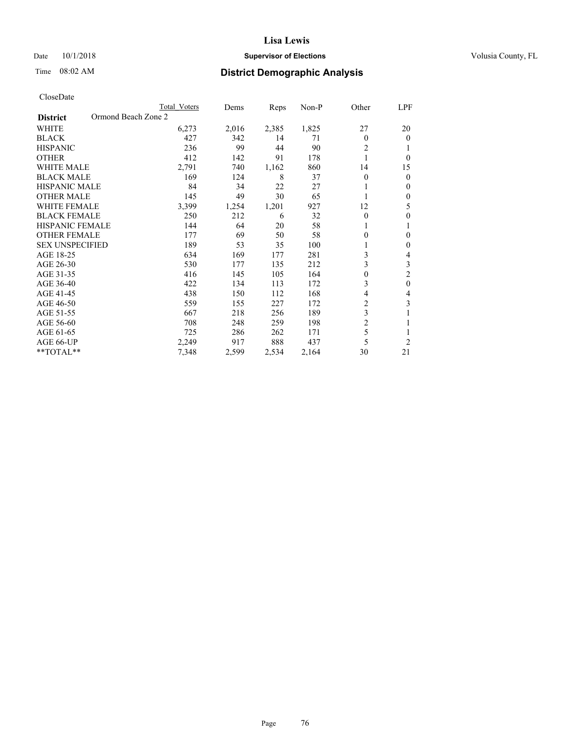CloseDate

| District | Ormond Beach Zone 2 | Total Voters | Dems | Reps | Non-P | Other | LPF |
|---|---|---|---|---|---|---|---|
| WHITE | | 6,273 | 2,016 | 2,385 | 1,825 | 27 | 20 |
| BLACK | | 427 | 342 | 14 | 71 | 0 | 0 |
| HISPANIC | | 236 | 99 | 44 | 90 | 2 | 1 |
| OTHER | | 412 | 142 | 91 | 178 | 1 | 0 |
| WHITE MALE | | 2,791 | 740 | 1,162 | 860 | 14 | 15 |
| BLACK MALE | | 169 | 124 | 8 | 37 | 0 | 0 |
| HISPANIC MALE | | 84 | 34 | 22 | 27 | 1 | 0 |
| OTHER MALE | | 145 | 49 | 30 | 65 | 1 | 0 |
| WHITE FEMALE | | 3,399 | 1,254 | 1,201 | 927 | 12 | 5 |
| BLACK FEMALE | | 250 | 212 | 6 | 32 | 0 | 0 |
| HISPANIC FEMALE | | 144 | 64 | 20 | 58 | 1 | 1 |
| OTHER FEMALE | | 177 | 69 | 50 | 58 | 0 | 0 |
| SEX UNSPECIFIED | | 189 | 53 | 35 | 100 | 1 | 0 |
| AGE 18-25 | | 634 | 169 | 177 | 281 | 3 | 4 |
| AGE 26-30 | | 530 | 177 | 135 | 212 | 3 | 3 |
| AGE 31-35 | | 416 | 145 | 105 | 164 | 0 | 2 |
| AGE 36-40 | | 422 | 134 | 113 | 172 | 3 | 0 |
| AGE 41-45 | | 438 | 150 | 112 | 168 | 4 | 4 |
| AGE 46-50 | | 559 | 155 | 227 | 172 | 2 | 3 |
| AGE 51-55 | | 667 | 218 | 256 | 189 | 3 | 1 |
| AGE 56-60 | | 708 | 248 | 259 | 198 | 2 | 1 |
| AGE 61-65 | | 725 | 286 | 262 | 171 | 5 | 1 |
| AGE 66-UP | | 2,249 | 917 | 888 | 437 | 5 | 2 |
| **TOTAL** | | 7,348 | 2,599 | 2,534 | 2,164 | 30 | 21 |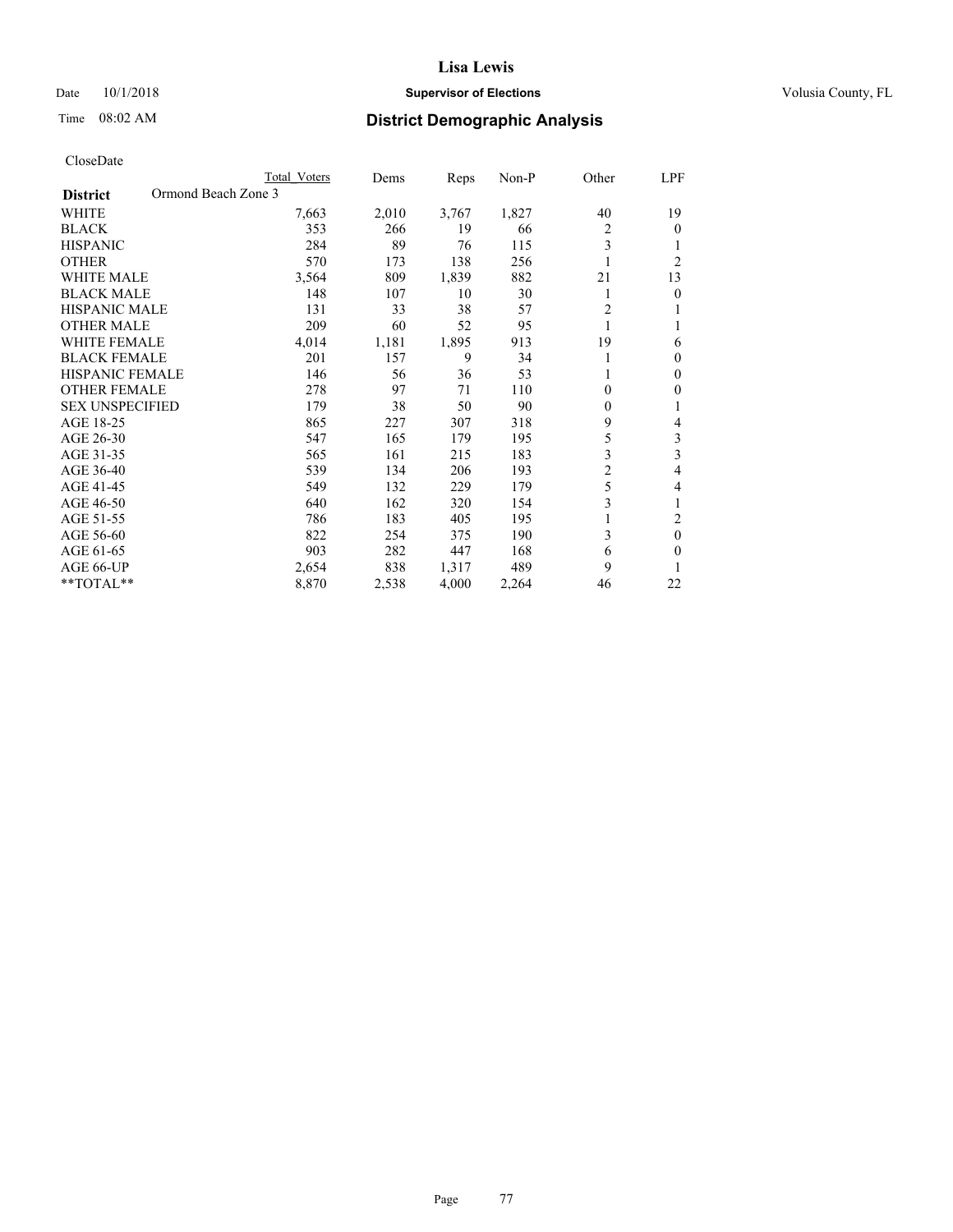# Lisa Lewis

Date 10/1/2018 **Supervisor of Elections** Volusia County, FL

Time 08:02 AM **District Demographic Analysis**

CloseDate

| | Total Voters | Dems | Reps | Non-P | Other | LPF |
|---|---|---|---|---|---|---|
| **District** Ormond Beach Zone 3 | | | | | | |
| WHITE | 7,663 | 2,010 | 3,767 | 1,827 | 40 | 19 |
| BLACK | 353 | 266 | 19 | 66 | 2 | 0 |
| HISPANIC | 284 | 89 | 76 | 115 | 3 | 1 |
| OTHER | 570 | 173 | 138 | 256 | 1 | 2 |
| WHITE MALE | 3,564 | 809 | 1,839 | 882 | 21 | 13 |
| BLACK MALE | 148 | 107 | 10 | 30 | 1 | 0 |
| HISPANIC MALE | 131 | 33 | 38 | 57 | 2 | 1 |
| OTHER MALE | 209 | 60 | 52 | 95 | 1 | 1 |
| WHITE FEMALE | 4,014 | 1,181 | 1,895 | 913 | 19 | 6 |
| BLACK FEMALE | 201 | 157 | 9 | 34 | 1 | 0 |
| HISPANIC FEMALE | 146 | 56 | 36 | 53 | 1 | 0 |
| OTHER FEMALE | 278 | 97 | 71 | 110 | 0 | 0 |
| SEX UNSPECIFIED | 179 | 38 | 50 | 90 | 0 | 1 |
| AGE 18-25 | 865 | 227 | 307 | 318 | 9 | 4 |
| AGE 26-30 | 547 | 165 | 179 | 195 | 5 | 3 |
| AGE 31-35 | 565 | 161 | 215 | 183 | 3 | 3 |
| AGE 36-40 | 539 | 134 | 206 | 193 | 2 | 4 |
| AGE 41-45 | 549 | 132 | 229 | 179 | 5 | 4 |
| AGE 46-50 | 640 | 162 | 320 | 154 | 3 | 1 |
| AGE 51-55 | 786 | 183 | 405 | 195 | 1 | 2 |
| AGE 56-60 | 822 | 254 | 375 | 190 | 3 | 0 |
| AGE 61-65 | 903 | 282 | 447 | 168 | 6 | 0 |
| AGE 66-UP | 2,654 | 838 | 1,317 | 489 | 9 | 1 |
| **TOTAL** | 8,870 | 2,538 | 4,000 | 2,264 | 46 | 22 |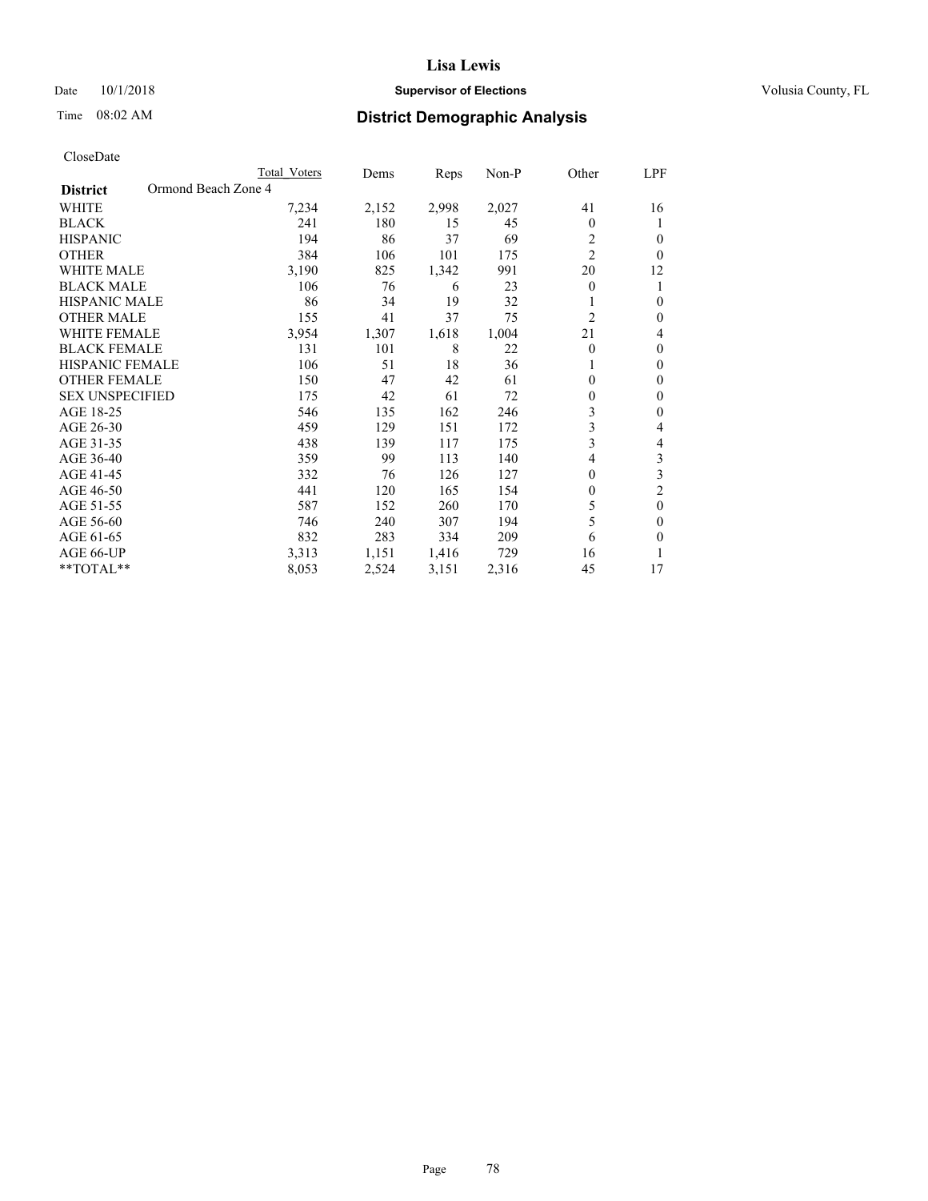# Lisa Lewis

Date 10/1/2018 **Supervisor of Elections** Volusia County, FL

Time 08:02 AM **District Demographic Analysis**

CloseDate

| District | Ormond Beach Zone 4 | Total Voters | Dems | Reps | Non-P | Other | LPF |
|---|---|---|---|---|---|---|---|
| WHITE | | 7,234 | 2,152 | 2,998 | 2,027 | 41 | 16 |
| BLACK | | 241 | 180 | 15 | 45 | 0 | 1 |
| HISPANIC | | 194 | 86 | 37 | 69 | 2 | 0 |
| OTHER | | 384 | 106 | 101 | 175 | 2 | 0 |
| WHITE MALE | | 3,190 | 825 | 1,342 | 991 | 20 | 12 |
| BLACK MALE | | 106 | 76 | 6 | 23 | 0 | 1 |
| HISPANIC MALE | | 86 | 34 | 19 | 32 | 1 | 0 |
| OTHER MALE | | 155 | 41 | 37 | 75 | 2 | 0 |
| WHITE FEMALE | | 3,954 | 1,307 | 1,618 | 1,004 | 21 | 4 |
| BLACK FEMALE | | 131 | 101 | 8 | 22 | 0 | 0 |
| HISPANIC FEMALE | | 106 | 51 | 18 | 36 | 1 | 0 |
| OTHER FEMALE | | 150 | 47 | 42 | 61 | 0 | 0 |
| SEX UNSPECIFIED | | 175 | 42 | 61 | 72 | 0 | 0 |
| AGE 18-25 | | 546 | 135 | 162 | 246 | 3 | 0 |
| AGE 26-30 | | 459 | 129 | 151 | 172 | 3 | 4 |
| AGE 31-35 | | 438 | 139 | 117 | 175 | 3 | 4 |
| AGE 36-40 | | 359 | 99 | 113 | 140 | 4 | 3 |
| AGE 41-45 | | 332 | 76 | 126 | 127 | 0 | 3 |
| AGE 46-50 | | 441 | 120 | 165 | 154 | 0 | 2 |
| AGE 51-55 | | 587 | 152 | 260 | 170 | 5 | 0 |
| AGE 56-60 | | 746 | 240 | 307 | 194 | 5 | 0 |
| AGE 61-65 | | 832 | 283 | 334 | 209 | 6 | 0 |
| AGE 66-UP | | 3,313 | 1,151 | 1,416 | 729 | 16 | 1 |
| **TOTAL** | | 8,053 | 2,524 | 3,151 | 2,316 | 45 | 17 |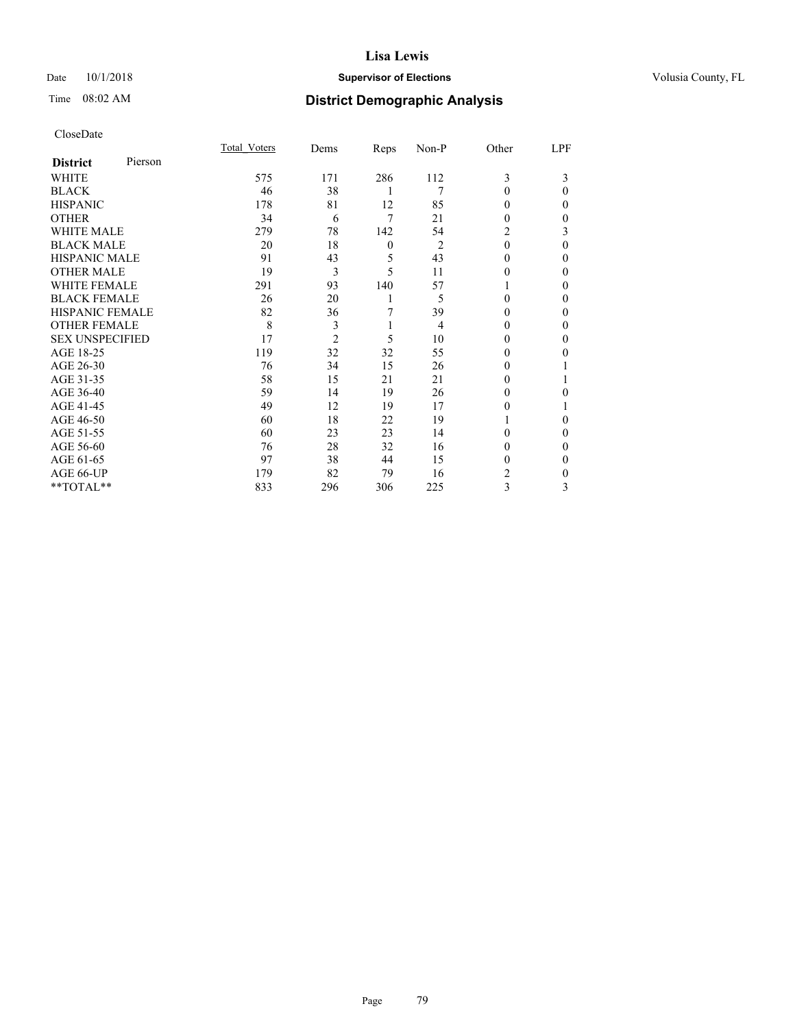# Lisa Lewis

Date 10/1/2018 **Supervisor of Elections** Volusia County, FL

Time 08:02 AM **District Demographic Analysis**

CloseDate

| **District** Pierson | Total_Voters | Dems | Reps | Non-P | Other | LPF |
|---|---|---|---|---|---|---|
| WHITE | 575 | 171 | 286 | 112 | 3 | 3 |
| BLACK | 46 | 38 | 1 | 7 | 0 | 0 |
| HISPANIC | 178 | 81 | 12 | 85 | 0 | 0 |
| OTHER | 34 | 6 | 7 | 21 | 0 | 0 |
| WHITE MALE | 279 | 78 | 142 | 54 | 2 | 3 |
| BLACK MALE | 20 | 18 | 0 | 2 | 0 | 0 |
| HISPANIC MALE | 91 | 43 | 5 | 43 | 0 | 0 |
| OTHER MALE | 19 | 3 | 5 | 11 | 0 | 0 |
| WHITE FEMALE | 291 | 93 | 140 | 57 | 1 | 0 |
| BLACK FEMALE | 26 | 20 | 1 | 5 | 0 | 0 |
| HISPANIC FEMALE | 82 | 36 | 7 | 39 | 0 | 0 |
| OTHER FEMALE | 8 | 3 | 1 | 4 | 0 | 0 |
| SEX UNSPECIFIED | 17 | 2 | 5 | 10 | 0 | 0 |
| AGE 18-25 | 119 | 32 | 32 | 55 | 0 | 0 |
| AGE 26-30 | 76 | 34 | 15 | 26 | 0 | 1 |
| AGE 31-35 | 58 | 15 | 21 | 21 | 0 | 1 |
| AGE 36-40 | 59 | 14 | 19 | 26 | 0 | 0 |
| AGE 41-45 | 49 | 12 | 19 | 17 | 0 | 1 |
| AGE 46-50 | 60 | 18 | 22 | 19 | 1 | 0 |
| AGE 51-55 | 60 | 23 | 23 | 14 | 0 | 0 |
| AGE 56-60 | 76 | 28 | 32 | 16 | 0 | 0 |
| AGE 61-65 | 97 | 38 | 44 | 15 | 0 | 0 |
| AGE 66-UP | 179 | 82 | 79 | 16 | 2 | 0 |
| **TOTAL** | 833 | 296 | 306 | 225 | 3 | 3 |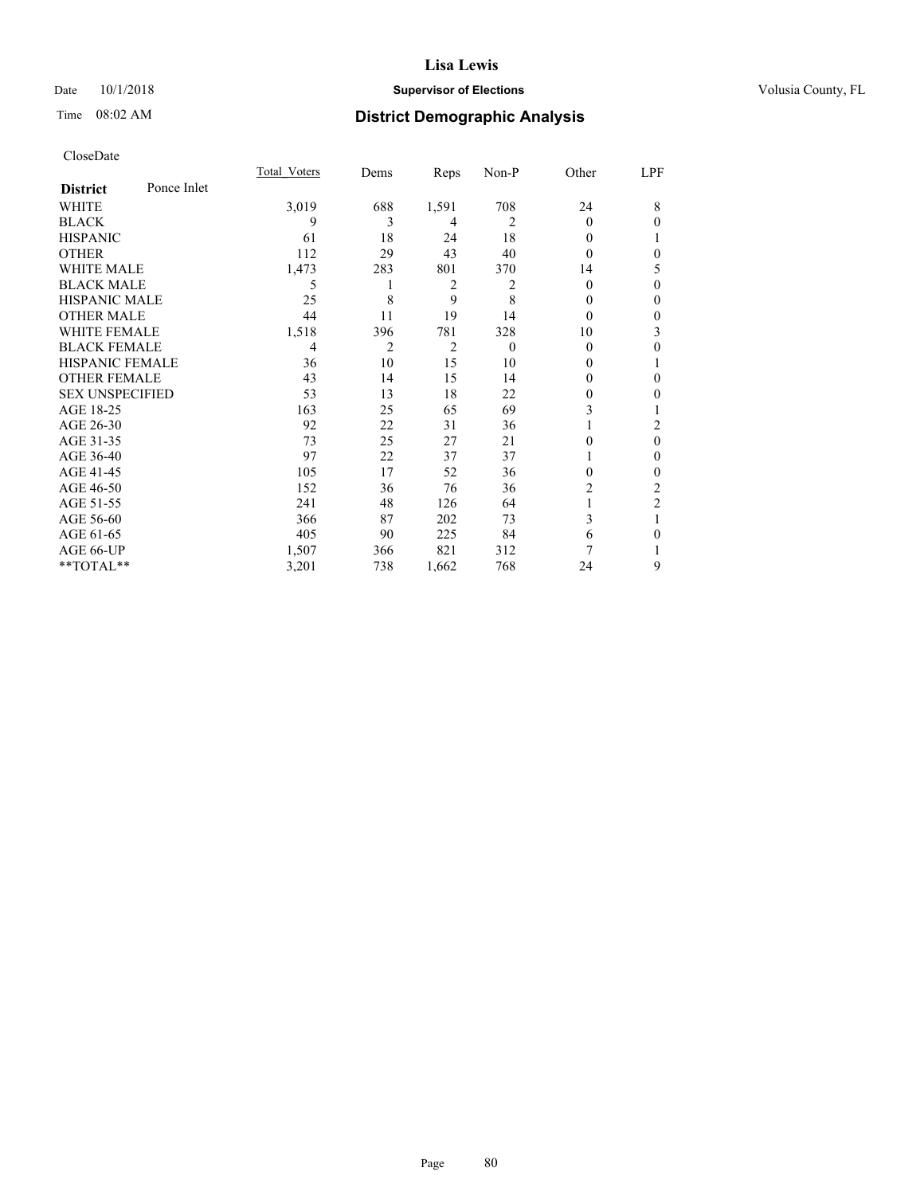**Lisa Lewis**

Date 10/1/2018 **Supervisor of Elections** Volusia County, FL

Time 08:02 AM

## District Demographic Analysis

CloseDate

| **District** Ponce Inlet | Total_Voters | Dems | Reps | Non-P | Other | LPF |
|---|---|---|---|---|---|---|
| WHITE | 3,019 | 688 | 1,591 | 708 | 24 | 8 |
| BLACK | 9 | 3 | 4 | 2 | 0 | 0 |
| HISPANIC | 61 | 18 | 24 | 18 | 0 | 1 |
| OTHER | 112 | 29 | 43 | 40 | 0 | 0 |
| WHITE MALE | 1,473 | 283 | 801 | 370 | 14 | 5 |
| BLACK MALE | 5 | 1 | 2 | 2 | 0 | 0 |
| HISPANIC MALE | 25 | 8 | 9 | 8 | 0 | 0 |
| OTHER MALE | 44 | 11 | 19 | 14 | 0 | 0 |
| WHITE FEMALE | 1,518 | 396 | 781 | 328 | 10 | 3 |
| BLACK FEMALE | 4 | 2 | 2 | 0 | 0 | 0 |
| HISPANIC FEMALE | 36 | 10 | 15 | 10 | 0 | 1 |
| OTHER FEMALE | 43 | 14 | 15 | 14 | 0 | 0 |
| SEX UNSPECIFIED | 53 | 13 | 18 | 22 | 0 | 0 |
| AGE 18-25 | 163 | 25 | 65 | 69 | 3 | 1 |
| AGE 26-30 | 92 | 22 | 31 | 36 | 1 | 2 |
| AGE 31-35 | 73 | 25 | 27 | 21 | 0 | 0 |
| AGE 36-40 | 97 | 22 | 37 | 37 | 1 | 0 |
| AGE 41-45 | 105 | 17 | 52 | 36 | 0 | 0 |
| AGE 46-50 | 152 | 36 | 76 | 36 | 2 | 2 |
| AGE 51-55 | 241 | 48 | 126 | 64 | 1 | 2 |
| AGE 56-60 | 366 | 87 | 202 | 73 | 3 | 1 |
| AGE 61-65 | 405 | 90 | 225 | 84 | 6 | 0 |
| AGE 66-UP | 1,507 | 366 | 821 | 312 | 7 | 1 |
| **TOTAL** | 3,201 | 738 | 1,662 | 768 | 24 | 9 |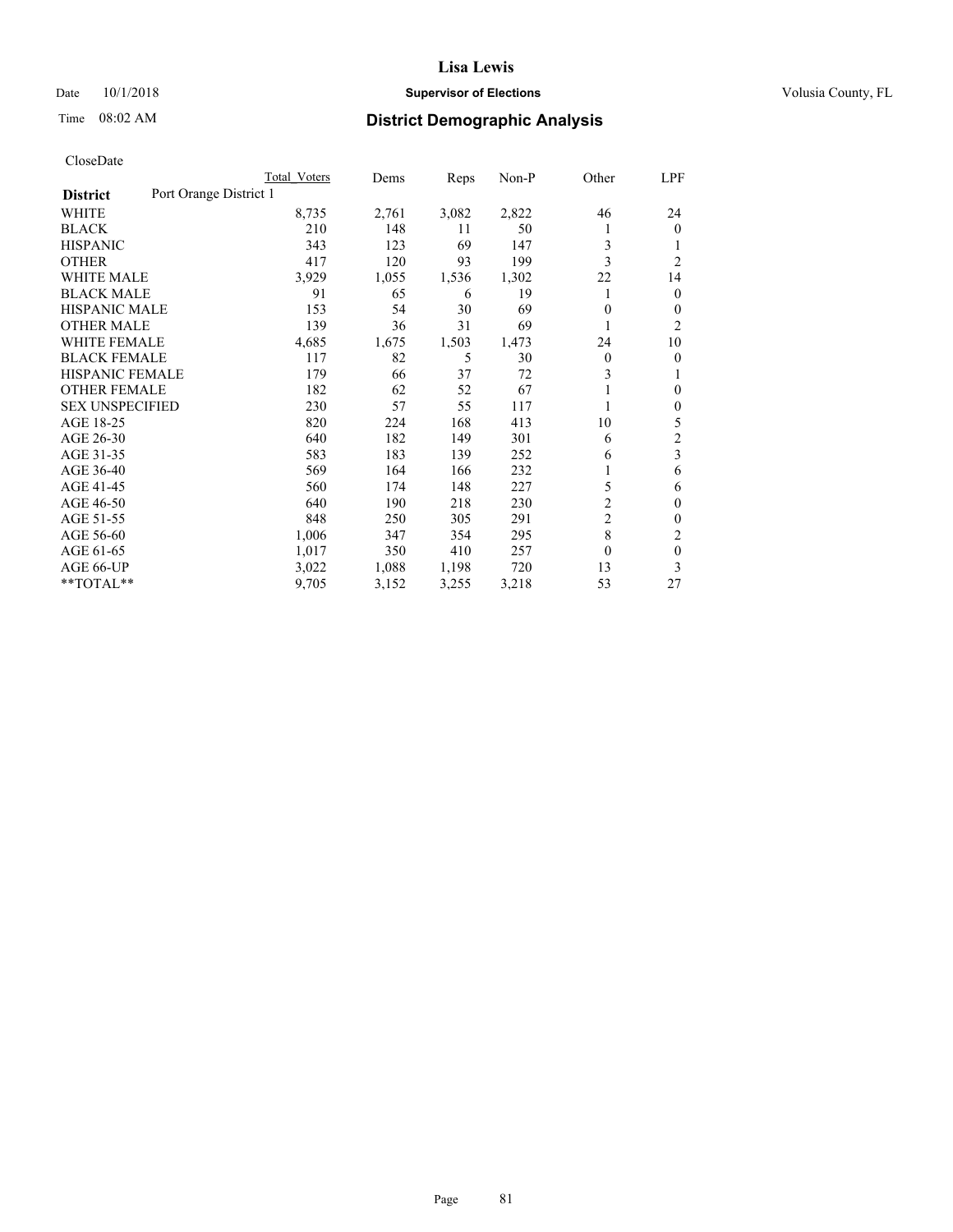# Lisa Lewis

Date 10/1/2018 **Supervisor of Elections** Volusia County, FL

Time 08:02 AM **District Demographic Analysis**

CloseDate

| District: Port Orange District 1 | Total Voters | Dems | Reps | Non-P | Other | LPF |
|---|---|---|---|---|---|---|
| WHITE | 8,735 | 2,761 | 3,082 | 2,822 | 46 | 24 |
| BLACK | 210 | 148 | 11 | 50 | 1 | 0 |
| HISPANIC | 343 | 123 | 69 | 147 | 3 | 1 |
| OTHER | 417 | 120 | 93 | 199 | 3 | 2 |
| WHITE MALE | 3,929 | 1,055 | 1,536 | 1,302 | 22 | 14 |
| BLACK MALE | 91 | 65 | 6 | 19 | 1 | 0 |
| HISPANIC MALE | 153 | 54 | 30 | 69 | 0 | 0 |
| OTHER MALE | 139 | 36 | 31 | 69 | 1 | 2 |
| WHITE FEMALE | 4,685 | 1,675 | 1,503 | 1,473 | 24 | 10 |
| BLACK FEMALE | 117 | 82 | 5 | 30 | 0 | 0 |
| HISPANIC FEMALE | 179 | 66 | 37 | 72 | 3 | 1 |
| OTHER FEMALE | 182 | 62 | 52 | 67 | 1 | 0 |
| SEX UNSPECIFIED | 230 | 57 | 55 | 117 | 1 | 0 |
| AGE 18-25 | 820 | 224 | 168 | 413 | 10 | 5 |
| AGE 26-30 | 640 | 182 | 149 | 301 | 6 | 2 |
| AGE 31-35 | 583 | 183 | 139 | 252 | 6 | 3 |
| AGE 36-40 | 569 | 164 | 166 | 232 | 1 | 6 |
| AGE 41-45 | 560 | 174 | 148 | 227 | 5 | 6 |
| AGE 46-50 | 640 | 190 | 218 | 230 | 2 | 0 |
| AGE 51-55 | 848 | 250 | 305 | 291 | 2 | 0 |
| AGE 56-60 | 1,006 | 347 | 354 | 295 | 8 | 2 |
| AGE 61-65 | 1,017 | 350 | 410 | 257 | 0 | 0 |
| AGE 66-UP | 3,022 | 1,088 | 1,198 | 720 | 13 | 3 |
| **TOTAL** | 9,705 | 3,152 | 3,255 | 3,218 | 53 | 27 |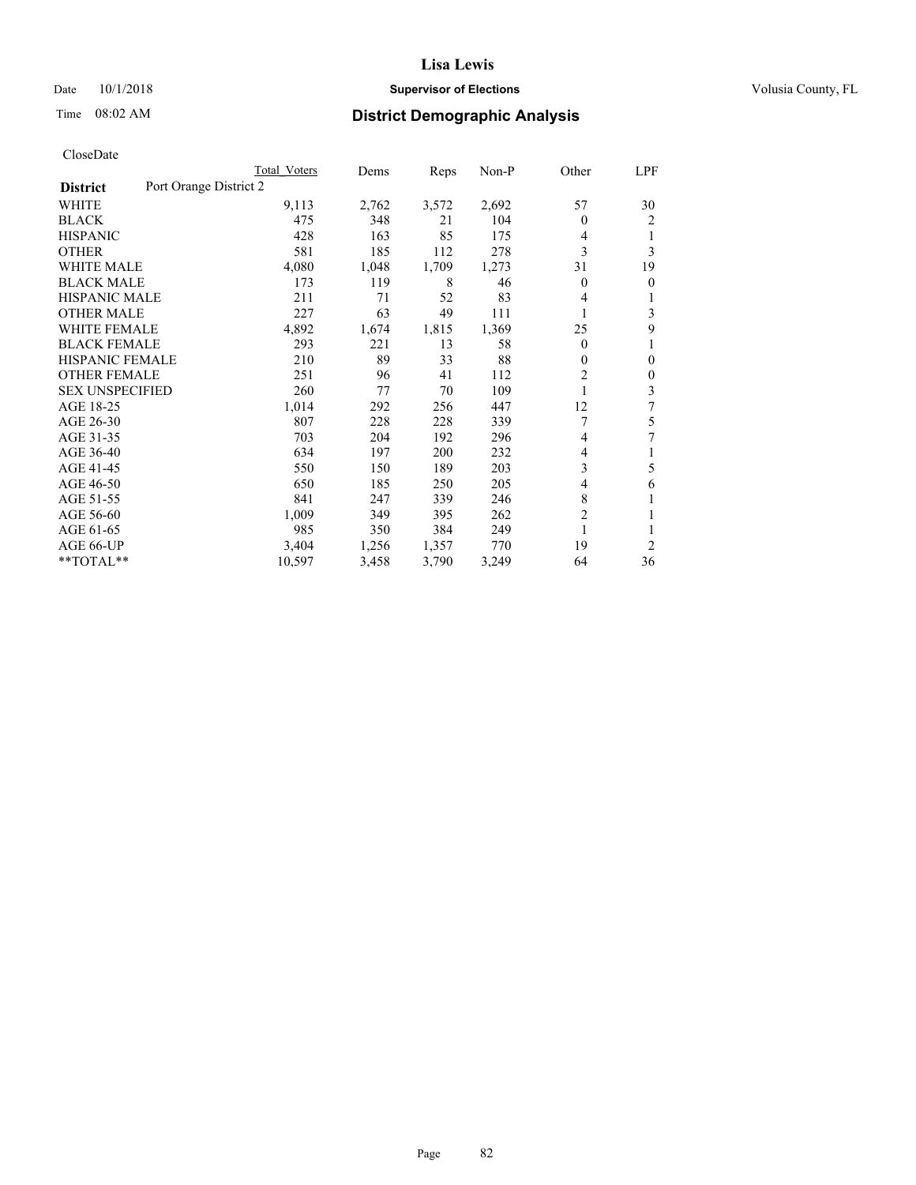# Lisa Lewis

Date 10/1/2018 **Supervisor of Elections** Volusia County, FL

Time 08:02 AM **District Demographic Analysis**

CloseDate

| | Total Voters | Dems | Reps | Non-P | Other | LPF |
|---|---|---|---|---|---|---|
| **District** Port Orange District 2 | | | | | | |
| WHITE | 9,113 | 2,762 | 3,572 | 2,692 | 57 | 30 |
| BLACK | 475 | 348 | 21 | 104 | 0 | 2 |
| HISPANIC | 428 | 163 | 85 | 175 | 4 | 1 |
| OTHER | 581 | 185 | 112 | 278 | 3 | 3 |
| WHITE MALE | 4,080 | 1,048 | 1,709 | 1,273 | 31 | 19 |
| BLACK MALE | 173 | 119 | 8 | 46 | 0 | 0 |
| HISPANIC MALE | 211 | 71 | 52 | 83 | 4 | 1 |
| OTHER MALE | 227 | 63 | 49 | 111 | 1 | 3 |
| WHITE FEMALE | 4,892 | 1,674 | 1,815 | 1,369 | 25 | 9 |
| BLACK FEMALE | 293 | 221 | 13 | 58 | 0 | 1 |
| HISPANIC FEMALE | 210 | 89 | 33 | 88 | 0 | 0 |
| OTHER FEMALE | 251 | 96 | 41 | 112 | 2 | 0 |
| SEX UNSPECIFIED | 260 | 77 | 70 | 109 | 1 | 3 |
| AGE 18-25 | 1,014 | 292 | 256 | 447 | 12 | 7 |
| AGE 26-30 | 807 | 228 | 228 | 339 | 7 | 5 |
| AGE 31-35 | 703 | 204 | 192 | 296 | 4 | 7 |
| AGE 36-40 | 634 | 197 | 200 | 232 | 4 | 1 |
| AGE 41-45 | 550 | 150 | 189 | 203 | 3 | 5 |
| AGE 46-50 | 650 | 185 | 250 | 205 | 4 | 6 |
| AGE 51-55 | 841 | 247 | 339 | 246 | 8 | 1 |
| AGE 56-60 | 1,009 | 349 | 395 | 262 | 2 | 1 |
| AGE 61-65 | 985 | 350 | 384 | 249 | 1 | 1 |
| AGE 66-UP | 3,404 | 1,256 | 1,357 | 770 | 19 | 2 |
| **TOTAL** | 10,597 | 3,458 | 3,790 | 3,249 | 64 | 36 |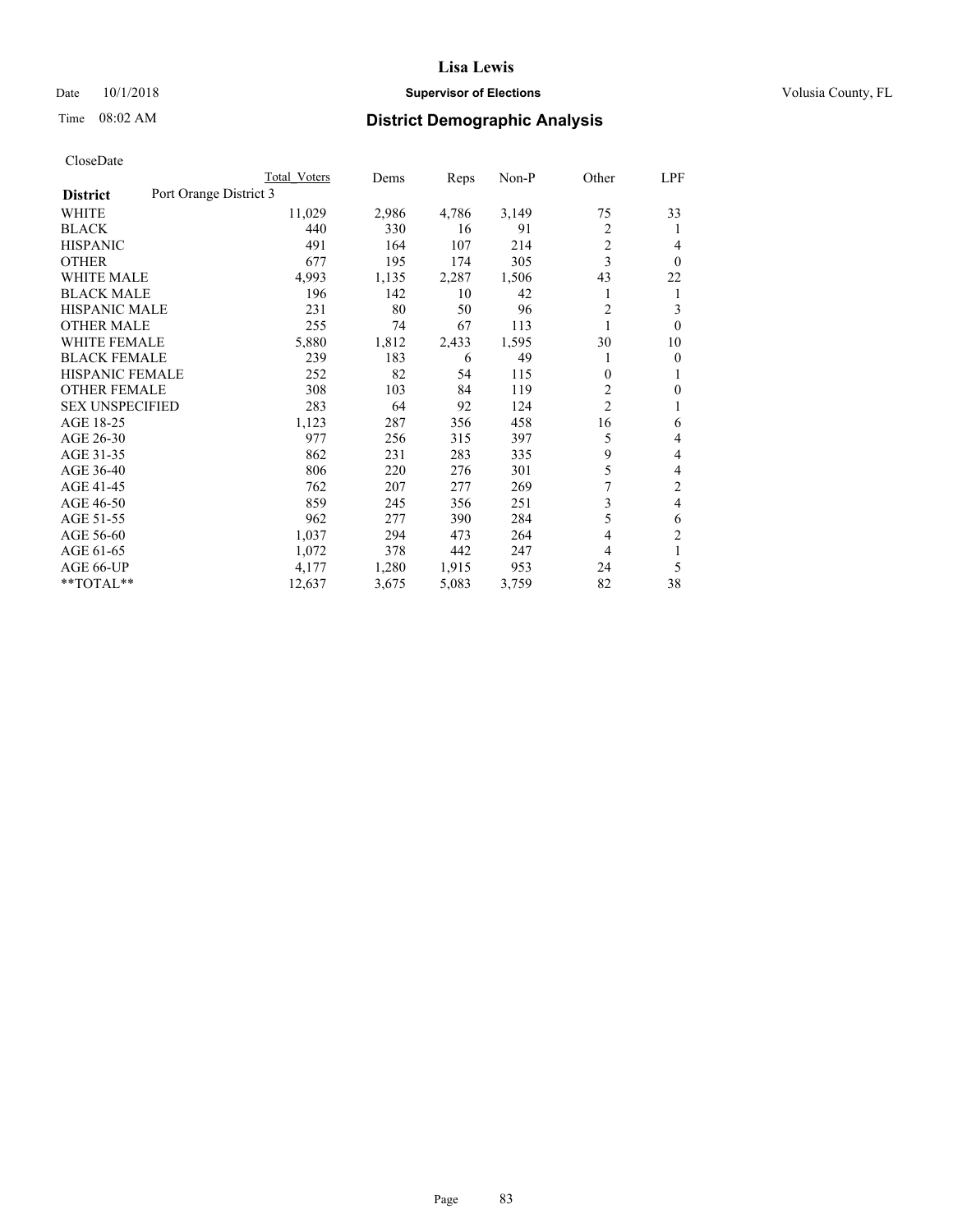CloseDate

| District | Port Orange District 3 | Total Voters | Dems | Reps | Non-P | Other | LPF |
|---|---|---|---|---|---|---|---|
| WHITE | | 11,029 | 2,986 | 4,786 | 3,149 | 75 | 33 |
| BLACK | | 440 | 330 | 16 | 91 | 2 | 1 |
| HISPANIC | | 491 | 164 | 107 | 214 | 2 | 4 |
| OTHER | | 677 | 195 | 174 | 305 | 3 | 0 |
| WHITE MALE | | 4,993 | 1,135 | 2,287 | 1,506 | 43 | 22 |
| BLACK MALE | | 196 | 142 | 10 | 42 | 1 | 1 |
| HISPANIC MALE | | 231 | 80 | 50 | 96 | 2 | 3 |
| OTHER MALE | | 255 | 74 | 67 | 113 | 1 | 0 |
| WHITE FEMALE | | 5,880 | 1,812 | 2,433 | 1,595 | 30 | 10 |
| BLACK FEMALE | | 239 | 183 | 6 | 49 | 1 | 0 |
| HISPANIC FEMALE | | 252 | 82 | 54 | 115 | 0 | 1 |
| OTHER FEMALE | | 308 | 103 | 84 | 119 | 2 | 0 |
| SEX UNSPECIFIED | | 283 | 64 | 92 | 124 | 2 | 1 |
| AGE 18-25 | | 1,123 | 287 | 356 | 458 | 16 | 6 |
| AGE 26-30 | | 977 | 256 | 315 | 397 | 5 | 4 |
| AGE 31-35 | | 862 | 231 | 283 | 335 | 9 | 4 |
| AGE 36-40 | | 806 | 220 | 276 | 301 | 5 | 4 |
| AGE 41-45 | | 762 | 207 | 277 | 269 | 7 | 2 |
| AGE 46-50 | | 859 | 245 | 356 | 251 | 3 | 4 |
| AGE 51-55 | | 962 | 277 | 390 | 284 | 5 | 6 |
| AGE 56-60 | | 1,037 | 294 | 473 | 264 | 4 | 2 |
| AGE 61-65 | | 1,072 | 378 | 442 | 247 | 4 | 1 |
| AGE 66-UP | | 4,177 | 1,280 | 1,915 | 953 | 24 | 5 |
| **TOTAL** | | 12,637 | 3,675 | 5,083 | 3,759 | 82 | 38 |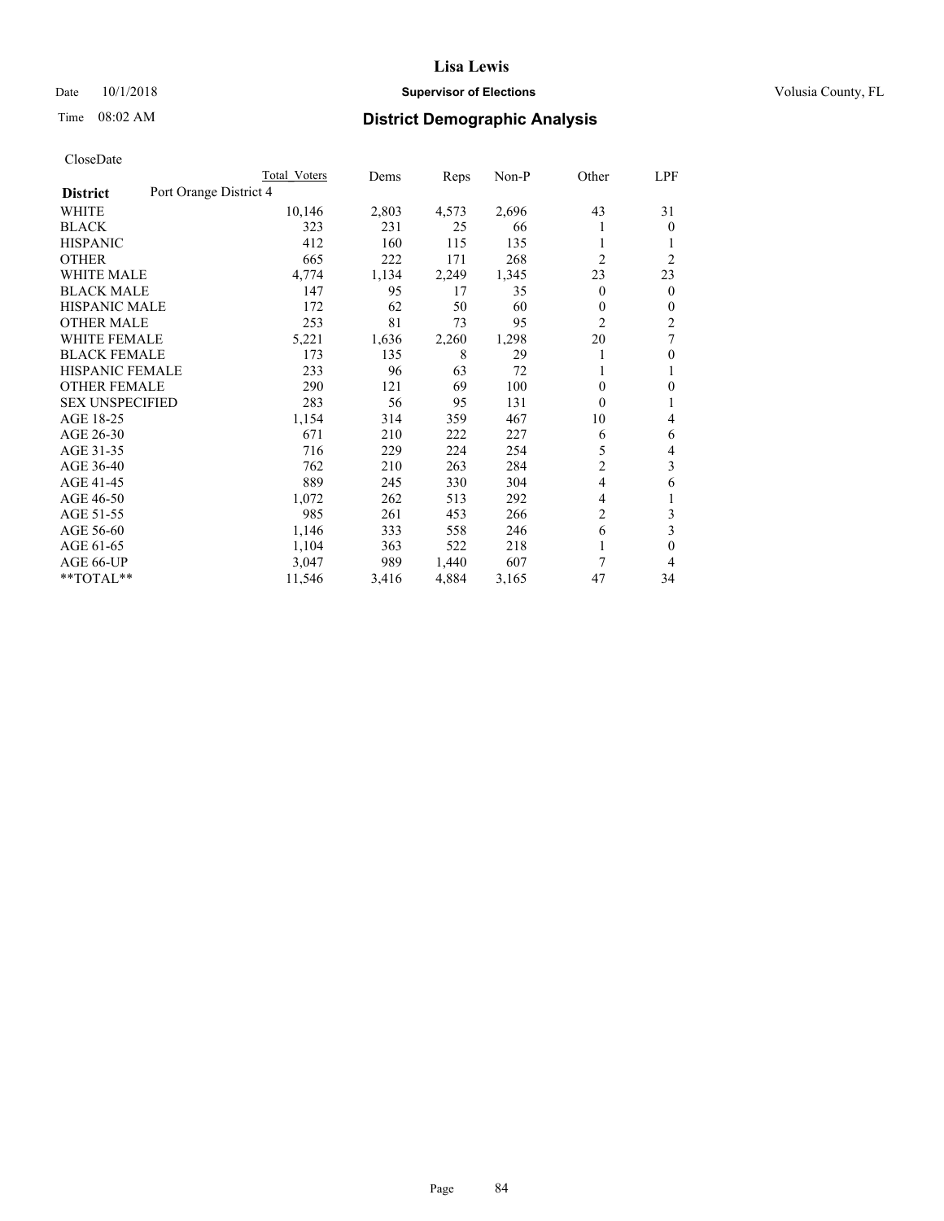# Lisa Lewis

Date 10/1/2018 **Supervisor of Elections** Volusia County, FL

Time 08:02 AM **District Demographic Analysis**

CloseDate

| District | Port Orange District 4 | Total Voters | Dems | Reps | Non-P | Other | LPF |
|---|---|---|---|---|---|---|---|
| WHITE | | 10,146 | 2,803 | 4,573 | 2,696 | 43 | 31 |
| BLACK | | 323 | 231 | 25 | 66 | 1 | 0 |
| HISPANIC | | 412 | 160 | 115 | 135 | 1 | 1 |
| OTHER | | 665 | 222 | 171 | 268 | 2 | 2 |
| WHITE MALE | | 4,774 | 1,134 | 2,249 | 1,345 | 23 | 23 |
| BLACK MALE | | 147 | 95 | 17 | 35 | 0 | 0 |
| HISPANIC MALE | | 172 | 62 | 50 | 60 | 0 | 0 |
| OTHER MALE | | 253 | 81 | 73 | 95 | 2 | 2 |
| WHITE FEMALE | | 5,221 | 1,636 | 2,260 | 1,298 | 20 | 7 |
| BLACK FEMALE | | 173 | 135 | 8 | 29 | 1 | 0 |
| HISPANIC FEMALE | | 233 | 96 | 63 | 72 | 1 | 1 |
| OTHER FEMALE | | 290 | 121 | 69 | 100 | 0 | 0 |
| SEX UNSPECIFIED | | 283 | 56 | 95 | 131 | 0 | 1 |
| AGE 18-25 | | 1,154 | 314 | 359 | 467 | 10 | 4 |
| AGE 26-30 | | 671 | 210 | 222 | 227 | 6 | 6 |
| AGE 31-35 | | 716 | 229 | 224 | 254 | 5 | 4 |
| AGE 36-40 | | 762 | 210 | 263 | 284 | 2 | 3 |
| AGE 41-45 | | 889 | 245 | 330 | 304 | 4 | 6 |
| AGE 46-50 | | 1,072 | 262 | 513 | 292 | 4 | 1 |
| AGE 51-55 | | 985 | 261 | 453 | 266 | 2 | 3 |
| AGE 56-60 | | 1,146 | 333 | 558 | 246 | 6 | 3 |
| AGE 61-65 | | 1,104 | 363 | 522 | 218 | 1 | 0 |
| AGE 66-UP | | 3,047 | 989 | 1,440 | 607 | 7 | 4 |
| **TOTAL** | | 11,546 | 3,416 | 4,884 | 3,165 | 47 | 34 |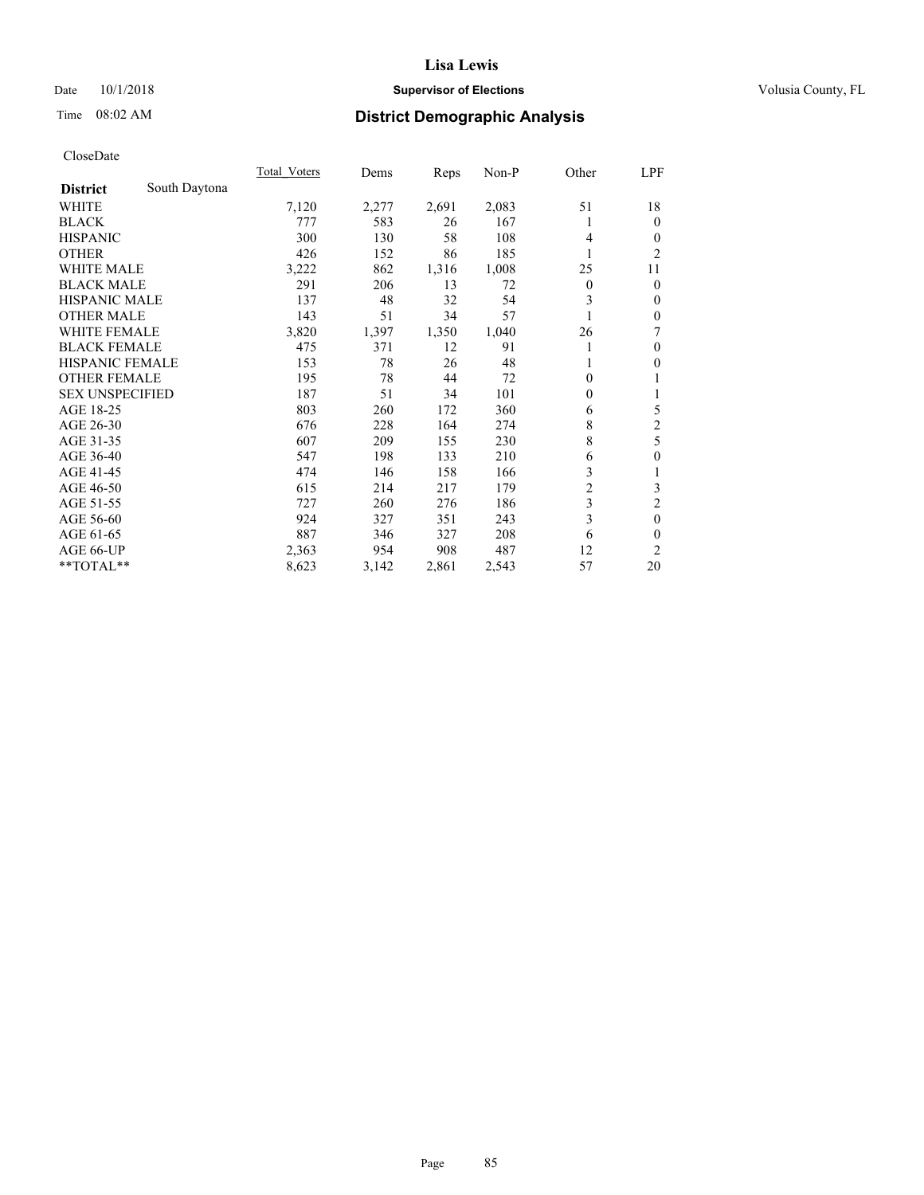# Lisa Lewis

Date 10/1/2018 **Supervisor of Elections** Volusia County, FL

Time 08:02 AM **District Demographic Analysis**

CloseDate

| | Total_Voters | Dems | Reps | Non-P | Other | LPF |
|---|---|---|---|---|---|---|
| **District** South Daytona | | | | | | |
| WHITE | 7,120 | 2,277 | 2,691 | 2,083 | 51 | 18 |
| BLACK | 777 | 583 | 26 | 167 | 1 | 0 |
| HISPANIC | 300 | 130 | 58 | 108 | 4 | 0 |
| OTHER | 426 | 152 | 86 | 185 | 1 | 2 |
| WHITE MALE | 3,222 | 862 | 1,316 | 1,008 | 25 | 11 |
| BLACK MALE | 291 | 206 | 13 | 72 | 0 | 0 |
| HISPANIC MALE | 137 | 48 | 32 | 54 | 3 | 0 |
| OTHER MALE | 143 | 51 | 34 | 57 | 1 | 0 |
| WHITE FEMALE | 3,820 | 1,397 | 1,350 | 1,040 | 26 | 7 |
| BLACK FEMALE | 475 | 371 | 12 | 91 | 1 | 0 |
| HISPANIC FEMALE | 153 | 78 | 26 | 48 | 1 | 0 |
| OTHER FEMALE | 195 | 78 | 44 | 72 | 0 | 1 |
| SEX UNSPECIFIED | 187 | 51 | 34 | 101 | 0 | 1 |
| AGE 18-25 | 803 | 260 | 172 | 360 | 6 | 5 |
| AGE 26-30 | 676 | 228 | 164 | 274 | 8 | 2 |
| AGE 31-35 | 607 | 209 | 155 | 230 | 8 | 5 |
| AGE 36-40 | 547 | 198 | 133 | 210 | 6 | 0 |
| AGE 41-45 | 474 | 146 | 158 | 166 | 3 | 1 |
| AGE 46-50 | 615 | 214 | 217 | 179 | 2 | 3 |
| AGE 51-55 | 727 | 260 | 276 | 186 | 3 | 2 |
| AGE 56-60 | 924 | 327 | 351 | 243 | 3 | 0 |
| AGE 61-65 | 887 | 346 | 327 | 208 | 6 | 0 |
| AGE 66-UP | 2,363 | 954 | 908 | 487 | 12 | 2 |
| **TOTAL** | 8,623 | 3,142 | 2,861 | 2,543 | 57 | 20 |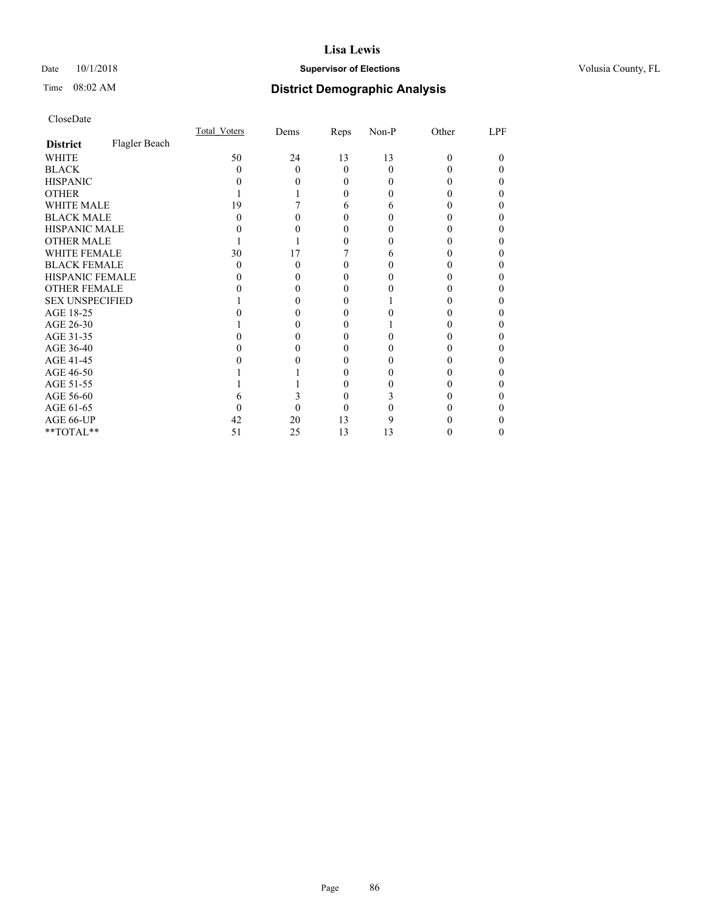# Lisa Lewis

Date 10/1/2018 **Supervisor of Elections** Volusia County, FL

Time 08:02 AM **District Demographic Analysis**

CloseDate

| | Total_Voters | Dems | Reps | Non-P | Other | LPF |
|---|---|---|---|---|---|---|
| **District** Flagler Beach | | | | | | |
| WHITE | 50 | 24 | 13 | 13 | 0 | 0 |
| BLACK | 0 | 0 | 0 | 0 | 0 | 0 |
| HISPANIC | 0 | 0 | 0 | 0 | 0 | 0 |
| OTHER | 1 | 1 | 0 | 0 | 0 | 0 |
| WHITE MALE | 19 | 7 | 6 | 6 | 0 | 0 |
| BLACK MALE | 0 | 0 | 0 | 0 | 0 | 0 |
| HISPANIC MALE | 0 | 0 | 0 | 0 | 0 | 0 |
| OTHER MALE | 1 | 1 | 0 | 0 | 0 | 0 |
| WHITE FEMALE | 30 | 17 | 7 | 6 | 0 | 0 |
| BLACK FEMALE | 0 | 0 | 0 | 0 | 0 | 0 |
| HISPANIC FEMALE | 0 | 0 | 0 | 0 | 0 | 0 |
| OTHER FEMALE | 0 | 0 | 0 | 0 | 0 | 0 |
| SEX UNSPECIFIED | 1 | 0 | 0 | 1 | 0 | 0 |
| AGE 18-25 | 0 | 0 | 0 | 0 | 0 | 0 |
| AGE 26-30 | 1 | 0 | 0 | 1 | 0 | 0 |
| AGE 31-35 | 0 | 0 | 0 | 0 | 0 | 0 |
| AGE 36-40 | 0 | 0 | 0 | 0 | 0 | 0 |
| AGE 41-45 | 0 | 0 | 0 | 0 | 0 | 0 |
| AGE 46-50 | 1 | 1 | 0 | 0 | 0 | 0 |
| AGE 51-55 | 1 | 1 | 0 | 0 | 0 | 0 |
| AGE 56-60 | 6 | 3 | 0 | 3 | 0 | 0 |
| AGE 61-65 | 0 | 0 | 0 | 0 | 0 | 0 |
| AGE 66-UP | 42 | 20 | 13 | 9 | 0 | 0 |
| **TOTAL** | 51 | 25 | 13 | 13 | 0 | 0 |